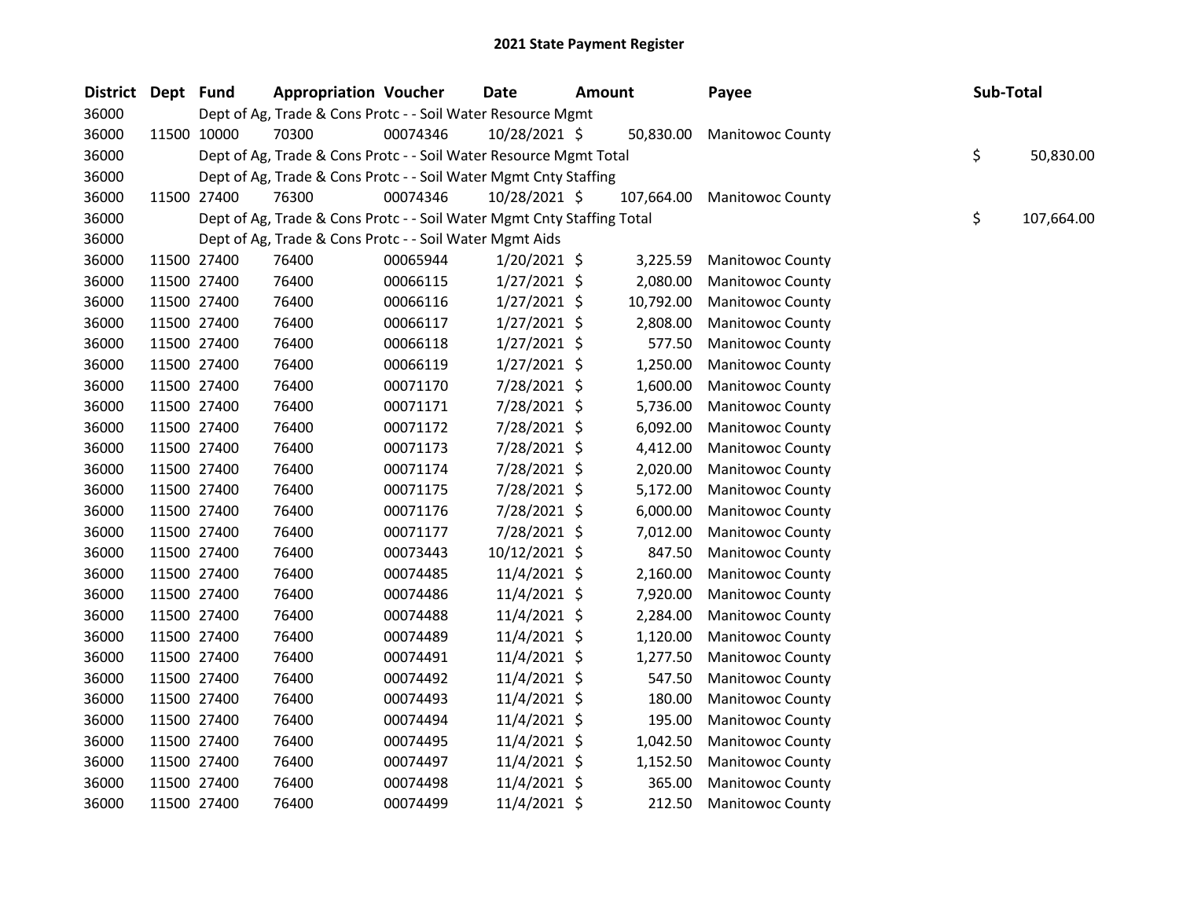# 2021 State Payment Register

| District | Dept | Fund | Appropriation | Voucher | Date | Amount | Payee | Sub-Total |
|---|---|---|---|---|---|---|---|---|
| 36000 | | Dept of Ag, Trade & Cons Protc - - Soil Water Resource Mgmt | | | | | | |
| 36000 | 11500 | 10000 | 70300 | 00074346 | 10/28/2021 | $ 50,830.00 | Manitowoc County | |
| 36000 | | Dept of Ag, Trade & Cons Protc - - Soil Water Resource Mgmt Total | | | | | | $ 50,830.00 |
| 36000 | | Dept of Ag, Trade & Cons Protc - - Soil Water Mgmt Cnty Staffing | | | | | | |
| 36000 | 11500 | 27400 | 76300 | 00074346 | 10/28/2021 | $ 107,664.00 | Manitowoc County | |
| 36000 | | Dept of Ag, Trade & Cons Protc - - Soil Water Mgmt Cnty Staffing Total | | | | | | $ 107,664.00 |
| 36000 | | Dept of Ag, Trade & Cons Protc - - Soil Water Mgmt Aids | | | | | | |
| 36000 | 11500 | 27400 | 76400 | 00065944 | 1/20/2021 | $ 3,225.59 | Manitowoc County | |
| 36000 | 11500 | 27400 | 76400 | 00066115 | 1/27/2021 | $ 2,080.00 | Manitowoc County | |
| 36000 | 11500 | 27400 | 76400 | 00066116 | 1/27/2021 | $ 10,792.00 | Manitowoc County | |
| 36000 | 11500 | 27400 | 76400 | 00066117 | 1/27/2021 | $ 2,808.00 | Manitowoc County | |
| 36000 | 11500 | 27400 | 76400 | 00066118 | 1/27/2021 | $ 577.50 | Manitowoc County | |
| 36000 | 11500 | 27400 | 76400 | 00066119 | 1/27/2021 | $ 1,250.00 | Manitowoc County | |
| 36000 | 11500 | 27400 | 76400 | 00071170 | 7/28/2021 | $ 1,600.00 | Manitowoc County | |
| 36000 | 11500 | 27400 | 76400 | 00071171 | 7/28/2021 | $ 5,736.00 | Manitowoc County | |
| 36000 | 11500 | 27400 | 76400 | 00071172 | 7/28/2021 | $ 6,092.00 | Manitowoc County | |
| 36000 | 11500 | 27400 | 76400 | 00071173 | 7/28/2021 | $ 4,412.00 | Manitowoc County | |
| 36000 | 11500 | 27400 | 76400 | 00071174 | 7/28/2021 | $ 2,020.00 | Manitowoc County | |
| 36000 | 11500 | 27400 | 76400 | 00071175 | 7/28/2021 | $ 5,172.00 | Manitowoc County | |
| 36000 | 11500 | 27400 | 76400 | 00071176 | 7/28/2021 | $ 6,000.00 | Manitowoc County | |
| 36000 | 11500 | 27400 | 76400 | 00071177 | 7/28/2021 | $ 7,012.00 | Manitowoc County | |
| 36000 | 11500 | 27400 | 76400 | 00073443 | 10/12/2021 | $ 847.50 | Manitowoc County | |
| 36000 | 11500 | 27400 | 76400 | 00074485 | 11/4/2021 | $ 2,160.00 | Manitowoc County | |
| 36000 | 11500 | 27400 | 76400 | 00074486 | 11/4/2021 | $ 7,920.00 | Manitowoc County | |
| 36000 | 11500 | 27400 | 76400 | 00074488 | 11/4/2021 | $ 2,284.00 | Manitowoc County | |
| 36000 | 11500 | 27400 | 76400 | 00074489 | 11/4/2021 | $ 1,120.00 | Manitowoc County | |
| 36000 | 11500 | 27400 | 76400 | 00074491 | 11/4/2021 | $ 1,277.50 | Manitowoc County | |
| 36000 | 11500 | 27400 | 76400 | 00074492 | 11/4/2021 | $ 547.50 | Manitowoc County | |
| 36000 | 11500 | 27400 | 76400 | 00074493 | 11/4/2021 | $ 180.00 | Manitowoc County | |
| 36000 | 11500 | 27400 | 76400 | 00074494 | 11/4/2021 | $ 195.00 | Manitowoc County | |
| 36000 | 11500 | 27400 | 76400 | 00074495 | 11/4/2021 | $ 1,042.50 | Manitowoc County | |
| 36000 | 11500 | 27400 | 76400 | 00074497 | 11/4/2021 | $ 1,152.50 | Manitowoc County | |
| 36000 | 11500 | 27400 | 76400 | 00074498 | 11/4/2021 | $ 365.00 | Manitowoc County | |
| 36000 | 11500 | 27400 | 76400 | 00074499 | 11/4/2021 | $ 212.50 | Manitowoc County | |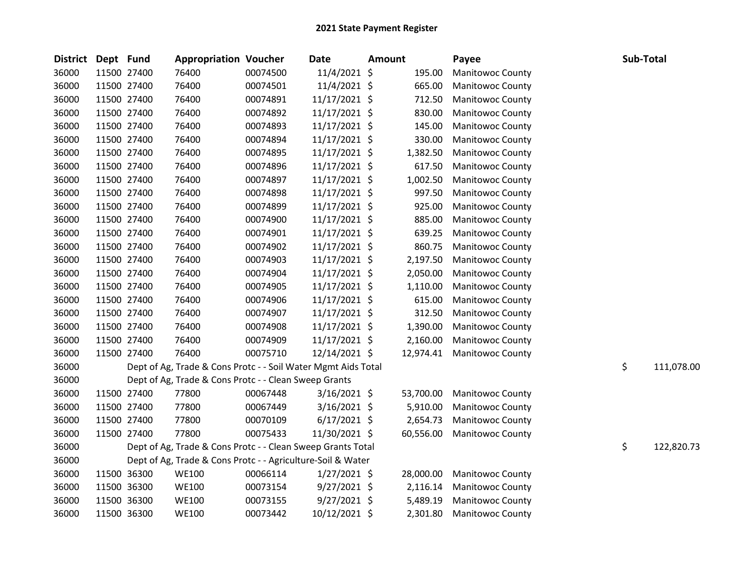# 2021 State Payment Register

| District | Dept | Fund | Appropriation | Voucher | Date | Amount | Payee | Sub-Total |
|---|---|---|---|---|---|---|---|---|
| 36000 | 11500 | 27400 | 76400 | 00074500 | 11/4/2021 | $ 195.00 | Manitowoc County | |
| 36000 | 11500 | 27400 | 76400 | 00074501 | 11/4/2021 | $ 665.00 | Manitowoc County | |
| 36000 | 11500 | 27400 | 76400 | 00074891 | 11/17/2021 | $ 712.50 | Manitowoc County | |
| 36000 | 11500 | 27400 | 76400 | 00074892 | 11/17/2021 | $ 830.00 | Manitowoc County | |
| 36000 | 11500 | 27400 | 76400 | 00074893 | 11/17/2021 | $ 145.00 | Manitowoc County | |
| 36000 | 11500 | 27400 | 76400 | 00074894 | 11/17/2021 | $ 330.00 | Manitowoc County | |
| 36000 | 11500 | 27400 | 76400 | 00074895 | 11/17/2021 | $ 1,382.50 | Manitowoc County | |
| 36000 | 11500 | 27400 | 76400 | 00074896 | 11/17/2021 | $ 617.50 | Manitowoc County | |
| 36000 | 11500 | 27400 | 76400 | 00074897 | 11/17/2021 | $ 1,002.50 | Manitowoc County | |
| 36000 | 11500 | 27400 | 76400 | 00074898 | 11/17/2021 | $ 997.50 | Manitowoc County | |
| 36000 | 11500 | 27400 | 76400 | 00074899 | 11/17/2021 | $ 925.00 | Manitowoc County | |
| 36000 | 11500 | 27400 | 76400 | 00074900 | 11/17/2021 | $ 885.00 | Manitowoc County | |
| 36000 | 11500 | 27400 | 76400 | 00074901 | 11/17/2021 | $ 639.25 | Manitowoc County | |
| 36000 | 11500 | 27400 | 76400 | 00074902 | 11/17/2021 | $ 860.75 | Manitowoc County | |
| 36000 | 11500 | 27400 | 76400 | 00074903 | 11/17/2021 | $ 2,197.50 | Manitowoc County | |
| 36000 | 11500 | 27400 | 76400 | 00074904 | 11/17/2021 | $ 2,050.00 | Manitowoc County | |
| 36000 | 11500 | 27400 | 76400 | 00074905 | 11/17/2021 | $ 1,110.00 | Manitowoc County | |
| 36000 | 11500 | 27400 | 76400 | 00074906 | 11/17/2021 | $ 615.00 | Manitowoc County | |
| 36000 | 11500 | 27400 | 76400 | 00074907 | 11/17/2021 | $ 312.50 | Manitowoc County | |
| 36000 | 11500 | 27400 | 76400 | 00074908 | 11/17/2021 | $ 1,390.00 | Manitowoc County | |
| 36000 | 11500 | 27400 | 76400 | 00074909 | 11/17/2021 | $ 2,160.00 | Manitowoc County | |
| 36000 | 11500 | 27400 | 76400 | 00075710 | 12/14/2021 | $ 12,974.41 | Manitowoc County | |
| 36000 | | Dept of Ag, Trade & Cons Protc - - Soil Water Mgmt Aids Total | | | | | | $ 111,078.00 |
| 36000 | | Dept of Ag, Trade & Cons Protc - - Clean Sweep Grants | | | | | | |
| 36000 | 11500 | 27400 | 77800 | 00067448 | 3/16/2021 | $ 53,700.00 | Manitowoc County | |
| 36000 | 11500 | 27400 | 77800 | 00067449 | 3/16/2021 | $ 5,910.00 | Manitowoc County | |
| 36000 | 11500 | 27400 | 77800 | 00070109 | 6/17/2021 | $ 2,654.73 | Manitowoc County | |
| 36000 | 11500 | 27400 | 77800 | 00075433 | 11/30/2021 | $ 60,556.00 | Manitowoc County | |
| 36000 | | Dept of Ag, Trade & Cons Protc - - Clean Sweep Grants Total | | | | | | $ 122,820.73 |
| 36000 | | Dept of Ag, Trade & Cons Protc - - Agriculture-Soil & Water | | | | | | |
| 36000 | 11500 | 36300 | WE100 | 00066114 | 1/27/2021 | $ 28,000.00 | Manitowoc County | |
| 36000 | 11500 | 36300 | WE100 | 00073154 | 9/27/2021 | $ 2,116.14 | Manitowoc County | |
| 36000 | 11500 | 36300 | WE100 | 00073155 | 9/27/2021 | $ 5,489.19 | Manitowoc County | |
| 36000 | 11500 | 36300 | WE100 | 00073442 | 10/12/2021 | $ 2,301.80 | Manitowoc County | |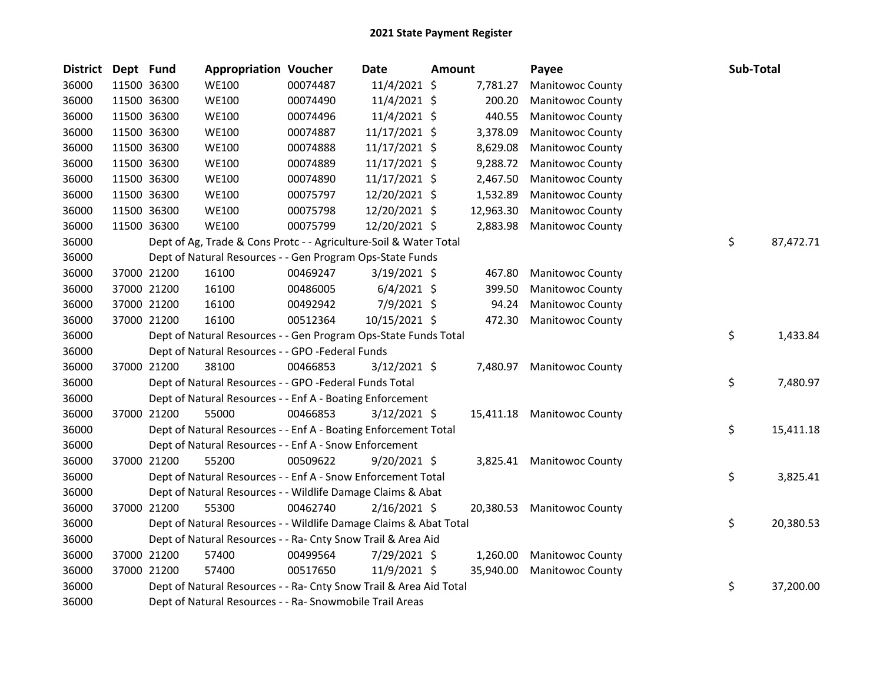## 2021 State Payment Register

| District | Dept | Fund | Appropriation | Voucher | Date | Amount | Payee | Sub-Total |
|---|---|---|---|---|---|---|---|---|
| 36000 | 11500 | 36300 | WE100 | 00074487 | 11/4/2021 | $ 7,781.27 | Manitowoc County | |
| 36000 | 11500 | 36300 | WE100 | 00074490 | 11/4/2021 | $ 200.20 | Manitowoc County | |
| 36000 | 11500 | 36300 | WE100 | 00074496 | 11/4/2021 | $ 440.55 | Manitowoc County | |
| 36000 | 11500 | 36300 | WE100 | 00074887 | 11/17/2021 | $ 3,378.09 | Manitowoc County | |
| 36000 | 11500 | 36300 | WE100 | 00074888 | 11/17/2021 | $ 8,629.08 | Manitowoc County | |
| 36000 | 11500 | 36300 | WE100 | 00074889 | 11/17/2021 | $ 9,288.72 | Manitowoc County | |
| 36000 | 11500 | 36300 | WE100 | 00074890 | 11/17/2021 | $ 2,467.50 | Manitowoc County | |
| 36000 | 11500 | 36300 | WE100 | 00075797 | 12/20/2021 | $ 1,532.89 | Manitowoc County | |
| 36000 | 11500 | 36300 | WE100 | 00075798 | 12/20/2021 | $ 12,963.30 | Manitowoc County | |
| 36000 | 11500 | 36300 | WE100 | 00075799 | 12/20/2021 | $ 2,883.98 | Manitowoc County | |
| 36000 | | Dept of Ag, Trade & Cons Protc - - Agriculture-Soil & Water Total | | | | | | $ 87,472.71 |
| 36000 | | Dept of Natural Resources - - Gen Program Ops-State Funds | | | | | | |
| 36000 | 37000 | 21200 | 16100 | 00469247 | 3/19/2021 | $ 467.80 | Manitowoc County | |
| 36000 | 37000 | 21200 | 16100 | 00486005 | 6/4/2021 | $ 399.50 | Manitowoc County | |
| 36000 | 37000 | 21200 | 16100 | 00492942 | 7/9/2021 | $ 94.24 | Manitowoc County | |
| 36000 | 37000 | 21200 | 16100 | 00512364 | 10/15/2021 | $ 472.30 | Manitowoc County | |
| 36000 | | Dept of Natural Resources - - Gen Program Ops-State Funds Total | | | | | | $ 1,433.84 |
| 36000 | | Dept of Natural Resources - - GPO -Federal Funds | | | | | | |
| 36000 | 37000 | 21200 | 38100 | 00466853 | 3/12/2021 | $ 7,480.97 | Manitowoc County | |
| 36000 | | Dept of Natural Resources - - GPO -Federal Funds Total | | | | | | $ 7,480.97 |
| 36000 | | Dept of Natural Resources - - Enf A - Boating Enforcement | | | | | | |
| 36000 | 37000 | 21200 | 55000 | 00466853 | 3/12/2021 | $ 15,411.18 | Manitowoc County | |
| 36000 | | Dept of Natural Resources - - Enf A - Boating Enforcement Total | | | | | | $ 15,411.18 |
| 36000 | | Dept of Natural Resources - - Enf A - Snow Enforcement | | | | | | |
| 36000 | 37000 | 21200 | 55200 | 00509622 | 9/20/2021 | $ 3,825.41 | Manitowoc County | |
| 36000 | | Dept of Natural Resources - - Enf A - Snow Enforcement Total | | | | | | $ 3,825.41 |
| 36000 | | Dept of Natural Resources - - Wildlife Damage Claims & Abat | | | | | | |
| 36000 | 37000 | 21200 | 55300 | 00462740 | 2/16/2021 | $ 20,380.53 | Manitowoc County | |
| 36000 | | Dept of Natural Resources - - Wildlife Damage Claims & Abat Total | | | | | | $ 20,380.53 |
| 36000 | | Dept of Natural Resources - - Ra- Cnty Snow Trail & Area Aid | | | | | | |
| 36000 | 37000 | 21200 | 57400 | 00499564 | 7/29/2021 | $ 1,260.00 | Manitowoc County | |
| 36000 | 37000 | 21200 | 57400 | 00517650 | 11/9/2021 | $ 35,940.00 | Manitowoc County | |
| 36000 | | Dept of Natural Resources - - Ra- Cnty Snow Trail & Area Aid Total | | | | | | $ 37,200.00 |
| 36000 | | Dept of Natural Resources - - Ra- Snowmobile Trail Areas | | | | | | |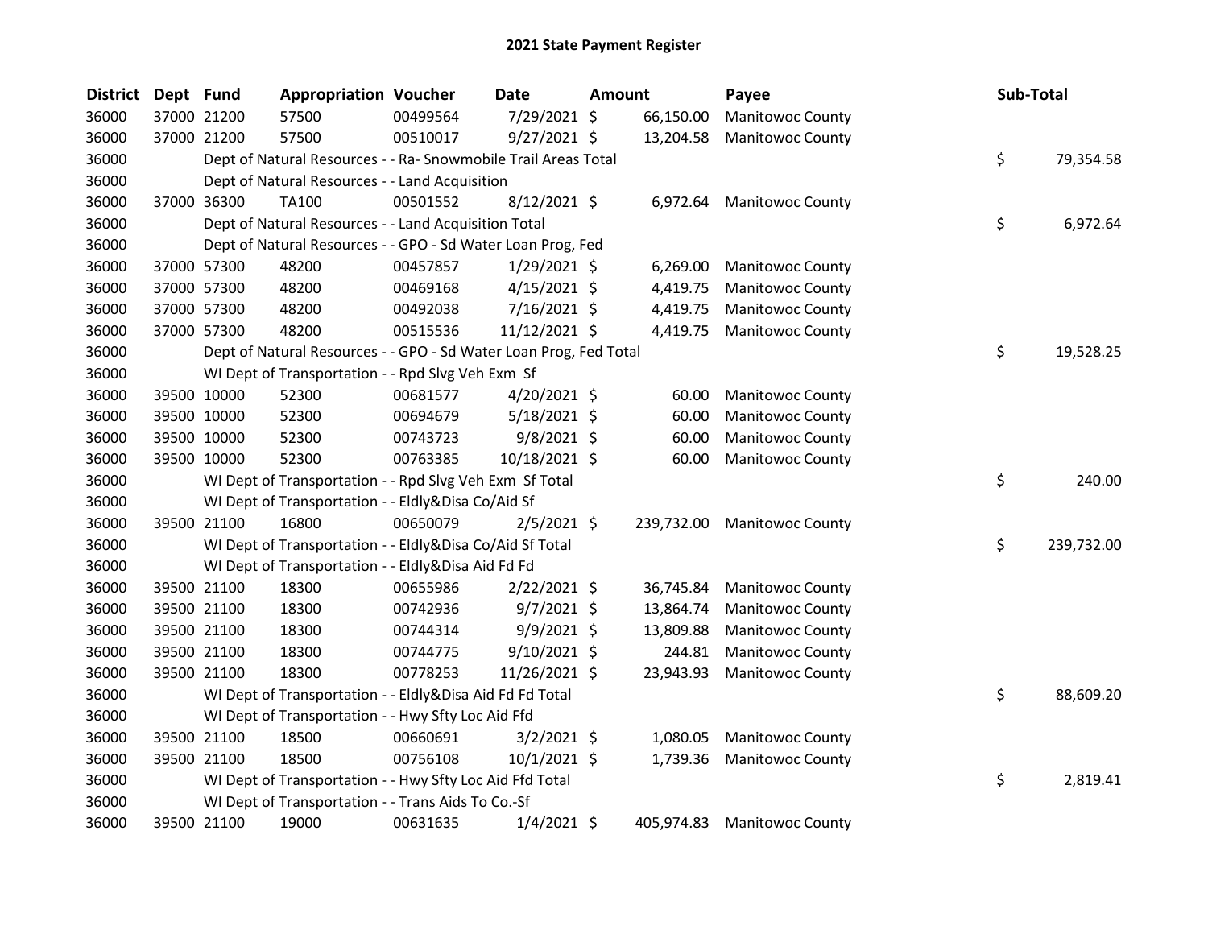# 2021 State Payment Register

| District | Dept | Fund | Appropriation | Voucher | Date | Amount | Payee | Sub-Total |
|---|---|---|---|---|---|---|---|---|
| 36000 | 37000 | 21200 | 57500 | 00499564 | 7/29/2021 | $ 66,150.00 | Manitowoc County | |
| 36000 | 37000 | 21200 | 57500 | 00510017 | 9/27/2021 | $ 13,204.58 | Manitowoc County | |
| 36000 | | Dept of Natural Resources - - Ra- Snowmobile Trail Areas Total | | | | | | $ 79,354.58 |
| 36000 | | Dept of Natural Resources - - Land Acquisition | | | | | | |
| 36000 | 37000 | 36300 | TA100 | 00501552 | 8/12/2021 | $ 6,972.64 | Manitowoc County | |
| 36000 | | Dept of Natural Resources - - Land Acquisition Total | | | | | | $ 6,972.64 |
| 36000 | | Dept of Natural Resources - - GPO - Sd Water Loan Prog, Fed | | | | | | |
| 36000 | 37000 | 57300 | 48200 | 00457857 | 1/29/2021 | $ 6,269.00 | Manitowoc County | |
| 36000 | 37000 | 57300 | 48200 | 00469168 | 4/15/2021 | $ 4,419.75 | Manitowoc County | |
| 36000 | 37000 | 57300 | 48200 | 00492038 | 7/16/2021 | $ 4,419.75 | Manitowoc County | |
| 36000 | 37000 | 57300 | 48200 | 00515536 | 11/12/2021 | $ 4,419.75 | Manitowoc County | |
| 36000 | | Dept of Natural Resources - - GPO - Sd Water Loan Prog, Fed Total | | | | | | $ 19,528.25 |
| 36000 | | WI Dept of Transportation - - Rpd Slvg Veh Exm Sf | | | | | | |
| 36000 | 39500 | 10000 | 52300 | 00681577 | 4/20/2021 | $ 60.00 | Manitowoc County | |
| 36000 | 39500 | 10000 | 52300 | 00694679 | 5/18/2021 | $ 60.00 | Manitowoc County | |
| 36000 | 39500 | 10000 | 52300 | 00743723 | 9/8/2021 | $ 60.00 | Manitowoc County | |
| 36000 | 39500 | 10000 | 52300 | 00763385 | 10/18/2021 | $ 60.00 | Manitowoc County | |
| 36000 | | WI Dept of Transportation - - Rpd Slvg Veh Exm Sf Total | | | | | | $ 240.00 |
| 36000 | | WI Dept of Transportation - - Eldly&Disa Co/Aid Sf | | | | | | |
| 36000 | 39500 | 21100 | 16800 | 00650079 | 2/5/2021 | $ 239,732.00 | Manitowoc County | |
| 36000 | | WI Dept of Transportation - - Eldly&Disa Co/Aid Sf Total | | | | | | $ 239,732.00 |
| 36000 | | WI Dept of Transportation - - Eldly&Disa Aid Fd Fd | | | | | | |
| 36000 | 39500 | 21100 | 18300 | 00655986 | 2/22/2021 | $ 36,745.84 | Manitowoc County | |
| 36000 | 39500 | 21100 | 18300 | 00742936 | 9/7/2021 | $ 13,864.74 | Manitowoc County | |
| 36000 | 39500 | 21100 | 18300 | 00744314 | 9/9/2021 | $ 13,809.88 | Manitowoc County | |
| 36000 | 39500 | 21100 | 18300 | 00744775 | 9/10/2021 | $ 244.81 | Manitowoc County | |
| 36000 | 39500 | 21100 | 18300 | 00778253 | 11/26/2021 | $ 23,943.93 | Manitowoc County | |
| 36000 | | WI Dept of Transportation - - Eldly&Disa Aid Fd Fd Total | | | | | | $ 88,609.20 |
| 36000 | | WI Dept of Transportation - - Hwy Sfty Loc Aid Ffd | | | | | | |
| 36000 | 39500 | 21100 | 18500 | 00660691 | 3/2/2021 | $ 1,080.05 | Manitowoc County | |
| 36000 | 39500 | 21100 | 18500 | 00756108 | 10/1/2021 | $ 1,739.36 | Manitowoc County | |
| 36000 | | WI Dept of Transportation - - Hwy Sfty Loc Aid Ffd Total | | | | | | $ 2,819.41 |
| 36000 | | WI Dept of Transportation - - Trans Aids To Co.-Sf | | | | | | |
| 36000 | 39500 | 21100 | 19000 | 00631635 | 1/4/2021 | $ 405,974.83 | Manitowoc County | |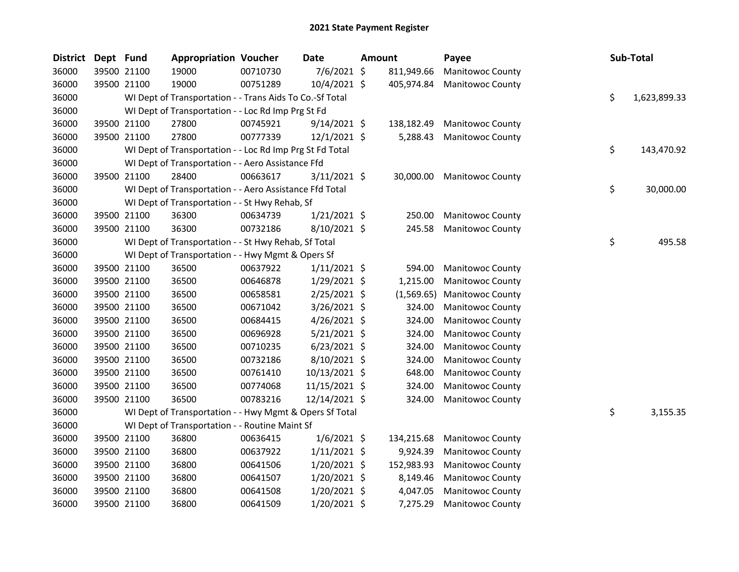# 2021 State Payment Register

| District | Dept | Fund | Appropriation | Voucher | Date | Amount | Payee | Sub-Total |
|---|---|---|---|---|---|---|---|---|
| 36000 | 39500 | 21100 | 19000 | 00710730 | 7/6/2021 | $ 811,949.66 | Manitowoc County | |
| 36000 | 39500 | 21100 | 19000 | 00751289 | 10/4/2021 | $ 405,974.84 | Manitowoc County | |
| 36000 | | WI Dept of Transportation - - Trans Aids To Co.-Sf Total | | | | | | $ 1,623,899.33 |
| 36000 | | WI Dept of Transportation - - Loc Rd Imp Prg St Fd | | | | | | |
| 36000 | 39500 | 21100 | 27800 | 00745921 | 9/14/2021 | $ 138,182.49 | Manitowoc County | |
| 36000 | 39500 | 21100 | 27800 | 00777339 | 12/1/2021 | $ 5,288.43 | Manitowoc County | |
| 36000 | | WI Dept of Transportation - - Loc Rd Imp Prg St Fd Total | | | | | | $ 143,470.92 |
| 36000 | | WI Dept of Transportation - - Aero Assistance Ffd | | | | | | |
| 36000 | 39500 | 21100 | 28400 | 00663617 | 3/11/2021 | $ 30,000.00 | Manitowoc County | |
| 36000 | | WI Dept of Transportation - - Aero Assistance Ffd Total | | | | | | $ 30,000.00 |
| 36000 | | WI Dept of Transportation - - St Hwy Rehab, Sf | | | | | | |
| 36000 | 39500 | 21100 | 36300 | 00634739 | 1/21/2021 | $ 250.00 | Manitowoc County | |
| 36000 | 39500 | 21100 | 36300 | 00732186 | 8/10/2021 | $ 245.58 | Manitowoc County | |
| 36000 | | WI Dept of Transportation - - St Hwy Rehab, Sf Total | | | | | | $ 495.58 |
| 36000 | | WI Dept of Transportation - - Hwy Mgmt & Opers Sf | | | | | | |
| 36000 | 39500 | 21100 | 36500 | 00637922 | 1/11/2021 | $ 594.00 | Manitowoc County | |
| 36000 | 39500 | 21100 | 36500 | 00646878 | 1/29/2021 | $ 1,215.00 | Manitowoc County | |
| 36000 | 39500 | 21100 | 36500 | 00658581 | 2/25/2021 | $ (1,569.65) | Manitowoc County | |
| 36000 | 39500 | 21100 | 36500 | 00671042 | 3/26/2021 | $ 324.00 | Manitowoc County | |
| 36000 | 39500 | 21100 | 36500 | 00684415 | 4/26/2021 | $ 324.00 | Manitowoc County | |
| 36000 | 39500 | 21100 | 36500 | 00696928 | 5/21/2021 | $ 324.00 | Manitowoc County | |
| 36000 | 39500 | 21100 | 36500 | 00710235 | 6/23/2021 | $ 324.00 | Manitowoc County | |
| 36000 | 39500 | 21100 | 36500 | 00732186 | 8/10/2021 | $ 324.00 | Manitowoc County | |
| 36000 | 39500 | 21100 | 36500 | 00761410 | 10/13/2021 | $ 648.00 | Manitowoc County | |
| 36000 | 39500 | 21100 | 36500 | 00774068 | 11/15/2021 | $ 324.00 | Manitowoc County | |
| 36000 | 39500 | 21100 | 36500 | 00783216 | 12/14/2021 | $ 324.00 | Manitowoc County | |
| 36000 | | WI Dept of Transportation - - Hwy Mgmt & Opers Sf Total | | | | | | $ 3,155.35 |
| 36000 | | WI Dept of Transportation - - Routine Maint Sf | | | | | | |
| 36000 | 39500 | 21100 | 36800 | 00636415 | 1/6/2021 | $ 134,215.68 | Manitowoc County | |
| 36000 | 39500 | 21100 | 36800 | 00637922 | 1/11/2021 | $ 9,924.39 | Manitowoc County | |
| 36000 | 39500 | 21100 | 36800 | 00641506 | 1/20/2021 | $ 152,983.93 | Manitowoc County | |
| 36000 | 39500 | 21100 | 36800 | 00641507 | 1/20/2021 | $ 8,149.46 | Manitowoc County | |
| 36000 | 39500 | 21100 | 36800 | 00641508 | 1/20/2021 | $ 4,047.05 | Manitowoc County | |
| 36000 | 39500 | 21100 | 36800 | 00641509 | 1/20/2021 | $ 7,275.29 | Manitowoc County | |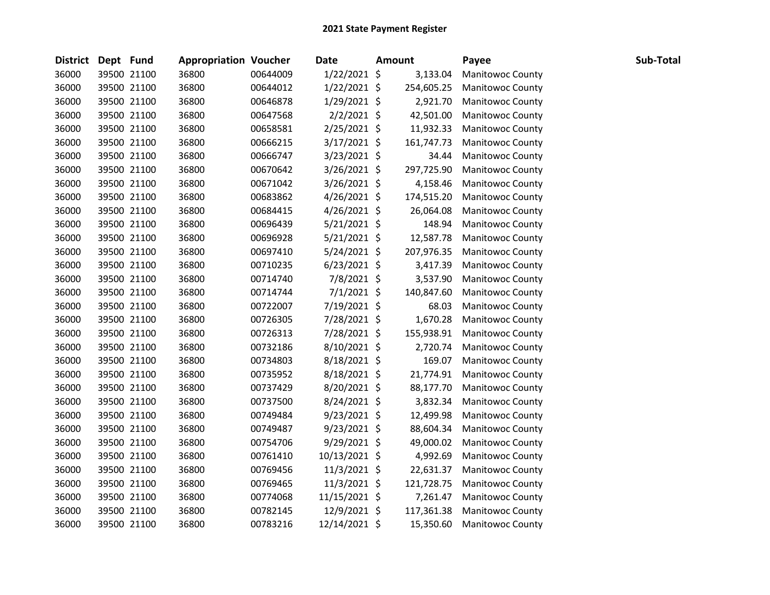**2021 State Payment Register**

| District | Dept | Fund | Appropriation | Voucher | Date | Amount | Payee | Sub-Total |
|---|---|---|---|---|---|---|---|---|
| 36000 | 39500 | 21100 | 36800 | 00644009 | 1/22/2021 | $ 3,133.04 | Manitowoc County | |
| 36000 | 39500 | 21100 | 36800 | 00644012 | 1/22/2021 | $ 254,605.25 | Manitowoc County | |
| 36000 | 39500 | 21100 | 36800 | 00646878 | 1/29/2021 | $ 2,921.70 | Manitowoc County | |
| 36000 | 39500 | 21100 | 36800 | 00647568 | 2/2/2021 | $ 42,501.00 | Manitowoc County | |
| 36000 | 39500 | 21100 | 36800 | 00658581 | 2/25/2021 | $ 11,932.33 | Manitowoc County | |
| 36000 | 39500 | 21100 | 36800 | 00666215 | 3/17/2021 | $ 161,747.73 | Manitowoc County | |
| 36000 | 39500 | 21100 | 36800 | 00666747 | 3/23/2021 | $ 34.44 | Manitowoc County | |
| 36000 | 39500 | 21100 | 36800 | 00670642 | 3/26/2021 | $ 297,725.90 | Manitowoc County | |
| 36000 | 39500 | 21100 | 36800 | 00671042 | 3/26/2021 | $ 4,158.46 | Manitowoc County | |
| 36000 | 39500 | 21100 | 36800 | 00683862 | 4/26/2021 | $ 174,515.20 | Manitowoc County | |
| 36000 | 39500 | 21100 | 36800 | 00684415 | 4/26/2021 | $ 26,064.08 | Manitowoc County | |
| 36000 | 39500 | 21100 | 36800 | 00696439 | 5/21/2021 | $ 148.94 | Manitowoc County | |
| 36000 | 39500 | 21100 | 36800 | 00696928 | 5/21/2021 | $ 12,587.78 | Manitowoc County | |
| 36000 | 39500 | 21100 | 36800 | 00697410 | 5/24/2021 | $ 207,976.35 | Manitowoc County | |
| 36000 | 39500 | 21100 | 36800 | 00710235 | 6/23/2021 | $ 3,417.39 | Manitowoc County | |
| 36000 | 39500 | 21100 | 36800 | 00714740 | 7/8/2021 | $ 3,537.90 | Manitowoc County | |
| 36000 | 39500 | 21100 | 36800 | 00714744 | 7/1/2021 | $ 140,847.60 | Manitowoc County | |
| 36000 | 39500 | 21100 | 36800 | 00722007 | 7/19/2021 | $ 68.03 | Manitowoc County | |
| 36000 | 39500 | 21100 | 36800 | 00726305 | 7/28/2021 | $ 1,670.28 | Manitowoc County | |
| 36000 | 39500 | 21100 | 36800 | 00726313 | 7/28/2021 | $ 155,938.91 | Manitowoc County | |
| 36000 | 39500 | 21100 | 36800 | 00732186 | 8/10/2021 | $ 2,720.74 | Manitowoc County | |
| 36000 | 39500 | 21100 | 36800 | 00734803 | 8/18/2021 | $ 169.07 | Manitowoc County | |
| 36000 | 39500 | 21100 | 36800 | 00735952 | 8/18/2021 | $ 21,774.91 | Manitowoc County | |
| 36000 | 39500 | 21100 | 36800 | 00737429 | 8/20/2021 | $ 88,177.70 | Manitowoc County | |
| 36000 | 39500 | 21100 | 36800 | 00737500 | 8/24/2021 | $ 3,832.34 | Manitowoc County | |
| 36000 | 39500 | 21100 | 36800 | 00749484 | 9/23/2021 | $ 12,499.98 | Manitowoc County | |
| 36000 | 39500 | 21100 | 36800 | 00749487 | 9/23/2021 | $ 88,604.34 | Manitowoc County | |
| 36000 | 39500 | 21100 | 36800 | 00754706 | 9/29/2021 | $ 49,000.02 | Manitowoc County | |
| 36000 | 39500 | 21100 | 36800 | 00761410 | 10/13/2021 | $ 4,992.69 | Manitowoc County | |
| 36000 | 39500 | 21100 | 36800 | 00769456 | 11/3/2021 | $ 22,631.37 | Manitowoc County | |
| 36000 | 39500 | 21100 | 36800 | 00769465 | 11/3/2021 | $ 121,728.75 | Manitowoc County | |
| 36000 | 39500 | 21100 | 36800 | 00774068 | 11/15/2021 | $ 7,261.47 | Manitowoc County | |
| 36000 | 39500 | 21100 | 36800 | 00782145 | 12/9/2021 | $ 117,361.38 | Manitowoc County | |
| 36000 | 39500 | 21100 | 36800 | 00783216 | 12/14/2021 | $ 15,350.60 | Manitowoc County | |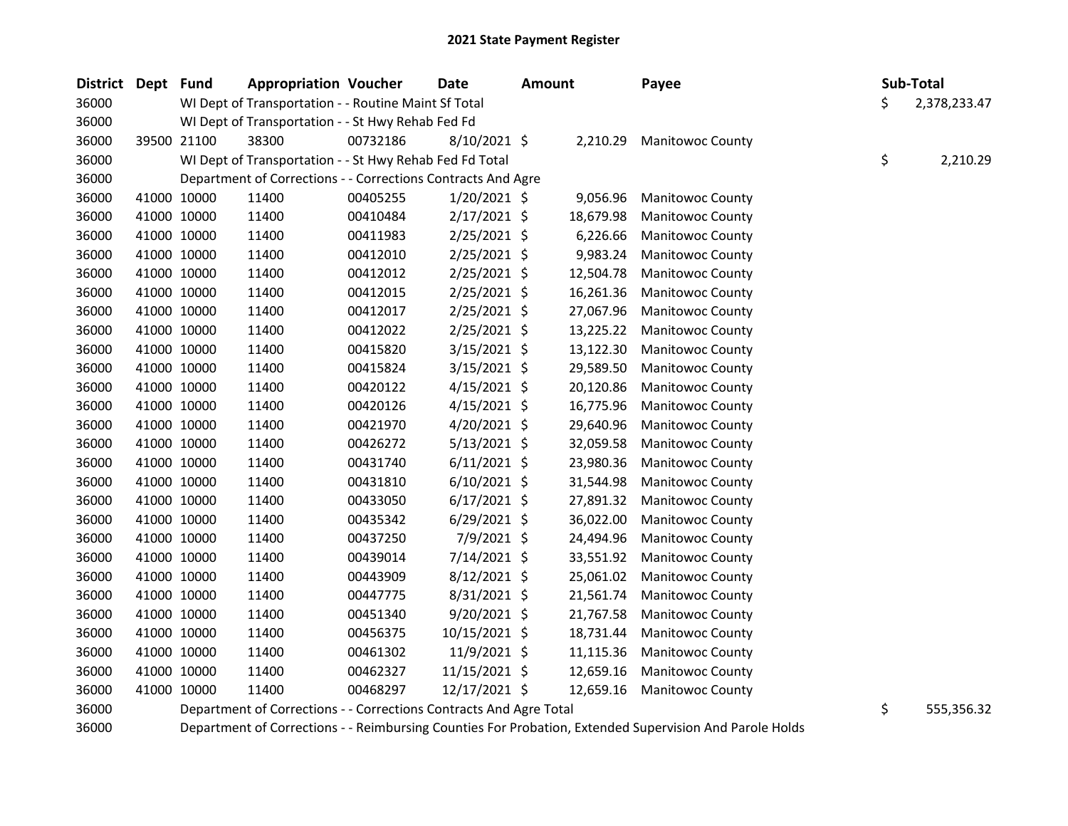## 2021 State Payment Register

| District | Dept | Fund | Appropriation | Voucher | Date | Amount | Payee | Sub-Total |
|---|---|---|---|---|---|---|---|---|
| 36000 | | WI Dept of Transportation - - Routine Maint Sf Total | | | | | | $ 2,378,233.47 |
| 36000 | | WI Dept of Transportation - - St Hwy Rehab Fed Fd | | | | | | |
| 36000 | 39500 | 21100 | 38300 | 00732186 | 8/10/2021 | $ 2,210.29 | Manitowoc County | |
| 36000 | | WI Dept of Transportation - - St Hwy Rehab Fed Fd Total | | | | | | $ 2,210.29 |
| 36000 | | Department of Corrections - - Corrections Contracts And Agre | | | | | | |
| 36000 | 41000 | 10000 | 11400 | 00405255 | 1/20/2021 | $ 9,056.96 | Manitowoc County | |
| 36000 | 41000 | 10000 | 11400 | 00410484 | 2/17/2021 | $ 18,679.98 | Manitowoc County | |
| 36000 | 41000 | 10000 | 11400 | 00411983 | 2/25/2021 | $ 6,226.66 | Manitowoc County | |
| 36000 | 41000 | 10000 | 11400 | 00412010 | 2/25/2021 | $ 9,983.24 | Manitowoc County | |
| 36000 | 41000 | 10000 | 11400 | 00412012 | 2/25/2021 | $ 12,504.78 | Manitowoc County | |
| 36000 | 41000 | 10000 | 11400 | 00412015 | 2/25/2021 | $ 16,261.36 | Manitowoc County | |
| 36000 | 41000 | 10000 | 11400 | 00412017 | 2/25/2021 | $ 27,067.96 | Manitowoc County | |
| 36000 | 41000 | 10000 | 11400 | 00412022 | 2/25/2021 | $ 13,225.22 | Manitowoc County | |
| 36000 | 41000 | 10000 | 11400 | 00415820 | 3/15/2021 | $ 13,122.30 | Manitowoc County | |
| 36000 | 41000 | 10000 | 11400 | 00415824 | 3/15/2021 | $ 29,589.50 | Manitowoc County | |
| 36000 | 41000 | 10000 | 11400 | 00420122 | 4/15/2021 | $ 20,120.86 | Manitowoc County | |
| 36000 | 41000 | 10000 | 11400 | 00420126 | 4/15/2021 | $ 16,775.96 | Manitowoc County | |
| 36000 | 41000 | 10000 | 11400 | 00421970 | 4/20/2021 | $ 29,640.96 | Manitowoc County | |
| 36000 | 41000 | 10000 | 11400 | 00426272 | 5/13/2021 | $ 32,059.58 | Manitowoc County | |
| 36000 | 41000 | 10000 | 11400 | 00431740 | 6/11/2021 | $ 23,980.36 | Manitowoc County | |
| 36000 | 41000 | 10000 | 11400 | 00431810 | 6/10/2021 | $ 31,544.98 | Manitowoc County | |
| 36000 | 41000 | 10000 | 11400 | 00433050 | 6/17/2021 | $ 27,891.32 | Manitowoc County | |
| 36000 | 41000 | 10000 | 11400 | 00435342 | 6/29/2021 | $ 36,022.00 | Manitowoc County | |
| 36000 | 41000 | 10000 | 11400 | 00437250 | 7/9/2021 | $ 24,494.96 | Manitowoc County | |
| 36000 | 41000 | 10000 | 11400 | 00439014 | 7/14/2021 | $ 33,551.92 | Manitowoc County | |
| 36000 | 41000 | 10000 | 11400 | 00443909 | 8/12/2021 | $ 25,061.02 | Manitowoc County | |
| 36000 | 41000 | 10000 | 11400 | 00447775 | 8/31/2021 | $ 21,561.74 | Manitowoc County | |
| 36000 | 41000 | 10000 | 11400 | 00451340 | 9/20/2021 | $ 21,767.58 | Manitowoc County | |
| 36000 | 41000 | 10000 | 11400 | 00456375 | 10/15/2021 | $ 18,731.44 | Manitowoc County | |
| 36000 | 41000 | 10000 | 11400 | 00461302 | 11/9/2021 | $ 11,115.36 | Manitowoc County | |
| 36000 | 41000 | 10000 | 11400 | 00462327 | 11/15/2021 | $ 12,659.16 | Manitowoc County | |
| 36000 | 41000 | 10000 | 11400 | 00468297 | 12/17/2021 | $ 12,659.16 | Manitowoc County | |
| 36000 | | Department of Corrections - - Corrections Contracts And Agre Total | | | | | | $ 555,356.32 |
| 36000 | | Department of Corrections - - Reimbursing Counties For Probation, Extended Supervision And Parole Holds | | | | | | |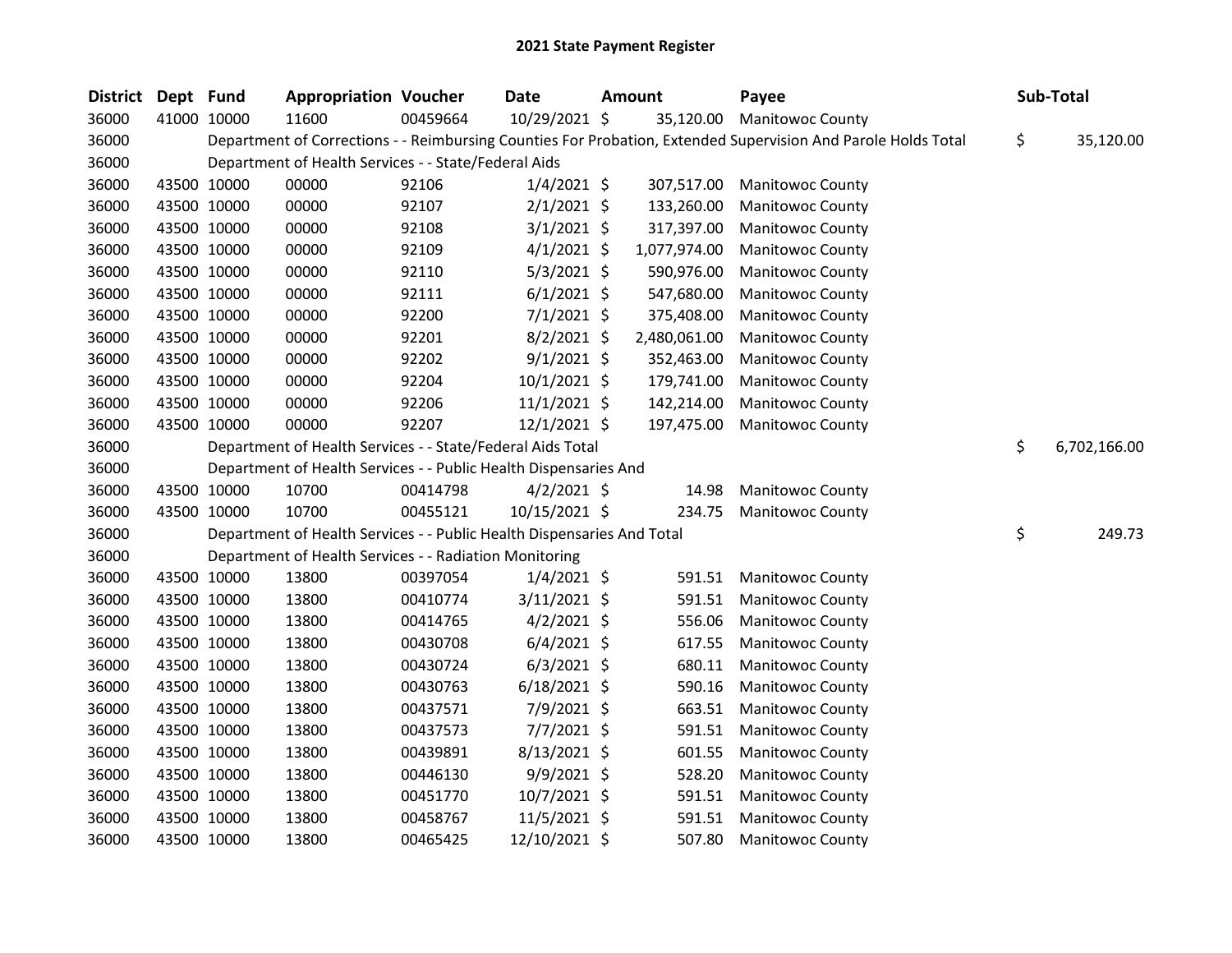# 2021 State Payment Register

| District | Dept | Fund | Appropriation | Voucher | Date | Amount | Payee | Sub-Total |
|---|---|---|---|---|---|---|---|---|
| 36000 | 41000 | 10000 | 11600 | 00459664 | 10/29/2021 | $ 35,120.00 | Manitowoc County | |
| 36000 | | Department of Corrections - - Reimbursing Counties For Probation, Extended Supervision And Parole Holds Total | | | | | | $ 35,120.00 |
| 36000 | | Department of Health Services - - State/Federal Aids | | | | | | |
| 36000 | 43500 | 10000 | 00000 | 92106 | 1/4/2021 | $ 307,517.00 | Manitowoc County | |
| 36000 | 43500 | 10000 | 00000 | 92107 | 2/1/2021 | $ 133,260.00 | Manitowoc County | |
| 36000 | 43500 | 10000 | 00000 | 92108 | 3/1/2021 | $ 317,397.00 | Manitowoc County | |
| 36000 | 43500 | 10000 | 00000 | 92109 | 4/1/2021 | $ 1,077,974.00 | Manitowoc County | |
| 36000 | 43500 | 10000 | 00000 | 92110 | 5/3/2021 | $ 590,976.00 | Manitowoc County | |
| 36000 | 43500 | 10000 | 00000 | 92111 | 6/1/2021 | $ 547,680.00 | Manitowoc County | |
| 36000 | 43500 | 10000 | 00000 | 92200 | 7/1/2021 | $ 375,408.00 | Manitowoc County | |
| 36000 | 43500 | 10000 | 00000 | 92201 | 8/2/2021 | $ 2,480,061.00 | Manitowoc County | |
| 36000 | 43500 | 10000 | 00000 | 92202 | 9/1/2021 | $ 352,463.00 | Manitowoc County | |
| 36000 | 43500 | 10000 | 00000 | 92204 | 10/1/2021 | $ 179,741.00 | Manitowoc County | |
| 36000 | 43500 | 10000 | 00000 | 92206 | 11/1/2021 | $ 142,214.00 | Manitowoc County | |
| 36000 | 43500 | 10000 | 00000 | 92207 | 12/1/2021 | $ 197,475.00 | Manitowoc County | |
| 36000 | | Department of Health Services - - State/Federal Aids Total | | | | | | $ 6,702,166.00 |
| 36000 | | Department of Health Services - - Public Health Dispensaries And | | | | | | |
| 36000 | 43500 | 10000 | 10700 | 00414798 | 4/2/2021 | $ 14.98 | Manitowoc County | |
| 36000 | 43500 | 10000 | 10700 | 00455121 | 10/15/2021 | $ 234.75 | Manitowoc County | |
| 36000 | | Department of Health Services - - Public Health Dispensaries And Total | | | | | | $ 249.73 |
| 36000 | | Department of Health Services - - Radiation Monitoring | | | | | | |
| 36000 | 43500 | 10000 | 13800 | 00397054 | 1/4/2021 | $ 591.51 | Manitowoc County | |
| 36000 | 43500 | 10000 | 13800 | 00410774 | 3/11/2021 | $ 591.51 | Manitowoc County | |
| 36000 | 43500 | 10000 | 13800 | 00414765 | 4/2/2021 | $ 556.06 | Manitowoc County | |
| 36000 | 43500 | 10000 | 13800 | 00430708 | 6/4/2021 | $ 617.55 | Manitowoc County | |
| 36000 | 43500 | 10000 | 13800 | 00430724 | 6/3/2021 | $ 680.11 | Manitowoc County | |
| 36000 | 43500 | 10000 | 13800 | 00430763 | 6/18/2021 | $ 590.16 | Manitowoc County | |
| 36000 | 43500 | 10000 | 13800 | 00437571 | 7/9/2021 | $ 663.51 | Manitowoc County | |
| 36000 | 43500 | 10000 | 13800 | 00437573 | 7/7/2021 | $ 591.51 | Manitowoc County | |
| 36000 | 43500 | 10000 | 13800 | 00439891 | 8/13/2021 | $ 601.55 | Manitowoc County | |
| 36000 | 43500 | 10000 | 13800 | 00446130 | 9/9/2021 | $ 528.20 | Manitowoc County | |
| 36000 | 43500 | 10000 | 13800 | 00451770 | 10/7/2021 | $ 591.51 | Manitowoc County | |
| 36000 | 43500 | 10000 | 13800 | 00458767 | 11/5/2021 | $ 591.51 | Manitowoc County | |
| 36000 | 43500 | 10000 | 13800 | 00465425 | 12/10/2021 | $ 507.80 | Manitowoc County | |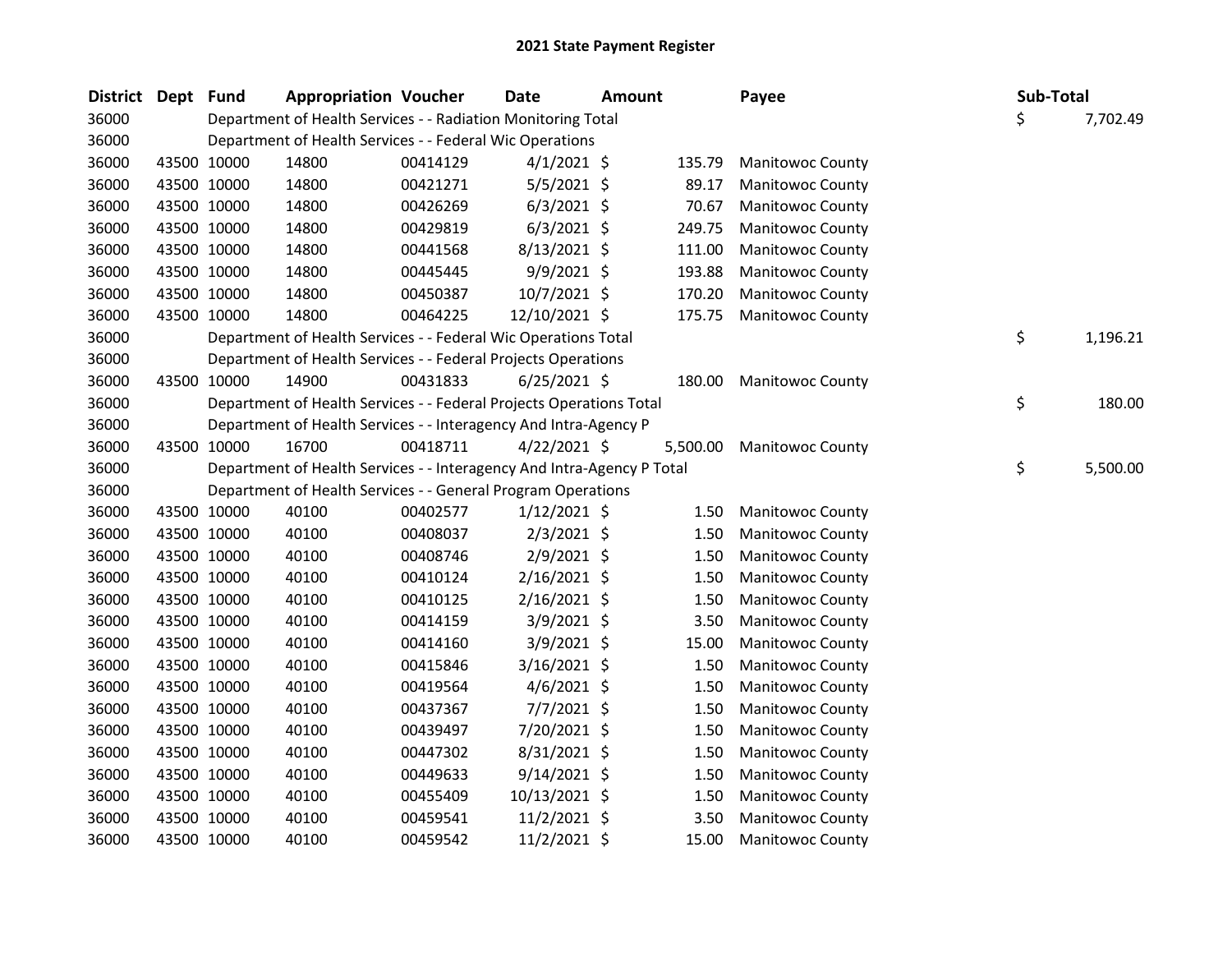# 2021 State Payment Register

| District | Dept | Fund | Appropriation | Voucher | Date | Amount | Payee | Sub-Total |
|---|---|---|---|---|---|---|---|---|
| 36000 | | Department of Health Services - - Radiation Monitoring Total | | | | | | $ 7,702.49 |
| 36000 | | Department of Health Services - - Federal Wic Operations | | | | | | |
| 36000 | 43500 | 10000 | 14800 | 00414129 | 4/1/2021 | $ 135.79 | Manitowoc County | |
| 36000 | 43500 | 10000 | 14800 | 00421271 | 5/5/2021 | $ 89.17 | Manitowoc County | |
| 36000 | 43500 | 10000 | 14800 | 00426269 | 6/3/2021 | $ 70.67 | Manitowoc County | |
| 36000 | 43500 | 10000 | 14800 | 00429819 | 6/3/2021 | $ 249.75 | Manitowoc County | |
| 36000 | 43500 | 10000 | 14800 | 00441568 | 8/13/2021 | $ 111.00 | Manitowoc County | |
| 36000 | 43500 | 10000 | 14800 | 00445445 | 9/9/2021 | $ 193.88 | Manitowoc County | |
| 36000 | 43500 | 10000 | 14800 | 00450387 | 10/7/2021 | $ 170.20 | Manitowoc County | |
| 36000 | 43500 | 10000 | 14800 | 00464225 | 12/10/2021 | $ 175.75 | Manitowoc County | |
| 36000 | | Department of Health Services - - Federal Wic Operations Total | | | | | | $ 1,196.21 |
| 36000 | | Department of Health Services - - Federal Projects Operations | | | | | | |
| 36000 | 43500 | 10000 | 14900 | 00431833 | 6/25/2021 | $ 180.00 | Manitowoc County | |
| 36000 | | Department of Health Services - - Federal Projects Operations Total | | | | | | $ 180.00 |
| 36000 | | Department of Health Services - - Interagency And Intra-Agency P | | | | | | |
| 36000 | 43500 | 10000 | 16700 | 00418711 | 4/22/2021 | $ 5,500.00 | Manitowoc County | |
| 36000 | | Department of Health Services - - Interagency And Intra-Agency P Total | | | | | | $ 5,500.00 |
| 36000 | | Department of Health Services - - General Program Operations | | | | | | |
| 36000 | 43500 | 10000 | 40100 | 00402577 | 1/12/2021 | $ 1.50 | Manitowoc County | |
| 36000 | 43500 | 10000 | 40100 | 00408037 | 2/3/2021 | $ 1.50 | Manitowoc County | |
| 36000 | 43500 | 10000 | 40100 | 00408746 | 2/9/2021 | $ 1.50 | Manitowoc County | |
| 36000 | 43500 | 10000 | 40100 | 00410124 | 2/16/2021 | $ 1.50 | Manitowoc County | |
| 36000 | 43500 | 10000 | 40100 | 00410125 | 2/16/2021 | $ 1.50 | Manitowoc County | |
| 36000 | 43500 | 10000 | 40100 | 00414159 | 3/9/2021 | $ 3.50 | Manitowoc County | |
| 36000 | 43500 | 10000 | 40100 | 00414160 | 3/9/2021 | $ 15.00 | Manitowoc County | |
| 36000 | 43500 | 10000 | 40100 | 00415846 | 3/16/2021 | $ 1.50 | Manitowoc County | |
| 36000 | 43500 | 10000 | 40100 | 00419564 | 4/6/2021 | $ 1.50 | Manitowoc County | |
| 36000 | 43500 | 10000 | 40100 | 00437367 | 7/7/2021 | $ 1.50 | Manitowoc County | |
| 36000 | 43500 | 10000 | 40100 | 00439497 | 7/20/2021 | $ 1.50 | Manitowoc County | |
| 36000 | 43500 | 10000 | 40100 | 00447302 | 8/31/2021 | $ 1.50 | Manitowoc County | |
| 36000 | 43500 | 10000 | 40100 | 00449633 | 9/14/2021 | $ 1.50 | Manitowoc County | |
| 36000 | 43500 | 10000 | 40100 | 00455409 | 10/13/2021 | $ 1.50 | Manitowoc County | |
| 36000 | 43500 | 10000 | 40100 | 00459541 | 11/2/2021 | $ 3.50 | Manitowoc County | |
| 36000 | 43500 | 10000 | 40100 | 00459542 | 11/2/2021 | $ 15.00 | Manitowoc County | |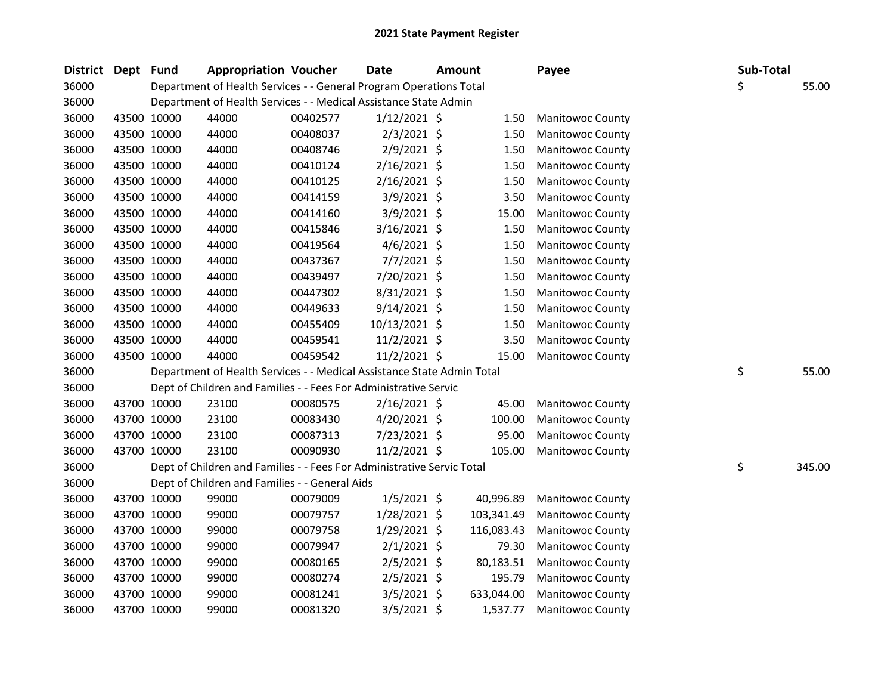# 2021 State Payment Register

| District | Dept | Fund | Appropriation | Voucher | Date | Amount | Payee | Sub-Total |
|---|---|---|---|---|---|---|---|---|
| 36000 | | Department of Health Services - - General Program Operations Total | | | | | | $ 55.00 |
| 36000 | | Department of Health Services - - Medical Assistance State Admin | | | | | | |
| 36000 | 43500 | 10000 | 44000 | 00402577 | 1/12/2021 | $ 1.50 | Manitowoc County | |
| 36000 | 43500 | 10000 | 44000 | 00408037 | 2/3/2021 | $ 1.50 | Manitowoc County | |
| 36000 | 43500 | 10000 | 44000 | 00408746 | 2/9/2021 | $ 1.50 | Manitowoc County | |
| 36000 | 43500 | 10000 | 44000 | 00410124 | 2/16/2021 | $ 1.50 | Manitowoc County | |
| 36000 | 43500 | 10000 | 44000 | 00410125 | 2/16/2021 | $ 1.50 | Manitowoc County | |
| 36000 | 43500 | 10000 | 44000 | 00414159 | 3/9/2021 | $ 3.50 | Manitowoc County | |
| 36000 | 43500 | 10000 | 44000 | 00414160 | 3/9/2021 | $ 15.00 | Manitowoc County | |
| 36000 | 43500 | 10000 | 44000 | 00415846 | 3/16/2021 | $ 1.50 | Manitowoc County | |
| 36000 | 43500 | 10000 | 44000 | 00419564 | 4/6/2021 | $ 1.50 | Manitowoc County | |
| 36000 | 43500 | 10000 | 44000 | 00437367 | 7/7/2021 | $ 1.50 | Manitowoc County | |
| 36000 | 43500 | 10000 | 44000 | 00439497 | 7/20/2021 | $ 1.50 | Manitowoc County | |
| 36000 | 43500 | 10000 | 44000 | 00447302 | 8/31/2021 | $ 1.50 | Manitowoc County | |
| 36000 | 43500 | 10000 | 44000 | 00449633 | 9/14/2021 | $ 1.50 | Manitowoc County | |
| 36000 | 43500 | 10000 | 44000 | 00455409 | 10/13/2021 | $ 1.50 | Manitowoc County | |
| 36000 | 43500 | 10000 | 44000 | 00459541 | 11/2/2021 | $ 3.50 | Manitowoc County | |
| 36000 | 43500 | 10000 | 44000 | 00459542 | 11/2/2021 | $ 15.00 | Manitowoc County | |
| 36000 | | Department of Health Services - - Medical Assistance State Admin Total | | | | | | $ 55.00 |
| 36000 | | Dept of Children and Families - - Fees For Administrative Servic | | | | | | |
| 36000 | 43700 | 10000 | 23100 | 00080575 | 2/16/2021 | $ 45.00 | Manitowoc County | |
| 36000 | 43700 | 10000 | 23100 | 00083430 | 4/20/2021 | $ 100.00 | Manitowoc County | |
| 36000 | 43700 | 10000 | 23100 | 00087313 | 7/23/2021 | $ 95.00 | Manitowoc County | |
| 36000 | 43700 | 10000 | 23100 | 00090930 | 11/2/2021 | $ 105.00 | Manitowoc County | |
| 36000 | | Dept of Children and Families - - Fees For Administrative Servic Total | | | | | | $ 345.00 |
| 36000 | | Dept of Children and Families - - General Aids | | | | | | |
| 36000 | 43700 | 10000 | 99000 | 00079009 | 1/5/2021 | $ 40,996.89 | Manitowoc County | |
| 36000 | 43700 | 10000 | 99000 | 00079757 | 1/28/2021 | $ 103,341.49 | Manitowoc County | |
| 36000 | 43700 | 10000 | 99000 | 00079758 | 1/29/2021 | $ 116,083.43 | Manitowoc County | |
| 36000 | 43700 | 10000 | 99000 | 00079947 | 2/1/2021 | $ 79.30 | Manitowoc County | |
| 36000 | 43700 | 10000 | 99000 | 00080165 | 2/5/2021 | $ 80,183.51 | Manitowoc County | |
| 36000 | 43700 | 10000 | 99000 | 00080274 | 2/5/2021 | $ 195.79 | Manitowoc County | |
| 36000 | 43700 | 10000 | 99000 | 00081241 | 3/5/2021 | $ 633,044.00 | Manitowoc County | |
| 36000 | 43700 | 10000 | 99000 | 00081320 | 3/5/2021 | $ 1,537.77 | Manitowoc County | |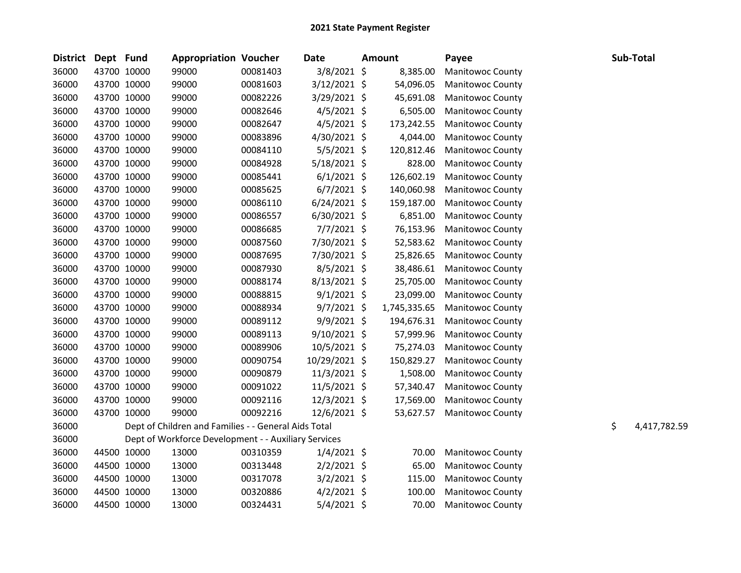# 2021 State Payment Register

| District | Dept | Fund | Appropriation | Voucher | Date | Amount | Payee | Sub-Total |
|---|---|---|---|---|---|---|---|---|
| 36000 | 43700 | 10000 | 99000 | 00081403 | 3/8/2021 | $ 8,385.00 | Manitowoc County | |
| 36000 | 43700 | 10000 | 99000 | 00081603 | 3/12/2021 | $ 54,096.05 | Manitowoc County | |
| 36000 | 43700 | 10000 | 99000 | 00082226 | 3/29/2021 | $ 45,691.08 | Manitowoc County | |
| 36000 | 43700 | 10000 | 99000 | 00082646 | 4/5/2021 | $ 6,505.00 | Manitowoc County | |
| 36000 | 43700 | 10000 | 99000 | 00082647 | 4/5/2021 | $ 173,242.55 | Manitowoc County | |
| 36000 | 43700 | 10000 | 99000 | 00083896 | 4/30/2021 | $ 4,044.00 | Manitowoc County | |
| 36000 | 43700 | 10000 | 99000 | 00084110 | 5/5/2021 | $ 120,812.46 | Manitowoc County | |
| 36000 | 43700 | 10000 | 99000 | 00084928 | 5/18/2021 | $ 828.00 | Manitowoc County | |
| 36000 | 43700 | 10000 | 99000 | 00085441 | 6/1/2021 | $ 126,602.19 | Manitowoc County | |
| 36000 | 43700 | 10000 | 99000 | 00085625 | 6/7/2021 | $ 140,060.98 | Manitowoc County | |
| 36000 | 43700 | 10000 | 99000 | 00086110 | 6/24/2021 | $ 159,187.00 | Manitowoc County | |
| 36000 | 43700 | 10000 | 99000 | 00086557 | 6/30/2021 | $ 6,851.00 | Manitowoc County | |
| 36000 | 43700 | 10000 | 99000 | 00086685 | 7/7/2021 | $ 76,153.96 | Manitowoc County | |
| 36000 | 43700 | 10000 | 99000 | 00087560 | 7/30/2021 | $ 52,583.62 | Manitowoc County | |
| 36000 | 43700 | 10000 | 99000 | 00087695 | 7/30/2021 | $ 25,826.65 | Manitowoc County | |
| 36000 | 43700 | 10000 | 99000 | 00087930 | 8/5/2021 | $ 38,486.61 | Manitowoc County | |
| 36000 | 43700 | 10000 | 99000 | 00088174 | 8/13/2021 | $ 25,705.00 | Manitowoc County | |
| 36000 | 43700 | 10000 | 99000 | 00088815 | 9/1/2021 | $ 23,099.00 | Manitowoc County | |
| 36000 | 43700 | 10000 | 99000 | 00088934 | 9/7/2021 | $ 1,745,335.65 | Manitowoc County | |
| 36000 | 43700 | 10000 | 99000 | 00089112 | 9/9/2021 | $ 194,676.31 | Manitowoc County | |
| 36000 | 43700 | 10000 | 99000 | 00089113 | 9/10/2021 | $ 57,999.96 | Manitowoc County | |
| 36000 | 43700 | 10000 | 99000 | 00089906 | 10/5/2021 | $ 75,274.03 | Manitowoc County | |
| 36000 | 43700 | 10000 | 99000 | 00090754 | 10/29/2021 | $ 150,829.27 | Manitowoc County | |
| 36000 | 43700 | 10000 | 99000 | 00090879 | 11/3/2021 | $ 1,508.00 | Manitowoc County | |
| 36000 | 43700 | 10000 | 99000 | 00091022 | 11/5/2021 | $ 57,340.47 | Manitowoc County | |
| 36000 | 43700 | 10000 | 99000 | 00092116 | 12/3/2021 | $ 17,569.00 | Manitowoc County | |
| 36000 | 43700 | 10000 | 99000 | 00092216 | 12/6/2021 | $ 53,627.57 | Manitowoc County | |
| 36000 | | Dept of Children and Families - - General Aids Total | | | | | | $ 4,417,782.59 |
| 36000 | | Dept of Workforce Development - - Auxiliary Services | | | | | | |
| 36000 | 44500 | 10000 | 13000 | 00310359 | 1/4/2021 | $ 70.00 | Manitowoc County | |
| 36000 | 44500 | 10000 | 13000 | 00313448 | 2/2/2021 | $ 65.00 | Manitowoc County | |
| 36000 | 44500 | 10000 | 13000 | 00317078 | 3/2/2021 | $ 115.00 | Manitowoc County | |
| 36000 | 44500 | 10000 | 13000 | 00320886 | 4/2/2021 | $ 100.00 | Manitowoc County | |
| 36000 | 44500 | 10000 | 13000 | 00324431 | 5/4/2021 | $ 70.00 | Manitowoc County | |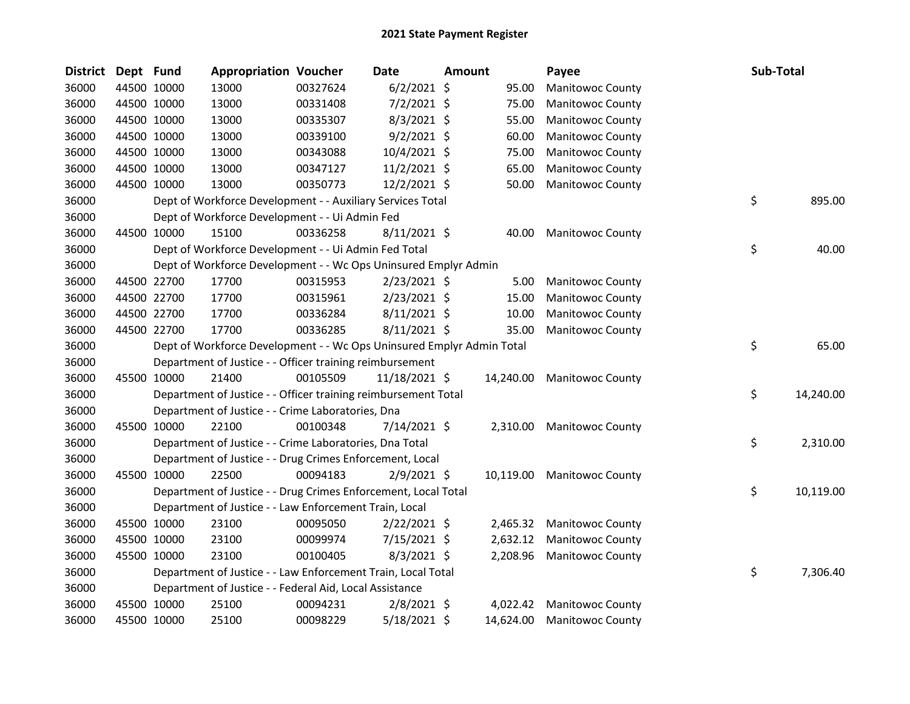# 2021 State Payment Register

| District | Dept | Fund | Appropriation | Voucher | Date | Amount | Payee | Sub-Total |
|---|---|---|---|---|---|---|---|---|
| 36000 | 44500 | 10000 | 13000 | 00327624 | 6/2/2021 | $ 95.00 | Manitowoc County | |
| 36000 | 44500 | 10000 | 13000 | 00331408 | 7/2/2021 | $ 75.00 | Manitowoc County | |
| 36000 | 44500 | 10000 | 13000 | 00335307 | 8/3/2021 | $ 55.00 | Manitowoc County | |
| 36000 | 44500 | 10000 | 13000 | 00339100 | 9/2/2021 | $ 60.00 | Manitowoc County | |
| 36000 | 44500 | 10000 | 13000 | 00343088 | 10/4/2021 | $ 75.00 | Manitowoc County | |
| 36000 | 44500 | 10000 | 13000 | 00347127 | 11/2/2021 | $ 65.00 | Manitowoc County | |
| 36000 | 44500 | 10000 | 13000 | 00350773 | 12/2/2021 | $ 50.00 | Manitowoc County | |
| 36000 | | Dept of Workforce Development - - Auxiliary Services Total | | | | | | $ 895.00 |
| 36000 | | Dept of Workforce Development - - Ui Admin Fed | | | | | | |
| 36000 | 44500 | 10000 | 15100 | 00336258 | 8/11/2021 | $ 40.00 | Manitowoc County | |
| 36000 | | Dept of Workforce Development - - Ui Admin Fed Total | | | | | | $ 40.00 |
| 36000 | | Dept of Workforce Development - - Wc Ops Uninsured Emplyr Admin | | | | | | |
| 36000 | 44500 | 22700 | 17700 | 00315953 | 2/23/2021 | $ 5.00 | Manitowoc County | |
| 36000 | 44500 | 22700 | 17700 | 00315961 | 2/23/2021 | $ 15.00 | Manitowoc County | |
| 36000 | 44500 | 22700 | 17700 | 00336284 | 8/11/2021 | $ 10.00 | Manitowoc County | |
| 36000 | 44500 | 22700 | 17700 | 00336285 | 8/11/2021 | $ 35.00 | Manitowoc County | |
| 36000 | | Dept of Workforce Development - - Wc Ops Uninsured Emplyr Admin Total | | | | | | $ 65.00 |
| 36000 | | Department of Justice - - Officer training reimbursement | | | | | | |
| 36000 | 45500 | 10000 | 21400 | 00105509 | 11/18/2021 | $ 14,240.00 | Manitowoc County | |
| 36000 | | Department of Justice - - Officer training reimbursement Total | | | | | | $ 14,240.00 |
| 36000 | | Department of Justice - - Crime Laboratories, Dna | | | | | | |
| 36000 | 45500 | 10000 | 22100 | 00100348 | 7/14/2021 | $ 2,310.00 | Manitowoc County | |
| 36000 | | Department of Justice - - Crime Laboratories, Dna Total | | | | | | $ 2,310.00 |
| 36000 | | Department of Justice - - Drug Crimes Enforcement, Local | | | | | | |
| 36000 | 45500 | 10000 | 22500 | 00094183 | 2/9/2021 | $ 10,119.00 | Manitowoc County | |
| 36000 | | Department of Justice - - Drug Crimes Enforcement, Local Total | | | | | | $ 10,119.00 |
| 36000 | | Department of Justice - - Law Enforcement Train, Local | | | | | | |
| 36000 | 45500 | 10000 | 23100 | 00095050 | 2/22/2021 | $ 2,465.32 | Manitowoc County | |
| 36000 | 45500 | 10000 | 23100 | 00099974 | 7/15/2021 | $ 2,632.12 | Manitowoc County | |
| 36000 | 45500 | 10000 | 23100 | 00100405 | 8/3/2021 | $ 2,208.96 | Manitowoc County | |
| 36000 | | Department of Justice - - Law Enforcement Train, Local Total | | | | | | $ 7,306.40 |
| 36000 | | Department of Justice - - Federal Aid, Local Assistance | | | | | | |
| 36000 | 45500 | 10000 | 25100 | 00094231 | 2/8/2021 | $ 4,022.42 | Manitowoc County | |
| 36000 | 45500 | 10000 | 25100 | 00098229 | 5/18/2021 | $ 14,624.00 | Manitowoc County | |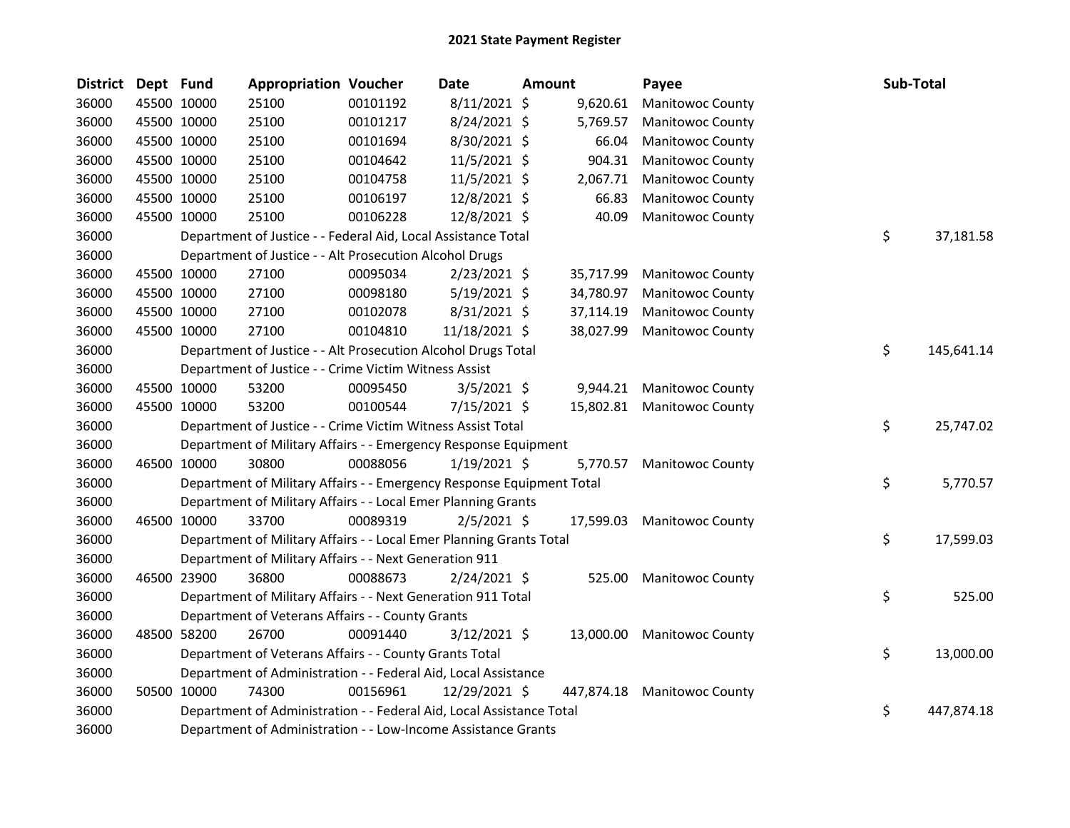# 2021 State Payment Register

| District | Dept | Fund | Appropriation | Voucher | Date | Amount | Payee | Sub-Total |
|---|---|---|---|---|---|---|---|---|
| 36000 | 45500 | 10000 | 25100 | 00101192 | 8/11/2021 | $ 9,620.61 | Manitowoc County | |
| 36000 | 45500 | 10000 | 25100 | 00101217 | 8/24/2021 | $ 5,769.57 | Manitowoc County | |
| 36000 | 45500 | 10000 | 25100 | 00101694 | 8/30/2021 | $ 66.04 | Manitowoc County | |
| 36000 | 45500 | 10000 | 25100 | 00104642 | 11/5/2021 | $ 904.31 | Manitowoc County | |
| 36000 | 45500 | 10000 | 25100 | 00104758 | 11/5/2021 | $ 2,067.71 | Manitowoc County | |
| 36000 | 45500 | 10000 | 25100 | 00106197 | 12/8/2021 | $ 66.83 | Manitowoc County | |
| 36000 | 45500 | 10000 | 25100 | 00106228 | 12/8/2021 | $ 40.09 | Manitowoc County | |
| 36000 | | Department of Justice - - Federal Aid, Local Assistance Total | | | | | | $ 37,181.58 |
| 36000 | | Department of Justice - - Alt Prosecution Alcohol Drugs | | | | | | |
| 36000 | 45500 | 10000 | 27100 | 00095034 | 2/23/2021 | $ 35,717.99 | Manitowoc County | |
| 36000 | 45500 | 10000 | 27100 | 00098180 | 5/19/2021 | $ 34,780.97 | Manitowoc County | |
| 36000 | 45500 | 10000 | 27100 | 00102078 | 8/31/2021 | $ 37,114.19 | Manitowoc County | |
| 36000 | 45500 | 10000 | 27100 | 00104810 | 11/18/2021 | $ 38,027.99 | Manitowoc County | |
| 36000 | | Department of Justice - - Alt Prosecution Alcohol Drugs Total | | | | | | $ 145,641.14 |
| 36000 | | Department of Justice - - Crime Victim Witness Assist | | | | | | |
| 36000 | 45500 | 10000 | 53200 | 00095450 | 3/5/2021 | $ 9,944.21 | Manitowoc County | |
| 36000 | 45500 | 10000 | 53200 | 00100544 | 7/15/2021 | $ 15,802.81 | Manitowoc County | |
| 36000 | | Department of Justice - - Crime Victim Witness Assist Total | | | | | | $ 25,747.02 |
| 36000 | | Department of Military Affairs - - Emergency Response Equipment | | | | | | |
| 36000 | 46500 | 10000 | 30800 | 00088056 | 1/19/2021 | $ 5,770.57 | Manitowoc County | |
| 36000 | | Department of Military Affairs - - Emergency Response Equipment Total | | | | | | $ 5,770.57 |
| 36000 | | Department of Military Affairs - - Local Emer Planning Grants | | | | | | |
| 36000 | 46500 | 10000 | 33700 | 00089319 | 2/5/2021 | $ 17,599.03 | Manitowoc County | |
| 36000 | | Department of Military Affairs - - Local Emer Planning Grants Total | | | | | | $ 17,599.03 |
| 36000 | | Department of Military Affairs - - Next Generation 911 | | | | | | |
| 36000 | 46500 | 23900 | 36800 | 00088673 | 2/24/2021 | $ 525.00 | Manitowoc County | |
| 36000 | | Department of Military Affairs - - Next Generation 911 Total | | | | | | $ 525.00 |
| 36000 | | Department of Veterans Affairs - - County Grants | | | | | | |
| 36000 | 48500 | 58200 | 26700 | 00091440 | 3/12/2021 | $ 13,000.00 | Manitowoc County | |
| 36000 | | Department of Veterans Affairs - - County Grants Total | | | | | | $ 13,000.00 |
| 36000 | | Department of Administration - - Federal Aid, Local Assistance | | | | | | |
| 36000 | 50500 | 10000 | 74300 | 00156961 | 12/29/2021 | $ 447,874.18 | Manitowoc County | |
| 36000 | | Department of Administration - - Federal Aid, Local Assistance Total | | | | | | $ 447,874.18 |
| 36000 | | Department of Administration - - Low-Income Assistance Grants | | | | | | |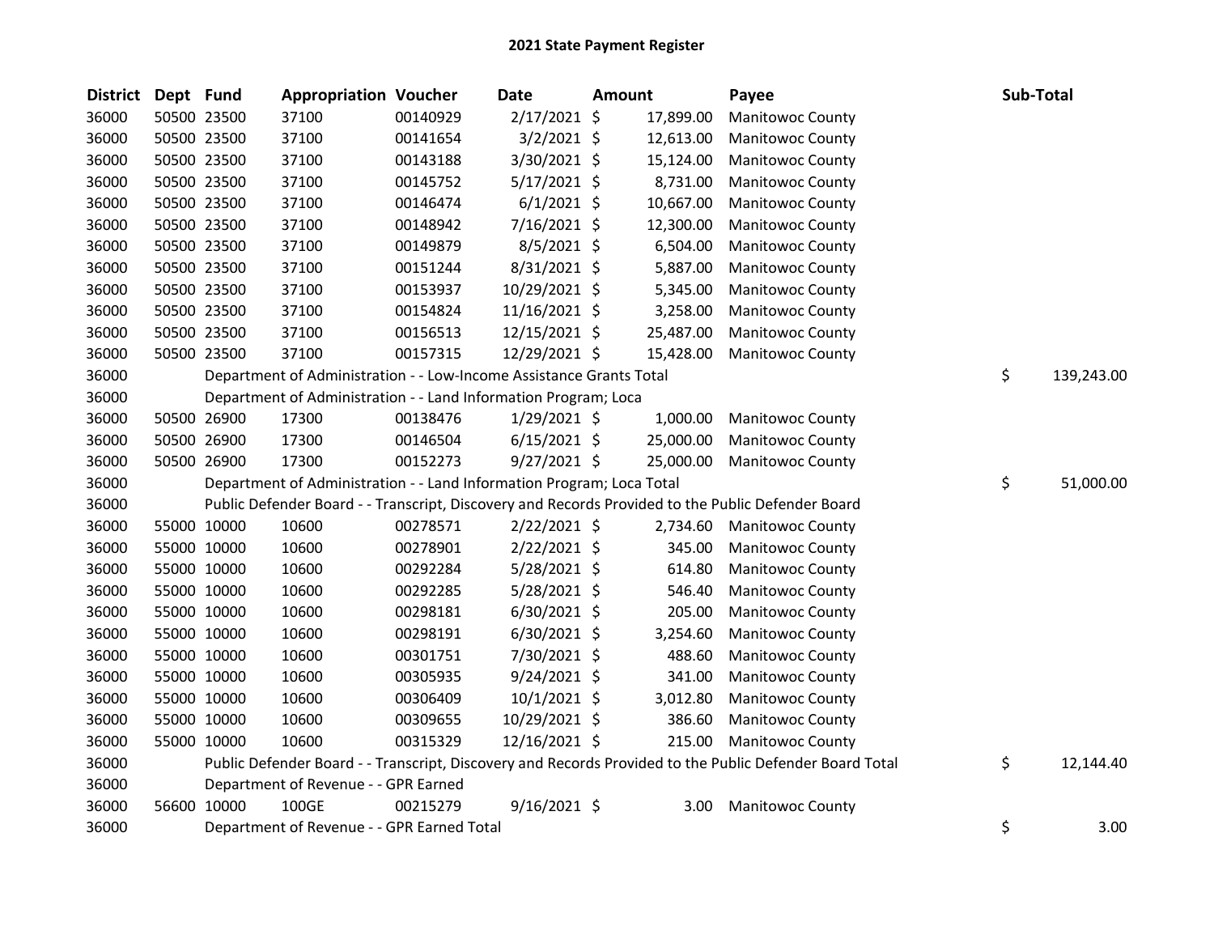# 2021 State Payment Register

| District | Dept | Fund | Appropriation | Voucher | Date | Amount | Payee | Sub-Total |
|---|---|---|---|---|---|---|---|---|
| 36000 | 50500 | 23500 | 37100 | 00140929 | 2/17/2021 | $ 17,899.00 | Manitowoc County | |
| 36000 | 50500 | 23500 | 37100 | 00141654 | 3/2/2021 | $ 12,613.00 | Manitowoc County | |
| 36000 | 50500 | 23500 | 37100 | 00143188 | 3/30/2021 | $ 15,124.00 | Manitowoc County | |
| 36000 | 50500 | 23500 | 37100 | 00145752 | 5/17/2021 | $ 8,731.00 | Manitowoc County | |
| 36000 | 50500 | 23500 | 37100 | 00146474 | 6/1/2021 | $ 10,667.00 | Manitowoc County | |
| 36000 | 50500 | 23500 | 37100 | 00148942 | 7/16/2021 | $ 12,300.00 | Manitowoc County | |
| 36000 | 50500 | 23500 | 37100 | 00149879 | 8/5/2021 | $ 6,504.00 | Manitowoc County | |
| 36000 | 50500 | 23500 | 37100 | 00151244 | 8/31/2021 | $ 5,887.00 | Manitowoc County | |
| 36000 | 50500 | 23500 | 37100 | 00153937 | 10/29/2021 | $ 5,345.00 | Manitowoc County | |
| 36000 | 50500 | 23500 | 37100 | 00154824 | 11/16/2021 | $ 3,258.00 | Manitowoc County | |
| 36000 | 50500 | 23500 | 37100 | 00156513 | 12/15/2021 | $ 25,487.00 | Manitowoc County | |
| 36000 | 50500 | 23500 | 37100 | 00157315 | 12/29/2021 | $ 15,428.00 | Manitowoc County | |
| 36000 | | | Department of Administration - - Low-Income Assistance Grants Total | | | | | $ 139,243.00 |
| 36000 | | | Department of Administration - - Land Information Program; Loca | | | | | |
| 36000 | 50500 | 26900 | 17300 | 00138476 | 1/29/2021 | $ 1,000.00 | Manitowoc County | |
| 36000 | 50500 | 26900 | 17300 | 00146504 | 6/15/2021 | $ 25,000.00 | Manitowoc County | |
| 36000 | 50500 | 26900 | 17300 | 00152273 | 9/27/2021 | $ 25,000.00 | Manitowoc County | |
| 36000 | | | Department of Administration - - Land Information Program; Loca Total | | | | | $ 51,000.00 |
| 36000 | | | Public Defender Board - - Transcript, Discovery and Records Provided to the Public Defender Board | | | | | |
| 36000 | 55000 | 10000 | 10600 | 00278571 | 2/22/2021 | $ 2,734.60 | Manitowoc County | |
| 36000 | 55000 | 10000 | 10600 | 00278901 | 2/22/2021 | $ 345.00 | Manitowoc County | |
| 36000 | 55000 | 10000 | 10600 | 00292284 | 5/28/2021 | $ 614.80 | Manitowoc County | |
| 36000 | 55000 | 10000 | 10600 | 00292285 | 5/28/2021 | $ 546.40 | Manitowoc County | |
| 36000 | 55000 | 10000 | 10600 | 00298181 | 6/30/2021 | $ 205.00 | Manitowoc County | |
| 36000 | 55000 | 10000 | 10600 | 00298191 | 6/30/2021 | $ 3,254.60 | Manitowoc County | |
| 36000 | 55000 | 10000 | 10600 | 00301751 | 7/30/2021 | $ 488.60 | Manitowoc County | |
| 36000 | 55000 | 10000 | 10600 | 00305935 | 9/24/2021 | $ 341.00 | Manitowoc County | |
| 36000 | 55000 | 10000 | 10600 | 00306409 | 10/1/2021 | $ 3,012.80 | Manitowoc County | |
| 36000 | 55000 | 10000 | 10600 | 00309655 | 10/29/2021 | $ 386.60 | Manitowoc County | |
| 36000 | 55000 | 10000 | 10600 | 00315329 | 12/16/2021 | $ 215.00 | Manitowoc County | |
| 36000 | | | Public Defender Board - - Transcript, Discovery and Records Provided to the Public Defender Board Total | | | | | $ 12,144.40 |
| 36000 | | | Department of Revenue - - GPR Earned | | | | | |
| 36000 | 56600 | 10000 | 100GE | 00215279 | 9/16/2021 | $ 3.00 | Manitowoc County | |
| 36000 | | | Department of Revenue - - GPR Earned Total | | | | | $ 3.00 |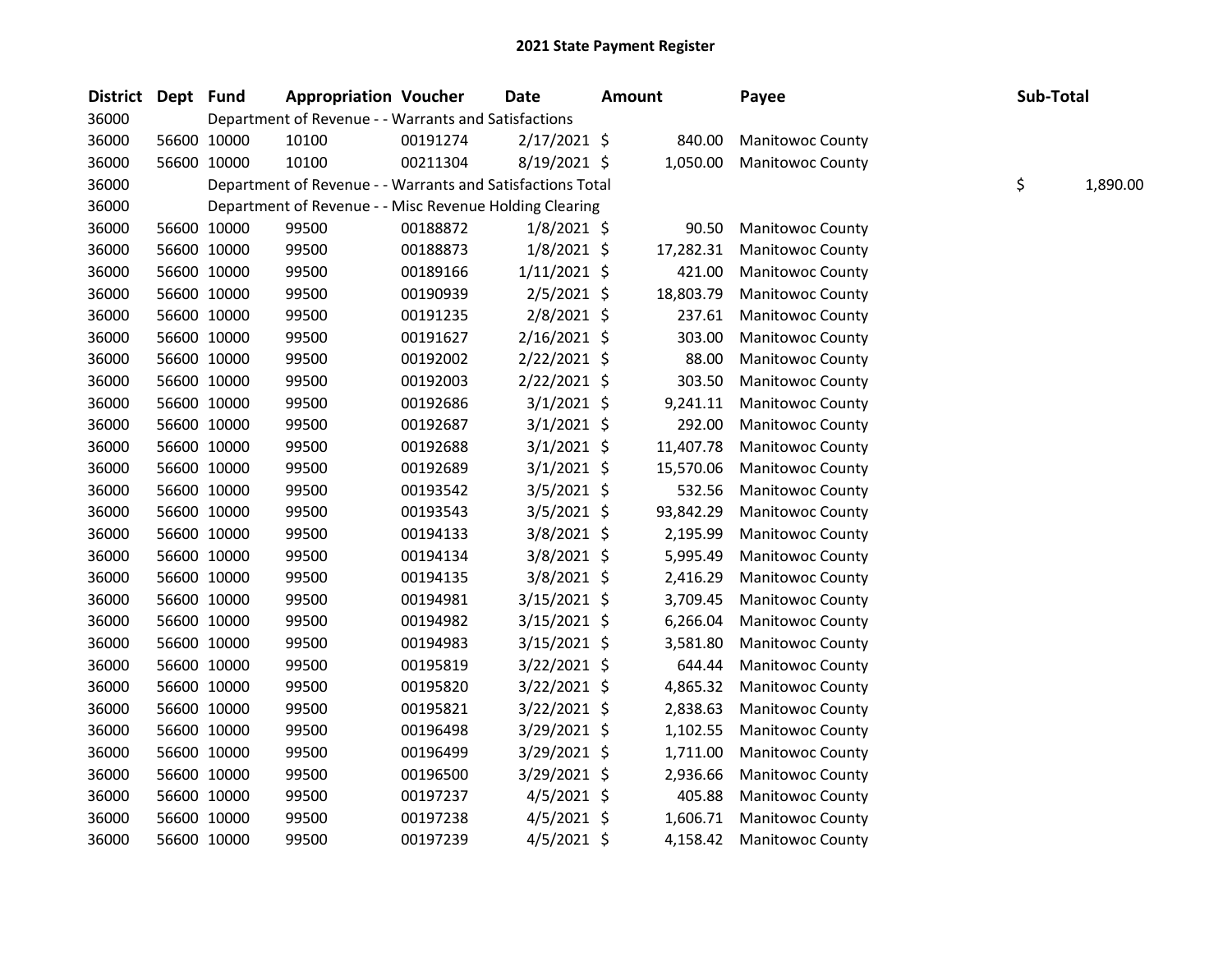# 2021 State Payment Register

| District | Dept | Fund | Appropriation | Voucher | Date | Amount | Payee | Sub-Total |
|---|---|---|---|---|---|---|---|---|
| 36000 | | Department of Revenue - - Warrants and Satisfactions | | | | | | |
| 36000 | 56600 | 10000 | 10100 | 00191274 | 2/17/2021 | $ 840.00 | Manitowoc County | |
| 36000 | 56600 | 10000 | 10100 | 00211304 | 8/19/2021 | $ 1,050.00 | Manitowoc County | |
| 36000 | | Department of Revenue - - Warrants and Satisfactions Total | | | | | | $ 1,890.00 |
| 36000 | | Department of Revenue - - Misc Revenue Holding Clearing | | | | | | |
| 36000 | 56600 | 10000 | 99500 | 00188872 | 1/8/2021 | $ 90.50 | Manitowoc County | |
| 36000 | 56600 | 10000 | 99500 | 00188873 | 1/8/2021 | $ 17,282.31 | Manitowoc County | |
| 36000 | 56600 | 10000 | 99500 | 00189166 | 1/11/2021 | $ 421.00 | Manitowoc County | |
| 36000 | 56600 | 10000 | 99500 | 00190939 | 2/5/2021 | $ 18,803.79 | Manitowoc County | |
| 36000 | 56600 | 10000 | 99500 | 00191235 | 2/8/2021 | $ 237.61 | Manitowoc County | |
| 36000 | 56600 | 10000 | 99500 | 00191627 | 2/16/2021 | $ 303.00 | Manitowoc County | |
| 36000 | 56600 | 10000 | 99500 | 00192002 | 2/22/2021 | $ 88.00 | Manitowoc County | |
| 36000 | 56600 | 10000 | 99500 | 00192003 | 2/22/2021 | $ 303.50 | Manitowoc County | |
| 36000 | 56600 | 10000 | 99500 | 00192686 | 3/1/2021 | $ 9,241.11 | Manitowoc County | |
| 36000 | 56600 | 10000 | 99500 | 00192687 | 3/1/2021 | $ 292.00 | Manitowoc County | |
| 36000 | 56600 | 10000 | 99500 | 00192688 | 3/1/2021 | $ 11,407.78 | Manitowoc County | |
| 36000 | 56600 | 10000 | 99500 | 00192689 | 3/1/2021 | $ 15,570.06 | Manitowoc County | |
| 36000 | 56600 | 10000 | 99500 | 00193542 | 3/5/2021 | $ 532.56 | Manitowoc County | |
| 36000 | 56600 | 10000 | 99500 | 00193543 | 3/5/2021 | $ 93,842.29 | Manitowoc County | |
| 36000 | 56600 | 10000 | 99500 | 00194133 | 3/8/2021 | $ 2,195.99 | Manitowoc County | |
| 36000 | 56600 | 10000 | 99500 | 00194134 | 3/8/2021 | $ 5,995.49 | Manitowoc County | |
| 36000 | 56600 | 10000 | 99500 | 00194135 | 3/8/2021 | $ 2,416.29 | Manitowoc County | |
| 36000 | 56600 | 10000 | 99500 | 00194981 | 3/15/2021 | $ 3,709.45 | Manitowoc County | |
| 36000 | 56600 | 10000 | 99500 | 00194982 | 3/15/2021 | $ 6,266.04 | Manitowoc County | |
| 36000 | 56600 | 10000 | 99500 | 00194983 | 3/15/2021 | $ 3,581.80 | Manitowoc County | |
| 36000 | 56600 | 10000 | 99500 | 00195819 | 3/22/2021 | $ 644.44 | Manitowoc County | |
| 36000 | 56600 | 10000 | 99500 | 00195820 | 3/22/2021 | $ 4,865.32 | Manitowoc County | |
| 36000 | 56600 | 10000 | 99500 | 00195821 | 3/22/2021 | $ 2,838.63 | Manitowoc County | |
| 36000 | 56600 | 10000 | 99500 | 00196498 | 3/29/2021 | $ 1,102.55 | Manitowoc County | |
| 36000 | 56600 | 10000 | 99500 | 00196499 | 3/29/2021 | $ 1,711.00 | Manitowoc County | |
| 36000 | 56600 | 10000 | 99500 | 00196500 | 3/29/2021 | $ 2,936.66 | Manitowoc County | |
| 36000 | 56600 | 10000 | 99500 | 00197237 | 4/5/2021 | $ 405.88 | Manitowoc County | |
| 36000 | 56600 | 10000 | 99500 | 00197238 | 4/5/2021 | $ 1,606.71 | Manitowoc County | |
| 36000 | 56600 | 10000 | 99500 | 00197239 | 4/5/2021 | $ 4,158.42 | Manitowoc County | |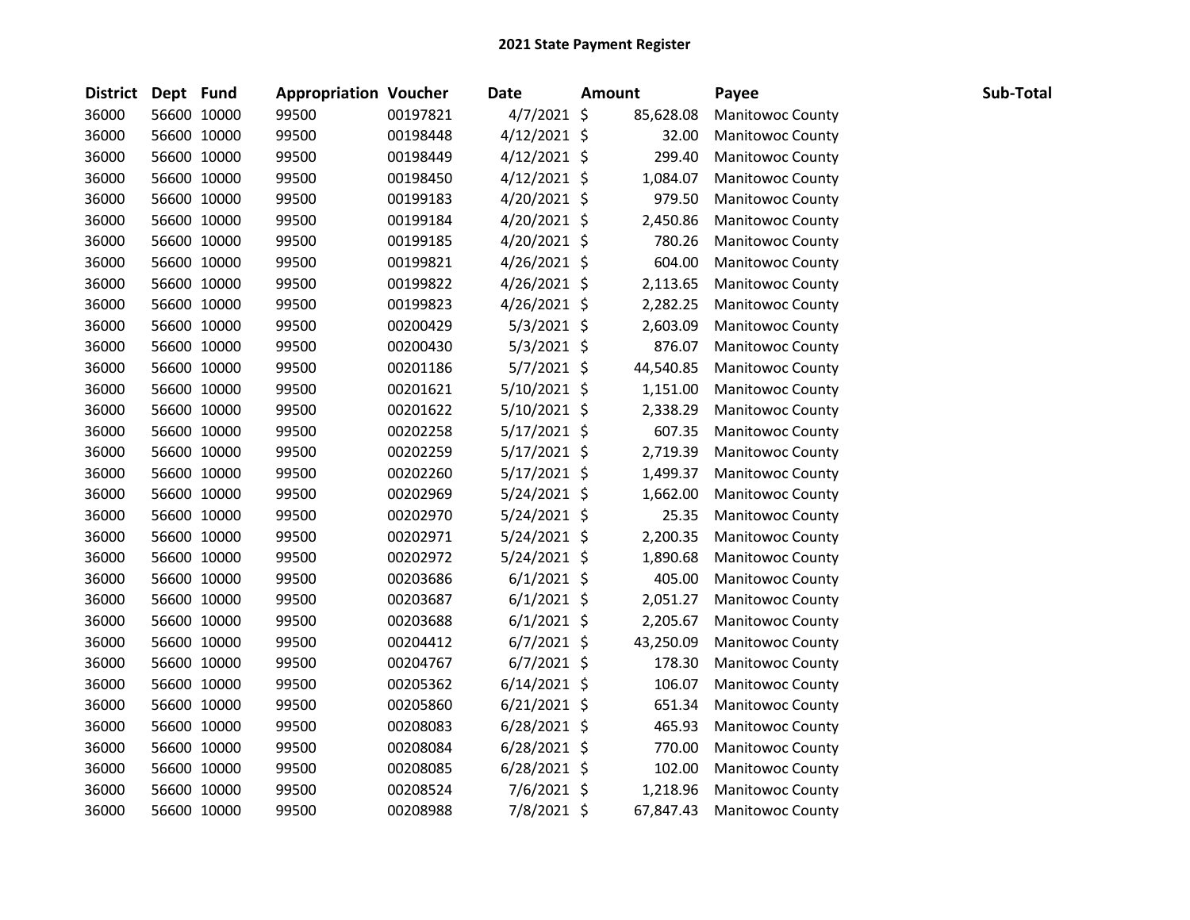**2021 State Payment Register**

| District | Dept | Fund | Appropriation | Voucher | Date | Amount | Payee | Sub-Total |
|---|---|---|---|---|---|---|---|---|
| 36000 | 56600 | 10000 | 99500 | 00197821 | 4/7/2021 | $ 85,628.08 | Manitowoc County | |
| 36000 | 56600 | 10000 | 99500 | 00198448 | 4/12/2021 | $ 32.00 | Manitowoc County | |
| 36000 | 56600 | 10000 | 99500 | 00198449 | 4/12/2021 | $ 299.40 | Manitowoc County | |
| 36000 | 56600 | 10000 | 99500 | 00198450 | 4/12/2021 | $ 1,084.07 | Manitowoc County | |
| 36000 | 56600 | 10000 | 99500 | 00199183 | 4/20/2021 | $ 979.50 | Manitowoc County | |
| 36000 | 56600 | 10000 | 99500 | 00199184 | 4/20/2021 | $ 2,450.86 | Manitowoc County | |
| 36000 | 56600 | 10000 | 99500 | 00199185 | 4/20/2021 | $ 780.26 | Manitowoc County | |
| 36000 | 56600 | 10000 | 99500 | 00199821 | 4/26/2021 | $ 604.00 | Manitowoc County | |
| 36000 | 56600 | 10000 | 99500 | 00199822 | 4/26/2021 | $ 2,113.65 | Manitowoc County | |
| 36000 | 56600 | 10000 | 99500 | 00199823 | 4/26/2021 | $ 2,282.25 | Manitowoc County | |
| 36000 | 56600 | 10000 | 99500 | 00200429 | 5/3/2021 | $ 2,603.09 | Manitowoc County | |
| 36000 | 56600 | 10000 | 99500 | 00200430 | 5/3/2021 | $ 876.07 | Manitowoc County | |
| 36000 | 56600 | 10000 | 99500 | 00201186 | 5/7/2021 | $ 44,540.85 | Manitowoc County | |
| 36000 | 56600 | 10000 | 99500 | 00201621 | 5/10/2021 | $ 1,151.00 | Manitowoc County | |
| 36000 | 56600 | 10000 | 99500 | 00201622 | 5/10/2021 | $ 2,338.29 | Manitowoc County | |
| 36000 | 56600 | 10000 | 99500 | 00202258 | 5/17/2021 | $ 607.35 | Manitowoc County | |
| 36000 | 56600 | 10000 | 99500 | 00202259 | 5/17/2021 | $ 2,719.39 | Manitowoc County | |
| 36000 | 56600 | 10000 | 99500 | 00202260 | 5/17/2021 | $ 1,499.37 | Manitowoc County | |
| 36000 | 56600 | 10000 | 99500 | 00202969 | 5/24/2021 | $ 1,662.00 | Manitowoc County | |
| 36000 | 56600 | 10000 | 99500 | 00202970 | 5/24/2021 | $ 25.35 | Manitowoc County | |
| 36000 | 56600 | 10000 | 99500 | 00202971 | 5/24/2021 | $ 2,200.35 | Manitowoc County | |
| 36000 | 56600 | 10000 | 99500 | 00202972 | 5/24/2021 | $ 1,890.68 | Manitowoc County | |
| 36000 | 56600 | 10000 | 99500 | 00203686 | 6/1/2021 | $ 405.00 | Manitowoc County | |
| 36000 | 56600 | 10000 | 99500 | 00203687 | 6/1/2021 | $ 2,051.27 | Manitowoc County | |
| 36000 | 56600 | 10000 | 99500 | 00203688 | 6/1/2021 | $ 2,205.67 | Manitowoc County | |
| 36000 | 56600 | 10000 | 99500 | 00204412 | 6/7/2021 | $ 43,250.09 | Manitowoc County | |
| 36000 | 56600 | 10000 | 99500 | 00204767 | 6/7/2021 | $ 178.30 | Manitowoc County | |
| 36000 | 56600 | 10000 | 99500 | 00205362 | 6/14/2021 | $ 106.07 | Manitowoc County | |
| 36000 | 56600 | 10000 | 99500 | 00205860 | 6/21/2021 | $ 651.34 | Manitowoc County | |
| 36000 | 56600 | 10000 | 99500 | 00208083 | 6/28/2021 | $ 465.93 | Manitowoc County | |
| 36000 | 56600 | 10000 | 99500 | 00208084 | 6/28/2021 | $ 770.00 | Manitowoc County | |
| 36000 | 56600 | 10000 | 99500 | 00208085 | 6/28/2021 | $ 102.00 | Manitowoc County | |
| 36000 | 56600 | 10000 | 99500 | 00208524 | 7/6/2021 | $ 1,218.96 | Manitowoc County | |
| 36000 | 56600 | 10000 | 99500 | 00208988 | 7/8/2021 | $ 67,847.43 | Manitowoc County | |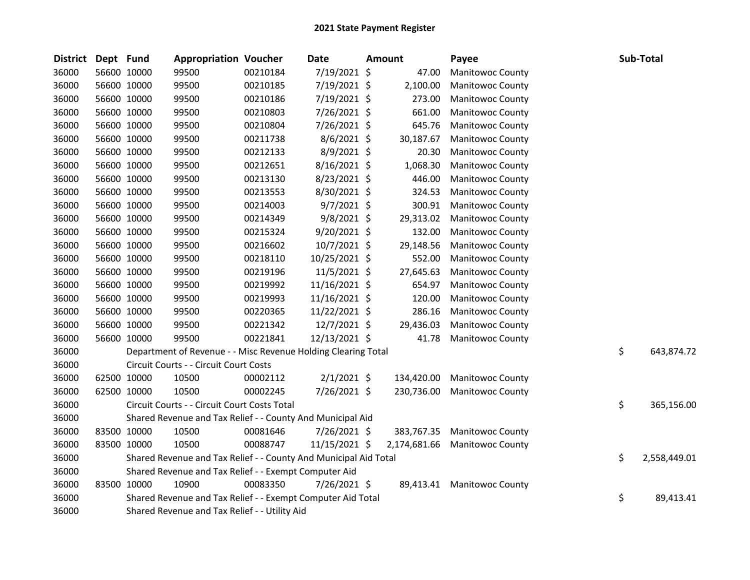# 2021 State Payment Register

| District | Dept | Fund | Appropriation | Voucher | Date | Amount | Payee | Sub-Total |
|---|---|---|---|---|---|---|---|---|
| 36000 | 56600 | 10000 | 99500 | 00210184 | 7/19/2021 | $ 47.00 | Manitowoc County | |
| 36000 | 56600 | 10000 | 99500 | 00210185 | 7/19/2021 | $ 2,100.00 | Manitowoc County | |
| 36000 | 56600 | 10000 | 99500 | 00210186 | 7/19/2021 | $ 273.00 | Manitowoc County | |
| 36000 | 56600 | 10000 | 99500 | 00210803 | 7/26/2021 | $ 661.00 | Manitowoc County | |
| 36000 | 56600 | 10000 | 99500 | 00210804 | 7/26/2021 | $ 645.76 | Manitowoc County | |
| 36000 | 56600 | 10000 | 99500 | 00211738 | 8/6/2021 | $ 30,187.67 | Manitowoc County | |
| 36000 | 56600 | 10000 | 99500 | 00212133 | 8/9/2021 | $ 20.30 | Manitowoc County | |
| 36000 | 56600 | 10000 | 99500 | 00212651 | 8/16/2021 | $ 1,068.30 | Manitowoc County | |
| 36000 | 56600 | 10000 | 99500 | 00213130 | 8/23/2021 | $ 446.00 | Manitowoc County | |
| 36000 | 56600 | 10000 | 99500 | 00213553 | 8/30/2021 | $ 324.53 | Manitowoc County | |
| 36000 | 56600 | 10000 | 99500 | 00214003 | 9/7/2021 | $ 300.91 | Manitowoc County | |
| 36000 | 56600 | 10000 | 99500 | 00214349 | 9/8/2021 | $ 29,313.02 | Manitowoc County | |
| 36000 | 56600 | 10000 | 99500 | 00215324 | 9/20/2021 | $ 132.00 | Manitowoc County | |
| 36000 | 56600 | 10000 | 99500 | 00216602 | 10/7/2021 | $ 29,148.56 | Manitowoc County | |
| 36000 | 56600 | 10000 | 99500 | 00218110 | 10/25/2021 | $ 552.00 | Manitowoc County | |
| 36000 | 56600 | 10000 | 99500 | 00219196 | 11/5/2021 | $ 27,645.63 | Manitowoc County | |
| 36000 | 56600 | 10000 | 99500 | 00219992 | 11/16/2021 | $ 654.97 | Manitowoc County | |
| 36000 | 56600 | 10000 | 99500 | 00219993 | 11/16/2021 | $ 120.00 | Manitowoc County | |
| 36000 | 56600 | 10000 | 99500 | 00220365 | 11/22/2021 | $ 286.16 | Manitowoc County | |
| 36000 | 56600 | 10000 | 99500 | 00221342 | 12/7/2021 | $ 29,436.03 | Manitowoc County | |
| 36000 | 56600 | 10000 | 99500 | 00221841 | 12/13/2021 | $ 41.78 | Manitowoc County | |
| 36000 | | | Department of Revenue - - Misc Revenue Holding Clearing Total | | | | | $ 643,874.72 |
| 36000 | | | Circuit Courts - - Circuit Court Costs | | | | | |
| 36000 | 62500 | 10000 | 10500 | 00002112 | 2/1/2021 | $ 134,420.00 | Manitowoc County | |
| 36000 | 62500 | 10000 | 10500 | 00002245 | 7/26/2021 | $ 230,736.00 | Manitowoc County | |
| 36000 | | | Circuit Courts - - Circuit Court Costs Total | | | | | $ 365,156.00 |
| 36000 | | | Shared Revenue and Tax Relief - - County And Municipal Aid | | | | | |
| 36000 | 83500 | 10000 | 10500 | 00081646 | 7/26/2021 | $ 383,767.35 | Manitowoc County | |
| 36000 | 83500 | 10000 | 10500 | 00088747 | 11/15/2021 | $ 2,174,681.66 | Manitowoc County | |
| 36000 | | | Shared Revenue and Tax Relief - - County And Municipal Aid Total | | | | | $ 2,558,449.01 |
| 36000 | | | Shared Revenue and Tax Relief - - Exempt Computer Aid | | | | | |
| 36000 | 83500 | 10000 | 10900 | 00083350 | 7/26/2021 | $ 89,413.41 | Manitowoc County | |
| 36000 | | | Shared Revenue and Tax Relief - - Exempt Computer Aid Total | | | | | $ 89,413.41 |
| 36000 | | | Shared Revenue and Tax Relief - - Utility Aid | | | | | |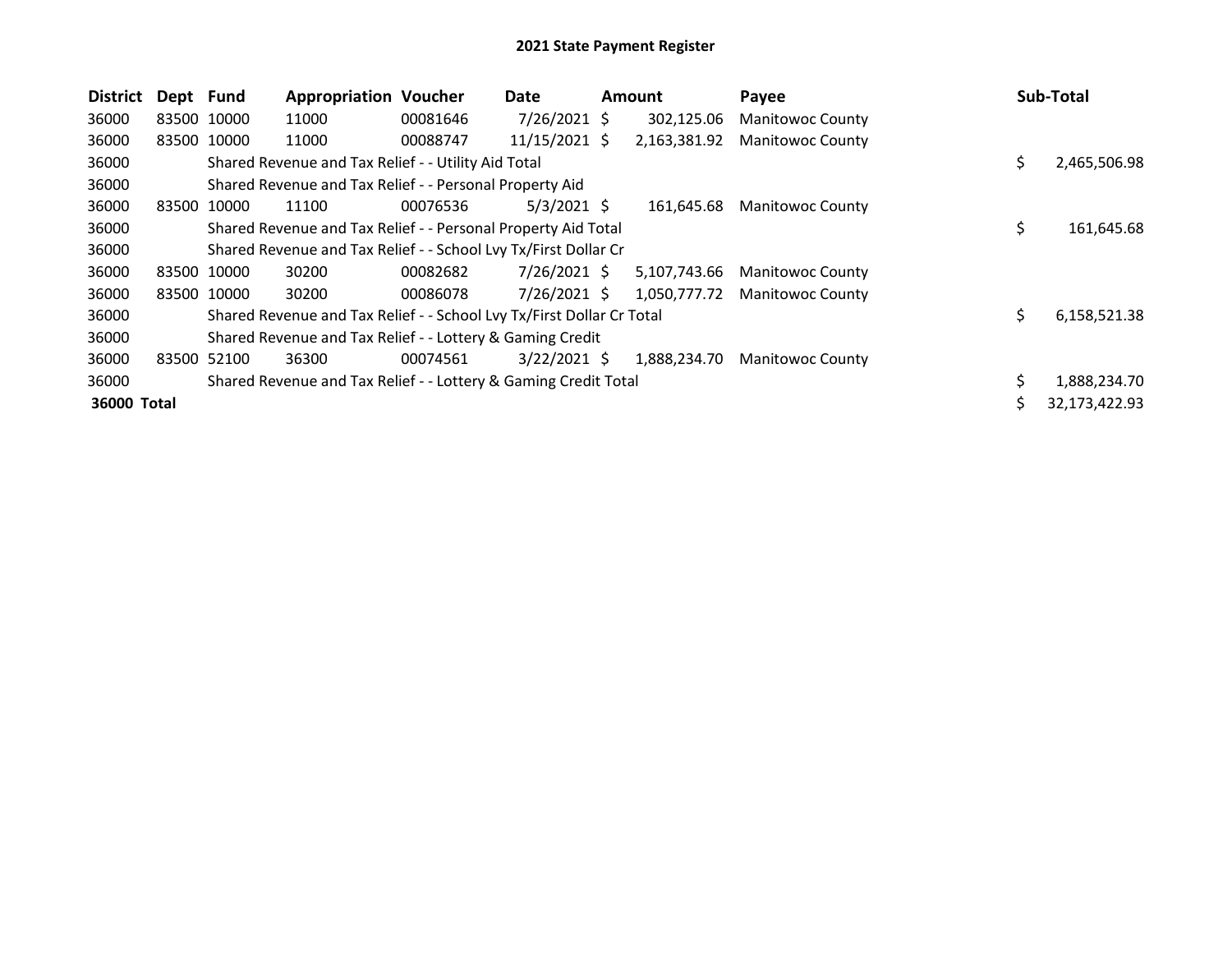# 2021 State Payment Register

| District | Dept | Fund | Appropriation | Voucher | Date | Amount | Payee | Sub-Total |
|---|---|---|---|---|---|---|---|---|
| 36000 | 83500 | 10000 | 11000 | 00081646 | 7/26/2021 | $ 302,125.06 | Manitowoc County | |
| 36000 | 83500 | 10000 | 11000 | 00088747 | 11/15/2021 | $ 2,163,381.92 | Manitowoc County | |
| 36000 | | Shared Revenue and Tax Relief - - Utility Aid Total | | | | | | $ 2,465,506.98 |
| 36000 | | Shared Revenue and Tax Relief - - Personal Property Aid | | | | | | |
| 36000 | 83500 | 10000 | 11100 | 00076536 | 5/3/2021 | $ 161,645.68 | Manitowoc County | |
| 36000 | | Shared Revenue and Tax Relief - - Personal Property Aid Total | | | | | | $ 161,645.68 |
| 36000 | | Shared Revenue and Tax Relief - - School Lvy Tx/First Dollar Cr | | | | | | |
| 36000 | 83500 | 10000 | 30200 | 00082682 | 7/26/2021 | $ 5,107,743.66 | Manitowoc County | |
| 36000 | 83500 | 10000 | 30200 | 00086078 | 7/26/2021 | $ 1,050,777.72 | Manitowoc County | |
| 36000 | | Shared Revenue and Tax Relief - - School Lvy Tx/First Dollar Cr Total | | | | | | $ 6,158,521.38 |
| 36000 | | Shared Revenue and Tax Relief - - Lottery & Gaming Credit | | | | | | |
| 36000 | 83500 | 52100 | 36300 | 00074561 | 3/22/2021 | $ 1,888,234.70 | Manitowoc County | |
| 36000 | | Shared Revenue and Tax Relief - - Lottery & Gaming Credit Total | | | | | | $ 1,888,234.70 |
| **36000 Total** | | | | | | | | $ 32,173,422.93 |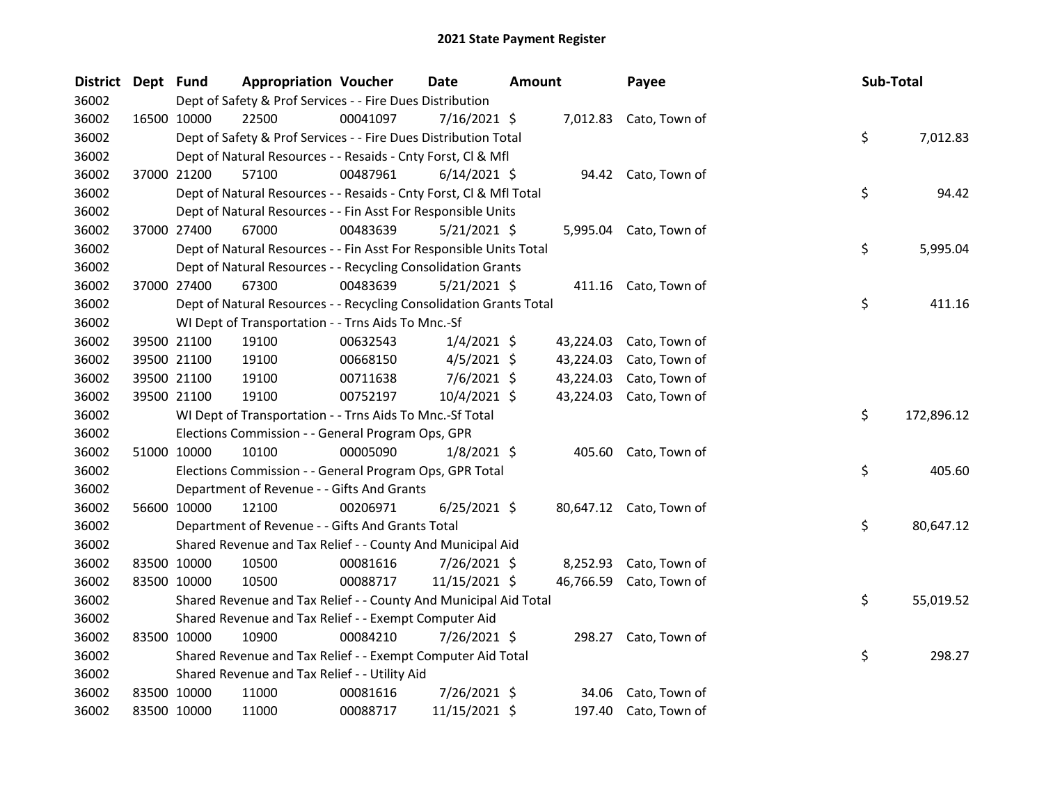# 2021 State Payment Register

| District | Dept | Fund | Appropriation | Voucher | Date | Amount | Payee | Sub-Total |
|---|---|---|---|---|---|---|---|---|
| 36002 | | Dept of Safety & Prof Services - - Fire Dues Distribution | | | | | | |
| 36002 | 16500 | 10000 | 22500 | 00041097 | 7/16/2021 | $ 7,012.83 | Cato, Town of | |
| 36002 | | Dept of Safety & Prof Services - - Fire Dues Distribution Total | | | | | | $ 7,012.83 |
| 36002 | | Dept of Natural Resources - - Resaids - Cnty Forst, Cl & Mfl | | | | | | |
| 36002 | 37000 | 21200 | 57100 | 00487961 | 6/14/2021 | $ 94.42 | Cato, Town of | |
| 36002 | | Dept of Natural Resources - - Resaids - Cnty Forst, Cl & Mfl Total | | | | | | $ 94.42 |
| 36002 | | Dept of Natural Resources - - Fin Asst For Responsible Units | | | | | | |
| 36002 | 37000 | 27400 | 67000 | 00483639 | 5/21/2021 | $ 5,995.04 | Cato, Town of | |
| 36002 | | Dept of Natural Resources - - Fin Asst For Responsible Units Total | | | | | | $ 5,995.04 |
| 36002 | | Dept of Natural Resources - - Recycling Consolidation Grants | | | | | | |
| 36002 | 37000 | 27400 | 67300 | 00483639 | 5/21/2021 | $ 411.16 | Cato, Town of | |
| 36002 | | Dept of Natural Resources - - Recycling Consolidation Grants Total | | | | | | $ 411.16 |
| 36002 | | WI Dept of Transportation - - Trns Aids To Mnc.-Sf | | | | | | |
| 36002 | 39500 | 21100 | 19100 | 00632543 | 1/4/2021 | $ 43,224.03 | Cato, Town of | |
| 36002 | 39500 | 21100 | 19100 | 00668150 | 4/5/2021 | $ 43,224.03 | Cato, Town of | |
| 36002 | 39500 | 21100 | 19100 | 00711638 | 7/6/2021 | $ 43,224.03 | Cato, Town of | |
| 36002 | 39500 | 21100 | 19100 | 00752197 | 10/4/2021 | $ 43,224.03 | Cato, Town of | |
| 36002 | | WI Dept of Transportation - - Trns Aids To Mnc.-Sf Total | | | | | | $ 172,896.12 |
| 36002 | | Elections Commission - - General Program Ops, GPR | | | | | | |
| 36002 | 51000 | 10000 | 10100 | 00005090 | 1/8/2021 | $ 405.60 | Cato, Town of | |
| 36002 | | Elections Commission - - General Program Ops, GPR Total | | | | | | $ 405.60 |
| 36002 | | Department of Revenue - - Gifts And Grants | | | | | | |
| 36002 | 56600 | 10000 | 12100 | 00206971 | 6/25/2021 | $ 80,647.12 | Cato, Town of | |
| 36002 | | Department of Revenue - - Gifts And Grants Total | | | | | | $ 80,647.12 |
| 36002 | | Shared Revenue and Tax Relief - - County And Municipal Aid | | | | | | |
| 36002 | 83500 | 10000 | 10500 | 00081616 | 7/26/2021 | $ 8,252.93 | Cato, Town of | |
| 36002 | 83500 | 10000 | 10500 | 00088717 | 11/15/2021 | $ 46,766.59 | Cato, Town of | |
| 36002 | | Shared Revenue and Tax Relief - - County And Municipal Aid Total | | | | | | $ 55,019.52 |
| 36002 | | Shared Revenue and Tax Relief - - Exempt Computer Aid | | | | | | |
| 36002 | 83500 | 10000 | 10900 | 00084210 | 7/26/2021 | $ 298.27 | Cato, Town of | |
| 36002 | | Shared Revenue and Tax Relief - - Exempt Computer Aid Total | | | | | | $ 298.27 |
| 36002 | | Shared Revenue and Tax Relief - - Utility Aid | | | | | | |
| 36002 | 83500 | 10000 | 11000 | 00081616 | 7/26/2021 | $ 34.06 | Cato, Town of | |
| 36002 | 83500 | 10000 | 11000 | 00088717 | 11/15/2021 | $ 197.40 | Cato, Town of | |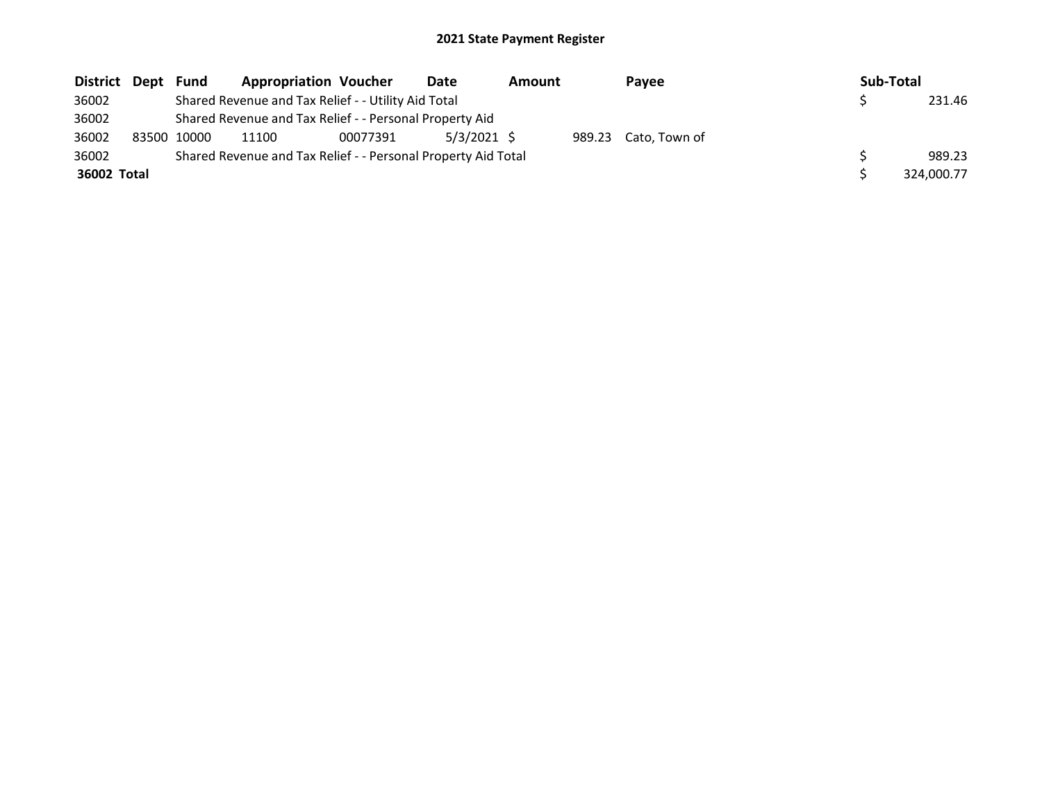## 2021 State Payment Register

| District | Dept | Fund | Appropriation | Voucher | Date | Amount | Payee | Sub-Total |
|---|---|---|---|---|---|---|---|---|
| 36002 | | Shared Revenue and Tax Relief - - Utility Aid Total | | | | | | $ 231.46 |
| 36002 | | Shared Revenue and Tax Relief - - Personal Property Aid | | | | | | |
| 36002 | 83500 | 10000 | 11100 | 00077391 | 5/3/2021 | $ 989.23 | Cato, Town of | |
| 36002 | | Shared Revenue and Tax Relief - - Personal Property Aid Total | | | | | | $ 989.23 |
| **36002 Total** | | | | | | | | $ 324,000.77 |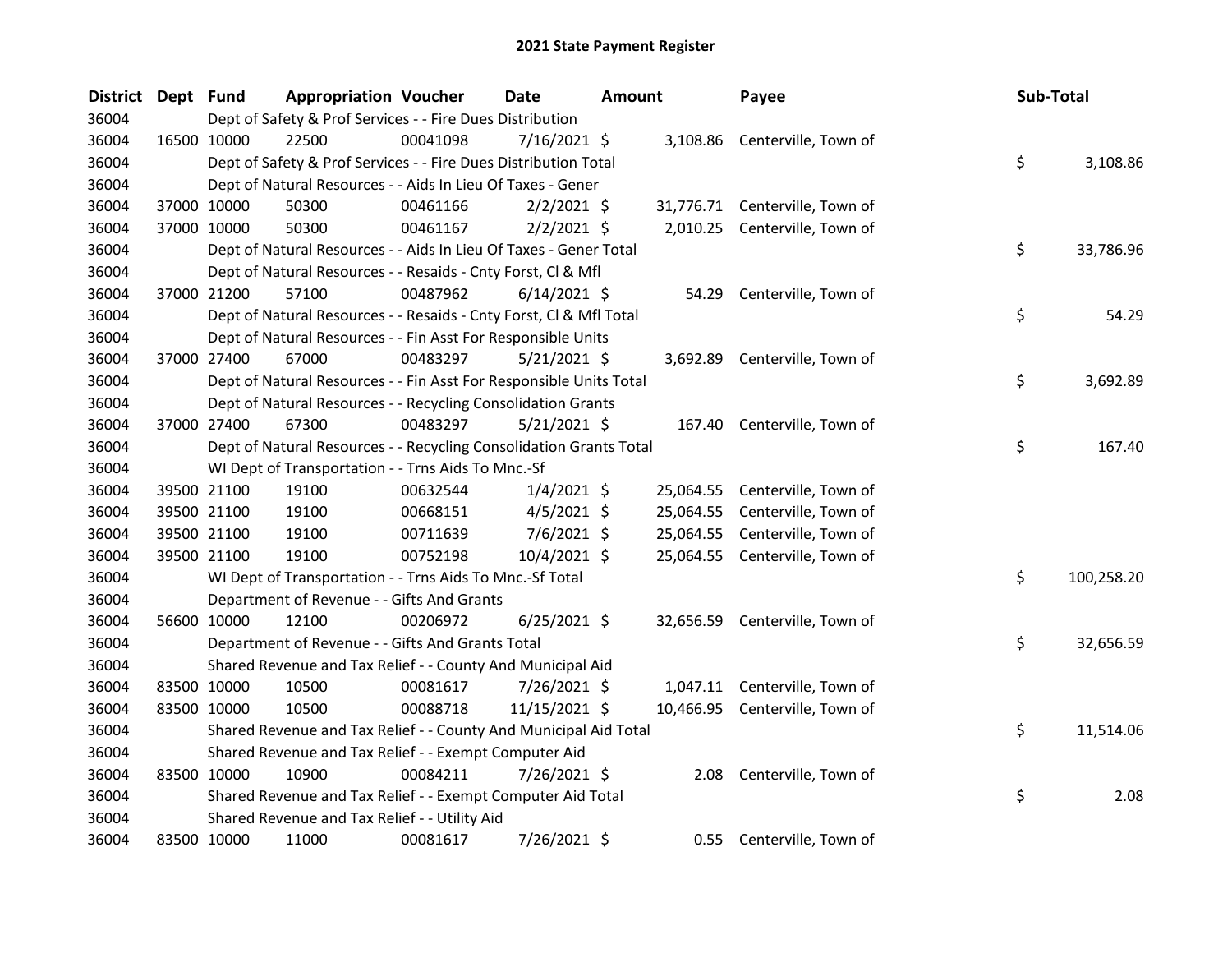# 2021 State Payment Register

| District | Dept | Fund | Appropriation | Voucher | Date | Amount | Payee | Sub-Total |
|---|---|---|---|---|---|---|---|---|
| 36004 | | | Dept of Safety & Prof Services - - Fire Dues Distribution | | | | | |
| 36004 | 16500 | 10000 | 22500 | 00041098 | 7/16/2021 | $ 3,108.86 | Centerville, Town of | |
| 36004 | | | Dept of Safety & Prof Services - - Fire Dues Distribution Total | | | | | $ 3,108.86 |
| 36004 | | | Dept of Natural Resources - - Aids In Lieu Of Taxes - Gener | | | | | |
| 36004 | 37000 | 10000 | 50300 | 00461166 | 2/2/2021 | $ 31,776.71 | Centerville, Town of | |
| 36004 | 37000 | 10000 | 50300 | 00461167 | 2/2/2021 | $ 2,010.25 | Centerville, Town of | |
| 36004 | | | Dept of Natural Resources - - Aids In Lieu Of Taxes - Gener Total | | | | | $ 33,786.96 |
| 36004 | | | Dept of Natural Resources - - Resaids - Cnty Forst, Cl & Mfl | | | | | |
| 36004 | 37000 | 21200 | 57100 | 00487962 | 6/14/2021 | $ 54.29 | Centerville, Town of | |
| 36004 | | | Dept of Natural Resources - - Resaids - Cnty Forst, Cl & Mfl Total | | | | | $ 54.29 |
| 36004 | | | Dept of Natural Resources - - Fin Asst For Responsible Units | | | | | |
| 36004 | 37000 | 27400 | 67000 | 00483297 | 5/21/2021 | $ 3,692.89 | Centerville, Town of | |
| 36004 | | | Dept of Natural Resources - - Fin Asst For Responsible Units Total | | | | | $ 3,692.89 |
| 36004 | | | Dept of Natural Resources - - Recycling Consolidation Grants | | | | | |
| 36004 | 37000 | 27400 | 67300 | 00483297 | 5/21/2021 | $ 167.40 | Centerville, Town of | |
| 36004 | | | Dept of Natural Resources - - Recycling Consolidation Grants Total | | | | | $ 167.40 |
| 36004 | | | WI Dept of Transportation - - Trns Aids To Mnc.-Sf | | | | | |
| 36004 | 39500 | 21100 | 19100 | 00632544 | 1/4/2021 | $ 25,064.55 | Centerville, Town of | |
| 36004 | 39500 | 21100 | 19100 | 00668151 | 4/5/2021 | $ 25,064.55 | Centerville, Town of | |
| 36004 | 39500 | 21100 | 19100 | 00711639 | 7/6/2021 | $ 25,064.55 | Centerville, Town of | |
| 36004 | 39500 | 21100 | 19100 | 00752198 | 10/4/2021 | $ 25,064.55 | Centerville, Town of | |
| 36004 | | | WI Dept of Transportation - - Trns Aids To Mnc.-Sf Total | | | | | $ 100,258.20 |
| 36004 | | | Department of Revenue - - Gifts And Grants | | | | | |
| 36004 | 56600 | 10000 | 12100 | 00206972 | 6/25/2021 | $ 32,656.59 | Centerville, Town of | |
| 36004 | | | Department of Revenue - - Gifts And Grants Total | | | | | $ 32,656.59 |
| 36004 | | | Shared Revenue and Tax Relief - - County And Municipal Aid | | | | | |
| 36004 | 83500 | 10000 | 10500 | 00081617 | 7/26/2021 | $ 1,047.11 | Centerville, Town of | |
| 36004 | 83500 | 10000 | 10500 | 00088718 | 11/15/2021 | $ 10,466.95 | Centerville, Town of | |
| 36004 | | | Shared Revenue and Tax Relief - - County And Municipal Aid Total | | | | | $ 11,514.06 |
| 36004 | | | Shared Revenue and Tax Relief - - Exempt Computer Aid | | | | | |
| 36004 | 83500 | 10000 | 10900 | 00084211 | 7/26/2021 | $ 2.08 | Centerville, Town of | |
| 36004 | | | Shared Revenue and Tax Relief - - Exempt Computer Aid Total | | | | | $ 2.08 |
| 36004 | | | Shared Revenue and Tax Relief - - Utility Aid | | | | | |
| 36004 | 83500 | 10000 | 11000 | 00081617 | 7/26/2021 | $ 0.55 | Centerville, Town of | |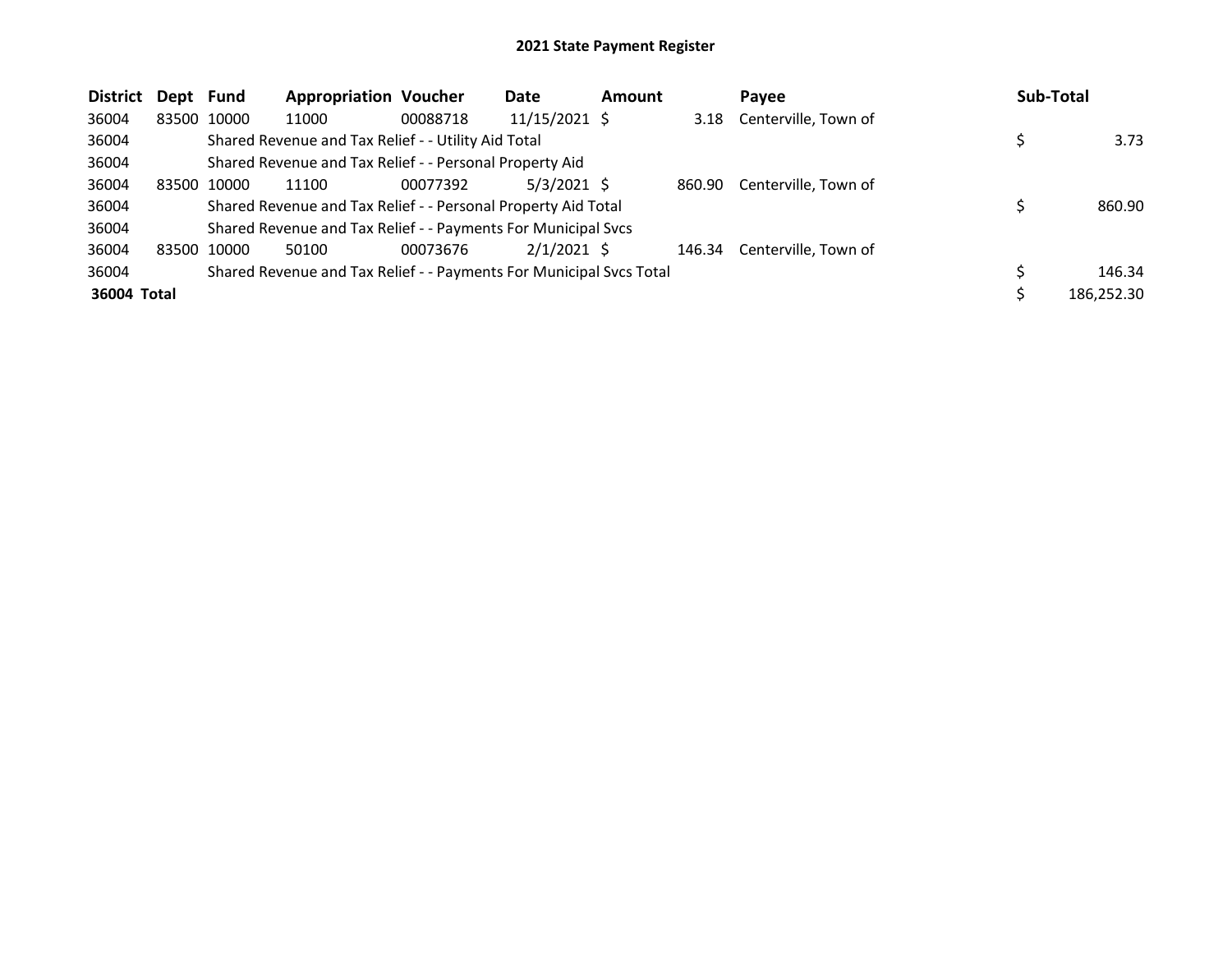## 2021 State Payment Register

| District | Dept | Fund | Appropriation | Voucher | Date | Amount | Payee | Sub-Total |
|---|---|---|---|---|---|---|---|---|
| 36004 | 83500 | 10000 | 11000 | 00088718 | 11/15/2021 | $ 3.18 | Centerville, Town of | |
| 36004 | | Shared Revenue and Tax Relief - - Utility Aid Total | | | | | | $ 3.73 |
| 36004 | | Shared Revenue and Tax Relief - - Personal Property Aid | | | | | | |
| 36004 | 83500 | 10000 | 11100 | 00077392 | 5/3/2021 | $ 860.90 | Centerville, Town of | |
| 36004 | | Shared Revenue and Tax Relief - - Personal Property Aid Total | | | | | | $ 860.90 |
| 36004 | | Shared Revenue and Tax Relief - - Payments For Municipal Svcs | | | | | | |
| 36004 | 83500 | 10000 | 50100 | 00073676 | 2/1/2021 | $ 146.34 | Centerville, Town of | |
| 36004 | | Shared Revenue and Tax Relief - - Payments For Municipal Svcs Total | | | | | | $ 146.34 |
| **36004 Total** | | | | | | | | $ 186,252.30 |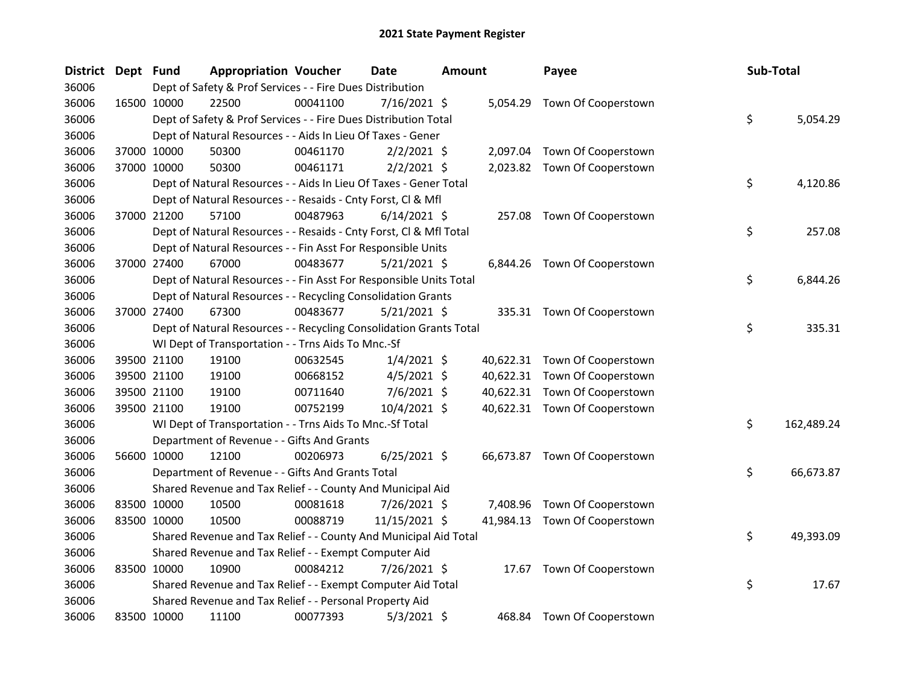# 2021 State Payment Register

| District | Dept | Fund | Appropriation | Voucher | Date | Amount | Payee | Sub-Total |
|---|---|---|---|---|---|---|---|---|
| 36006 | | Dept of Safety & Prof Services - - Fire Dues Distribution | | | | | | |
| 36006 | 16500 | 10000 | 22500 | 00041100 | 7/16/2021 | $ 5,054.29 | Town Of Cooperstown | |
| 36006 | | Dept of Safety & Prof Services - - Fire Dues Distribution Total | | | | | | $ 5,054.29 |
| 36006 | | Dept of Natural Resources - - Aids In Lieu Of Taxes - Gener | | | | | | |
| 36006 | 37000 | 10000 | 50300 | 00461170 | 2/2/2021 | $ 2,097.04 | Town Of Cooperstown | |
| 36006 | 37000 | 10000 | 50300 | 00461171 | 2/2/2021 | $ 2,023.82 | Town Of Cooperstown | |
| 36006 | | Dept of Natural Resources - - Aids In Lieu Of Taxes - Gener Total | | | | | | $ 4,120.86 |
| 36006 | | Dept of Natural Resources - - Resaids - Cnty Forst, Cl & Mfl | | | | | | |
| 36006 | 37000 | 21200 | 57100 | 00487963 | 6/14/2021 | $ 257.08 | Town Of Cooperstown | |
| 36006 | | Dept of Natural Resources - - Resaids - Cnty Forst, Cl & Mfl Total | | | | | | $ 257.08 |
| 36006 | | Dept of Natural Resources - - Fin Asst For Responsible Units | | | | | | |
| 36006 | 37000 | 27400 | 67000 | 00483677 | 5/21/2021 | $ 6,844.26 | Town Of Cooperstown | |
| 36006 | | Dept of Natural Resources - - Fin Asst For Responsible Units Total | | | | | | $ 6,844.26 |
| 36006 | | Dept of Natural Resources - - Recycling Consolidation Grants | | | | | | |
| 36006 | 37000 | 27400 | 67300 | 00483677 | 5/21/2021 | $ 335.31 | Town Of Cooperstown | |
| 36006 | | Dept of Natural Resources - - Recycling Consolidation Grants Total | | | | | | $ 335.31 |
| 36006 | | WI Dept of Transportation - - Trns Aids To Mnc.-Sf | | | | | | |
| 36006 | 39500 | 21100 | 19100 | 00632545 | 1/4/2021 | $ 40,622.31 | Town Of Cooperstown | |
| 36006 | 39500 | 21100 | 19100 | 00668152 | 4/5/2021 | $ 40,622.31 | Town Of Cooperstown | |
| 36006 | 39500 | 21100 | 19100 | 00711640 | 7/6/2021 | $ 40,622.31 | Town Of Cooperstown | |
| 36006 | 39500 | 21100 | 19100 | 00752199 | 10/4/2021 | $ 40,622.31 | Town Of Cooperstown | |
| 36006 | | WI Dept of Transportation - - Trns Aids To Mnc.-Sf Total | | | | | | $ 162,489.24 |
| 36006 | | Department of Revenue - - Gifts And Grants | | | | | | |
| 36006 | 56600 | 10000 | 12100 | 00206973 | 6/25/2021 | $ 66,673.87 | Town Of Cooperstown | |
| 36006 | | Department of Revenue - - Gifts And Grants Total | | | | | | $ 66,673.87 |
| 36006 | | Shared Revenue and Tax Relief - - County And Municipal Aid | | | | | | |
| 36006 | 83500 | 10000 | 10500 | 00081618 | 7/26/2021 | $ 7,408.96 | Town Of Cooperstown | |
| 36006 | 83500 | 10000 | 10500 | 00088719 | 11/15/2021 | $ 41,984.13 | Town Of Cooperstown | |
| 36006 | | Shared Revenue and Tax Relief - - County And Municipal Aid Total | | | | | | $ 49,393.09 |
| 36006 | | Shared Revenue and Tax Relief - - Exempt Computer Aid | | | | | | |
| 36006 | 83500 | 10000 | 10900 | 00084212 | 7/26/2021 | $ 17.67 | Town Of Cooperstown | |
| 36006 | | Shared Revenue and Tax Relief - - Exempt Computer Aid Total | | | | | | $ 17.67 |
| 36006 | | Shared Revenue and Tax Relief - - Personal Property Aid | | | | | | |
| 36006 | 83500 | 10000 | 11100 | 00077393 | 5/3/2021 | $ 468.84 | Town Of Cooperstown | |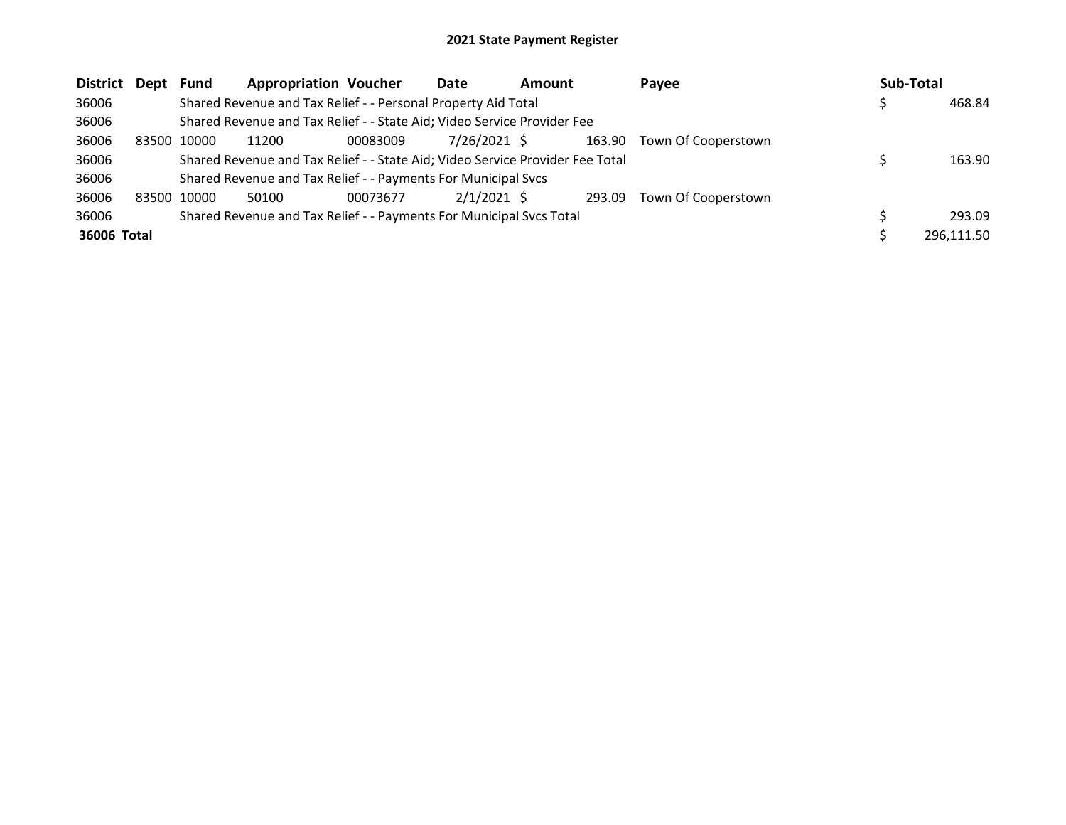## 2021 State Payment Register

| District | Dept | Fund | Appropriation | Voucher | Date | Amount | Payee | Sub-Total |
|---|---|---|---|---|---|---|---|---|
| 36006 | | Shared Revenue and Tax Relief - - Personal Property Aid Total | | | | | | $ 468.84 |
| 36006 | | Shared Revenue and Tax Relief - - State Aid; Video Service Provider Fee | | | | | | |
| 36006 | 83500 | 10000 | 11200 | 00083009 | 7/26/2021 | $ 163.90 | Town Of Cooperstown | |
| 36006 | | Shared Revenue and Tax Relief - - State Aid; Video Service Provider Fee Total | | | | | | $ 163.90 |
| 36006 | | Shared Revenue and Tax Relief - - Payments For Municipal Svcs | | | | | | |
| 36006 | 83500 | 10000 | 50100 | 00073677 | 2/1/2021 | $ 293.09 | Town Of Cooperstown | |
| 36006 | | Shared Revenue and Tax Relief - - Payments For Municipal Svcs Total | | | | | | $ 293.09 |
| **36006 Total** | | | | | | | | $ 296,111.50 |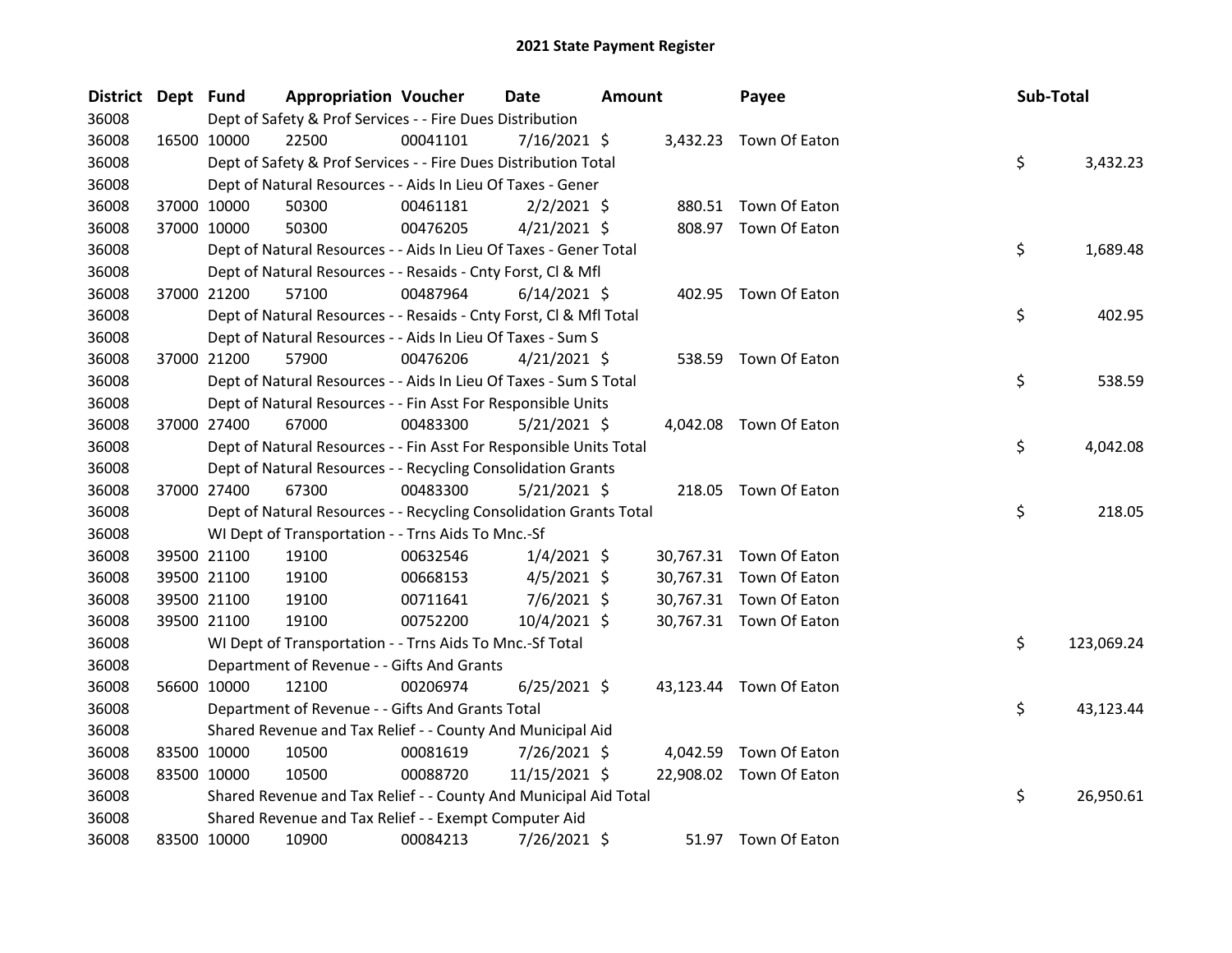# 2021 State Payment Register

| District | Dept | Fund | Appropriation | Voucher | Date | Amount | Payee | Sub-Total |
|---|---|---|---|---|---|---|---|---|
| 36008 | | Dept of Safety & Prof Services - - Fire Dues Distribution | | | | | | |
| 36008 | 16500 | 10000 | 22500 | 00041101 | 7/16/2021 | $ 3,432.23 | Town Of Eaton | |
| 36008 | | Dept of Safety & Prof Services - - Fire Dues Distribution Total | | | | | | $ 3,432.23 |
| 36008 | | Dept of Natural Resources - - Aids In Lieu Of Taxes - Gener | | | | | | |
| 36008 | 37000 | 10000 | 50300 | 00461181 | 2/2/2021 | $ 880.51 | Town Of Eaton | |
| 36008 | 37000 | 10000 | 50300 | 00476205 | 4/21/2021 | $ 808.97 | Town Of Eaton | |
| 36008 | | Dept of Natural Resources - - Aids In Lieu Of Taxes - Gener Total | | | | | | $ 1,689.48 |
| 36008 | | Dept of Natural Resources - - Resaids - Cnty Forst, Cl & Mfl | | | | | | |
| 36008 | 37000 | 21200 | 57100 | 00487964 | 6/14/2021 | $ 402.95 | Town Of Eaton | |
| 36008 | | Dept of Natural Resources - - Resaids - Cnty Forst, Cl & Mfl Total | | | | | | $ 402.95 |
| 36008 | | Dept of Natural Resources - - Aids In Lieu Of Taxes - Sum S | | | | | | |
| 36008 | 37000 | 21200 | 57900 | 00476206 | 4/21/2021 | $ 538.59 | Town Of Eaton | |
| 36008 | | Dept of Natural Resources - - Aids In Lieu Of Taxes - Sum S Total | | | | | | $ 538.59 |
| 36008 | | Dept of Natural Resources - - Fin Asst For Responsible Units | | | | | | |
| 36008 | 37000 | 27400 | 67000 | 00483300 | 5/21/2021 | $ 4,042.08 | Town Of Eaton | |
| 36008 | | Dept of Natural Resources - - Fin Asst For Responsible Units Total | | | | | | $ 4,042.08 |
| 36008 | | Dept of Natural Resources - - Recycling Consolidation Grants | | | | | | |
| 36008 | 37000 | 27400 | 67300 | 00483300 | 5/21/2021 | $ 218.05 | Town Of Eaton | |
| 36008 | | Dept of Natural Resources - - Recycling Consolidation Grants Total | | | | | | $ 218.05 |
| 36008 | | WI Dept of Transportation - - Trns Aids To Mnc.-Sf | | | | | | |
| 36008 | 39500 | 21100 | 19100 | 00632546 | 1/4/2021 | $ 30,767.31 | Town Of Eaton | |
| 36008 | 39500 | 21100 | 19100 | 00668153 | 4/5/2021 | $ 30,767.31 | Town Of Eaton | |
| 36008 | 39500 | 21100 | 19100 | 00711641 | 7/6/2021 | $ 30,767.31 | Town Of Eaton | |
| 36008 | 39500 | 21100 | 19100 | 00752200 | 10/4/2021 | $ 30,767.31 | Town Of Eaton | |
| 36008 | | WI Dept of Transportation - - Trns Aids To Mnc.-Sf Total | | | | | | $ 123,069.24 |
| 36008 | | Department of Revenue - - Gifts And Grants | | | | | | |
| 36008 | 56600 | 10000 | 12100 | 00206974 | 6/25/2021 | $ 43,123.44 | Town Of Eaton | |
| 36008 | | Department of Revenue - - Gifts And Grants Total | | | | | | $ 43,123.44 |
| 36008 | | Shared Revenue and Tax Relief - - County And Municipal Aid | | | | | | |
| 36008 | 83500 | 10000 | 10500 | 00081619 | 7/26/2021 | $ 4,042.59 | Town Of Eaton | |
| 36008 | 83500 | 10000 | 10500 | 00088720 | 11/15/2021 | $ 22,908.02 | Town Of Eaton | |
| 36008 | | Shared Revenue and Tax Relief - - County And Municipal Aid Total | | | | | | $ 26,950.61 |
| 36008 | | Shared Revenue and Tax Relief - - Exempt Computer Aid | | | | | | |
| 36008 | 83500 | 10000 | 10900 | 00084213 | 7/26/2021 | $ 51.97 | Town Of Eaton | |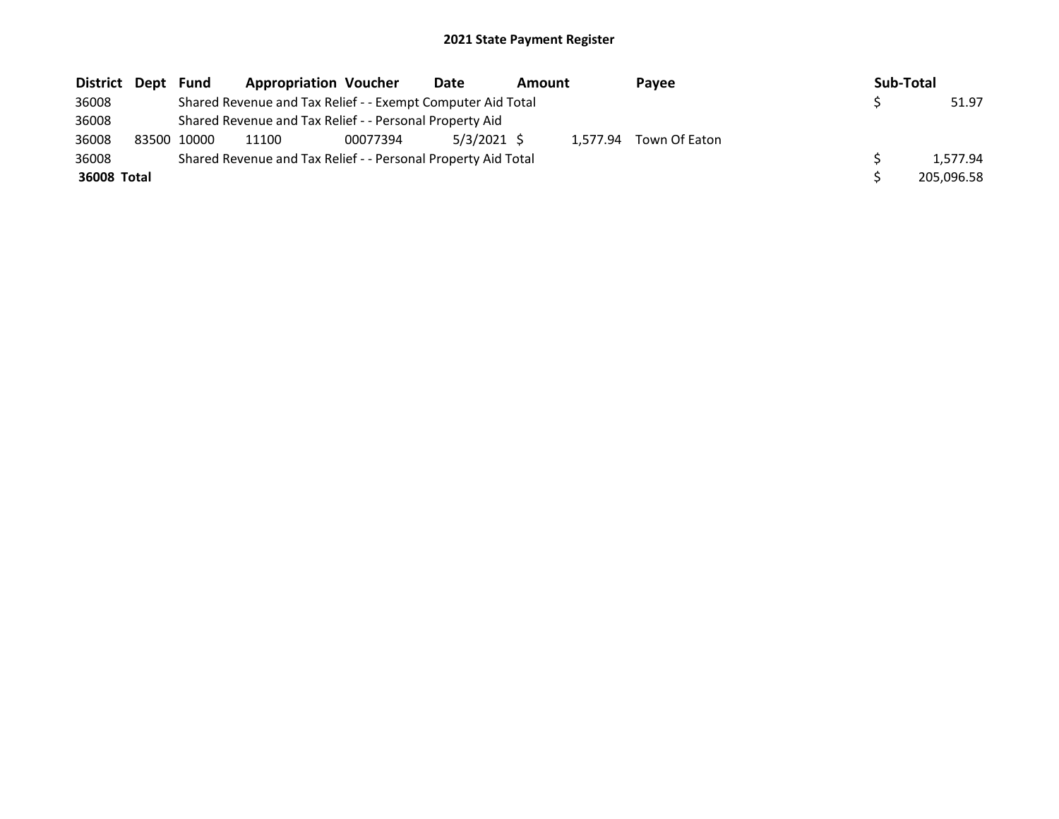# 2021 State Payment Register

| District | Dept | Fund | Appropriation | Voucher | Date | Amount | Payee | Sub-Total |
|---|---|---|---|---|---|---|---|---|
| 36008 | | Shared Revenue and Tax Relief - - Exempt Computer Aid Total | | | | | | $ 51.97 |
| 36008 | | Shared Revenue and Tax Relief - - Personal Property Aid | | | | | | |
| 36008 | 83500 | 10000 | 11100 | 00077394 | 5/3/2021 | $ 1,577.94 | Town Of Eaton | |
| 36008 | | Shared Revenue and Tax Relief - - Personal Property Aid Total | | | | | | $ 1,577.94 |
| **36008 Total** | | | | | | | | $ 205,096.58 |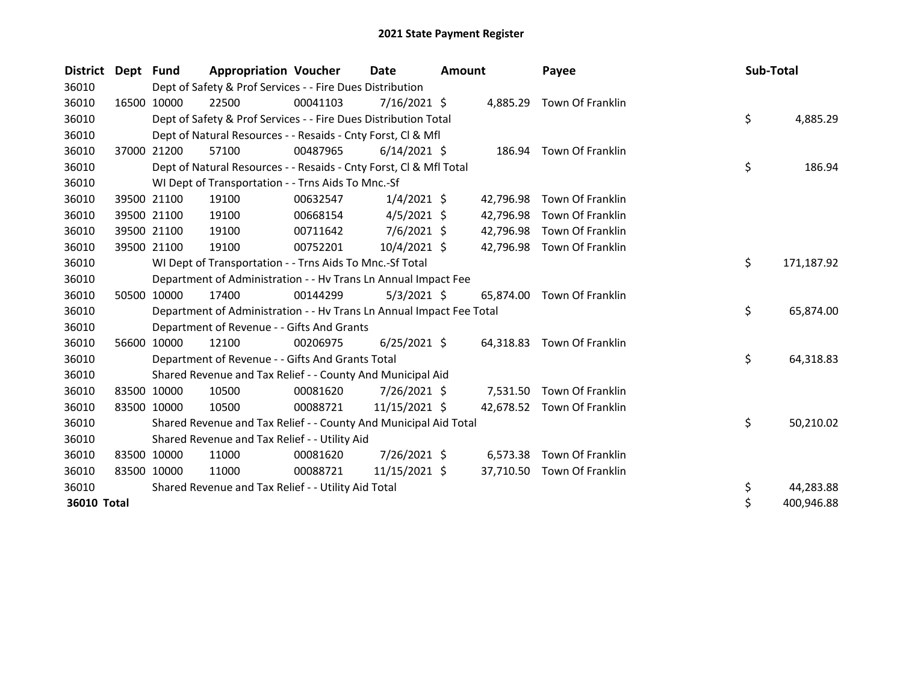# 2021 State Payment Register

| District | Dept | Fund | Appropriation | Voucher | Date | Amount | Payee | Sub-Total |
|---|---|---|---|---|---|---|---|---|
| 36010 | Dept of Safety & Prof Services - - Fire Dues Distribution | | | | | | | |
| 36010 | 16500 | 10000 | 22500 | 00041103 | 7/16/2021 | $ 4,885.29 | Town Of Franklin | |
| 36010 | Dept of Safety & Prof Services - - Fire Dues Distribution Total | | | | | | | $ 4,885.29 |
| 36010 | Dept of Natural Resources - - Resaids - Cnty Forst, Cl & Mfl | | | | | | | |
| 36010 | 37000 | 21200 | 57100 | 00487965 | 6/14/2021 | $ 186.94 | Town Of Franklin | |
| 36010 | Dept of Natural Resources - - Resaids - Cnty Forst, Cl & Mfl Total | | | | | | | $ 186.94 |
| 36010 | WI Dept of Transportation - - Trns Aids To Mnc.-Sf | | | | | | | |
| 36010 | 39500 | 21100 | 19100 | 00632547 | 1/4/2021 | $ 42,796.98 | Town Of Franklin | |
| 36010 | 39500 | 21100 | 19100 | 00668154 | 4/5/2021 | $ 42,796.98 | Town Of Franklin | |
| 36010 | 39500 | 21100 | 19100 | 00711642 | 7/6/2021 | $ 42,796.98 | Town Of Franklin | |
| 36010 | 39500 | 21100 | 19100 | 00752201 | 10/4/2021 | $ 42,796.98 | Town Of Franklin | |
| 36010 | WI Dept of Transportation - - Trns Aids To Mnc.-Sf Total | | | | | | | $ 171,187.92 |
| 36010 | Department of Administration - - Hv Trans Ln Annual Impact Fee | | | | | | | |
| 36010 | 50500 | 10000 | 17400 | 00144299 | 5/3/2021 | $ 65,874.00 | Town Of Franklin | |
| 36010 | Department of Administration - - Hv Trans Ln Annual Impact Fee Total | | | | | | | $ 65,874.00 |
| 36010 | Department of Revenue - - Gifts And Grants | | | | | | | |
| 36010 | 56600 | 10000 | 12100 | 00206975 | 6/25/2021 | $ 64,318.83 | Town Of Franklin | |
| 36010 | Department of Revenue - - Gifts And Grants Total | | | | | | | $ 64,318.83 |
| 36010 | Shared Revenue and Tax Relief - - County And Municipal Aid | | | | | | | |
| 36010 | 83500 | 10000 | 10500 | 00081620 | 7/26/2021 | $ 7,531.50 | Town Of Franklin | |
| 36010 | 83500 | 10000 | 10500 | 00088721 | 11/15/2021 | $ 42,678.52 | Town Of Franklin | |
| 36010 | Shared Revenue and Tax Relief - - County And Municipal Aid Total | | | | | | | $ 50,210.02 |
| 36010 | Shared Revenue and Tax Relief - - Utility Aid | | | | | | | |
| 36010 | 83500 | 10000 | 11000 | 00081620 | 7/26/2021 | $ 6,573.38 | Town Of Franklin | |
| 36010 | 83500 | 10000 | 11000 | 00088721 | 11/15/2021 | $ 37,710.50 | Town Of Franklin | |
| 36010 | Shared Revenue and Tax Relief - - Utility Aid Total | | | | | | | $ 44,283.88 |
| **36010 Total** | | | | | | | | $ 400,946.88 |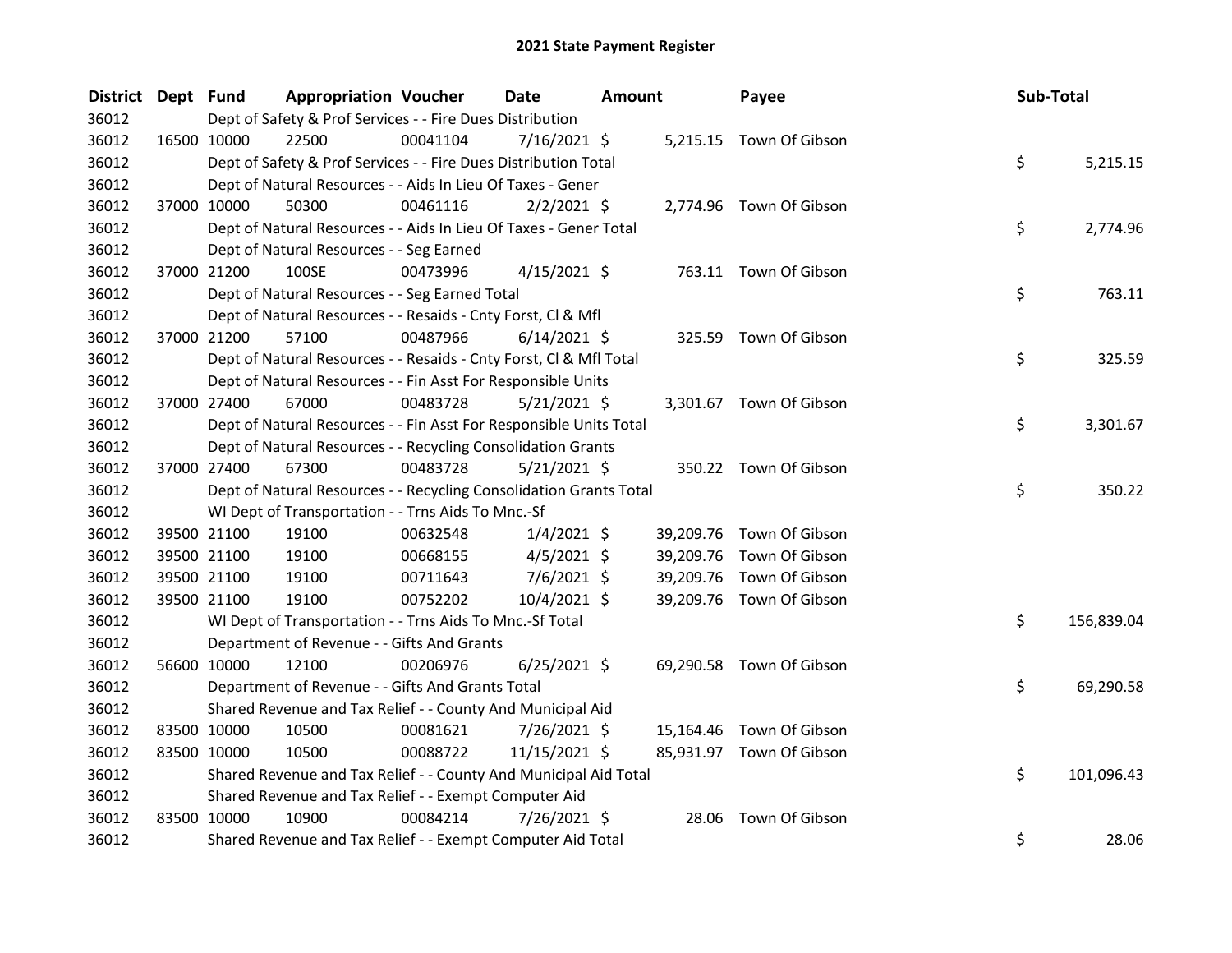# 2021 State Payment Register

| District | Dept | Fund | Appropriation | Voucher | Date | Amount | Payee | Sub-Total |
|---|---|---|---|---|---|---|---|---|
| 36012 | | Dept of Safety & Prof Services - - Fire Dues Distribution | | | | | | |
| 36012 | 16500 | 10000 | 22500 | 00041104 | 7/16/2021 | $ 5,215.15 | Town Of Gibson | |
| 36012 | | Dept of Safety & Prof Services - - Fire Dues Distribution Total | | | | | | $ 5,215.15 |
| 36012 | | Dept of Natural Resources - - Aids In Lieu Of Taxes - Gener | | | | | | |
| 36012 | 37000 | 10000 | 50300 | 00461116 | 2/2/2021 | $ 2,774.96 | Town Of Gibson | |
| 36012 | | Dept of Natural Resources - - Aids In Lieu Of Taxes - Gener Total | | | | | | $ 2,774.96 |
| 36012 | | Dept of Natural Resources - - Seg Earned | | | | | | |
| 36012 | 37000 | 21200 | 100SE | 00473996 | 4/15/2021 | $ 763.11 | Town Of Gibson | |
| 36012 | | Dept of Natural Resources - - Seg Earned Total | | | | | | $ 763.11 |
| 36012 | | Dept of Natural Resources - - Resaids - Cnty Forst, Cl & Mfl | | | | | | |
| 36012 | 37000 | 21200 | 57100 | 00487966 | 6/14/2021 | $ 325.59 | Town Of Gibson | |
| 36012 | | Dept of Natural Resources - - Resaids - Cnty Forst, Cl & Mfl Total | | | | | | $ 325.59 |
| 36012 | | Dept of Natural Resources - - Fin Asst For Responsible Units | | | | | | |
| 36012 | 37000 | 27400 | 67000 | 00483728 | 5/21/2021 | $ 3,301.67 | Town Of Gibson | |
| 36012 | | Dept of Natural Resources - - Fin Asst For Responsible Units Total | | | | | | $ 3,301.67 |
| 36012 | | Dept of Natural Resources - - Recycling Consolidation Grants | | | | | | |
| 36012 | 37000 | 27400 | 67300 | 00483728 | 5/21/2021 | $ 350.22 | Town Of Gibson | |
| 36012 | | Dept of Natural Resources - - Recycling Consolidation Grants Total | | | | | | $ 350.22 |
| 36012 | | WI Dept of Transportation - - Trns Aids To Mnc.-Sf | | | | | | |
| 36012 | 39500 | 21100 | 19100 | 00632548 | 1/4/2021 | $ 39,209.76 | Town Of Gibson | |
| 36012 | 39500 | 21100 | 19100 | 00668155 | 4/5/2021 | $ 39,209.76 | Town Of Gibson | |
| 36012 | 39500 | 21100 | 19100 | 00711643 | 7/6/2021 | $ 39,209.76 | Town Of Gibson | |
| 36012 | 39500 | 21100 | 19100 | 00752202 | 10/4/2021 | $ 39,209.76 | Town Of Gibson | |
| 36012 | | WI Dept of Transportation - - Trns Aids To Mnc.-Sf Total | | | | | | $ 156,839.04 |
| 36012 | | Department of Revenue - - Gifts And Grants | | | | | | |
| 36012 | 56600 | 10000 | 12100 | 00206976 | 6/25/2021 | $ 69,290.58 | Town Of Gibson | |
| 36012 | | Department of Revenue - - Gifts And Grants Total | | | | | | $ 69,290.58 |
| 36012 | | Shared Revenue and Tax Relief - - County And Municipal Aid | | | | | | |
| 36012 | 83500 | 10000 | 10500 | 00081621 | 7/26/2021 | $ 15,164.46 | Town Of Gibson | |
| 36012 | 83500 | 10000 | 10500 | 00088722 | 11/15/2021 | $ 85,931.97 | Town Of Gibson | |
| 36012 | | Shared Revenue and Tax Relief - - County And Municipal Aid Total | | | | | | $ 101,096.43 |
| 36012 | | Shared Revenue and Tax Relief - - Exempt Computer Aid | | | | | | |
| 36012 | 83500 | 10000 | 10900 | 00084214 | 7/26/2021 | $ 28.06 | Town Of Gibson | |
| 36012 | | Shared Revenue and Tax Relief - - Exempt Computer Aid Total | | | | | | $ 28.06 |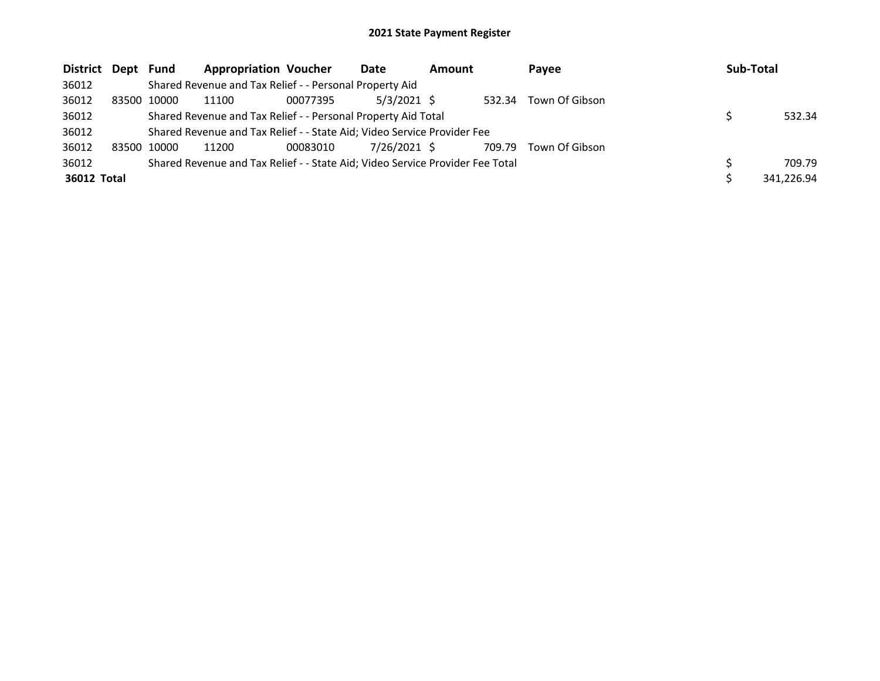## 2021 State Payment Register

| District | Dept | Fund | Appropriation | Voucher | Date | Amount | Payee | Sub-Total |
|---|---|---|---|---|---|---|---|---|
| 36012 | | Shared Revenue and Tax Relief - - Personal Property Aid | | | | | | |
| 36012 | 83500 | 10000 | 11100 | 00077395 | 5/3/2021 | $ 532.34 | Town Of Gibson | |
| 36012 | | Shared Revenue and Tax Relief - - Personal Property Aid Total | | | | | | $ 532.34 |
| 36012 | | Shared Revenue and Tax Relief - - State Aid; Video Service Provider Fee | | | | | | |
| 36012 | 83500 | 10000 | 11200 | 00083010 | 7/26/2021 | $ 709.79 | Town Of Gibson | |
| 36012 | | Shared Revenue and Tax Relief - - State Aid; Video Service Provider Fee Total | | | | | | $ 709.79 |
| **36012 Total** | | | | | | | | $ 341,226.94 |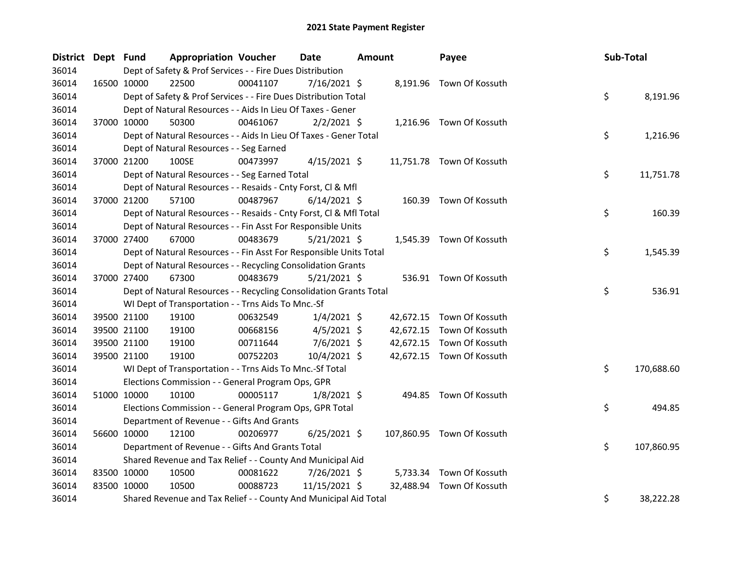# 2021 State Payment Register

| District | Dept | Fund | Appropriation | Voucher | Date | Amount | Payee | Sub-Total |
|---|---|---|---|---|---|---|---|---|
| 36014 | | Dept of Safety & Prof Services - - Fire Dues Distribution | | | | | | |
| 36014 | 16500 | 10000 | 22500 | 00041107 | 7/16/2021 | $ 8,191.96 | Town Of Kossuth | |
| 36014 | | Dept of Safety & Prof Services - - Fire Dues Distribution Total | | | | | | $ 8,191.96 |
| 36014 | | Dept of Natural Resources - - Aids In Lieu Of Taxes - Gener | | | | | | |
| 36014 | 37000 | 10000 | 50300 | 00461067 | 2/2/2021 | $ 1,216.96 | Town Of Kossuth | |
| 36014 | | Dept of Natural Resources - - Aids In Lieu Of Taxes - Gener Total | | | | | | $ 1,216.96 |
| 36014 | | Dept of Natural Resources - - Seg Earned | | | | | | |
| 36014 | 37000 | 21200 | 100SE | 00473997 | 4/15/2021 | $ 11,751.78 | Town Of Kossuth | |
| 36014 | | Dept of Natural Resources - - Seg Earned Total | | | | | | $ 11,751.78 |
| 36014 | | Dept of Natural Resources - - Resaids - Cnty Forst, Cl & Mfl | | | | | | |
| 36014 | 37000 | 21200 | 57100 | 00487967 | 6/14/2021 | $ 160.39 | Town Of Kossuth | |
| 36014 | | Dept of Natural Resources - - Resaids - Cnty Forst, Cl & Mfl Total | | | | | | $ 160.39 |
| 36014 | | Dept of Natural Resources - - Fin Asst For Responsible Units | | | | | | |
| 36014 | 37000 | 27400 | 67000 | 00483679 | 5/21/2021 | $ 1,545.39 | Town Of Kossuth | |
| 36014 | | Dept of Natural Resources - - Fin Asst For Responsible Units Total | | | | | | $ 1,545.39 |
| 36014 | | Dept of Natural Resources - - Recycling Consolidation Grants | | | | | | |
| 36014 | 37000 | 27400 | 67300 | 00483679 | 5/21/2021 | $ 536.91 | Town Of Kossuth | |
| 36014 | | Dept of Natural Resources - - Recycling Consolidation Grants Total | | | | | | $ 536.91 |
| 36014 | | WI Dept of Transportation - - Trns Aids To Mnc.-Sf | | | | | | |
| 36014 | 39500 | 21100 | 19100 | 00632549 | 1/4/2021 | $ 42,672.15 | Town Of Kossuth | |
| 36014 | 39500 | 21100 | 19100 | 00668156 | 4/5/2021 | $ 42,672.15 | Town Of Kossuth | |
| 36014 | 39500 | 21100 | 19100 | 00711644 | 7/6/2021 | $ 42,672.15 | Town Of Kossuth | |
| 36014 | 39500 | 21100 | 19100 | 00752203 | 10/4/2021 | $ 42,672.15 | Town Of Kossuth | |
| 36014 | | WI Dept of Transportation - - Trns Aids To Mnc.-Sf Total | | | | | | $ 170,688.60 |
| 36014 | | Elections Commission - - General Program Ops, GPR | | | | | | |
| 36014 | 51000 | 10000 | 10100 | 00005117 | 1/8/2021 | $ 494.85 | Town Of Kossuth | |
| 36014 | | Elections Commission - - General Program Ops, GPR Total | | | | | | $ 494.85 |
| 36014 | | Department of Revenue - - Gifts And Grants | | | | | | |
| 36014 | 56600 | 10000 | 12100 | 00206977 | 6/25/2021 | $ 107,860.95 | Town Of Kossuth | |
| 36014 | | Department of Revenue - - Gifts And Grants Total | | | | | | $ 107,860.95 |
| 36014 | | Shared Revenue and Tax Relief - - County And Municipal Aid | | | | | | |
| 36014 | 83500 | 10000 | 10500 | 00081622 | 7/26/2021 | $ 5,733.34 | Town Of Kossuth | |
| 36014 | 83500 | 10000 | 10500 | 00088723 | 11/15/2021 | $ 32,488.94 | Town Of Kossuth | |
| 36014 | | Shared Revenue and Tax Relief - - County And Municipal Aid Total | | | | | | $ 38,222.28 |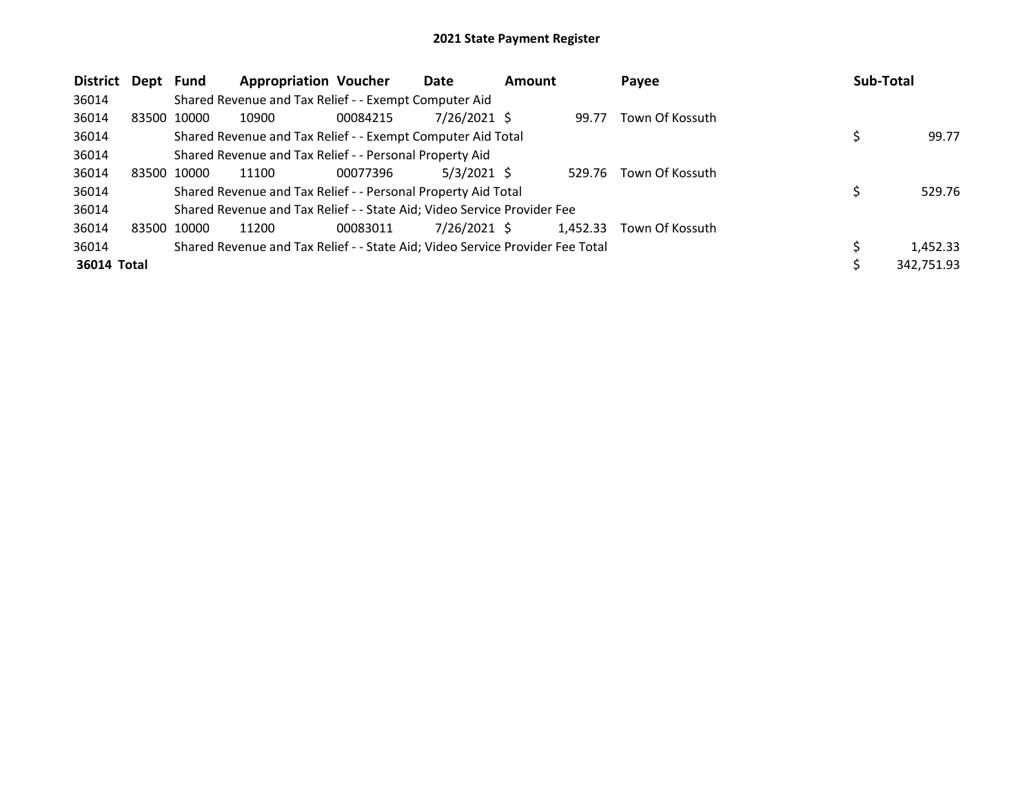# 2021 State Payment Register

| District | Dept | Fund | Appropriation | Voucher | Date | Amount | Payee | Sub-Total |
|---|---|---|---|---|---|---|---|---|
| 36014 | | Shared Revenue and Tax Relief - - Exempt Computer Aid | | | | | | |
| 36014 | 83500 | 10000 | 10900 | 00084215 | 7/26/2021 | $ 99.77 | Town Of Kossuth | |
| 36014 | | Shared Revenue and Tax Relief - - Exempt Computer Aid Total | | | | | | $ 99.77 |
| 36014 | | Shared Revenue and Tax Relief - - Personal Property Aid | | | | | | |
| 36014 | 83500 | 10000 | 11100 | 00077396 | 5/3/2021 | $ 529.76 | Town Of Kossuth | |
| 36014 | | Shared Revenue and Tax Relief - - Personal Property Aid Total | | | | | | $ 529.76 |
| 36014 | | Shared Revenue and Tax Relief - - State Aid; Video Service Provider Fee | | | | | | |
| 36014 | 83500 | 10000 | 11200 | 00083011 | 7/26/2021 | $ 1,452.33 | Town Of Kossuth | |
| 36014 | | Shared Revenue and Tax Relief - - State Aid; Video Service Provider Fee Total | | | | | | $ 1,452.33 |
| **36014 Total** | | | | | | | | $ 342,751.93 |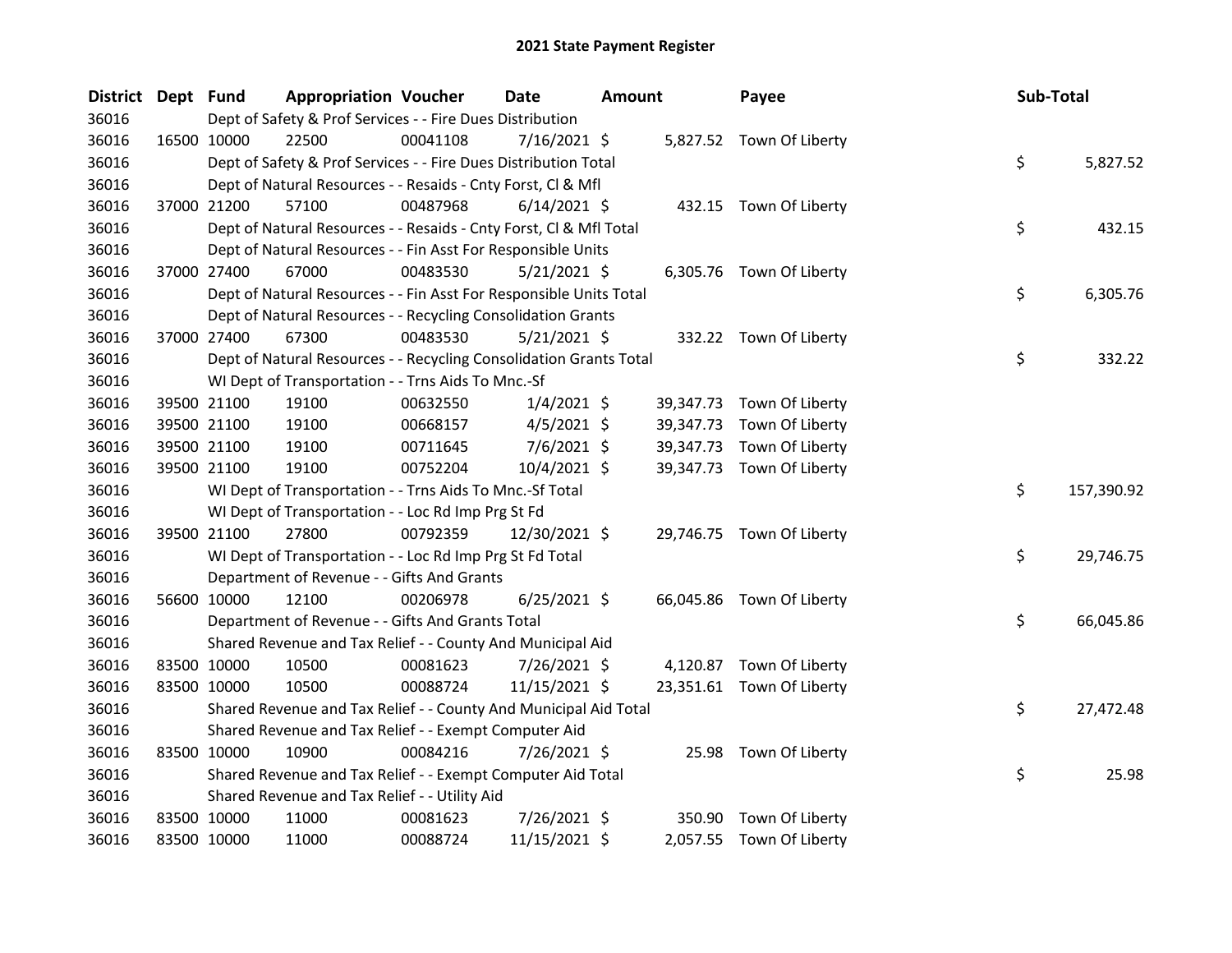# 2021 State Payment Register

| District | Dept | Fund | Appropriation | Voucher | Date | Amount | Payee | Sub-Total |
|---|---|---|---|---|---|---|---|---|
| 36016 | | | Dept of Safety & Prof Services - - Fire Dues Distribution | | | | | |
| 36016 | 16500 | 10000 | 22500 | 00041108 | 7/16/2021 | $ 5,827.52 | Town Of Liberty | |
| 36016 | | | Dept of Safety & Prof Services - - Fire Dues Distribution Total | | | | | $ 5,827.52 |
| 36016 | | | Dept of Natural Resources - - Resaids - Cnty Forst, Cl & Mfl | | | | | |
| 36016 | 37000 | 21200 | 57100 | 00487968 | 6/14/2021 | $ 432.15 | Town Of Liberty | |
| 36016 | | | Dept of Natural Resources - - Resaids - Cnty Forst, Cl & Mfl Total | | | | | $ 432.15 |
| 36016 | | | Dept of Natural Resources - - Fin Asst For Responsible Units | | | | | |
| 36016 | 37000 | 27400 | 67000 | 00483530 | 5/21/2021 | $ 6,305.76 | Town Of Liberty | |
| 36016 | | | Dept of Natural Resources - - Fin Asst For Responsible Units Total | | | | | $ 6,305.76 |
| 36016 | | | Dept of Natural Resources - - Recycling Consolidation Grants | | | | | |
| 36016 | 37000 | 27400 | 67300 | 00483530 | 5/21/2021 | $ 332.22 | Town Of Liberty | |
| 36016 | | | Dept of Natural Resources - - Recycling Consolidation Grants Total | | | | | $ 332.22 |
| 36016 | | | WI Dept of Transportation - - Trns Aids To Mnc.-Sf | | | | | |
| 36016 | 39500 | 21100 | 19100 | 00632550 | 1/4/2021 | $ 39,347.73 | Town Of Liberty | |
| 36016 | 39500 | 21100 | 19100 | 00668157 | 4/5/2021 | $ 39,347.73 | Town Of Liberty | |
| 36016 | 39500 | 21100 | 19100 | 00711645 | 7/6/2021 | $ 39,347.73 | Town Of Liberty | |
| 36016 | 39500 | 21100 | 19100 | 00752204 | 10/4/2021 | $ 39,347.73 | Town Of Liberty | |
| 36016 | | | WI Dept of Transportation - - Trns Aids To Mnc.-Sf Total | | | | | $ 157,390.92 |
| 36016 | | | WI Dept of Transportation - - Loc Rd Imp Prg St Fd | | | | | |
| 36016 | 39500 | 21100 | 27800 | 00792359 | 12/30/2021 | $ 29,746.75 | Town Of Liberty | |
| 36016 | | | WI Dept of Transportation - - Loc Rd Imp Prg St Fd Total | | | | | $ 29,746.75 |
| 36016 | | | Department of Revenue - - Gifts And Grants | | | | | |
| 36016 | 56600 | 10000 | 12100 | 00206978 | 6/25/2021 | $ 66,045.86 | Town Of Liberty | |
| 36016 | | | Department of Revenue - - Gifts And Grants Total | | | | | $ 66,045.86 |
| 36016 | | | Shared Revenue and Tax Relief - - County And Municipal Aid | | | | | |
| 36016 | 83500 | 10000 | 10500 | 00081623 | 7/26/2021 | $ 4,120.87 | Town Of Liberty | |
| 36016 | 83500 | 10000 | 10500 | 00088724 | 11/15/2021 | $ 23,351.61 | Town Of Liberty | |
| 36016 | | | Shared Revenue and Tax Relief - - County And Municipal Aid Total | | | | | $ 27,472.48 |
| 36016 | | | Shared Revenue and Tax Relief - - Exempt Computer Aid | | | | | |
| 36016 | 83500 | 10000 | 10900 | 00084216 | 7/26/2021 | $ 25.98 | Town Of Liberty | |
| 36016 | | | Shared Revenue and Tax Relief - - Exempt Computer Aid Total | | | | | $ 25.98 |
| 36016 | | | Shared Revenue and Tax Relief - - Utility Aid | | | | | |
| 36016 | 83500 | 10000 | 11000 | 00081623 | 7/26/2021 | $ 350.90 | Town Of Liberty | |
| 36016 | 83500 | 10000 | 11000 | 00088724 | 11/15/2021 | $ 2,057.55 | Town Of Liberty | |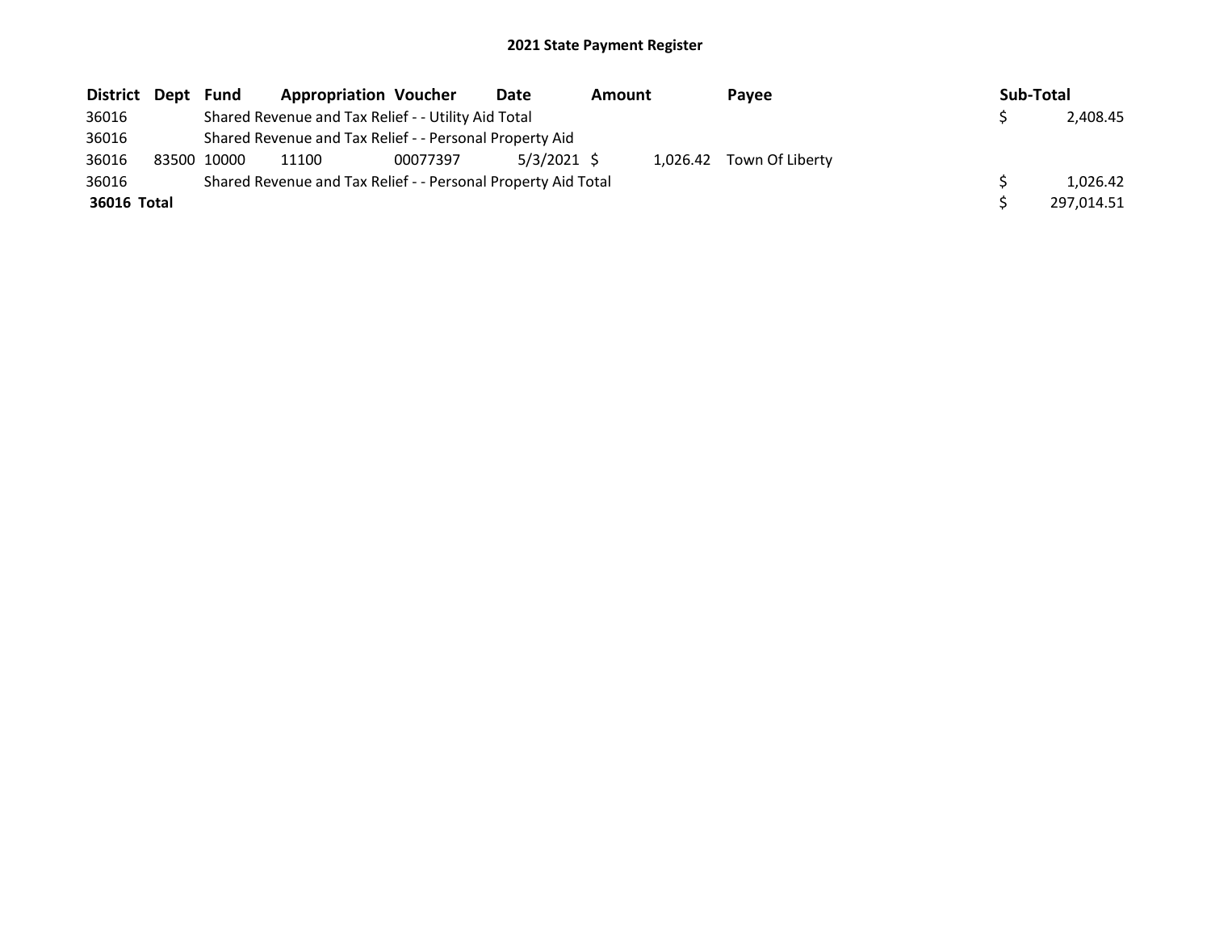## 2021 State Payment Register

| District | Dept | Fund | Appropriation | Voucher | Date | Amount | Payee | Sub-Total |
|---|---|---|---|---|---|---|---|---|
| 36016 | | Shared Revenue and Tax Relief - - Utility Aid Total | | | | | | $ 2,408.45 |
| 36016 | | Shared Revenue and Tax Relief - - Personal Property Aid | | | | | | |
| 36016 | 83500 | 10000 | 11100 | 00077397 | 5/3/2021 | $ 1,026.42 | Town Of Liberty | |
| 36016 | | Shared Revenue and Tax Relief - - Personal Property Aid Total | | | | | | $ 1,026.42 |
| **36016 Total** | | | | | | | | $ 297,014.51 |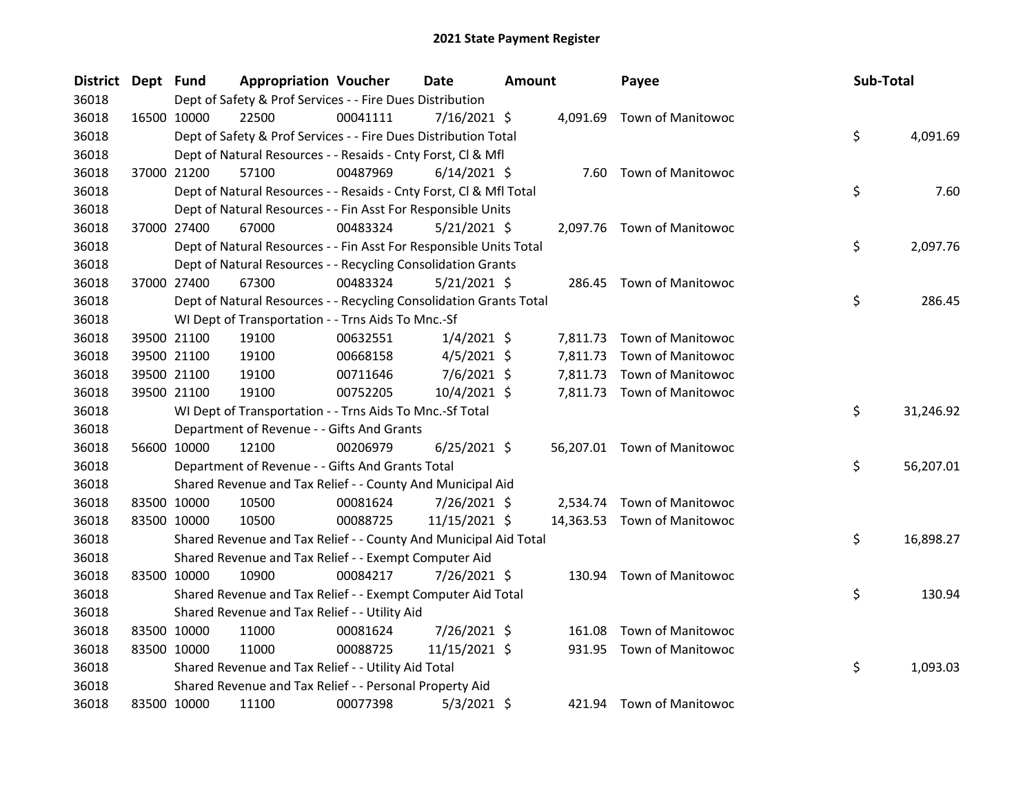## 2021 State Payment Register

| District | Dept | Fund | Appropriation | Voucher | Date | Amount | Payee | Sub-Total |
|---|---|---|---|---|---|---|---|---|
| 36018 | | | Dept of Safety & Prof Services - - Fire Dues Distribution | | | | | |
| 36018 | 16500 | 10000 | 22500 | 00041111 | 7/16/2021 | $ 4,091.69 | Town of Manitowoc | |
| 36018 | | | Dept of Safety & Prof Services - - Fire Dues Distribution Total | | | | | $ 4,091.69 |
| 36018 | | | Dept of Natural Resources - - Resaids - Cnty Forst, Cl & Mfl | | | | | |
| 36018 | 37000 | 21200 | 57100 | 00487969 | 6/14/2021 | $ 7.60 | Town of Manitowoc | |
| 36018 | | | Dept of Natural Resources - - Resaids - Cnty Forst, Cl & Mfl Total | | | | | $ 7.60 |
| 36018 | | | Dept of Natural Resources - - Fin Asst For Responsible Units | | | | | |
| 36018 | 37000 | 27400 | 67000 | 00483324 | 5/21/2021 | $ 2,097.76 | Town of Manitowoc | |
| 36018 | | | Dept of Natural Resources - - Fin Asst For Responsible Units Total | | | | | $ 2,097.76 |
| 36018 | | | Dept of Natural Resources - - Recycling Consolidation Grants | | | | | |
| 36018 | 37000 | 27400 | 67300 | 00483324 | 5/21/2021 | $ 286.45 | Town of Manitowoc | |
| 36018 | | | Dept of Natural Resources - - Recycling Consolidation Grants Total | | | | | $ 286.45 |
| 36018 | | | WI Dept of Transportation - - Trns Aids To Mnc.-Sf | | | | | |
| 36018 | 39500 | 21100 | 19100 | 00632551 | 1/4/2021 | $ 7,811.73 | Town of Manitowoc | |
| 36018 | 39500 | 21100 | 19100 | 00668158 | 4/5/2021 | $ 7,811.73 | Town of Manitowoc | |
| 36018 | 39500 | 21100 | 19100 | 00711646 | 7/6/2021 | $ 7,811.73 | Town of Manitowoc | |
| 36018 | 39500 | 21100 | 19100 | 00752205 | 10/4/2021 | $ 7,811.73 | Town of Manitowoc | |
| 36018 | | | WI Dept of Transportation - - Trns Aids To Mnc.-Sf Total | | | | | $ 31,246.92 |
| 36018 | | | Department of Revenue - - Gifts And Grants | | | | | |
| 36018 | 56600 | 10000 | 12100 | 00206979 | 6/25/2021 | $ 56,207.01 | Town of Manitowoc | |
| 36018 | | | Department of Revenue - - Gifts And Grants Total | | | | | $ 56,207.01 |
| 36018 | | | Shared Revenue and Tax Relief - - County And Municipal Aid | | | | | |
| 36018 | 83500 | 10000 | 10500 | 00081624 | 7/26/2021 | $ 2,534.74 | Town of Manitowoc | |
| 36018 | 83500 | 10000 | 10500 | 00088725 | 11/15/2021 | $ 14,363.53 | Town of Manitowoc | |
| 36018 | | | Shared Revenue and Tax Relief - - County And Municipal Aid Total | | | | | $ 16,898.27 |
| 36018 | | | Shared Revenue and Tax Relief - - Exempt Computer Aid | | | | | |
| 36018 | 83500 | 10000 | 10900 | 00084217 | 7/26/2021 | $ 130.94 | Town of Manitowoc | |
| 36018 | | | Shared Revenue and Tax Relief - - Exempt Computer Aid Total | | | | | $ 130.94 |
| 36018 | | | Shared Revenue and Tax Relief - - Utility Aid | | | | | |
| 36018 | 83500 | 10000 | 11000 | 00081624 | 7/26/2021 | $ 161.08 | Town of Manitowoc | |
| 36018 | 83500 | 10000 | 11000 | 00088725 | 11/15/2021 | $ 931.95 | Town of Manitowoc | |
| 36018 | | | Shared Revenue and Tax Relief - - Utility Aid Total | | | | | $ 1,093.03 |
| 36018 | | | Shared Revenue and Tax Relief - - Personal Property Aid | | | | | |
| 36018 | 83500 | 10000 | 11100 | 00077398 | 5/3/2021 | $ 421.94 | Town of Manitowoc | |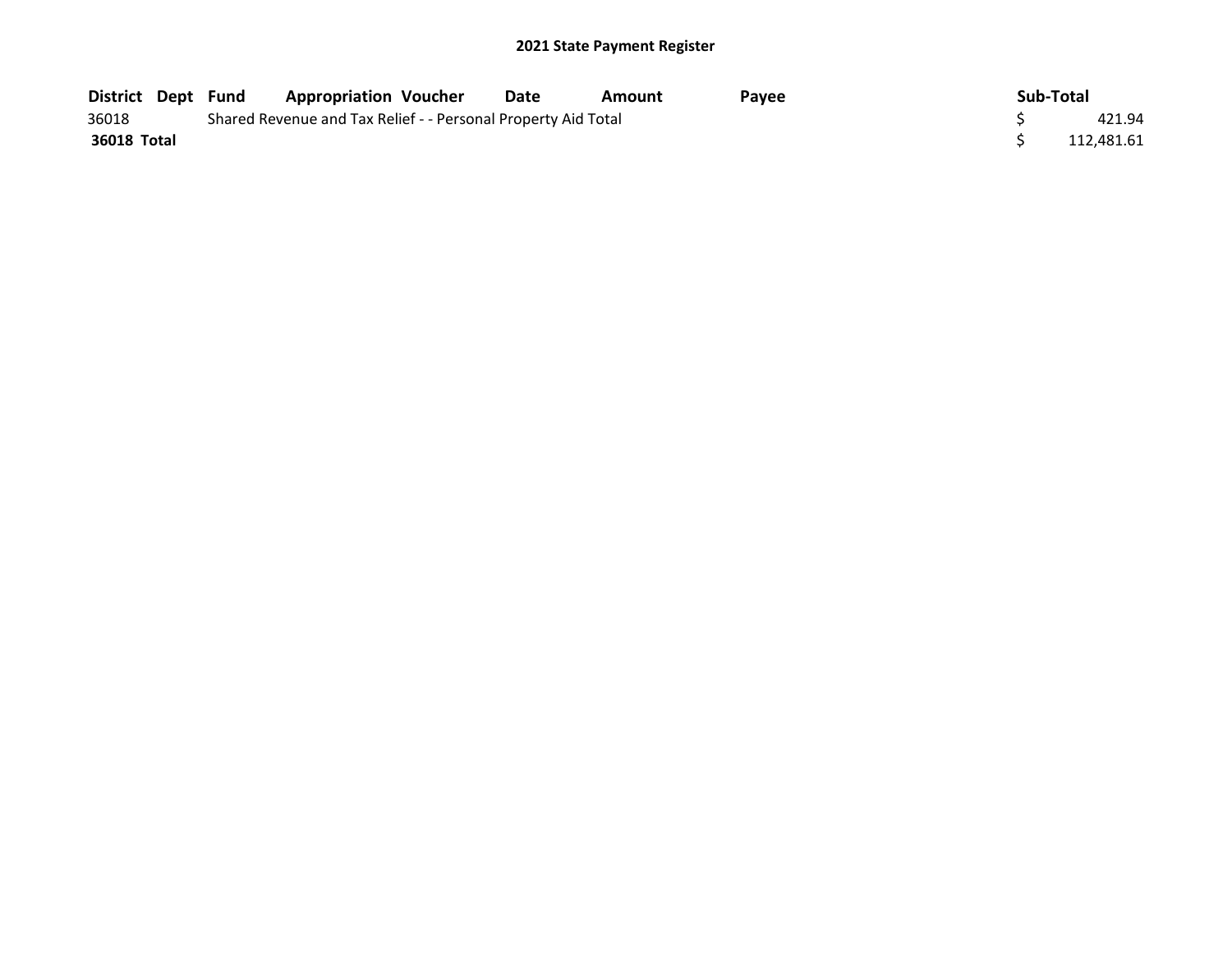**2021 State Payment Register**

| District | Dept | Fund | Appropriation | Voucher | Date | Amount | Payee | Sub-Total |
|---|---|---|---|---|---|---|---|---|
| 36018 | | Shared Revenue and Tax Relief - - Personal Property Aid Total | | | | | | $ 421.94 |
| **36018 Total** | | | | | | | | $ 112,481.61 |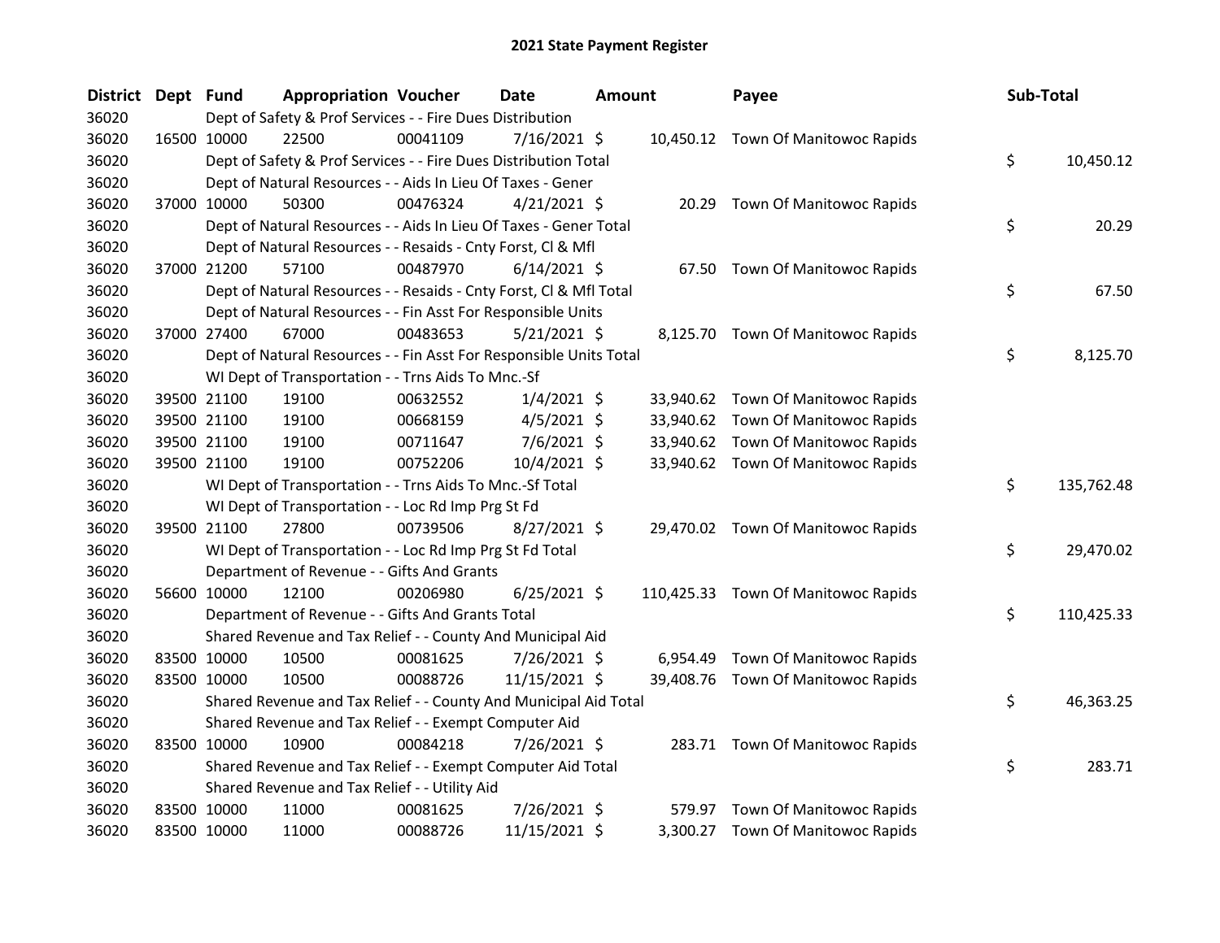# 2021 State Payment Register

| District | Dept | Fund | Appropriation | Voucher | Date | Amount | Payee | Sub-Total |
|---|---|---|---|---|---|---|---|---|
| 36020 | | Dept of Safety & Prof Services - - Fire Dues Distribution | | | | | | |
| 36020 | 16500 | 10000 | 22500 | 00041109 | 7/16/2021 | $ 10,450.12 | Town Of Manitowoc Rapids | |
| 36020 | | Dept of Safety & Prof Services - - Fire Dues Distribution Total | | | | | | $ 10,450.12 |
| 36020 | | Dept of Natural Resources - - Aids In Lieu Of Taxes - Gener | | | | | | |
| 36020 | 37000 | 10000 | 50300 | 00476324 | 4/21/2021 | $ 20.29 | Town Of Manitowoc Rapids | |
| 36020 | | Dept of Natural Resources - - Aids In Lieu Of Taxes - Gener Total | | | | | | $ 20.29 |
| 36020 | | Dept of Natural Resources - - Resaids - Cnty Forst, Cl & Mfl | | | | | | |
| 36020 | 37000 | 21200 | 57100 | 00487970 | 6/14/2021 | $ 67.50 | Town Of Manitowoc Rapids | |
| 36020 | | Dept of Natural Resources - - Resaids - Cnty Forst, Cl & Mfl Total | | | | | | $ 67.50 |
| 36020 | | Dept of Natural Resources - - Fin Asst For Responsible Units | | | | | | |
| 36020 | 37000 | 27400 | 67000 | 00483653 | 5/21/2021 | $ 8,125.70 | Town Of Manitowoc Rapids | |
| 36020 | | Dept of Natural Resources - - Fin Asst For Responsible Units Total | | | | | | $ 8,125.70 |
| 36020 | | WI Dept of Transportation - - Trns Aids To Mnc.-Sf | | | | | | |
| 36020 | 39500 | 21100 | 19100 | 00632552 | 1/4/2021 | $ 33,940.62 | Town Of Manitowoc Rapids | |
| 36020 | 39500 | 21100 | 19100 | 00668159 | 4/5/2021 | $ 33,940.62 | Town Of Manitowoc Rapids | |
| 36020 | 39500 | 21100 | 19100 | 00711647 | 7/6/2021 | $ 33,940.62 | Town Of Manitowoc Rapids | |
| 36020 | 39500 | 21100 | 19100 | 00752206 | 10/4/2021 | $ 33,940.62 | Town Of Manitowoc Rapids | |
| 36020 | | WI Dept of Transportation - - Trns Aids To Mnc.-Sf Total | | | | | | $ 135,762.48 |
| 36020 | | WI Dept of Transportation - - Loc Rd Imp Prg St Fd | | | | | | |
| 36020 | 39500 | 21100 | 27800 | 00739506 | 8/27/2021 | $ 29,470.02 | Town Of Manitowoc Rapids | |
| 36020 | | WI Dept of Transportation - - Loc Rd Imp Prg St Fd Total | | | | | | $ 29,470.02 |
| 36020 | | Department of Revenue - - Gifts And Grants | | | | | | |
| 36020 | 56600 | 10000 | 12100 | 00206980 | 6/25/2021 | $ 110,425.33 | Town Of Manitowoc Rapids | |
| 36020 | | Department of Revenue - - Gifts And Grants Total | | | | | | $ 110,425.33 |
| 36020 | | Shared Revenue and Tax Relief - - County And Municipal Aid | | | | | | |
| 36020 | 83500 | 10000 | 10500 | 00081625 | 7/26/2021 | $ 6,954.49 | Town Of Manitowoc Rapids | |
| 36020 | 83500 | 10000 | 10500 | 00088726 | 11/15/2021 | $ 39,408.76 | Town Of Manitowoc Rapids | |
| 36020 | | Shared Revenue and Tax Relief - - County And Municipal Aid Total | | | | | | $ 46,363.25 |
| 36020 | | Shared Revenue and Tax Relief - - Exempt Computer Aid | | | | | | |
| 36020 | 83500 | 10000 | 10900 | 00084218 | 7/26/2021 | $ 283.71 | Town Of Manitowoc Rapids | |
| 36020 | | Shared Revenue and Tax Relief - - Exempt Computer Aid Total | | | | | | $ 283.71 |
| 36020 | | Shared Revenue and Tax Relief - - Utility Aid | | | | | | |
| 36020 | 83500 | 10000 | 11000 | 00081625 | 7/26/2021 | $ 579.97 | Town Of Manitowoc Rapids | |
| 36020 | 83500 | 10000 | 11000 | 00088726 | 11/15/2021 | $ 3,300.27 | Town Of Manitowoc Rapids | |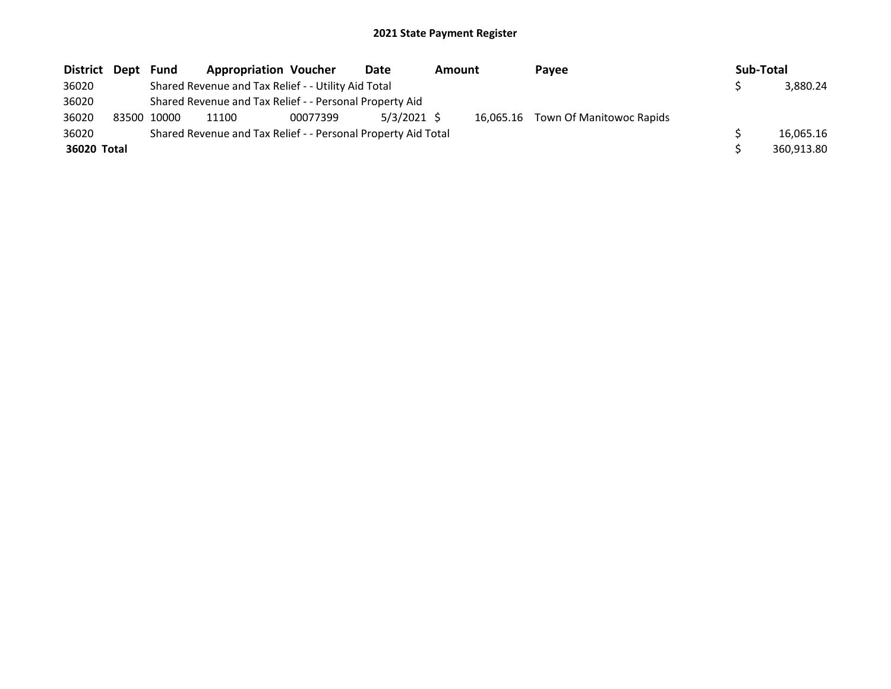## 2021 State Payment Register

| District | Dept | Fund | Appropriation | Voucher | Date | Amount | Payee | Sub-Total |
|---|---|---|---|---|---|---|---|---|
| 36020 | | Shared Revenue and Tax Relief - - Utility Aid Total | | | | | | $ 3,880.24 |
| 36020 | | Shared Revenue and Tax Relief - - Personal Property Aid | | | | | | |
| 36020 | 83500 | 10000 | 11100 | 00077399 | 5/3/2021 | $ 16,065.16 | Town Of Manitowoc Rapids | |
| 36020 | | Shared Revenue and Tax Relief - - Personal Property Aid Total | | | | | | $ 16,065.16 |
| **36020 Total** | | | | | | | | $ 360,913.80 |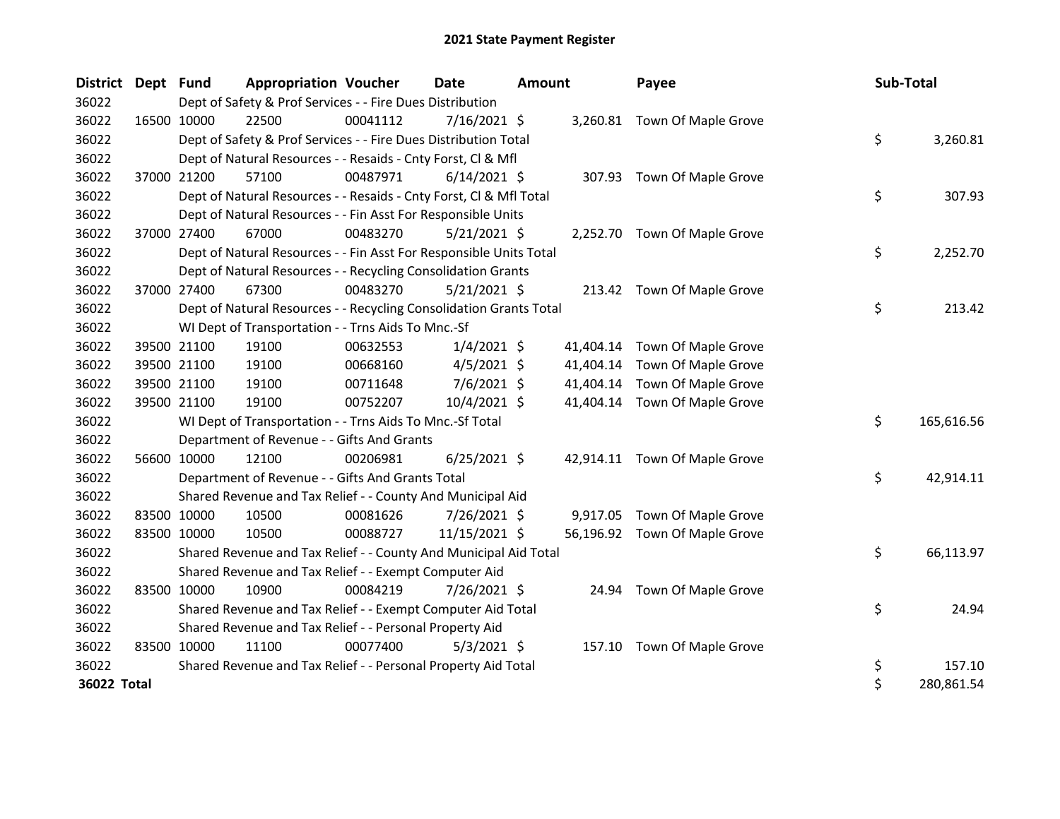# 2021 State Payment Register

| District | Dept | Fund | Appropriation | Voucher | Date | Amount | Payee | Sub-Total |
|---|---|---|---|---|---|---|---|---|
| 36022 | | Dept of Safety & Prof Services - - Fire Dues Distribution | | | | | | |
| 36022 | 16500 | 10000 | 22500 | 00041112 | 7/16/2021 | $ 3,260.81 | Town Of Maple Grove | |
| 36022 | | Dept of Safety & Prof Services - - Fire Dues Distribution Total | | | | | | $ 3,260.81 |
| 36022 | | Dept of Natural Resources - - Resaids - Cnty Forst, Cl & Mfl | | | | | | |
| 36022 | 37000 | 21200 | 57100 | 00487971 | 6/14/2021 | $ 307.93 | Town Of Maple Grove | |
| 36022 | | Dept of Natural Resources - - Resaids - Cnty Forst, Cl & Mfl Total | | | | | | $ 307.93 |
| 36022 | | Dept of Natural Resources - - Fin Asst For Responsible Units | | | | | | |
| 36022 | 37000 | 27400 | 67000 | 00483270 | 5/21/2021 | $ 2,252.70 | Town Of Maple Grove | |
| 36022 | | Dept of Natural Resources - - Fin Asst For Responsible Units Total | | | | | | $ 2,252.70 |
| 36022 | | Dept of Natural Resources - - Recycling Consolidation Grants | | | | | | |
| 36022 | 37000 | 27400 | 67300 | 00483270 | 5/21/2021 | $ 213.42 | Town Of Maple Grove | |
| 36022 | | Dept of Natural Resources - - Recycling Consolidation Grants Total | | | | | | $ 213.42 |
| 36022 | | WI Dept of Transportation - - Trns Aids To Mnc.-Sf | | | | | | |
| 36022 | 39500 | 21100 | 19100 | 00632553 | 1/4/2021 | $ 41,404.14 | Town Of Maple Grove | |
| 36022 | 39500 | 21100 | 19100 | 00668160 | 4/5/2021 | $ 41,404.14 | Town Of Maple Grove | |
| 36022 | 39500 | 21100 | 19100 | 00711648 | 7/6/2021 | $ 41,404.14 | Town Of Maple Grove | |
| 36022 | 39500 | 21100 | 19100 | 00752207 | 10/4/2021 | $ 41,404.14 | Town Of Maple Grove | |
| 36022 | | WI Dept of Transportation - - Trns Aids To Mnc.-Sf Total | | | | | | $ 165,616.56 |
| 36022 | | Department of Revenue - - Gifts And Grants | | | | | | |
| 36022 | 56600 | 10000 | 12100 | 00206981 | 6/25/2021 | $ 42,914.11 | Town Of Maple Grove | |
| 36022 | | Department of Revenue - - Gifts And Grants Total | | | | | | $ 42,914.11 |
| 36022 | | Shared Revenue and Tax Relief - - County And Municipal Aid | | | | | | |
| 36022 | 83500 | 10000 | 10500 | 00081626 | 7/26/2021 | $ 9,917.05 | Town Of Maple Grove | |
| 36022 | 83500 | 10000 | 10500 | 00088727 | 11/15/2021 | $ 56,196.92 | Town Of Maple Grove | |
| 36022 | | Shared Revenue and Tax Relief - - County And Municipal Aid Total | | | | | | $ 66,113.97 |
| 36022 | | Shared Revenue and Tax Relief - - Exempt Computer Aid | | | | | | |
| 36022 | 83500 | 10000 | 10900 | 00084219 | 7/26/2021 | $ 24.94 | Town Of Maple Grove | |
| 36022 | | Shared Revenue and Tax Relief - - Exempt Computer Aid Total | | | | | | $ 24.94 |
| 36022 | | Shared Revenue and Tax Relief - - Personal Property Aid | | | | | | |
| 36022 | 83500 | 10000 | 11100 | 00077400 | 5/3/2021 | $ 157.10 | Town Of Maple Grove | |
| 36022 | | Shared Revenue and Tax Relief - - Personal Property Aid Total | | | | | | $ 157.10 |
| **36022 Total** | | | | | | | | $ 280,861.54 |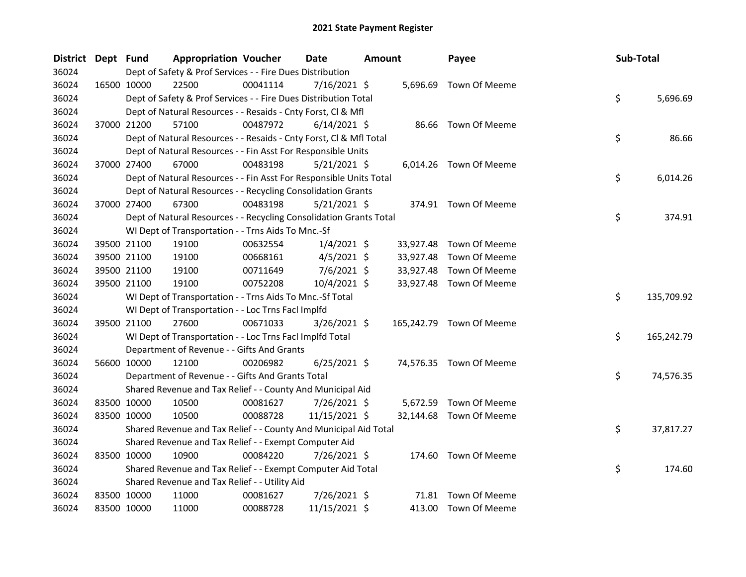# 2021 State Payment Register

| District | Dept | Fund | Appropriation | Voucher | Date | Amount | Payee | Sub-Total |
|---|---|---|---|---|---|---|---|---|
| 36024 | | Dept of Safety & Prof Services - - Fire Dues Distribution | | | | | | |
| 36024 | 16500 | 10000 | 22500 | 00041114 | 7/16/2021 | $ 5,696.69 | Town Of Meeme | |
| 36024 | | Dept of Safety & Prof Services - - Fire Dues Distribution Total | | | | | | $ 5,696.69 |
| 36024 | | Dept of Natural Resources - - Resaids - Cnty Forst, Cl & Mfl | | | | | | |
| 36024 | 37000 | 21200 | 57100 | 00487972 | 6/14/2021 | $ 86.66 | Town Of Meeme | |
| 36024 | | Dept of Natural Resources - - Resaids - Cnty Forst, Cl & Mfl Total | | | | | | $ 86.66 |
| 36024 | | Dept of Natural Resources - - Fin Asst For Responsible Units | | | | | | |
| 36024 | 37000 | 27400 | 67000 | 00483198 | 5/21/2021 | $ 6,014.26 | Town Of Meeme | |
| 36024 | | Dept of Natural Resources - - Fin Asst For Responsible Units Total | | | | | | $ 6,014.26 |
| 36024 | | Dept of Natural Resources - - Recycling Consolidation Grants | | | | | | |
| 36024 | 37000 | 27400 | 67300 | 00483198 | 5/21/2021 | $ 374.91 | Town Of Meeme | |
| 36024 | | Dept of Natural Resources - - Recycling Consolidation Grants Total | | | | | | $ 374.91 |
| 36024 | | WI Dept of Transportation - - Trns Aids To Mnc.-Sf | | | | | | |
| 36024 | 39500 | 21100 | 19100 | 00632554 | 1/4/2021 | $ 33,927.48 | Town Of Meeme | |
| 36024 | 39500 | 21100 | 19100 | 00668161 | 4/5/2021 | $ 33,927.48 | Town Of Meeme | |
| 36024 | 39500 | 21100 | 19100 | 00711649 | 7/6/2021 | $ 33,927.48 | Town Of Meeme | |
| 36024 | 39500 | 21100 | 19100 | 00752208 | 10/4/2021 | $ 33,927.48 | Town Of Meeme | |
| 36024 | | WI Dept of Transportation - - Trns Aids To Mnc.-Sf Total | | | | | | $ 135,709.92 |
| 36024 | | WI Dept of Transportation - - Loc Trns Facl Implfd | | | | | | |
| 36024 | 39500 | 21100 | 27600 | 00671033 | 3/26/2021 | $ 165,242.79 | Town Of Meeme | |
| 36024 | | WI Dept of Transportation - - Loc Trns Facl Implfd Total | | | | | | $ 165,242.79 |
| 36024 | | Department of Revenue - - Gifts And Grants | | | | | | |
| 36024 | 56600 | 10000 | 12100 | 00206982 | 6/25/2021 | $ 74,576.35 | Town Of Meeme | |
| 36024 | | Department of Revenue - - Gifts And Grants Total | | | | | | $ 74,576.35 |
| 36024 | | Shared Revenue and Tax Relief - - County And Municipal Aid | | | | | | |
| 36024 | 83500 | 10000 | 10500 | 00081627 | 7/26/2021 | $ 5,672.59 | Town Of Meeme | |
| 36024 | 83500 | 10000 | 10500 | 00088728 | 11/15/2021 | $ 32,144.68 | Town Of Meeme | |
| 36024 | | Shared Revenue and Tax Relief - - County And Municipal Aid Total | | | | | | $ 37,817.27 |
| 36024 | | Shared Revenue and Tax Relief - - Exempt Computer Aid | | | | | | |
| 36024 | 83500 | 10000 | 10900 | 00084220 | 7/26/2021 | $ 174.60 | Town Of Meeme | |
| 36024 | | Shared Revenue and Tax Relief - - Exempt Computer Aid Total | | | | | | $ 174.60 |
| 36024 | | Shared Revenue and Tax Relief - - Utility Aid | | | | | | |
| 36024 | 83500 | 10000 | 11000 | 00081627 | 7/26/2021 | $ 71.81 | Town Of Meeme | |
| 36024 | 83500 | 10000 | 11000 | 00088728 | 11/15/2021 | $ 413.00 | Town Of Meeme | |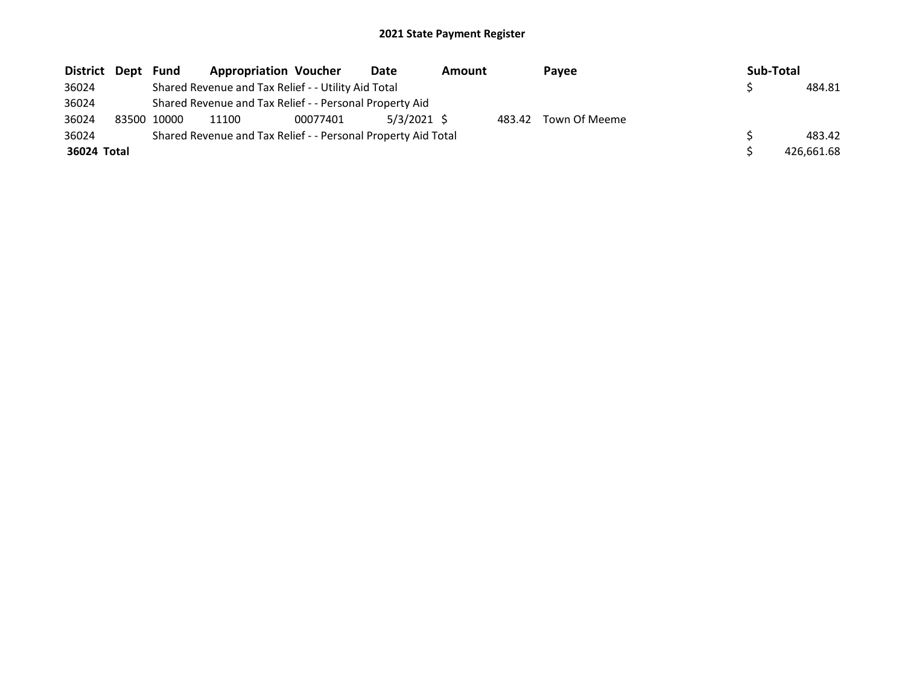# 2021 State Payment Register

| District | Dept | Fund | Appropriation | Voucher | Date | Amount | Payee | Sub-Total |
|---|---|---|---|---|---|---|---|---|
| 36024 | | Shared Revenue and Tax Relief - - Utility Aid Total | | | | | | $ 484.81 |
| 36024 | | Shared Revenue and Tax Relief - - Personal Property Aid | | | | | | |
| 36024 | 83500 | 10000 | 11100 | 00077401 | 5/3/2021 | $ 483.42 | Town Of Meeme | |
| 36024 | | Shared Revenue and Tax Relief - - Personal Property Aid Total | | | | | | $ 483.42 |
| **36024 Total** | | | | | | | | $ 426,661.68 |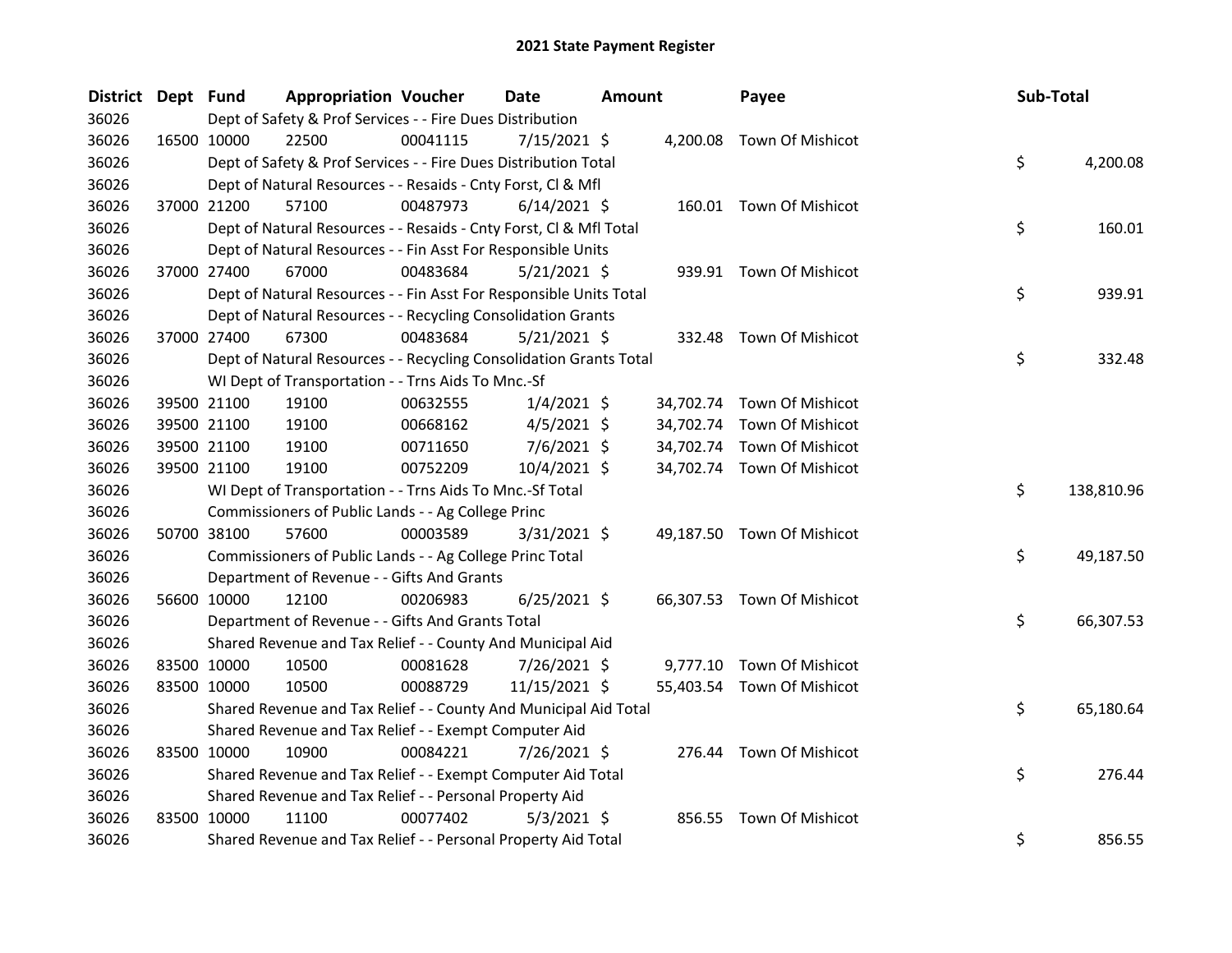# 2021 State Payment Register

| District | Dept | Fund | Appropriation | Voucher | Date | Amount | Payee | Sub-Total |
|---|---|---|---|---|---|---|---|---|
| 36026 | | Dept of Safety & Prof Services - - Fire Dues Distribution | | | | | | |
| 36026 | 16500 | 10000 | 22500 | 00041115 | 7/15/2021 | $ 4,200.08 | Town Of Mishicot | |
| 36026 | | Dept of Safety & Prof Services - - Fire Dues Distribution Total | | | | | | $ 4,200.08 |
| 36026 | | Dept of Natural Resources - - Resaids - Cnty Forst, Cl & Mfl | | | | | | |
| 36026 | 37000 | 21200 | 57100 | 00487973 | 6/14/2021 | $ 160.01 | Town Of Mishicot | |
| 36026 | | Dept of Natural Resources - - Resaids - Cnty Forst, Cl & Mfl Total | | | | | | $ 160.01 |
| 36026 | | Dept of Natural Resources - - Fin Asst For Responsible Units | | | | | | |
| 36026 | 37000 | 27400 | 67000 | 00483684 | 5/21/2021 | $ 939.91 | Town Of Mishicot | |
| 36026 | | Dept of Natural Resources - - Fin Asst For Responsible Units Total | | | | | | $ 939.91 |
| 36026 | | Dept of Natural Resources - - Recycling Consolidation Grants | | | | | | |
| 36026 | 37000 | 27400 | 67300 | 00483684 | 5/21/2021 | $ 332.48 | Town Of Mishicot | |
| 36026 | | Dept of Natural Resources - - Recycling Consolidation Grants Total | | | | | | $ 332.48 |
| 36026 | | WI Dept of Transportation - - Trns Aids To Mnc.-Sf | | | | | | |
| 36026 | 39500 | 21100 | 19100 | 00632555 | 1/4/2021 | $ 34,702.74 | Town Of Mishicot | |
| 36026 | 39500 | 21100 | 19100 | 00668162 | 4/5/2021 | $ 34,702.74 | Town Of Mishicot | |
| 36026 | 39500 | 21100 | 19100 | 00711650 | 7/6/2021 | $ 34,702.74 | Town Of Mishicot | |
| 36026 | 39500 | 21100 | 19100 | 00752209 | 10/4/2021 | $ 34,702.74 | Town Of Mishicot | |
| 36026 | | WI Dept of Transportation - - Trns Aids To Mnc.-Sf Total | | | | | | $ 138,810.96 |
| 36026 | | Commissioners of Public Lands - - Ag College Princ | | | | | | |
| 36026 | 50700 | 38100 | 57600 | 00003589 | 3/31/2021 | $ 49,187.50 | Town Of Mishicot | |
| 36026 | | Commissioners of Public Lands - - Ag College Princ Total | | | | | | $ 49,187.50 |
| 36026 | | Department of Revenue - - Gifts And Grants | | | | | | |
| 36026 | 56600 | 10000 | 12100 | 00206983 | 6/25/2021 | $ 66,307.53 | Town Of Mishicot | |
| 36026 | | Department of Revenue - - Gifts And Grants Total | | | | | | $ 66,307.53 |
| 36026 | | Shared Revenue and Tax Relief - - County And Municipal Aid | | | | | | |
| 36026 | 83500 | 10000 | 10500 | 00081628 | 7/26/2021 | $ 9,777.10 | Town Of Mishicot | |
| 36026 | 83500 | 10000 | 10500 | 00088729 | 11/15/2021 | $ 55,403.54 | Town Of Mishicot | |
| 36026 | | Shared Revenue and Tax Relief - - County And Municipal Aid Total | | | | | | $ 65,180.64 |
| 36026 | | Shared Revenue and Tax Relief - - Exempt Computer Aid | | | | | | |
| 36026 | 83500 | 10000 | 10900 | 00084221 | 7/26/2021 | $ 276.44 | Town Of Mishicot | |
| 36026 | | Shared Revenue and Tax Relief - - Exempt Computer Aid Total | | | | | | $ 276.44 |
| 36026 | | Shared Revenue and Tax Relief - - Personal Property Aid | | | | | | |
| 36026 | 83500 | 10000 | 11100 | 00077402 | 5/3/2021 | $ 856.55 | Town Of Mishicot | |
| 36026 | | Shared Revenue and Tax Relief - - Personal Property Aid Total | | | | | | $ 856.55 |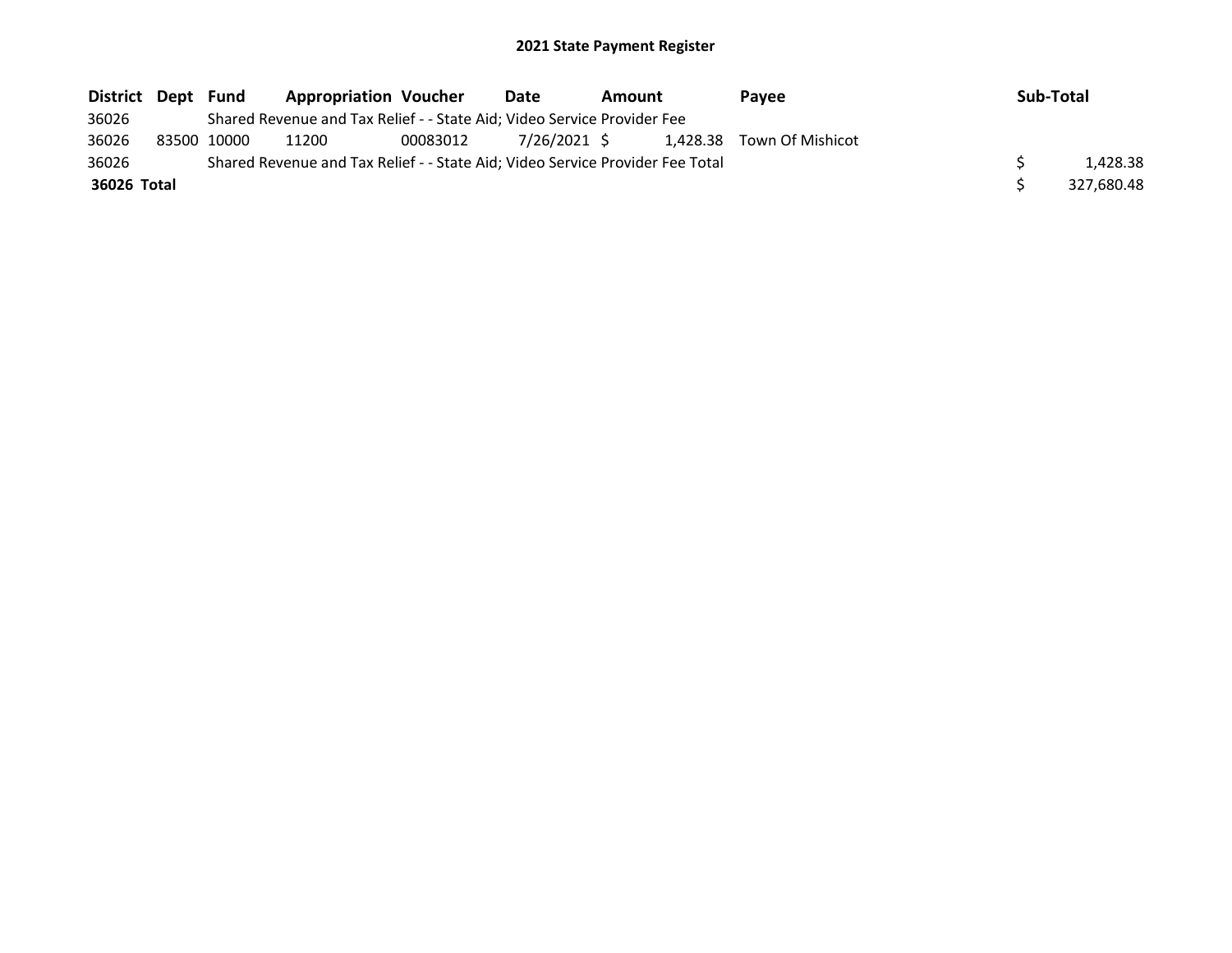# 2021 State Payment Register

| District | Dept | Fund | Appropriation | Voucher | Date | Amount | Payee | Sub-Total |
|---|---|---|---|---|---|---|---|---|
| 36026 | | Shared Revenue and Tax Relief - - State Aid; Video Service Provider Fee | | | | | | |
| 36026 | 83500 | 10000 | 11200 | 00083012 | 7/26/2021 | $ 1,428.38 | Town Of Mishicot | |
| 36026 | | Shared Revenue and Tax Relief - - State Aid; Video Service Provider Fee Total | | | | | | $ 1,428.38 |
| **36026 Total** | | | | | | | | $ 327,680.48 |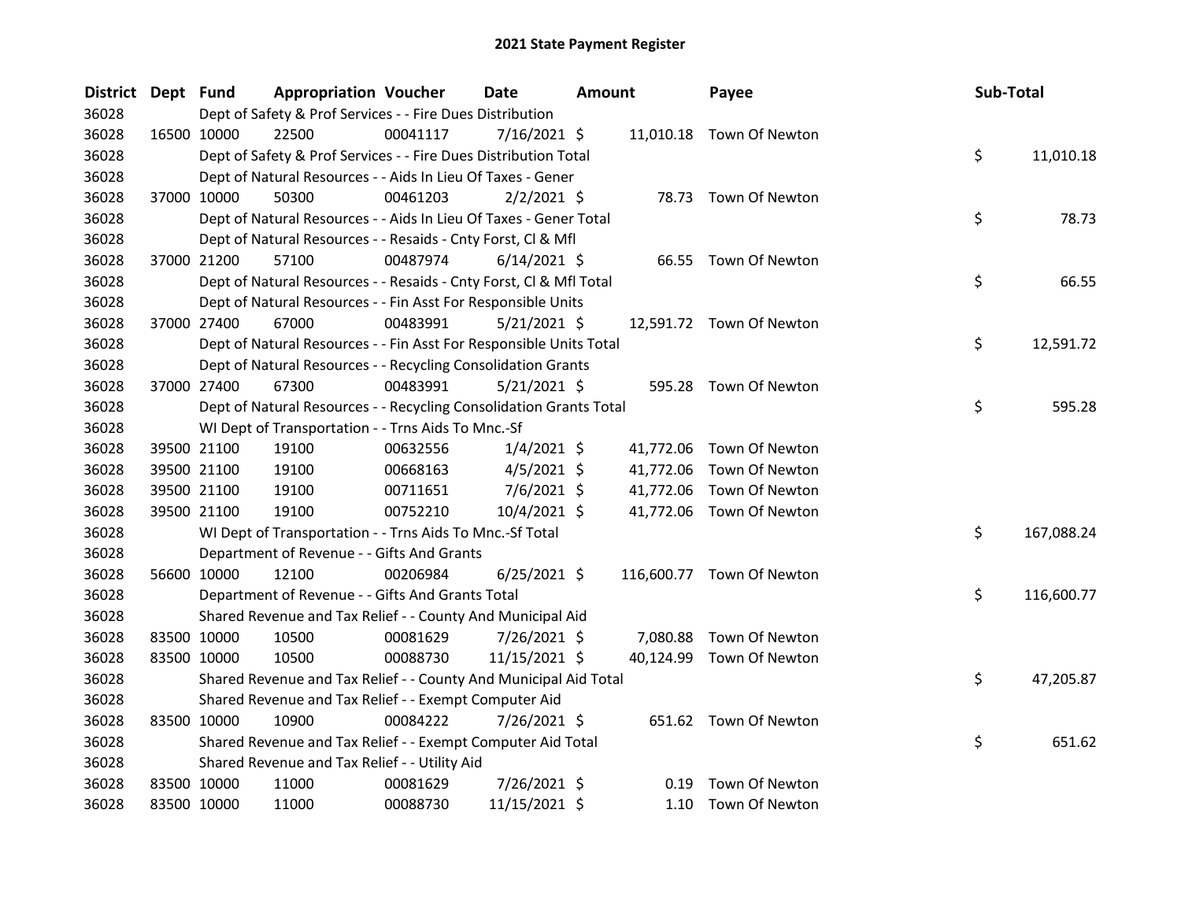# 2021 State Payment Register

| District | Dept | Fund | Appropriation | Voucher | Date | Amount | Payee | Sub-Total |
|---|---|---|---|---|---|---|---|---|
| 36028 | | Dept of Safety & Prof Services - - Fire Dues Distribution | | | | | | |
| 36028 | 16500 | 10000 | 22500 | 00041117 | 7/16/2021 | $ 11,010.18 | Town Of Newton | |
| 36028 | | Dept of Safety & Prof Services - - Fire Dues Distribution Total | | | | | | $ 11,010.18 |
| 36028 | | Dept of Natural Resources - - Aids In Lieu Of Taxes - Gener | | | | | | |
| 36028 | 37000 | 10000 | 50300 | 00461203 | 2/2/2021 | $ 78.73 | Town Of Newton | |
| 36028 | | Dept of Natural Resources - - Aids In Lieu Of Taxes - Gener Total | | | | | | $ 78.73 |
| 36028 | | Dept of Natural Resources - - Resaids - Cnty Forst, Cl & Mfl | | | | | | |
| 36028 | 37000 | 21200 | 57100 | 00487974 | 6/14/2021 | $ 66.55 | Town Of Newton | |
| 36028 | | Dept of Natural Resources - - Resaids - Cnty Forst, Cl & Mfl Total | | | | | | $ 66.55 |
| 36028 | | Dept of Natural Resources - - Fin Asst For Responsible Units | | | | | | |
| 36028 | 37000 | 27400 | 67000 | 00483991 | 5/21/2021 | $ 12,591.72 | Town Of Newton | |
| 36028 | | Dept of Natural Resources - - Fin Asst For Responsible Units Total | | | | | | $ 12,591.72 |
| 36028 | | Dept of Natural Resources - - Recycling Consolidation Grants | | | | | | |
| 36028 | 37000 | 27400 | 67300 | 00483991 | 5/21/2021 | $ 595.28 | Town Of Newton | |
| 36028 | | Dept of Natural Resources - - Recycling Consolidation Grants Total | | | | | | $ 595.28 |
| 36028 | | WI Dept of Transportation - - Trns Aids To Mnc.-Sf | | | | | | |
| 36028 | 39500 | 21100 | 19100 | 00632556 | 1/4/2021 | $ 41,772.06 | Town Of Newton | |
| 36028 | 39500 | 21100 | 19100 | 00668163 | 4/5/2021 | $ 41,772.06 | Town Of Newton | |
| 36028 | 39500 | 21100 | 19100 | 00711651 | 7/6/2021 | $ 41,772.06 | Town Of Newton | |
| 36028 | 39500 | 21100 | 19100 | 00752210 | 10/4/2021 | $ 41,772.06 | Town Of Newton | |
| 36028 | | WI Dept of Transportation - - Trns Aids To Mnc.-Sf Total | | | | | | $ 167,088.24 |
| 36028 | | Department of Revenue - - Gifts And Grants | | | | | | |
| 36028 | 56600 | 10000 | 12100 | 00206984 | 6/25/2021 | $ 116,600.77 | Town Of Newton | |
| 36028 | | Department of Revenue - - Gifts And Grants Total | | | | | | $ 116,600.77 |
| 36028 | | Shared Revenue and Tax Relief - - County And Municipal Aid | | | | | | |
| 36028 | 83500 | 10000 | 10500 | 00081629 | 7/26/2021 | $ 7,080.88 | Town Of Newton | |
| 36028 | 83500 | 10000 | 10500 | 00088730 | 11/15/2021 | $ 40,124.99 | Town Of Newton | |
| 36028 | | Shared Revenue and Tax Relief - - County And Municipal Aid Total | | | | | | $ 47,205.87 |
| 36028 | | Shared Revenue and Tax Relief - - Exempt Computer Aid | | | | | | |
| 36028 | 83500 | 10000 | 10900 | 00084222 | 7/26/2021 | $ 651.62 | Town Of Newton | |
| 36028 | | Shared Revenue and Tax Relief - - Exempt Computer Aid Total | | | | | | $ 651.62 |
| 36028 | | Shared Revenue and Tax Relief - - Utility Aid | | | | | | |
| 36028 | 83500 | 10000 | 11000 | 00081629 | 7/26/2021 | $ 0.19 | Town Of Newton | |
| 36028 | 83500 | 10000 | 11000 | 00088730 | 11/15/2021 | $ 1.10 | Town Of Newton | |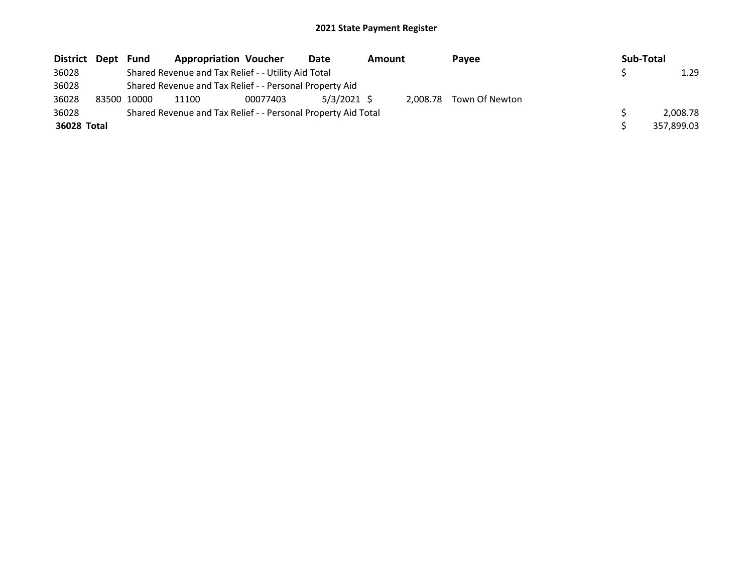## 2021 State Payment Register

| District | Dept | Fund | Appropriation | Voucher | Date | Amount | Payee | Sub-Total |
|---|---|---|---|---|---|---|---|---|
| 36028 | | Shared Revenue and Tax Relief - - Utility Aid Total | | | | | | $ 1.29 |
| 36028 | | Shared Revenue and Tax Relief - - Personal Property Aid | | | | | | |
| 36028 | 83500 | 10000 | 11100 | 00077403 | 5/3/2021 | $ 2,008.78 | Town Of Newton | |
| 36028 | | Shared Revenue and Tax Relief - - Personal Property Aid Total | | | | | | $ 2,008.78 |
| **36028 Total** | | | | | | | | $ 357,899.03 |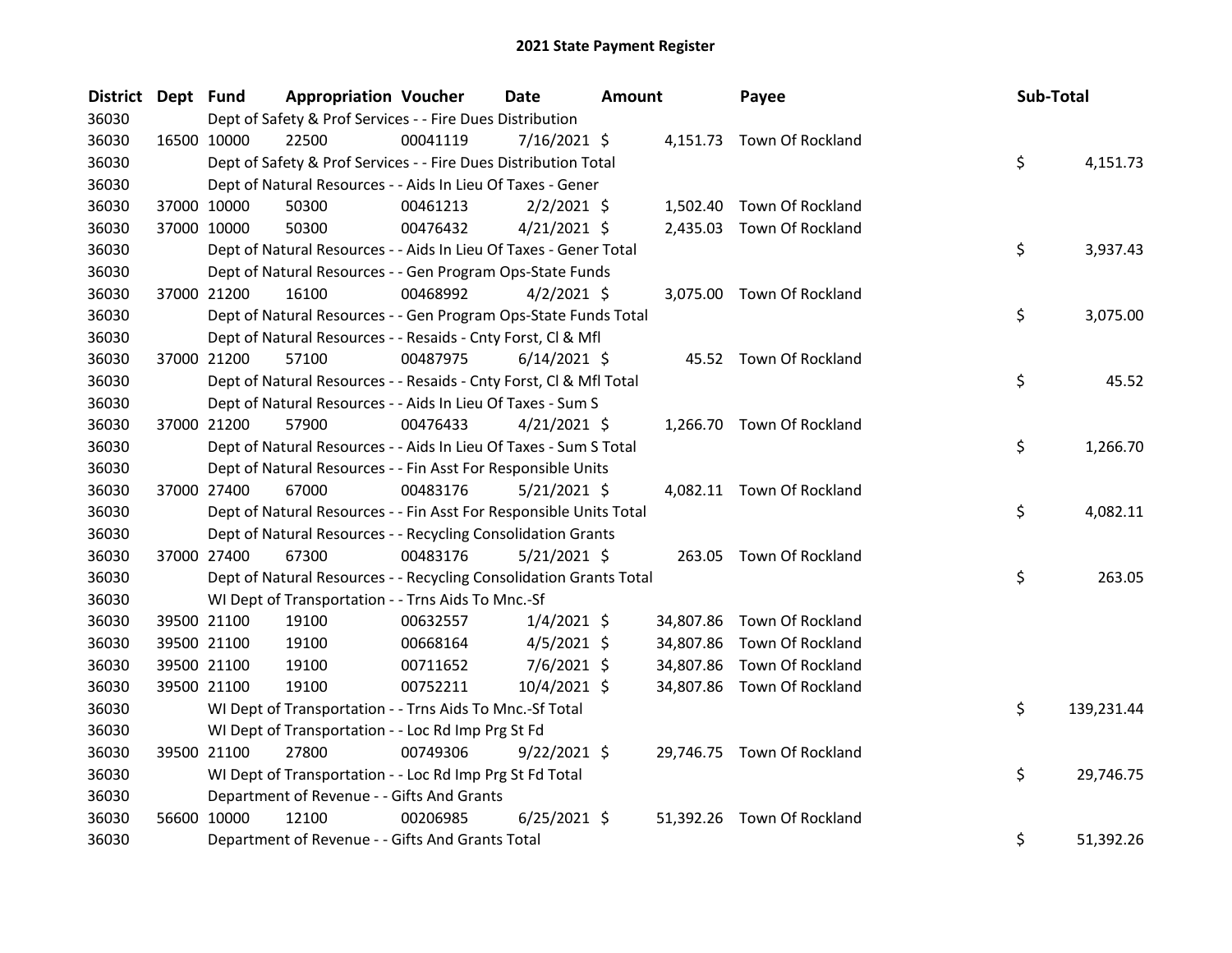# 2021 State Payment Register

| District | Dept | Fund | Appropriation | Voucher | Date | Amount | Payee | Sub-Total |
|---|---|---|---|---|---|---|---|---|
| 36030 | | Dept of Safety & Prof Services - - Fire Dues Distribution | | | | | | |
| 36030 | 16500 | 10000 | 22500 | 00041119 | 7/16/2021 | $ 4,151.73 | Town Of Rockland | |
| 36030 | | Dept of Safety & Prof Services - - Fire Dues Distribution Total | | | | | | $ 4,151.73 |
| 36030 | | Dept of Natural Resources - - Aids In Lieu Of Taxes - Gener | | | | | | |
| 36030 | 37000 | 10000 | 50300 | 00461213 | 2/2/2021 | $ 1,502.40 | Town Of Rockland | |
| 36030 | 37000 | 10000 | 50300 | 00476432 | 4/21/2021 | $ 2,435.03 | Town Of Rockland | |
| 36030 | | Dept of Natural Resources - - Aids In Lieu Of Taxes - Gener Total | | | | | | $ 3,937.43 |
| 36030 | | Dept of Natural Resources - - Gen Program Ops-State Funds | | | | | | |
| 36030 | 37000 | 21200 | 16100 | 00468992 | 4/2/2021 | $ 3,075.00 | Town Of Rockland | |
| 36030 | | Dept of Natural Resources - - Gen Program Ops-State Funds Total | | | | | | $ 3,075.00 |
| 36030 | | Dept of Natural Resources - - Resaids - Cnty Forst, Cl & Mfl | | | | | | |
| 36030 | 37000 | 21200 | 57100 | 00487975 | 6/14/2021 | $ 45.52 | Town Of Rockland | |
| 36030 | | Dept of Natural Resources - - Resaids - Cnty Forst, Cl & Mfl Total | | | | | | $ 45.52 |
| 36030 | | Dept of Natural Resources - - Aids In Lieu Of Taxes - Sum S | | | | | | |
| 36030 | 37000 | 21200 | 57900 | 00476433 | 4/21/2021 | $ 1,266.70 | Town Of Rockland | |
| 36030 | | Dept of Natural Resources - - Aids In Lieu Of Taxes - Sum S Total | | | | | | $ 1,266.70 |
| 36030 | | Dept of Natural Resources - - Fin Asst For Responsible Units | | | | | | |
| 36030 | 37000 | 27400 | 67000 | 00483176 | 5/21/2021 | $ 4,082.11 | Town Of Rockland | |
| 36030 | | Dept of Natural Resources - - Fin Asst For Responsible Units Total | | | | | | $ 4,082.11 |
| 36030 | | Dept of Natural Resources - - Recycling Consolidation Grants | | | | | | |
| 36030 | 37000 | 27400 | 67300 | 00483176 | 5/21/2021 | $ 263.05 | Town Of Rockland | |
| 36030 | | Dept of Natural Resources - - Recycling Consolidation Grants Total | | | | | | $ 263.05 |
| 36030 | | WI Dept of Transportation - - Trns Aids To Mnc.-Sf | | | | | | |
| 36030 | 39500 | 21100 | 19100 | 00632557 | 1/4/2021 | $ 34,807.86 | Town Of Rockland | |
| 36030 | 39500 | 21100 | 19100 | 00668164 | 4/5/2021 | $ 34,807.86 | Town Of Rockland | |
| 36030 | 39500 | 21100 | 19100 | 00711652 | 7/6/2021 | $ 34,807.86 | Town Of Rockland | |
| 36030 | 39500 | 21100 | 19100 | 00752211 | 10/4/2021 | $ 34,807.86 | Town Of Rockland | |
| 36030 | | WI Dept of Transportation - - Trns Aids To Mnc.-Sf Total | | | | | | $ 139,231.44 |
| 36030 | | WI Dept of Transportation - - Loc Rd Imp Prg St Fd | | | | | | |
| 36030 | 39500 | 21100 | 27800 | 00749306 | 9/22/2021 | $ 29,746.75 | Town Of Rockland | |
| 36030 | | WI Dept of Transportation - - Loc Rd Imp Prg St Fd Total | | | | | | $ 29,746.75 |
| 36030 | | Department of Revenue - - Gifts And Grants | | | | | | |
| 36030 | 56600 | 10000 | 12100 | 00206985 | 6/25/2021 | $ 51,392.26 | Town Of Rockland | |
| 36030 | | Department of Revenue - - Gifts And Grants Total | | | | | | $ 51,392.26 |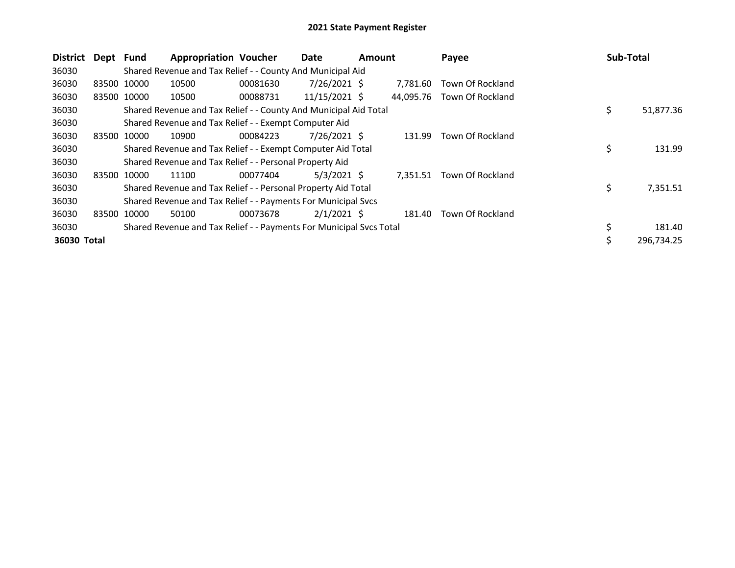# 2021 State Payment Register

| District | Dept | Fund | Appropriation | Voucher | Date | Amount | Payee | Sub-Total |
|---|---|---|---|---|---|---|---|---|
| 36030 | | Shared Revenue and Tax Relief - - County And Municipal Aid | | | | | | |
| 36030 | 83500 | 10000 | 10500 | 00081630 | 7/26/2021 | $ 7,781.60 | Town Of Rockland | |
| 36030 | 83500 | 10000 | 10500 | 00088731 | 11/15/2021 | $ 44,095.76 | Town Of Rockland | |
| 36030 | | Shared Revenue and Tax Relief - - County And Municipal Aid Total | | | | | | $ 51,877.36 |
| 36030 | | Shared Revenue and Tax Relief - - Exempt Computer Aid | | | | | | |
| 36030 | 83500 | 10000 | 10900 | 00084223 | 7/26/2021 | $ 131.99 | Town Of Rockland | |
| 36030 | | Shared Revenue and Tax Relief - - Exempt Computer Aid Total | | | | | | $ 131.99 |
| 36030 | | Shared Revenue and Tax Relief - - Personal Property Aid | | | | | | |
| 36030 | 83500 | 10000 | 11100 | 00077404 | 5/3/2021 | $ 7,351.51 | Town Of Rockland | |
| 36030 | | Shared Revenue and Tax Relief - - Personal Property Aid Total | | | | | | $ 7,351.51 |
| 36030 | | Shared Revenue and Tax Relief - - Payments For Municipal Svcs | | | | | | |
| 36030 | 83500 | 10000 | 50100 | 00073678 | 2/1/2021 | $ 181.40 | Town Of Rockland | |
| 36030 | | Shared Revenue and Tax Relief - - Payments For Municipal Svcs Total | | | | | | $ 181.40 |
| **36030 Total** | | | | | | | | $ 296,734.25 |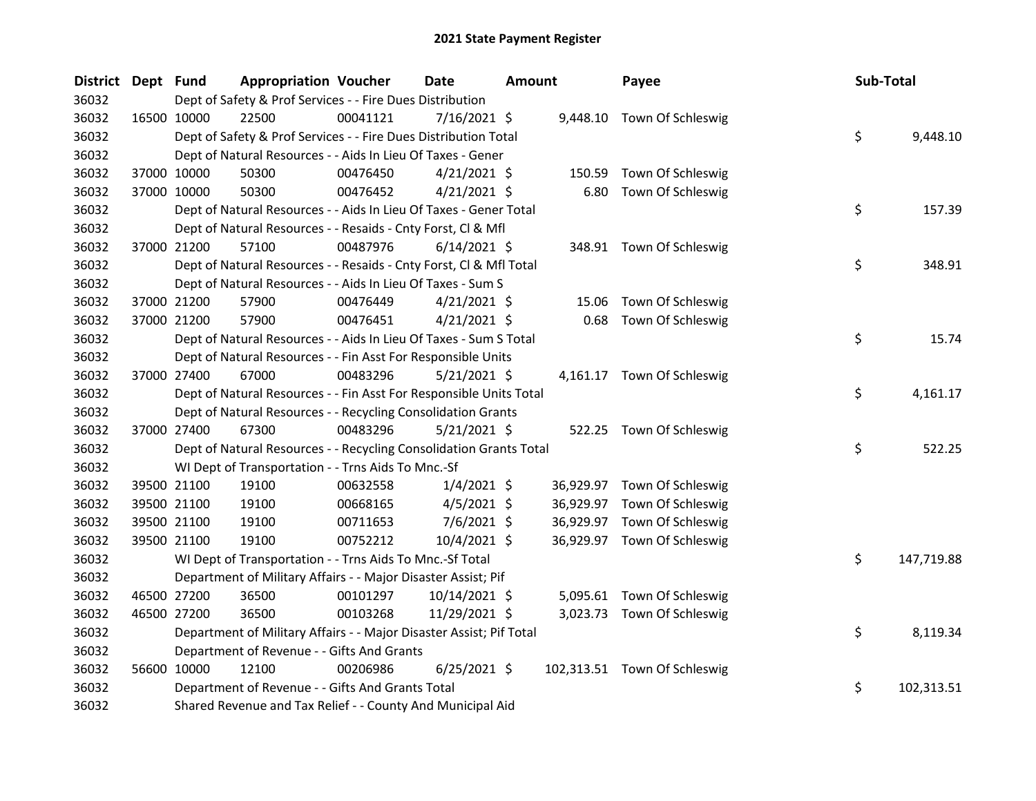# 2021 State Payment Register

| District | Dept | Fund | Appropriation | Voucher | Date | Amount | Payee | Sub-Total |
|---|---|---|---|---|---|---|---|---|
| 36032 | | Dept of Safety & Prof Services - - Fire Dues Distribution | | | | | | |
| 36032 | 16500 | 10000 | 22500 | 00041121 | 7/16/2021 | $ 9,448.10 | Town Of Schleswig | |
| 36032 | | Dept of Safety & Prof Services - - Fire Dues Distribution Total | | | | | | $ 9,448.10 |
| 36032 | | Dept of Natural Resources - - Aids In Lieu Of Taxes - Gener | | | | | | |
| 36032 | 37000 | 10000 | 50300 | 00476450 | 4/21/2021 | $ 150.59 | Town Of Schleswig | |
| 36032 | 37000 | 10000 | 50300 | 00476452 | 4/21/2021 | $ 6.80 | Town Of Schleswig | |
| 36032 | | Dept of Natural Resources - - Aids In Lieu Of Taxes - Gener Total | | | | | | $ 157.39 |
| 36032 | | Dept of Natural Resources - - Resaids - Cnty Forst, Cl & Mfl | | | | | | |
| 36032 | 37000 | 21200 | 57100 | 00487976 | 6/14/2021 | $ 348.91 | Town Of Schleswig | |
| 36032 | | Dept of Natural Resources - - Resaids - Cnty Forst, Cl & Mfl Total | | | | | | $ 348.91 |
| 36032 | | Dept of Natural Resources - - Aids In Lieu Of Taxes - Sum S | | | | | | |
| 36032 | 37000 | 21200 | 57900 | 00476449 | 4/21/2021 | $ 15.06 | Town Of Schleswig | |
| 36032 | 37000 | 21200 | 57900 | 00476451 | 4/21/2021 | $ 0.68 | Town Of Schleswig | |
| 36032 | | Dept of Natural Resources - - Aids In Lieu Of Taxes - Sum S Total | | | | | | $ 15.74 |
| 36032 | | Dept of Natural Resources - - Fin Asst For Responsible Units | | | | | | |
| 36032 | 37000 | 27400 | 67000 | 00483296 | 5/21/2021 | $ 4,161.17 | Town Of Schleswig | |
| 36032 | | Dept of Natural Resources - - Fin Asst For Responsible Units Total | | | | | | $ 4,161.17 |
| 36032 | | Dept of Natural Resources - - Recycling Consolidation Grants | | | | | | |
| 36032 | 37000 | 27400 | 67300 | 00483296 | 5/21/2021 | $ 522.25 | Town Of Schleswig | |
| 36032 | | Dept of Natural Resources - - Recycling Consolidation Grants Total | | | | | | $ 522.25 |
| 36032 | | WI Dept of Transportation - - Trns Aids To Mnc.-Sf | | | | | | |
| 36032 | 39500 | 21100 | 19100 | 00632558 | 1/4/2021 | $ 36,929.97 | Town Of Schleswig | |
| 36032 | 39500 | 21100 | 19100 | 00668165 | 4/5/2021 | $ 36,929.97 | Town Of Schleswig | |
| 36032 | 39500 | 21100 | 19100 | 00711653 | 7/6/2021 | $ 36,929.97 | Town Of Schleswig | |
| 36032 | 39500 | 21100 | 19100 | 00752212 | 10/4/2021 | $ 36,929.97 | Town Of Schleswig | |
| 36032 | | WI Dept of Transportation - - Trns Aids To Mnc.-Sf Total | | | | | | $ 147,719.88 |
| 36032 | | Department of Military Affairs - - Major Disaster Assist; Pif | | | | | | |
| 36032 | 46500 | 27200 | 36500 | 00101297 | 10/14/2021 | $ 5,095.61 | Town Of Schleswig | |
| 36032 | 46500 | 27200 | 36500 | 00103268 | 11/29/2021 | $ 3,023.73 | Town Of Schleswig | |
| 36032 | | Department of Military Affairs - - Major Disaster Assist; Pif Total | | | | | | $ 8,119.34 |
| 36032 | | Department of Revenue - - Gifts And Grants | | | | | | |
| 36032 | 56600 | 10000 | 12100 | 00206986 | 6/25/2021 | $ 102,313.51 | Town Of Schleswig | |
| 36032 | | Department of Revenue - - Gifts And Grants Total | | | | | | $ 102,313.51 |
| 36032 | | Shared Revenue and Tax Relief - - County And Municipal Aid | | | | | | |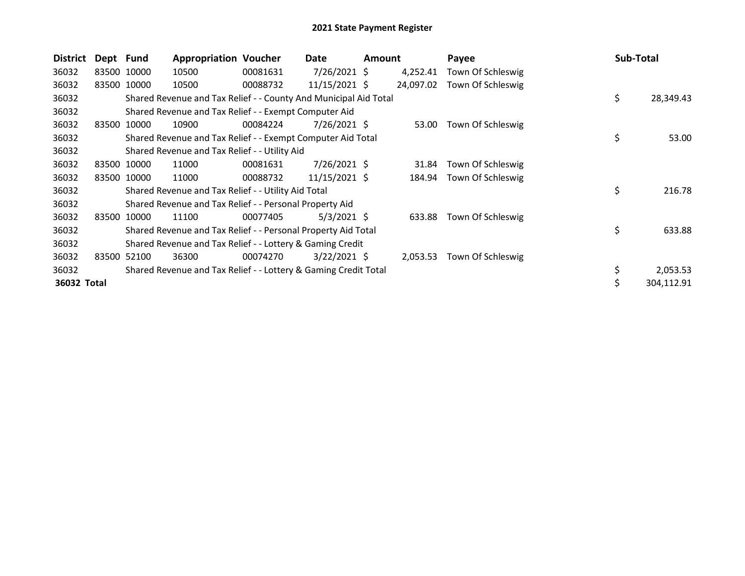# 2021 State Payment Register

| District | Dept | Fund | Appropriation | Voucher | Date | Amount | Payee | Sub-Total |
|---|---|---|---|---|---|---|---|---|
| 36032 | 83500 | 10000 | 10500 | 00081631 | 7/26/2021 | $ 4,252.41 | Town Of Schleswig | |
| 36032 | 83500 | 10000 | 10500 | 00088732 | 11/15/2021 | $ 24,097.02 | Town Of Schleswig | |
| 36032 | | Shared Revenue and Tax Relief - - County And Municipal Aid Total | | | | | | $ 28,349.43 |
| 36032 | | Shared Revenue and Tax Relief - - Exempt Computer Aid | | | | | | |
| 36032 | 83500 | 10000 | 10900 | 00084224 | 7/26/2021 | $ 53.00 | Town Of Schleswig | |
| 36032 | | Shared Revenue and Tax Relief - - Exempt Computer Aid Total | | | | | | $ 53.00 |
| 36032 | | Shared Revenue and Tax Relief - - Utility Aid | | | | | | |
| 36032 | 83500 | 10000 | 11000 | 00081631 | 7/26/2021 | $ 31.84 | Town Of Schleswig | |
| 36032 | 83500 | 10000 | 11000 | 00088732 | 11/15/2021 | $ 184.94 | Town Of Schleswig | |
| 36032 | | Shared Revenue and Tax Relief - - Utility Aid Total | | | | | | $ 216.78 |
| 36032 | | Shared Revenue and Tax Relief - - Personal Property Aid | | | | | | |
| 36032 | 83500 | 10000 | 11100 | 00077405 | 5/3/2021 | $ 633.88 | Town Of Schleswig | |
| 36032 | | Shared Revenue and Tax Relief - - Personal Property Aid Total | | | | | | $ 633.88 |
| 36032 | | Shared Revenue and Tax Relief - - Lottery & Gaming Credit | | | | | | |
| 36032 | 83500 | 52100 | 36300 | 00074270 | 3/22/2021 | $ 2,053.53 | Town Of Schleswig | |
| 36032 | | Shared Revenue and Tax Relief - - Lottery & Gaming Credit Total | | | | | | $ 2,053.53 |
| **36032 Total** | | | | | | | | $ 304,112.91 |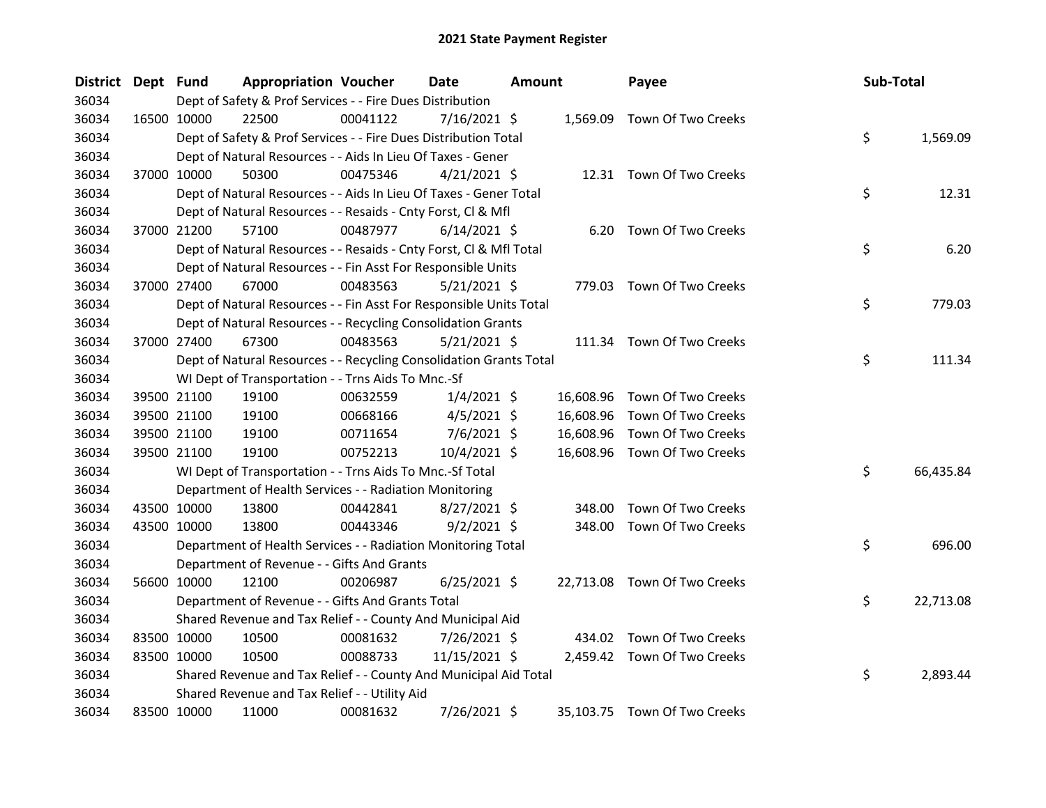# 2021 State Payment Register

| District | Dept | Fund | Appropriation | Voucher | Date | Amount | Payee | Sub-Total |
|---|---|---|---|---|---|---|---|---|
| 36034 | | | Dept of Safety & Prof Services - - Fire Dues Distribution | | | | | |
| 36034 | 16500 | 10000 | 22500 | 00041122 | 7/16/2021 | $ 1,569.09 | Town Of Two Creeks | |
| 36034 | | | Dept of Safety & Prof Services - - Fire Dues Distribution Total | | | | | $ 1,569.09 |
| 36034 | | | Dept of Natural Resources - - Aids In Lieu Of Taxes - Gener | | | | | |
| 36034 | 37000 | 10000 | 50300 | 00475346 | 4/21/2021 | $ 12.31 | Town Of Two Creeks | |
| 36034 | | | Dept of Natural Resources - - Aids In Lieu Of Taxes - Gener Total | | | | | $ 12.31 |
| 36034 | | | Dept of Natural Resources - - Resaids - Cnty Forst, Cl & Mfl | | | | | |
| 36034 | 37000 | 21200 | 57100 | 00487977 | 6/14/2021 | $ 6.20 | Town Of Two Creeks | |
| 36034 | | | Dept of Natural Resources - - Resaids - Cnty Forst, Cl & Mfl Total | | | | | $ 6.20 |
| 36034 | | | Dept of Natural Resources - - Fin Asst For Responsible Units | | | | | |
| 36034 | 37000 | 27400 | 67000 | 00483563 | 5/21/2021 | $ 779.03 | Town Of Two Creeks | |
| 36034 | | | Dept of Natural Resources - - Fin Asst For Responsible Units Total | | | | | $ 779.03 |
| 36034 | | | Dept of Natural Resources - - Recycling Consolidation Grants | | | | | |
| 36034 | 37000 | 27400 | 67300 | 00483563 | 5/21/2021 | $ 111.34 | Town Of Two Creeks | |
| 36034 | | | Dept of Natural Resources - - Recycling Consolidation Grants Total | | | | | $ 111.34 |
| 36034 | | | WI Dept of Transportation - - Trns Aids To Mnc.-Sf | | | | | |
| 36034 | 39500 | 21100 | 19100 | 00632559 | 1/4/2021 | $ 16,608.96 | Town Of Two Creeks | |
| 36034 | 39500 | 21100 | 19100 | 00668166 | 4/5/2021 | $ 16,608.96 | Town Of Two Creeks | |
| 36034 | 39500 | 21100 | 19100 | 00711654 | 7/6/2021 | $ 16,608.96 | Town Of Two Creeks | |
| 36034 | 39500 | 21100 | 19100 | 00752213 | 10/4/2021 | $ 16,608.96 | Town Of Two Creeks | |
| 36034 | | | WI Dept of Transportation - - Trns Aids To Mnc.-Sf Total | | | | | $ 66,435.84 |
| 36034 | | | Department of Health Services - - Radiation Monitoring | | | | | |
| 36034 | 43500 | 10000 | 13800 | 00442841 | 8/27/2021 | $ 348.00 | Town Of Two Creeks | |
| 36034 | 43500 | 10000 | 13800 | 00443346 | 9/2/2021 | $ 348.00 | Town Of Two Creeks | |
| 36034 | | | Department of Health Services - - Radiation Monitoring Total | | | | | $ 696.00 |
| 36034 | | | Department of Revenue - - Gifts And Grants | | | | | |
| 36034 | 56600 | 10000 | 12100 | 00206987 | 6/25/2021 | $ 22,713.08 | Town Of Two Creeks | |
| 36034 | | | Department of Revenue - - Gifts And Grants Total | | | | | $ 22,713.08 |
| 36034 | | | Shared Revenue and Tax Relief - - County And Municipal Aid | | | | | |
| 36034 | 83500 | 10000 | 10500 | 00081632 | 7/26/2021 | $ 434.02 | Town Of Two Creeks | |
| 36034 | 83500 | 10000 | 10500 | 00088733 | 11/15/2021 | $ 2,459.42 | Town Of Two Creeks | |
| 36034 | | | Shared Revenue and Tax Relief - - County And Municipal Aid Total | | | | | $ 2,893.44 |
| 36034 | | | Shared Revenue and Tax Relief - - Utility Aid | | | | | |
| 36034 | 83500 | 10000 | 11000 | 00081632 | 7/26/2021 | $ 35,103.75 | Town Of Two Creeks | |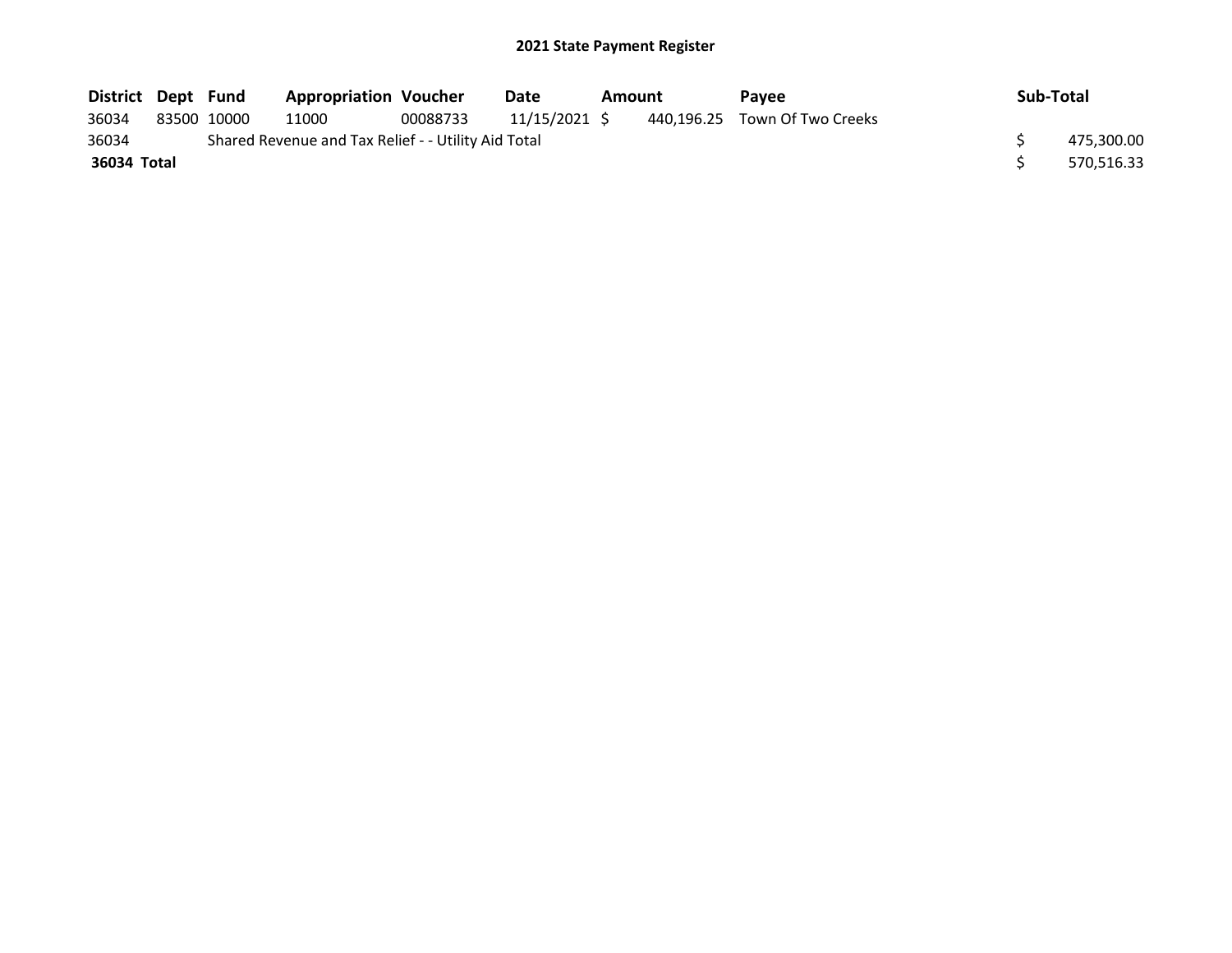## 2021 State Payment Register

| District | Dept | Fund | Appropriation | Voucher | Date | Amount | Payee | Sub-Total |
|---|---|---|---|---|---|---|---|---|
| 36034 | 83500 | 10000 | 11000 | 00088733 | 11/15/2021 | $ 440,196.25 | Town Of Two Creeks | |
| 36034 | | Shared Revenue and Tax Relief - - Utility Aid Total | | | | | | $ 475,300.00 |
| **36034 Total** | | | | | | | | $ 570,516.33 |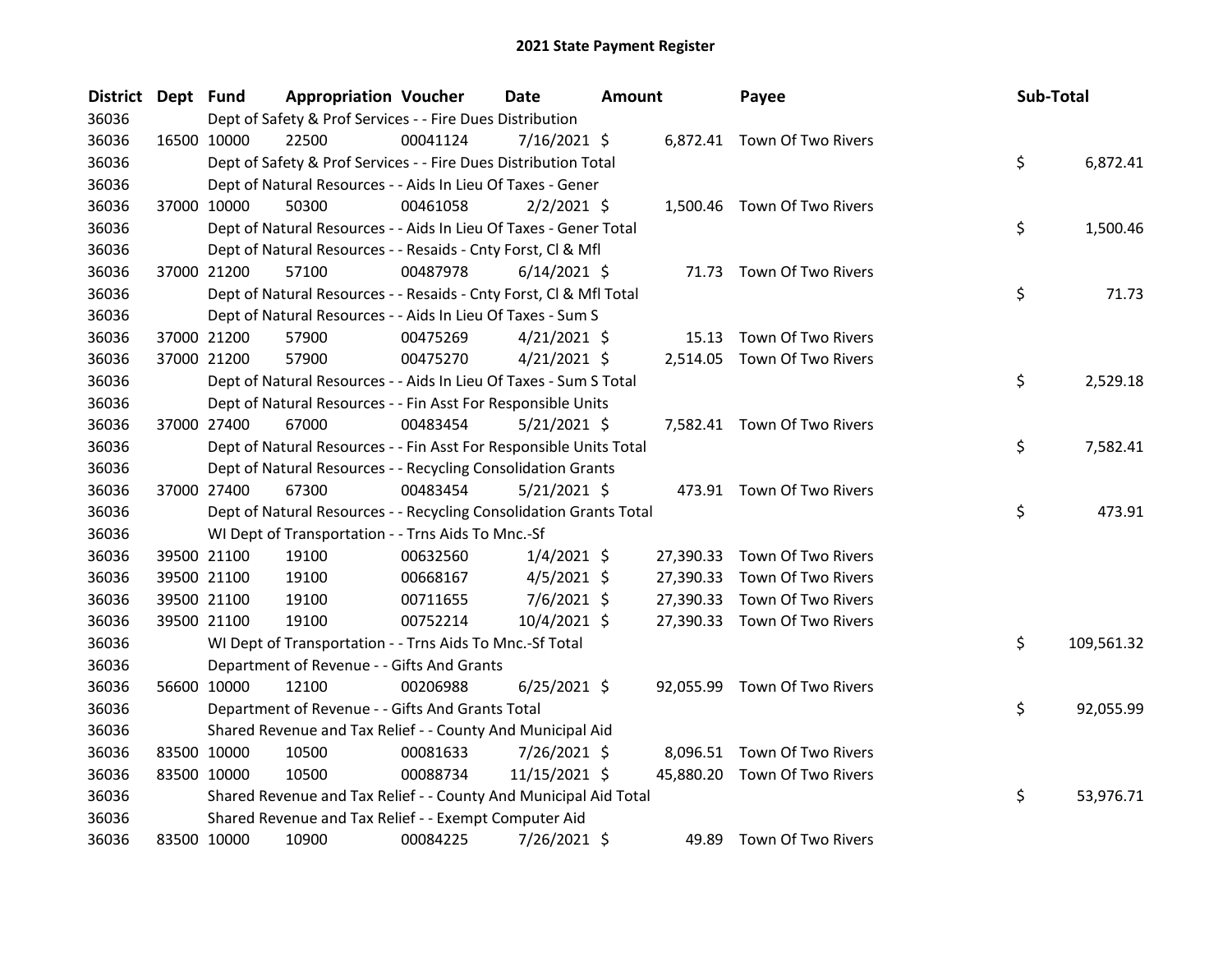# 2021 State Payment Register

| District | Dept | Fund | Appropriation | Voucher | Date | Amount | Payee | Sub-Total |
|---|---|---|---|---|---|---|---|---|
| 36036 | | Dept of Safety & Prof Services - - Fire Dues Distribution | | | | | | |
| 36036 | 16500 | 10000 | 22500 | 00041124 | 7/16/2021 | $ 6,872.41 | Town Of Two Rivers | |
| 36036 | | Dept of Safety & Prof Services - - Fire Dues Distribution Total | | | | | | $ 6,872.41 |
| 36036 | | Dept of Natural Resources - - Aids In Lieu Of Taxes - Gener | | | | | | |
| 36036 | 37000 | 10000 | 50300 | 00461058 | 2/2/2021 | $ 1,500.46 | Town Of Two Rivers | |
| 36036 | | Dept of Natural Resources - - Aids In Lieu Of Taxes - Gener Total | | | | | | $ 1,500.46 |
| 36036 | | Dept of Natural Resources - - Resaids - Cnty Forst, Cl & Mfl | | | | | | |
| 36036 | 37000 | 21200 | 57100 | 00487978 | 6/14/2021 | $ 71.73 | Town Of Two Rivers | |
| 36036 | | Dept of Natural Resources - - Resaids - Cnty Forst, Cl & Mfl Total | | | | | | $ 71.73 |
| 36036 | | Dept of Natural Resources - - Aids In Lieu Of Taxes - Sum S | | | | | | |
| 36036 | 37000 | 21200 | 57900 | 00475269 | 4/21/2021 | $ 15.13 | Town Of Two Rivers | |
| 36036 | 37000 | 21200 | 57900 | 00475270 | 4/21/2021 | $ 2,514.05 | Town Of Two Rivers | |
| 36036 | | Dept of Natural Resources - - Aids In Lieu Of Taxes - Sum S Total | | | | | | $ 2,529.18 |
| 36036 | | Dept of Natural Resources - - Fin Asst For Responsible Units | | | | | | |
| 36036 | 37000 | 27400 | 67000 | 00483454 | 5/21/2021 | $ 7,582.41 | Town Of Two Rivers | |
| 36036 | | Dept of Natural Resources - - Fin Asst For Responsible Units Total | | | | | | $ 7,582.41 |
| 36036 | | Dept of Natural Resources - - Recycling Consolidation Grants | | | | | | |
| 36036 | 37000 | 27400 | 67300 | 00483454 | 5/21/2021 | $ 473.91 | Town Of Two Rivers | |
| 36036 | | Dept of Natural Resources - - Recycling Consolidation Grants Total | | | | | | $ 473.91 |
| 36036 | | WI Dept of Transportation - - Trns Aids To Mnc.-Sf | | | | | | |
| 36036 | 39500 | 21100 | 19100 | 00632560 | 1/4/2021 | $ 27,390.33 | Town Of Two Rivers | |
| 36036 | 39500 | 21100 | 19100 | 00668167 | 4/5/2021 | $ 27,390.33 | Town Of Two Rivers | |
| 36036 | 39500 | 21100 | 19100 | 00711655 | 7/6/2021 | $ 27,390.33 | Town Of Two Rivers | |
| 36036 | 39500 | 21100 | 19100 | 00752214 | 10/4/2021 | $ 27,390.33 | Town Of Two Rivers | |
| 36036 | | WI Dept of Transportation - - Trns Aids To Mnc.-Sf Total | | | | | | $ 109,561.32 |
| 36036 | | Department of Revenue - - Gifts And Grants | | | | | | |
| 36036 | 56600 | 10000 | 12100 | 00206988 | 6/25/2021 | $ 92,055.99 | Town Of Two Rivers | |
| 36036 | | Department of Revenue - - Gifts And Grants Total | | | | | | $ 92,055.99 |
| 36036 | | Shared Revenue and Tax Relief - - County And Municipal Aid | | | | | | |
| 36036 | 83500 | 10000 | 10500 | 00081633 | 7/26/2021 | $ 8,096.51 | Town Of Two Rivers | |
| 36036 | 83500 | 10000 | 10500 | 00088734 | 11/15/2021 | $ 45,880.20 | Town Of Two Rivers | |
| 36036 | | Shared Revenue and Tax Relief - - County And Municipal Aid Total | | | | | | $ 53,976.71 |
| 36036 | | Shared Revenue and Tax Relief - - Exempt Computer Aid | | | | | | |
| 36036 | 83500 | 10000 | 10900 | 00084225 | 7/26/2021 | $ 49.89 | Town Of Two Rivers | |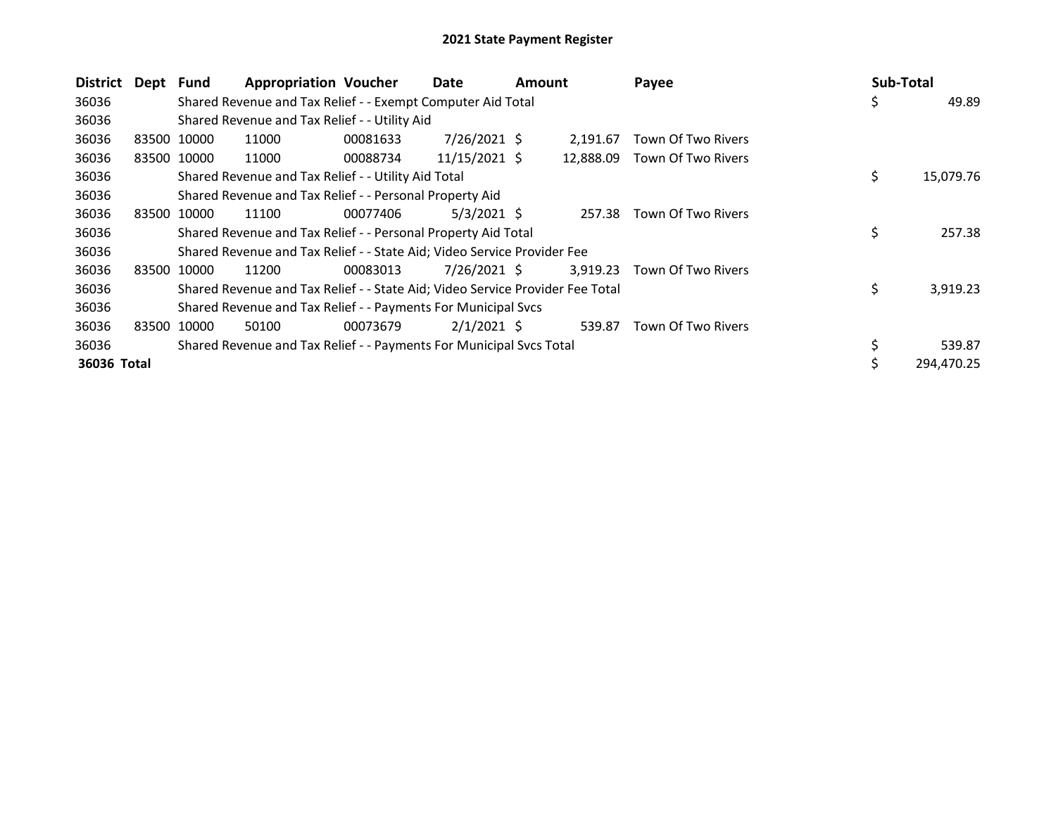# 2021 State Payment Register

| District | Dept | Fund | Appropriation | Voucher | Date | Amount | Payee | Sub-Total |
|---|---|---|---|---|---|---|---|---|
| 36036 | | Shared Revenue and Tax Relief - - Exempt Computer Aid Total | | | | | | $ 49.89 |
| 36036 | | Shared Revenue and Tax Relief - - Utility Aid | | | | | | |
| 36036 | 83500 | 10000 | 11000 | 00081633 | 7/26/2021 | $ 2,191.67 | Town Of Two Rivers | |
| 36036 | 83500 | 10000 | 11000 | 00088734 | 11/15/2021 | $ 12,888.09 | Town Of Two Rivers | |
| 36036 | | Shared Revenue and Tax Relief - - Utility Aid Total | | | | | | $ 15,079.76 |
| 36036 | | Shared Revenue and Tax Relief - - Personal Property Aid | | | | | | |
| 36036 | 83500 | 10000 | 11100 | 00077406 | 5/3/2021 | $ 257.38 | Town Of Two Rivers | |
| 36036 | | Shared Revenue and Tax Relief - - Personal Property Aid Total | | | | | | $ 257.38 |
| 36036 | | Shared Revenue and Tax Relief - - State Aid; Video Service Provider Fee | | | | | | |
| 36036 | 83500 | 10000 | 11200 | 00083013 | 7/26/2021 | $ 3,919.23 | Town Of Two Rivers | |
| 36036 | | Shared Revenue and Tax Relief - - State Aid; Video Service Provider Fee Total | | | | | | $ 3,919.23 |
| 36036 | | Shared Revenue and Tax Relief - - Payments For Municipal Svcs | | | | | | |
| 36036 | 83500 | 10000 | 50100 | 00073679 | 2/1/2021 | $ 539.87 | Town Of Two Rivers | |
| 36036 | | Shared Revenue and Tax Relief - - Payments For Municipal Svcs Total | | | | | | $ 539.87 |
| **36036 Total** | | | | | | | | $ 294,470.25 |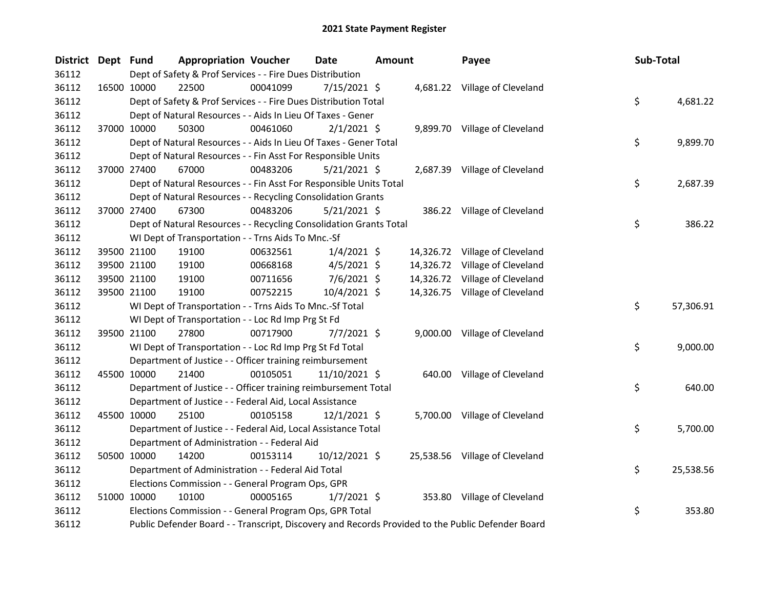# 2021 State Payment Register

| District | Dept | Fund | Appropriation | Voucher | Date | Amount | Payee | Sub-Total |
|---|---|---|---|---|---|---|---|---|
| 36112 | | Dept of Safety & Prof Services - - Fire Dues Distribution | | | | | | |
| 36112 | 16500 | 10000 | 22500 | 00041099 | 7/15/2021 | $ 4,681.22 | Village of Cleveland | |
| 36112 | | Dept of Safety & Prof Services - - Fire Dues Distribution Total | | | | | | $ 4,681.22 |
| 36112 | | Dept of Natural Resources - - Aids In Lieu Of Taxes - Gener | | | | | | |
| 36112 | 37000 | 10000 | 50300 | 00461060 | 2/1/2021 | $ 9,899.70 | Village of Cleveland | |
| 36112 | | Dept of Natural Resources - - Aids In Lieu Of Taxes - Gener Total | | | | | | $ 9,899.70 |
| 36112 | | Dept of Natural Resources - - Fin Asst For Responsible Units | | | | | | |
| 36112 | 37000 | 27400 | 67000 | 00483206 | 5/21/2021 | $ 2,687.39 | Village of Cleveland | |
| 36112 | | Dept of Natural Resources - - Fin Asst For Responsible Units Total | | | | | | $ 2,687.39 |
| 36112 | | Dept of Natural Resources - - Recycling Consolidation Grants | | | | | | |
| 36112 | 37000 | 27400 | 67300 | 00483206 | 5/21/2021 | $ 386.22 | Village of Cleveland | |
| 36112 | | Dept of Natural Resources - - Recycling Consolidation Grants Total | | | | | | $ 386.22 |
| 36112 | | WI Dept of Transportation - - Trns Aids To Mnc.-Sf | | | | | | |
| 36112 | 39500 | 21100 | 19100 | 00632561 | 1/4/2021 | $ 14,326.72 | Village of Cleveland | |
| 36112 | 39500 | 21100 | 19100 | 00668168 | 4/5/2021 | $ 14,326.72 | Village of Cleveland | |
| 36112 | 39500 | 21100 | 19100 | 00711656 | 7/6/2021 | $ 14,326.72 | Village of Cleveland | |
| 36112 | 39500 | 21100 | 19100 | 00752215 | 10/4/2021 | $ 14,326.75 | Village of Cleveland | |
| 36112 | | WI Dept of Transportation - - Trns Aids To Mnc.-Sf Total | | | | | | $ 57,306.91 |
| 36112 | | WI Dept of Transportation - - Loc Rd Imp Prg St Fd | | | | | | |
| 36112 | 39500 | 21100 | 27800 | 00717900 | 7/7/2021 | $ 9,000.00 | Village of Cleveland | |
| 36112 | | WI Dept of Transportation - - Loc Rd Imp Prg St Fd Total | | | | | | $ 9,000.00 |
| 36112 | | Department of Justice - - Officer training reimbursement | | | | | | |
| 36112 | 45500 | 10000 | 21400 | 00105051 | 11/10/2021 | $ 640.00 | Village of Cleveland | |
| 36112 | | Department of Justice - - Officer training reimbursement Total | | | | | | $ 640.00 |
| 36112 | | Department of Justice - - Federal Aid, Local Assistance | | | | | | |
| 36112 | 45500 | 10000 | 25100 | 00105158 | 12/1/2021 | $ 5,700.00 | Village of Cleveland | |
| 36112 | | Department of Justice - - Federal Aid, Local Assistance Total | | | | | | $ 5,700.00 |
| 36112 | | Department of Administration - - Federal Aid | | | | | | |
| 36112 | 50500 | 10000 | 14200 | 00153114 | 10/12/2021 | $ 25,538.56 | Village of Cleveland | |
| 36112 | | Department of Administration - - Federal Aid Total | | | | | | $ 25,538.56 |
| 36112 | | Elections Commission - - General Program Ops, GPR | | | | | | |
| 36112 | 51000 | 10000 | 10100 | 00005165 | 1/7/2021 | $ 353.80 | Village of Cleveland | |
| 36112 | | Elections Commission - - General Program Ops, GPR Total | | | | | | $ 353.80 |
| 36112 | | Public Defender Board - - Transcript, Discovery and Records Provided to the Public Defender Board | | | | | | |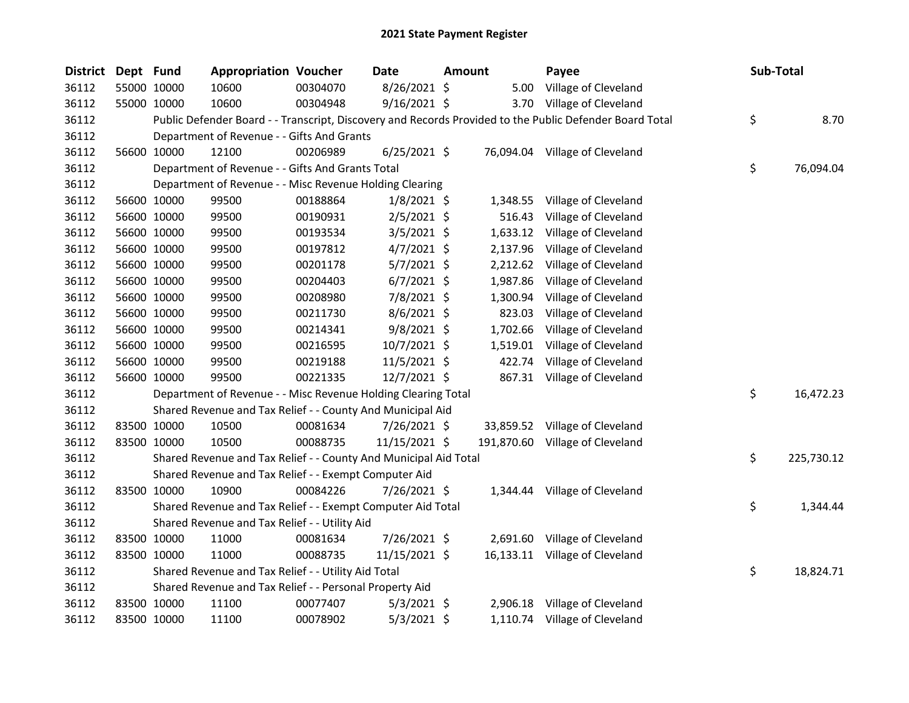# 2021 State Payment Register

| District | Dept | Fund | Appropriation | Voucher | Date | Amount | Payee | Sub-Total |
|---|---|---|---|---|---|---|---|---|
| 36112 | 55000 | 10000 | 10600 | 00304070 | 8/26/2021 | $ 5.00 | Village of Cleveland | |
| 36112 | 55000 | 10000 | 10600 | 00304948 | 9/16/2021 | $ 3.70 | Village of Cleveland | |
| 36112 | | Public Defender Board - - Transcript, Discovery and Records Provided to the Public Defender Board Total | | | | | | $ 8.70 |
| 36112 | | Department of Revenue - - Gifts And Grants | | | | | | |
| 36112 | 56600 | 10000 | 12100 | 00206989 | 6/25/2021 | $ 76,094.04 | Village of Cleveland | |
| 36112 | | Department of Revenue - - Gifts And Grants Total | | | | | | $ 76,094.04 |
| 36112 | | Department of Revenue - - Misc Revenue Holding Clearing | | | | | | |
| 36112 | 56600 | 10000 | 99500 | 00188864 | 1/8/2021 | $ 1,348.55 | Village of Cleveland | |
| 36112 | 56600 | 10000 | 99500 | 00190931 | 2/5/2021 | $ 516.43 | Village of Cleveland | |
| 36112 | 56600 | 10000 | 99500 | 00193534 | 3/5/2021 | $ 1,633.12 | Village of Cleveland | |
| 36112 | 56600 | 10000 | 99500 | 00197812 | 4/7/2021 | $ 2,137.96 | Village of Cleveland | |
| 36112 | 56600 | 10000 | 99500 | 00201178 | 5/7/2021 | $ 2,212.62 | Village of Cleveland | |
| 36112 | 56600 | 10000 | 99500 | 00204403 | 6/7/2021 | $ 1,987.86 | Village of Cleveland | |
| 36112 | 56600 | 10000 | 99500 | 00208980 | 7/8/2021 | $ 1,300.94 | Village of Cleveland | |
| 36112 | 56600 | 10000 | 99500 | 00211730 | 8/6/2021 | $ 823.03 | Village of Cleveland | |
| 36112 | 56600 | 10000 | 99500 | 00214341 | 9/8/2021 | $ 1,702.66 | Village of Cleveland | |
| 36112 | 56600 | 10000 | 99500 | 00216595 | 10/7/2021 | $ 1,519.01 | Village of Cleveland | |
| 36112 | 56600 | 10000 | 99500 | 00219188 | 11/5/2021 | $ 422.74 | Village of Cleveland | |
| 36112 | 56600 | 10000 | 99500 | 00221335 | 12/7/2021 | $ 867.31 | Village of Cleveland | |
| 36112 | | Department of Revenue - - Misc Revenue Holding Clearing Total | | | | | | $ 16,472.23 |
| 36112 | | Shared Revenue and Tax Relief - - County And Municipal Aid | | | | | | |
| 36112 | 83500 | 10000 | 10500 | 00081634 | 7/26/2021 | $ 33,859.52 | Village of Cleveland | |
| 36112 | 83500 | 10000 | 10500 | 00088735 | 11/15/2021 | $ 191,870.60 | Village of Cleveland | |
| 36112 | | Shared Revenue and Tax Relief - - County And Municipal Aid Total | | | | | | $ 225,730.12 |
| 36112 | | Shared Revenue and Tax Relief - - Exempt Computer Aid | | | | | | |
| 36112 | 83500 | 10000 | 10900 | 00084226 | 7/26/2021 | $ 1,344.44 | Village of Cleveland | |
| 36112 | | Shared Revenue and Tax Relief - - Exempt Computer Aid Total | | | | | | $ 1,344.44 |
| 36112 | | Shared Revenue and Tax Relief - - Utility Aid | | | | | | |
| 36112 | 83500 | 10000 | 11000 | 00081634 | 7/26/2021 | $ 2,691.60 | Village of Cleveland | |
| 36112 | 83500 | 10000 | 11000 | 00088735 | 11/15/2021 | $ 16,133.11 | Village of Cleveland | |
| 36112 | | Shared Revenue and Tax Relief - - Utility Aid Total | | | | | | $ 18,824.71 |
| 36112 | | Shared Revenue and Tax Relief - - Personal Property Aid | | | | | | |
| 36112 | 83500 | 10000 | 11100 | 00077407 | 5/3/2021 | $ 2,906.18 | Village of Cleveland | |
| 36112 | 83500 | 10000 | 11100 | 00078902 | 5/3/2021 | $ 1,110.74 | Village of Cleveland | |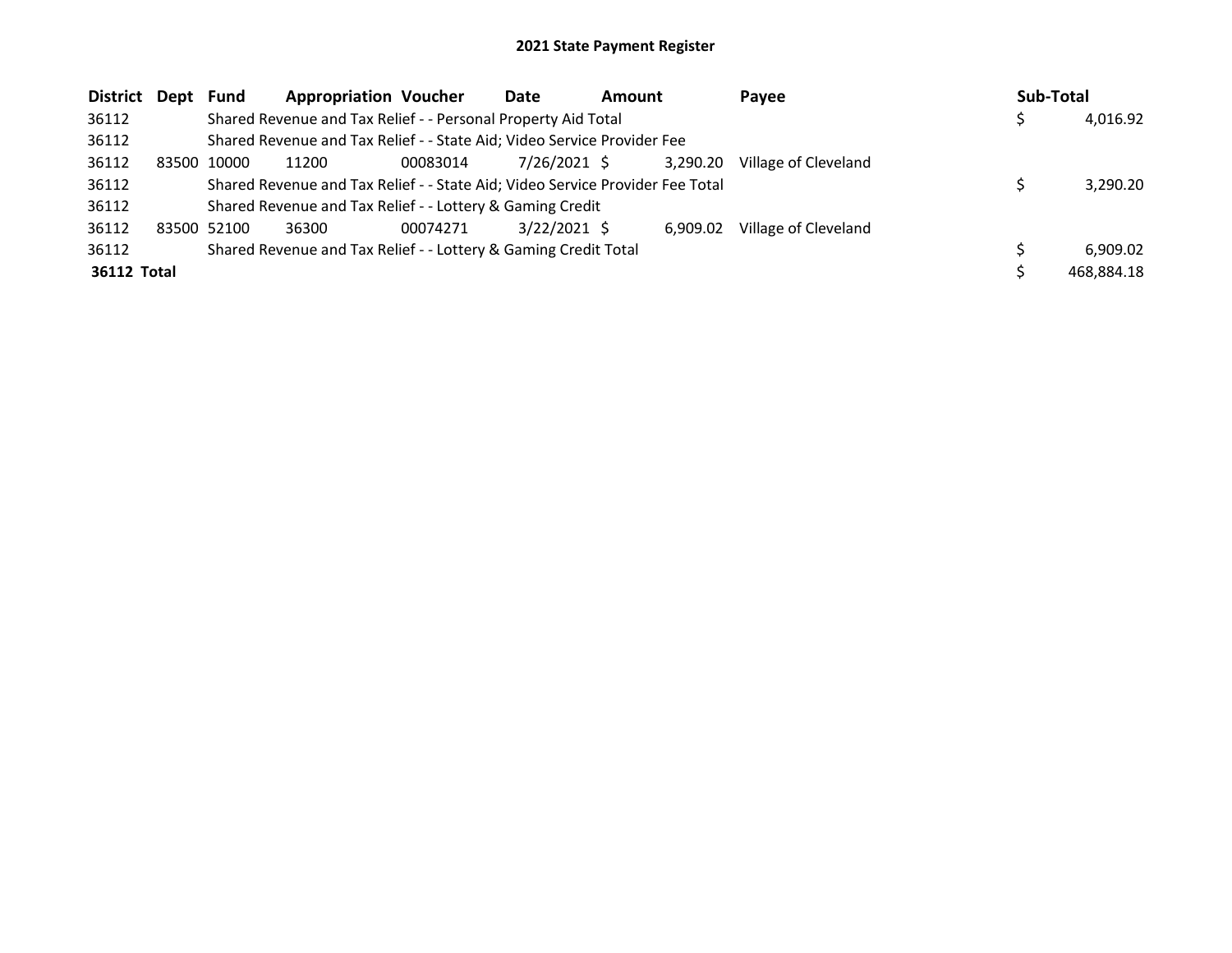# 2021 State Payment Register

| District | Dept | Fund | Appropriation | Voucher | Date | Amount | Payee | Sub-Total |
|---|---|---|---|---|---|---|---|---|
| 36112 | | Shared Revenue and Tax Relief - - Personal Property Aid Total | | | | | | $ 4,016.92 |
| 36112 | | Shared Revenue and Tax Relief - - State Aid; Video Service Provider Fee | | | | | | |
| 36112 | 83500 | 10000 | 11200 | 00083014 | 7/26/2021 | $ 3,290.20 | Village of Cleveland | |
| 36112 | | Shared Revenue and Tax Relief - - State Aid; Video Service Provider Fee Total | | | | | | $ 3,290.20 |
| 36112 | | Shared Revenue and Tax Relief - - Lottery & Gaming Credit | | | | | | |
| 36112 | 83500 | 52100 | 36300 | 00074271 | 3/22/2021 | $ 6,909.02 | Village of Cleveland | |
| 36112 | | Shared Revenue and Tax Relief - - Lottery & Gaming Credit Total | | | | | | $ 6,909.02 |
| **36112 Total** | | | | | | | | $ 468,884.18 |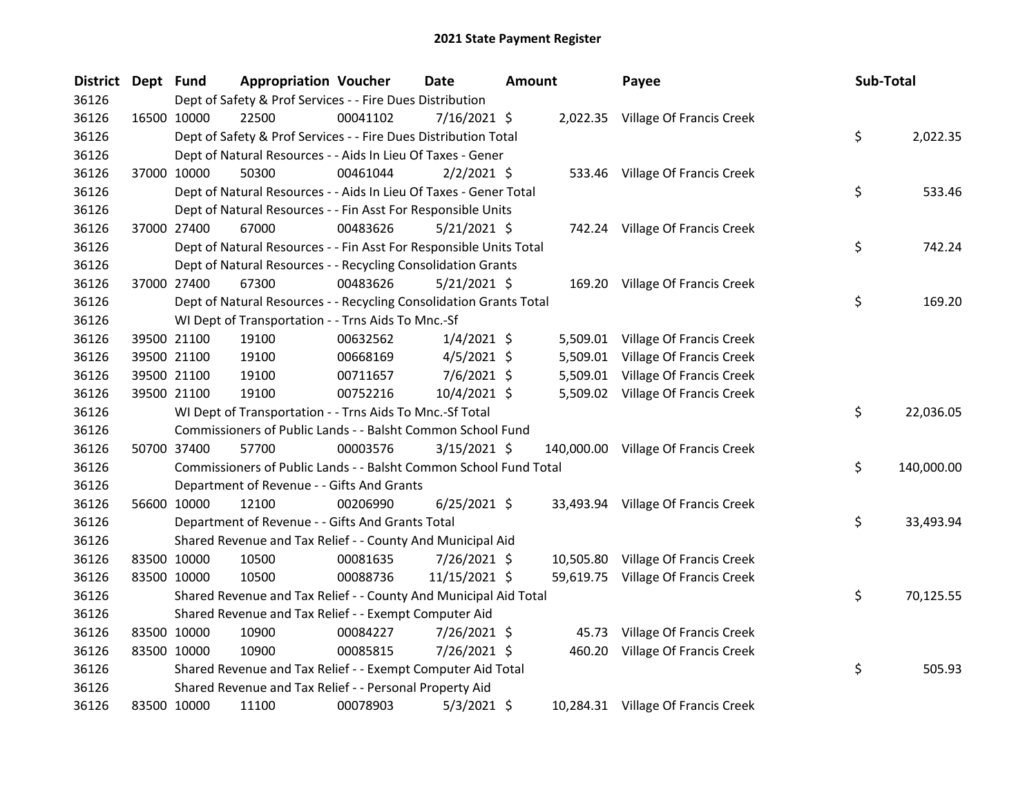# 2021 State Payment Register

| District | Dept | Fund | Appropriation | Voucher | Date | Amount | Payee | Sub-Total |
|---|---|---|---|---|---|---|---|---|
| 36126 | Dept of Safety & Prof Services - - Fire Dues Distribution | | | | | | | |
| 36126 | 16500 | 10000 | 22500 | 00041102 | 7/16/2021 | $ 2,022.35 | Village Of Francis Creek | |
| 36126 | Dept of Safety & Prof Services - - Fire Dues Distribution Total | | | | | | | $ 2,022.35 |
| 36126 | Dept of Natural Resources - - Aids In Lieu Of Taxes - Gener | | | | | | | |
| 36126 | 37000 | 10000 | 50300 | 00461044 | 2/2/2021 | $ 533.46 | Village Of Francis Creek | |
| 36126 | Dept of Natural Resources - - Aids In Lieu Of Taxes - Gener Total | | | | | | | $ 533.46 |
| 36126 | Dept of Natural Resources - - Fin Asst For Responsible Units | | | | | | | |
| 36126 | 37000 | 27400 | 67000 | 00483626 | 5/21/2021 | $ 742.24 | Village Of Francis Creek | |
| 36126 | Dept of Natural Resources - - Fin Asst For Responsible Units Total | | | | | | | $ 742.24 |
| 36126 | Dept of Natural Resources - - Recycling Consolidation Grants | | | | | | | |
| 36126 | 37000 | 27400 | 67300 | 00483626 | 5/21/2021 | $ 169.20 | Village Of Francis Creek | |
| 36126 | Dept of Natural Resources - - Recycling Consolidation Grants Total | | | | | | | $ 169.20 |
| 36126 | WI Dept of Transportation - - Trns Aids To Mnc.-Sf | | | | | | | |
| 36126 | 39500 | 21100 | 19100 | 00632562 | 1/4/2021 | $ 5,509.01 | Village Of Francis Creek | |
| 36126 | 39500 | 21100 | 19100 | 00668169 | 4/5/2021 | $ 5,509.01 | Village Of Francis Creek | |
| 36126 | 39500 | 21100 | 19100 | 00711657 | 7/6/2021 | $ 5,509.01 | Village Of Francis Creek | |
| 36126 | 39500 | 21100 | 19100 | 00752216 | 10/4/2021 | $ 5,509.02 | Village Of Francis Creek | |
| 36126 | WI Dept of Transportation - - Trns Aids To Mnc.-Sf Total | | | | | | | $ 22,036.05 |
| 36126 | Commissioners of Public Lands - - Balsht Common School Fund | | | | | | | |
| 36126 | 50700 | 37400 | 57700 | 00003576 | 3/15/2021 | $ 140,000.00 | Village Of Francis Creek | |
| 36126 | Commissioners of Public Lands - - Balsht Common School Fund Total | | | | | | | $ 140,000.00 |
| 36126 | Department of Revenue - - Gifts And Grants | | | | | | | |
| 36126 | 56600 | 10000 | 12100 | 00206990 | 6/25/2021 | $ 33,493.94 | Village Of Francis Creek | |
| 36126 | Department of Revenue - - Gifts And Grants Total | | | | | | | $ 33,493.94 |
| 36126 | Shared Revenue and Tax Relief - - County And Municipal Aid | | | | | | | |
| 36126 | 83500 | 10000 | 10500 | 00081635 | 7/26/2021 | $ 10,505.80 | Village Of Francis Creek | |
| 36126 | 83500 | 10000 | 10500 | 00088736 | 11/15/2021 | $ 59,619.75 | Village Of Francis Creek | |
| 36126 | Shared Revenue and Tax Relief - - County And Municipal Aid Total | | | | | | | $ 70,125.55 |
| 36126 | Shared Revenue and Tax Relief - - Exempt Computer Aid | | | | | | | |
| 36126 | 83500 | 10000 | 10900 | 00084227 | 7/26/2021 | $ 45.73 | Village Of Francis Creek | |
| 36126 | 83500 | 10000 | 10900 | 00085815 | 7/26/2021 | $ 460.20 | Village Of Francis Creek | |
| 36126 | Shared Revenue and Tax Relief - - Exempt Computer Aid Total | | | | | | | $ 505.93 |
| 36126 | Shared Revenue and Tax Relief - - Personal Property Aid | | | | | | | |
| 36126 | 83500 | 10000 | 11100 | 00078903 | 5/3/2021 | $ 10,284.31 | Village Of Francis Creek | |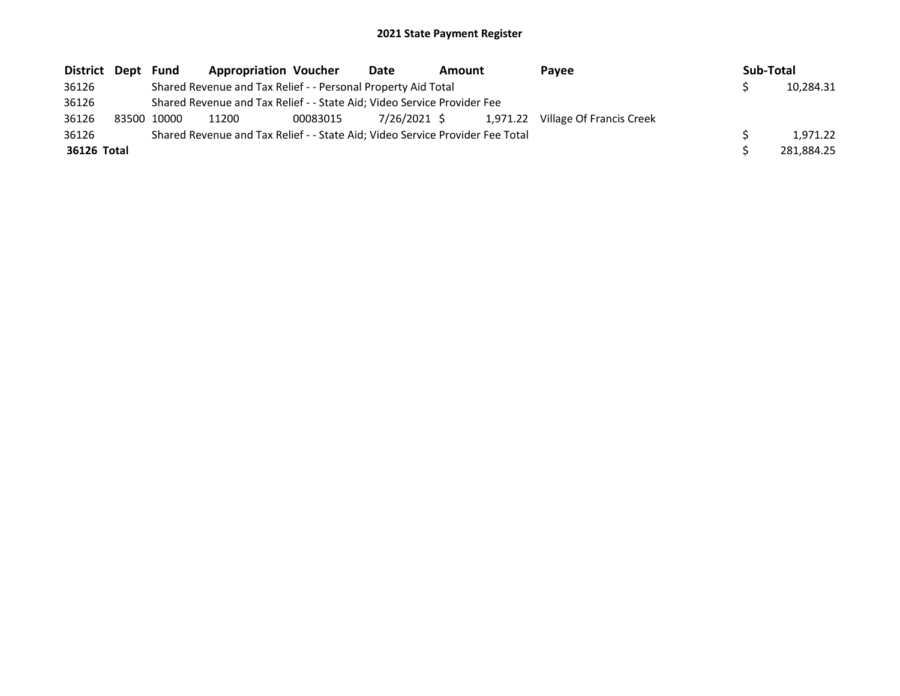# 2021 State Payment Register

| District | Dept | Fund | Appropriation | Voucher | Date | Amount | Payee | Sub-Total |
|---|---|---|---|---|---|---|---|---|
| 36126 | | Shared Revenue and Tax Relief - - Personal Property Aid Total | | | | | | $ 10,284.31 |
| 36126 | | Shared Revenue and Tax Relief - - State Aid; Video Service Provider Fee | | | | | | |
| 36126 | 83500 | 10000 | 11200 | 00083015 | 7/26/2021 | $ 1,971.22 | Village Of Francis Creek | |
| 36126 | | Shared Revenue and Tax Relief - - State Aid; Video Service Provider Fee Total | | | | | | $ 1,971.22 |
| **36126 Total** | | | | | | | | $ 281,884.25 |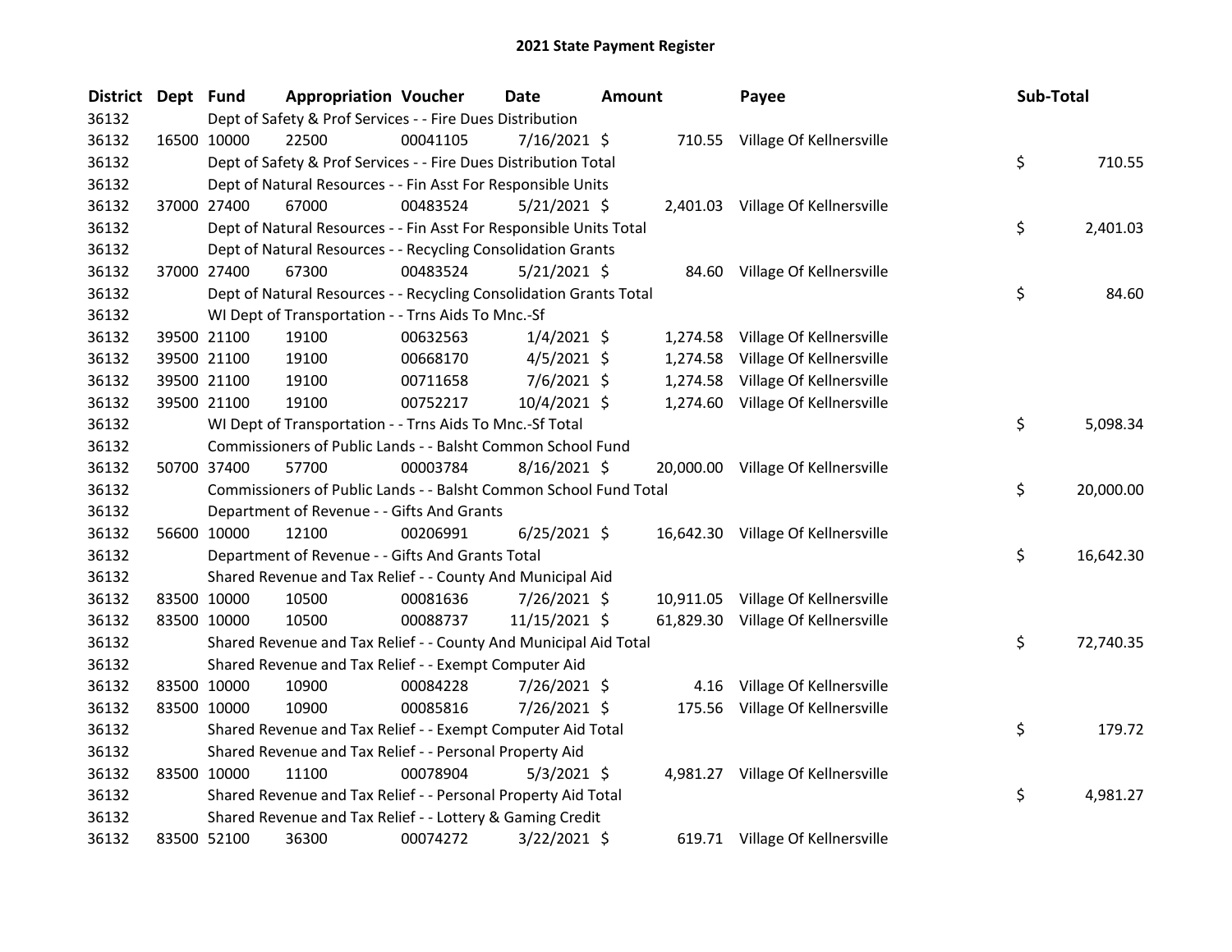# 2021 State Payment Register

| District | Dept | Fund | Appropriation | Voucher | Date | Amount | Payee | Sub-Total |
|---|---|---|---|---|---|---|---|---|
| 36132 | | Dept of Safety & Prof Services - - Fire Dues Distribution | | | | | | |
| 36132 | 16500 | 10000 | 22500 | 00041105 | 7/16/2021 | $ 710.55 | Village Of Kellnersville | |
| 36132 | | Dept of Safety & Prof Services - - Fire Dues Distribution Total | | | | | | $ 710.55 |
| 36132 | | Dept of Natural Resources - - Fin Asst For Responsible Units | | | | | | |
| 36132 | 37000 | 27400 | 67000 | 00483524 | 5/21/2021 | $ 2,401.03 | Village Of Kellnersville | |
| 36132 | | Dept of Natural Resources - - Fin Asst For Responsible Units Total | | | | | | $ 2,401.03 |
| 36132 | | Dept of Natural Resources - - Recycling Consolidation Grants | | | | | | |
| 36132 | 37000 | 27400 | 67300 | 00483524 | 5/21/2021 | $ 84.60 | Village Of Kellnersville | |
| 36132 | | Dept of Natural Resources - - Recycling Consolidation Grants Total | | | | | | $ 84.60 |
| 36132 | | WI Dept of Transportation - - Trns Aids To Mnc.-Sf | | | | | | |
| 36132 | 39500 | 21100 | 19100 | 00632563 | 1/4/2021 | $ 1,274.58 | Village Of Kellnersville | |
| 36132 | 39500 | 21100 | 19100 | 00668170 | 4/5/2021 | $ 1,274.58 | Village Of Kellnersville | |
| 36132 | 39500 | 21100 | 19100 | 00711658 | 7/6/2021 | $ 1,274.58 | Village Of Kellnersville | |
| 36132 | 39500 | 21100 | 19100 | 00752217 | 10/4/2021 | $ 1,274.60 | Village Of Kellnersville | |
| 36132 | | WI Dept of Transportation - - Trns Aids To Mnc.-Sf Total | | | | | | $ 5,098.34 |
| 36132 | | Commissioners of Public Lands - - Balsht Common School Fund | | | | | | |
| 36132 | 50700 | 37400 | 57700 | 00003784 | 8/16/2021 | $ 20,000.00 | Village Of Kellnersville | |
| 36132 | | Commissioners of Public Lands - - Balsht Common School Fund Total | | | | | | $ 20,000.00 |
| 36132 | | Department of Revenue - - Gifts And Grants | | | | | | |
| 36132 | 56600 | 10000 | 12100 | 00206991 | 6/25/2021 | $ 16,642.30 | Village Of Kellnersville | |
| 36132 | | Department of Revenue - - Gifts And Grants Total | | | | | | $ 16,642.30 |
| 36132 | | Shared Revenue and Tax Relief - - County And Municipal Aid | | | | | | |
| 36132 | 83500 | 10000 | 10500 | 00081636 | 7/26/2021 | $ 10,911.05 | Village Of Kellnersville | |
| 36132 | 83500 | 10000 | 10500 | 00088737 | 11/15/2021 | $ 61,829.30 | Village Of Kellnersville | |
| 36132 | | Shared Revenue and Tax Relief - - County And Municipal Aid Total | | | | | | $ 72,740.35 |
| 36132 | | Shared Revenue and Tax Relief - - Exempt Computer Aid | | | | | | |
| 36132 | 83500 | 10000 | 10900 | 00084228 | 7/26/2021 | $ 4.16 | Village Of Kellnersville | |
| 36132 | 83500 | 10000 | 10900 | 00085816 | 7/26/2021 | $ 175.56 | Village Of Kellnersville | |
| 36132 | | Shared Revenue and Tax Relief - - Exempt Computer Aid Total | | | | | | $ 179.72 |
| 36132 | | Shared Revenue and Tax Relief - - Personal Property Aid | | | | | | |
| 36132 | 83500 | 10000 | 11100 | 00078904 | 5/3/2021 | $ 4,981.27 | Village Of Kellnersville | |
| 36132 | | Shared Revenue and Tax Relief - - Personal Property Aid Total | | | | | | $ 4,981.27 |
| 36132 | | Shared Revenue and Tax Relief - - Lottery & Gaming Credit | | | | | | |
| 36132 | 83500 | 52100 | 36300 | 00074272 | 3/22/2021 | $ 619.71 | Village Of Kellnersville | |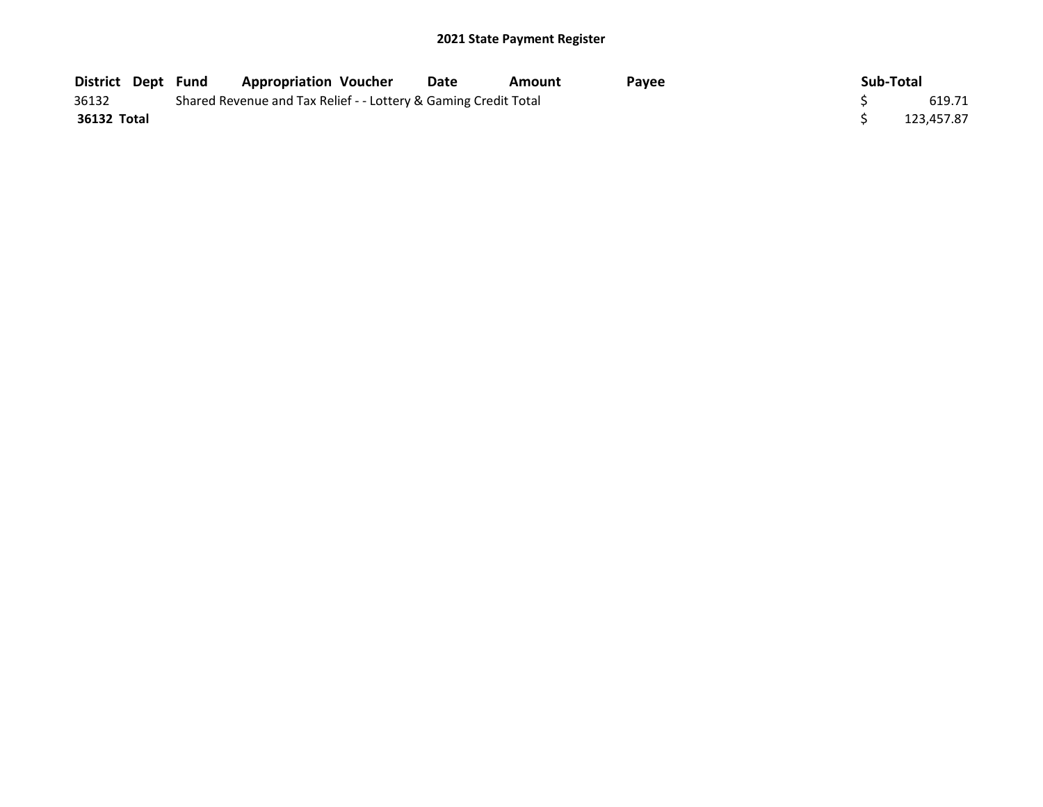**2021 State Payment Register**

| District | Dept | Fund | Appropriation | Voucher | Date | Amount | Payee | Sub-Total |
|---|---|---|---|---|---|---|---|---|
| 36132 | | Shared Revenue and Tax Relief - - Lottery & Gaming Credit Total | | | | | | $ 619.71 |
| **36132 Total** | | | | | | | | $ 123,457.87 |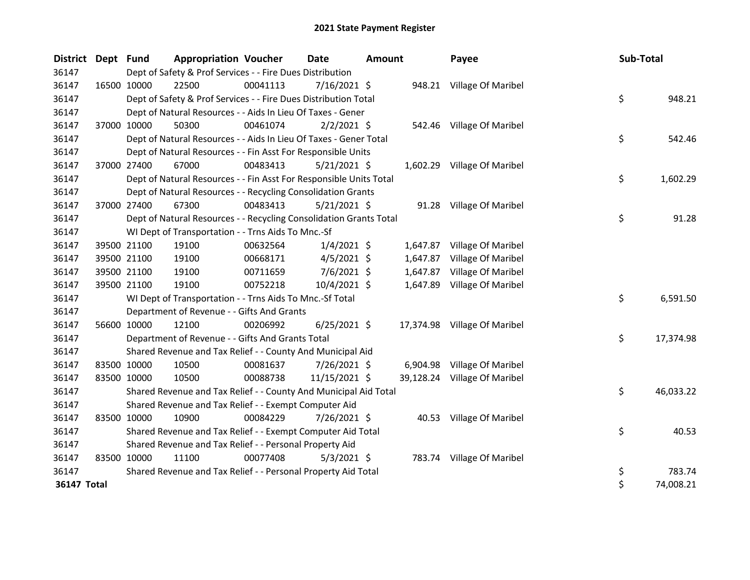# 2021 State Payment Register

| District | Dept | Fund | Appropriation | Voucher | Date | Amount | Payee | Sub-Total |
|---|---|---|---|---|---|---|---|---|
| 36147 | | Dept of Safety & Prof Services - - Fire Dues Distribution | | | | | | |
| 36147 | 16500 | 10000 | 22500 | 00041113 | 7/16/2021 | $ 948.21 | Village Of Maribel | |
| 36147 | | Dept of Safety & Prof Services - - Fire Dues Distribution Total | | | | | | $ 948.21 |
| 36147 | | Dept of Natural Resources - - Aids In Lieu Of Taxes - Gener | | | | | | |
| 36147 | 37000 | 10000 | 50300 | 00461074 | 2/2/2021 | $ 542.46 | Village Of Maribel | |
| 36147 | | Dept of Natural Resources - - Aids In Lieu Of Taxes - Gener Total | | | | | | $ 542.46 |
| 36147 | | Dept of Natural Resources - - Fin Asst For Responsible Units | | | | | | |
| 36147 | 37000 | 27400 | 67000 | 00483413 | 5/21/2021 | $ 1,602.29 | Village Of Maribel | |
| 36147 | | Dept of Natural Resources - - Fin Asst For Responsible Units Total | | | | | | $ 1,602.29 |
| 36147 | | Dept of Natural Resources - - Recycling Consolidation Grants | | | | | | |
| 36147 | 37000 | 27400 | 67300 | 00483413 | 5/21/2021 | $ 91.28 | Village Of Maribel | |
| 36147 | | Dept of Natural Resources - - Recycling Consolidation Grants Total | | | | | | $ 91.28 |
| 36147 | | WI Dept of Transportation - - Trns Aids To Mnc.-Sf | | | | | | |
| 36147 | 39500 | 21100 | 19100 | 00632564 | 1/4/2021 | $ 1,647.87 | Village Of Maribel | |
| 36147 | 39500 | 21100 | 19100 | 00668171 | 4/5/2021 | $ 1,647.87 | Village Of Maribel | |
| 36147 | 39500 | 21100 | 19100 | 00711659 | 7/6/2021 | $ 1,647.87 | Village Of Maribel | |
| 36147 | 39500 | 21100 | 19100 | 00752218 | 10/4/2021 | $ 1,647.89 | Village Of Maribel | |
| 36147 | | WI Dept of Transportation - - Trns Aids To Mnc.-Sf Total | | | | | | $ 6,591.50 |
| 36147 | | Department of Revenue - - Gifts And Grants | | | | | | |
| 36147 | 56600 | 10000 | 12100 | 00206992 | 6/25/2021 | $ 17,374.98 | Village Of Maribel | |
| 36147 | | Department of Revenue - - Gifts And Grants Total | | | | | | $ 17,374.98 |
| 36147 | | Shared Revenue and Tax Relief - - County And Municipal Aid | | | | | | |
| 36147 | 83500 | 10000 | 10500 | 00081637 | 7/26/2021 | $ 6,904.98 | Village Of Maribel | |
| 36147 | 83500 | 10000 | 10500 | 00088738 | 11/15/2021 | $ 39,128.24 | Village Of Maribel | |
| 36147 | | Shared Revenue and Tax Relief - - County And Municipal Aid Total | | | | | | $ 46,033.22 |
| 36147 | | Shared Revenue and Tax Relief - - Exempt Computer Aid | | | | | | |
| 36147 | 83500 | 10000 | 10900 | 00084229 | 7/26/2021 | $ 40.53 | Village Of Maribel | |
| 36147 | | Shared Revenue and Tax Relief - - Exempt Computer Aid Total | | | | | | $ 40.53 |
| 36147 | | Shared Revenue and Tax Relief - - Personal Property Aid | | | | | | |
| 36147 | 83500 | 10000 | 11100 | 00077408 | 5/3/2021 | $ 783.74 | Village Of Maribel | |
| 36147 | | Shared Revenue and Tax Relief - - Personal Property Aid Total | | | | | | $ 783.74 |
| **36147 Total** | | | | | | | | $ 74,008.21 |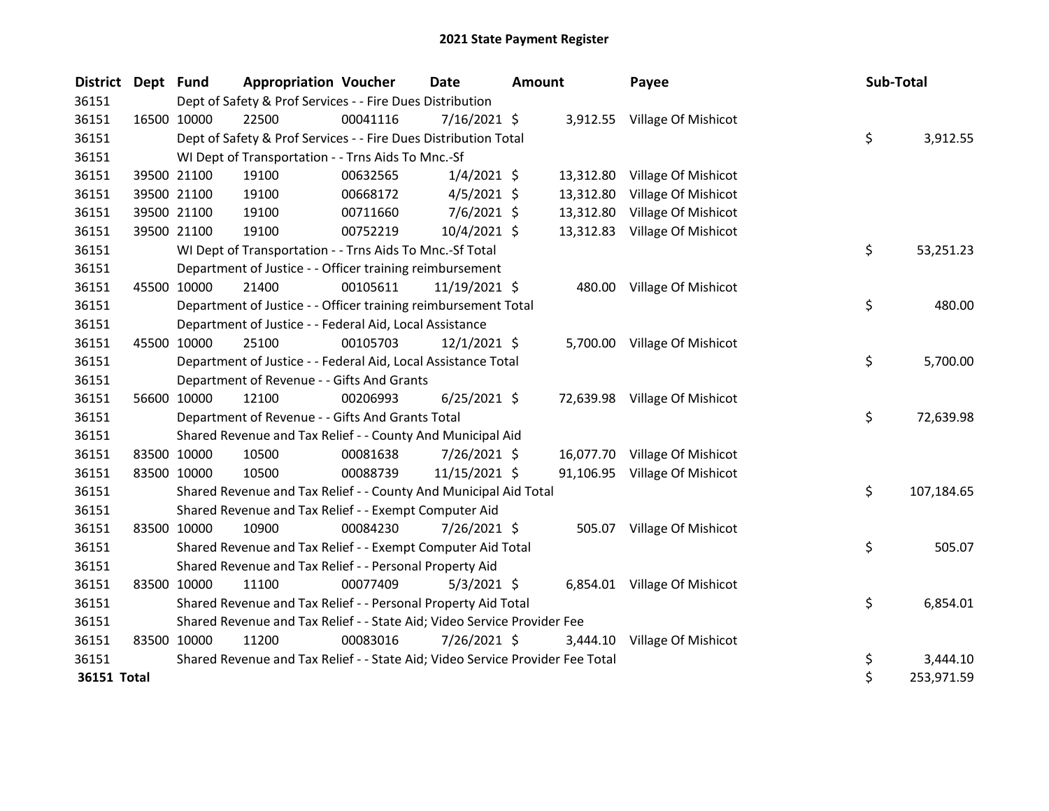# 2021 State Payment Register

| District | Dept | Fund | Appropriation | Voucher | Date | Amount | Payee | Sub-Total |
|---|---|---|---|---|---|---|---|---|
| 36151 | | Dept of Safety & Prof Services - - Fire Dues Distribution | | | | | | |
| 36151 | 16500 | 10000 | 22500 | 00041116 | 7/16/2021 | $ 3,912.55 | Village Of Mishicot | |
| 36151 | | Dept of Safety & Prof Services - - Fire Dues Distribution Total | | | | | | $ 3,912.55 |
| 36151 | | WI Dept of Transportation - - Trns Aids To Mnc.-Sf | | | | | | |
| 36151 | 39500 | 21100 | 19100 | 00632565 | 1/4/2021 | $ 13,312.80 | Village Of Mishicot | |
| 36151 | 39500 | 21100 | 19100 | 00668172 | 4/5/2021 | $ 13,312.80 | Village Of Mishicot | |
| 36151 | 39500 | 21100 | 19100 | 00711660 | 7/6/2021 | $ 13,312.80 | Village Of Mishicot | |
| 36151 | 39500 | 21100 | 19100 | 00752219 | 10/4/2021 | $ 13,312.83 | Village Of Mishicot | |
| 36151 | | WI Dept of Transportation - - Trns Aids To Mnc.-Sf Total | | | | | | $ 53,251.23 |
| 36151 | | Department of Justice - - Officer training reimbursement | | | | | | |
| 36151 | 45500 | 10000 | 21400 | 00105611 | 11/19/2021 | $ 480.00 | Village Of Mishicot | |
| 36151 | | Department of Justice - - Officer training reimbursement Total | | | | | | $ 480.00 |
| 36151 | | Department of Justice - - Federal Aid, Local Assistance | | | | | | |
| 36151 | 45500 | 10000 | 25100 | 00105703 | 12/1/2021 | $ 5,700.00 | Village Of Mishicot | |
| 36151 | | Department of Justice - - Federal Aid, Local Assistance Total | | | | | | $ 5,700.00 |
| 36151 | | Department of Revenue - - Gifts And Grants | | | | | | |
| 36151 | 56600 | 10000 | 12100 | 00206993 | 6/25/2021 | $ 72,639.98 | Village Of Mishicot | |
| 36151 | | Department of Revenue - - Gifts And Grants Total | | | | | | $ 72,639.98 |
| 36151 | | Shared Revenue and Tax Relief - - County And Municipal Aid | | | | | | |
| 36151 | 83500 | 10000 | 10500 | 00081638 | 7/26/2021 | $ 16,077.70 | Village Of Mishicot | |
| 36151 | 83500 | 10000 | 10500 | 00088739 | 11/15/2021 | $ 91,106.95 | Village Of Mishicot | |
| 36151 | | Shared Revenue and Tax Relief - - County And Municipal Aid Total | | | | | | $ 107,184.65 |
| 36151 | | Shared Revenue and Tax Relief - - Exempt Computer Aid | | | | | | |
| 36151 | 83500 | 10000 | 10900 | 00084230 | 7/26/2021 | $ 505.07 | Village Of Mishicot | |
| 36151 | | Shared Revenue and Tax Relief - - Exempt Computer Aid Total | | | | | | $ 505.07 |
| 36151 | | Shared Revenue and Tax Relief - - Personal Property Aid | | | | | | |
| 36151 | 83500 | 10000 | 11100 | 00077409 | 5/3/2021 | $ 6,854.01 | Village Of Mishicot | |
| 36151 | | Shared Revenue and Tax Relief - - Personal Property Aid Total | | | | | | $ 6,854.01 |
| 36151 | | Shared Revenue and Tax Relief - - State Aid; Video Service Provider Fee | | | | | | |
| 36151 | 83500 | 10000 | 11200 | 00083016 | 7/26/2021 | $ 3,444.10 | Village Of Mishicot | |
| 36151 | | Shared Revenue and Tax Relief - - State Aid; Video Service Provider Fee Total | | | | | | $ 3,444.10 |
| **36151 Total** | | | | | | | | $ 253,971.59 |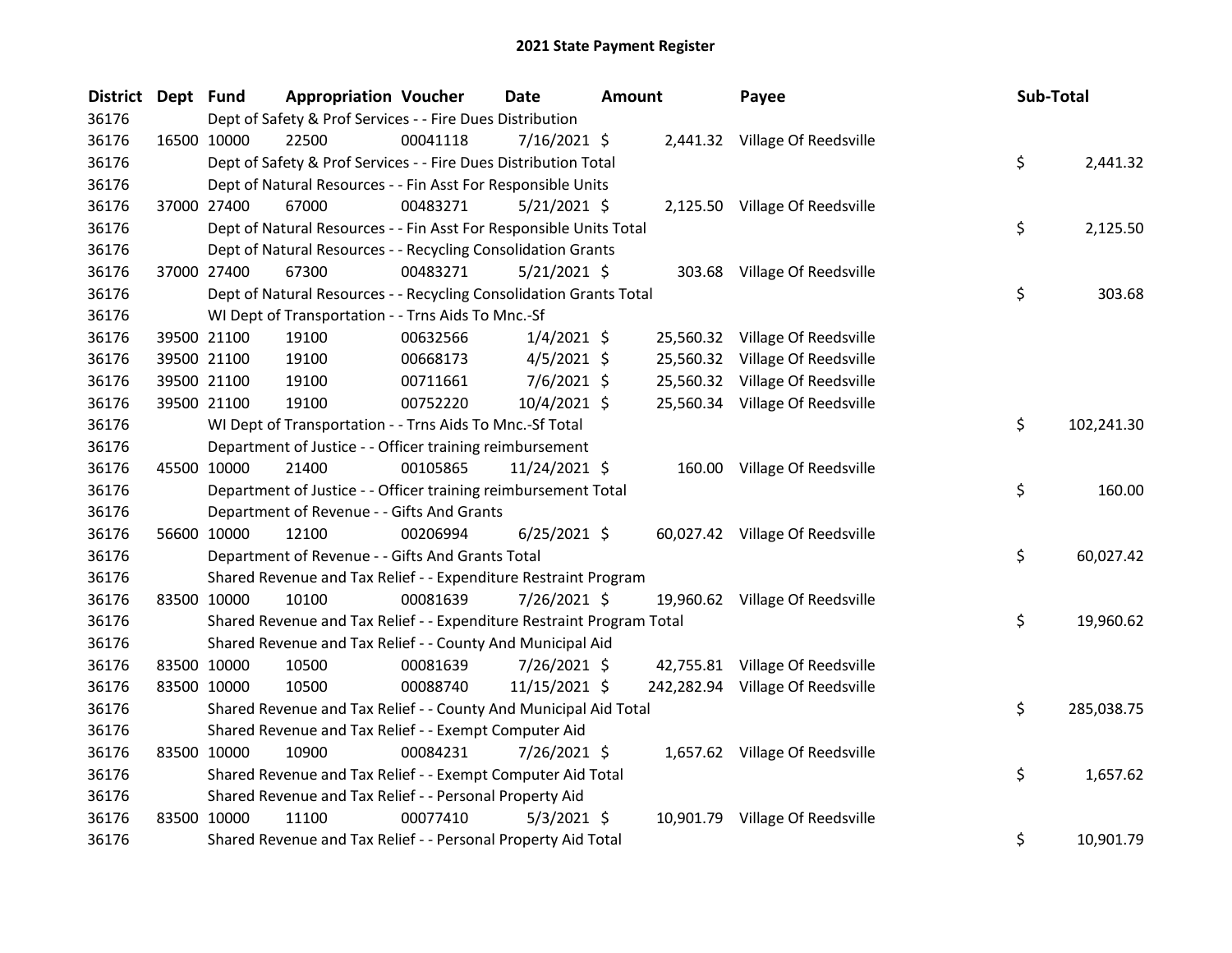# 2021 State Payment Register

| District | Dept | Fund | Appropriation | Voucher | Date | Amount | Payee | Sub-Total |
|---|---|---|---|---|---|---|---|---|
| 36176 | | Dept of Safety & Prof Services - - Fire Dues Distribution | | | | | | |
| 36176 | 16500 | 10000 | 22500 | 00041118 | 7/16/2021 | $ 2,441.32 | Village Of Reedsville | |
| 36176 | | Dept of Safety & Prof Services - - Fire Dues Distribution Total | | | | | | $ 2,441.32 |
| 36176 | | Dept of Natural Resources - - Fin Asst For Responsible Units | | | | | | |
| 36176 | 37000 | 27400 | 67000 | 00483271 | 5/21/2021 | $ 2,125.50 | Village Of Reedsville | |
| 36176 | | Dept of Natural Resources - - Fin Asst For Responsible Units Total | | | | | | $ 2,125.50 |
| 36176 | | Dept of Natural Resources - - Recycling Consolidation Grants | | | | | | |
| 36176 | 37000 | 27400 | 67300 | 00483271 | 5/21/2021 | $ 303.68 | Village Of Reedsville | |
| 36176 | | Dept of Natural Resources - - Recycling Consolidation Grants Total | | | | | | $ 303.68 |
| 36176 | | WI Dept of Transportation - - Trns Aids To Mnc.-Sf | | | | | | |
| 36176 | 39500 | 21100 | 19100 | 00632566 | 1/4/2021 | $ 25,560.32 | Village Of Reedsville | |
| 36176 | 39500 | 21100 | 19100 | 00668173 | 4/5/2021 | $ 25,560.32 | Village Of Reedsville | |
| 36176 | 39500 | 21100 | 19100 | 00711661 | 7/6/2021 | $ 25,560.32 | Village Of Reedsville | |
| 36176 | 39500 | 21100 | 19100 | 00752220 | 10/4/2021 | $ 25,560.34 | Village Of Reedsville | |
| 36176 | | WI Dept of Transportation - - Trns Aids To Mnc.-Sf Total | | | | | | $ 102,241.30 |
| 36176 | | Department of Justice - - Officer training reimbursement | | | | | | |
| 36176 | 45500 | 10000 | 21400 | 00105865 | 11/24/2021 | $ 160.00 | Village Of Reedsville | |
| 36176 | | Department of Justice - - Officer training reimbursement Total | | | | | | $ 160.00 |
| 36176 | | Department of Revenue - - Gifts And Grants | | | | | | |
| 36176 | 56600 | 10000 | 12100 | 00206994 | 6/25/2021 | $ 60,027.42 | Village Of Reedsville | |
| 36176 | | Department of Revenue - - Gifts And Grants Total | | | | | | $ 60,027.42 |
| 36176 | | Shared Revenue and Tax Relief - - Expenditure Restraint Program | | | | | | |
| 36176 | 83500 | 10000 | 10100 | 00081639 | 7/26/2021 | $ 19,960.62 | Village Of Reedsville | |
| 36176 | | Shared Revenue and Tax Relief - - Expenditure Restraint Program Total | | | | | | $ 19,960.62 |
| 36176 | | Shared Revenue and Tax Relief - - County And Municipal Aid | | | | | | |
| 36176 | 83500 | 10000 | 10500 | 00081639 | 7/26/2021 | $ 42,755.81 | Village Of Reedsville | |
| 36176 | 83500 | 10000 | 10500 | 00088740 | 11/15/2021 | $ 242,282.94 | Village Of Reedsville | |
| 36176 | | Shared Revenue and Tax Relief - - County And Municipal Aid Total | | | | | | $ 285,038.75 |
| 36176 | | Shared Revenue and Tax Relief - - Exempt Computer Aid | | | | | | |
| 36176 | 83500 | 10000 | 10900 | 00084231 | 7/26/2021 | $ 1,657.62 | Village Of Reedsville | |
| 36176 | | Shared Revenue and Tax Relief - - Exempt Computer Aid Total | | | | | | $ 1,657.62 |
| 36176 | | Shared Revenue and Tax Relief - - Personal Property Aid | | | | | | |
| 36176 | 83500 | 10000 | 11100 | 00077410 | 5/3/2021 | $ 10,901.79 | Village Of Reedsville | |
| 36176 | | Shared Revenue and Tax Relief - - Personal Property Aid Total | | | | | | $ 10,901.79 |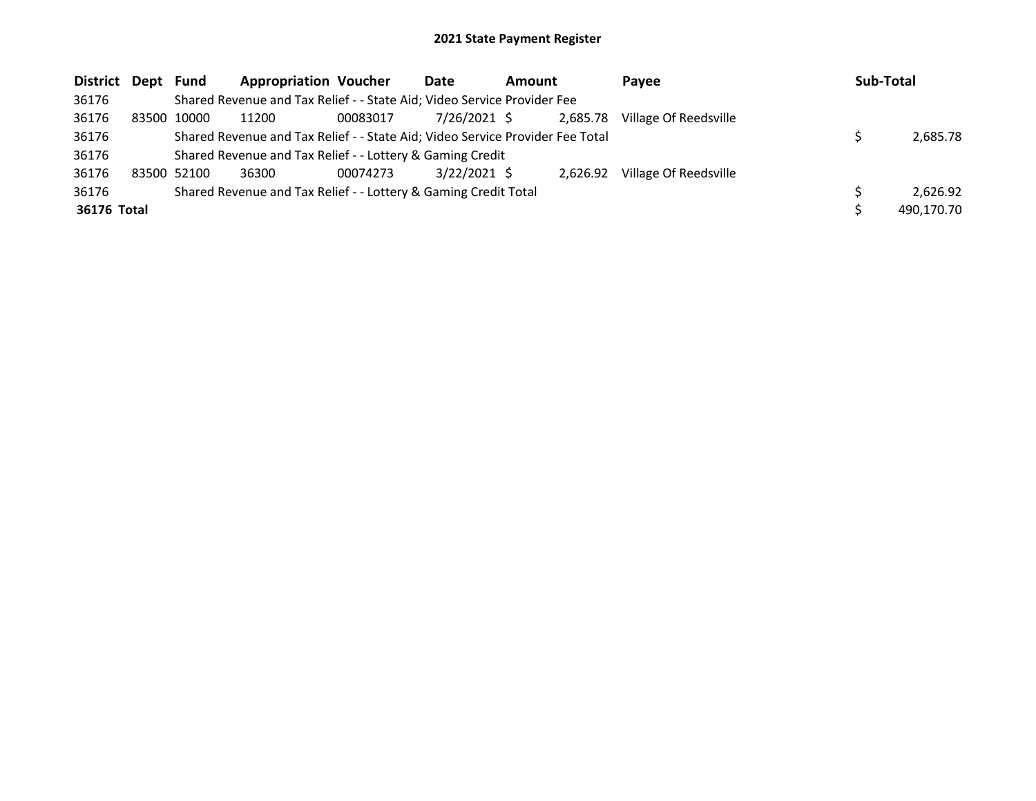# 2021 State Payment Register

| District | Dept | Fund | Appropriation | Voucher | Date | Amount | Payee | Sub-Total |
|---|---|---|---|---|---|---|---|---|
| 36176 | | Shared Revenue and Tax Relief - - State Aid; Video Service Provider Fee | | | | | | |
| 36176 | 83500 | 10000 | 11200 | 00083017 | 7/26/2021 | $ 2,685.78 | Village Of Reedsville | |
| 36176 | | Shared Revenue and Tax Relief - - State Aid; Video Service Provider Fee Total | | | | | | $ 2,685.78 |
| 36176 | | Shared Revenue and Tax Relief - - Lottery & Gaming Credit | | | | | | |
| 36176 | 83500 | 52100 | 36300 | 00074273 | 3/22/2021 | $ 2,626.92 | Village Of Reedsville | |
| 36176 | | Shared Revenue and Tax Relief - - Lottery & Gaming Credit Total | | | | | | $ 2,626.92 |
| **36176 Total** | | | | | | | | $ 490,170.70 |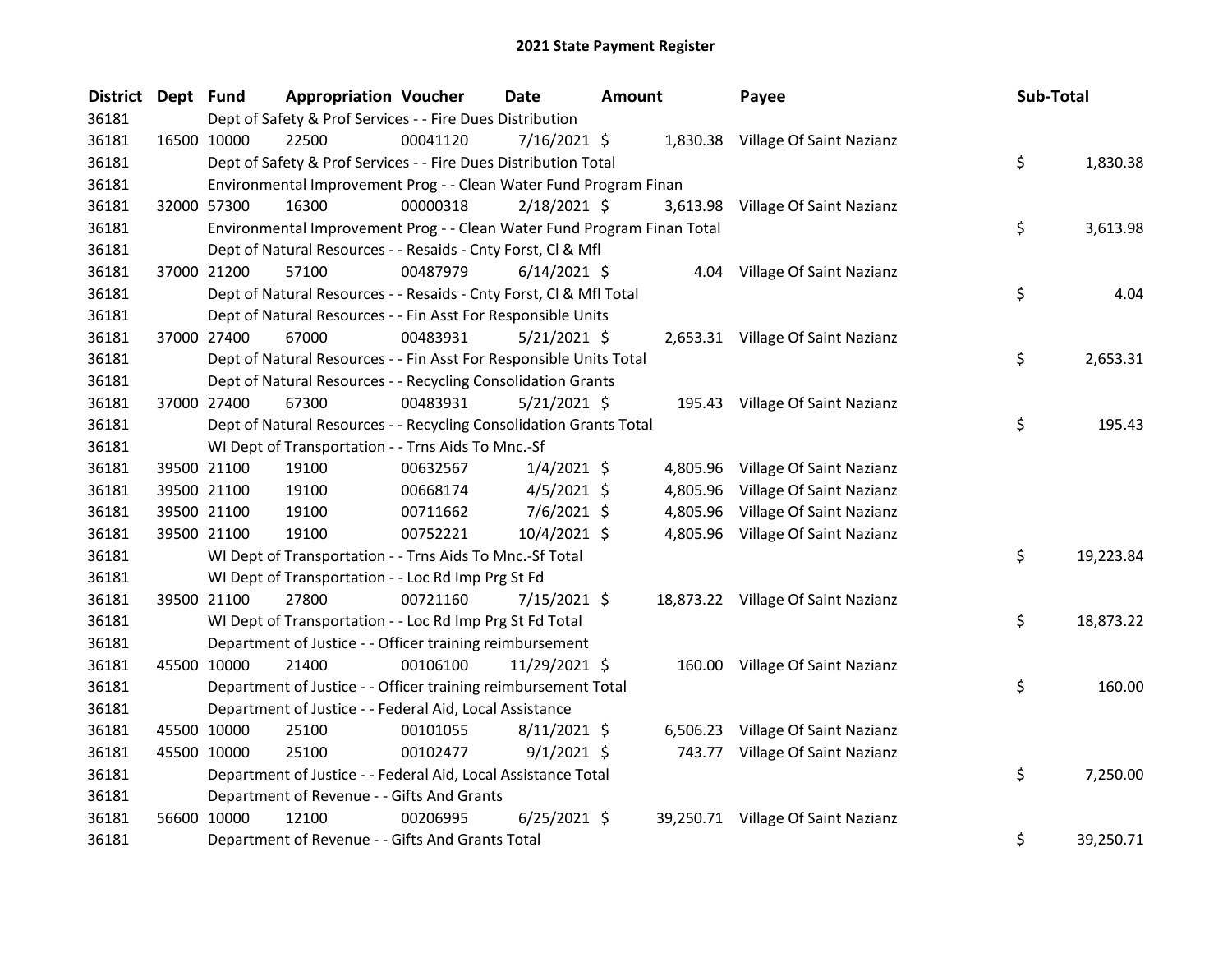# 2021 State Payment Register

| District | Dept | Fund | Appropriation | Voucher | Date | Amount | Payee | Sub-Total |
|---|---|---|---|---|---|---|---|---|
| 36181 | | Dept of Safety & Prof Services - - Fire Dues Distribution | | | | | | |
| 36181 | 16500 | 10000 | 22500 | 00041120 | 7/16/2021 | $ 1,830.38 | Village Of Saint Nazianz | |
| 36181 | | Dept of Safety & Prof Services - - Fire Dues Distribution Total | | | | | | $ 1,830.38 |
| 36181 | | Environmental Improvement Prog - - Clean Water Fund Program Finan | | | | | | |
| 36181 | 32000 | 57300 | 16300 | 00000318 | 2/18/2021 | $ 3,613.98 | Village Of Saint Nazianz | |
| 36181 | | Environmental Improvement Prog - - Clean Water Fund Program Finan Total | | | | | | $ 3,613.98 |
| 36181 | | Dept of Natural Resources - - Resaids - Cnty Forst, Cl & Mfl | | | | | | |
| 36181 | 37000 | 21200 | 57100 | 00487979 | 6/14/2021 | $ 4.04 | Village Of Saint Nazianz | |
| 36181 | | Dept of Natural Resources - - Resaids - Cnty Forst, Cl & Mfl Total | | | | | | $ 4.04 |
| 36181 | | Dept of Natural Resources - - Fin Asst For Responsible Units | | | | | | |
| 36181 | 37000 | 27400 | 67000 | 00483931 | 5/21/2021 | $ 2,653.31 | Village Of Saint Nazianz | |
| 36181 | | Dept of Natural Resources - - Fin Asst For Responsible Units Total | | | | | | $ 2,653.31 |
| 36181 | | Dept of Natural Resources - - Recycling Consolidation Grants | | | | | | |
| 36181 | 37000 | 27400 | 67300 | 00483931 | 5/21/2021 | $ 195.43 | Village Of Saint Nazianz | |
| 36181 | | Dept of Natural Resources - - Recycling Consolidation Grants Total | | | | | | $ 195.43 |
| 36181 | | WI Dept of Transportation - - Trns Aids To Mnc.-Sf | | | | | | |
| 36181 | 39500 | 21100 | 19100 | 00632567 | 1/4/2021 | $ 4,805.96 | Village Of Saint Nazianz | |
| 36181 | 39500 | 21100 | 19100 | 00668174 | 4/5/2021 | $ 4,805.96 | Village Of Saint Nazianz | |
| 36181 | 39500 | 21100 | 19100 | 00711662 | 7/6/2021 | $ 4,805.96 | Village Of Saint Nazianz | |
| 36181 | 39500 | 21100 | 19100 | 00752221 | 10/4/2021 | $ 4,805.96 | Village Of Saint Nazianz | |
| 36181 | | WI Dept of Transportation - - Trns Aids To Mnc.-Sf Total | | | | | | $ 19,223.84 |
| 36181 | | WI Dept of Transportation - - Loc Rd Imp Prg St Fd | | | | | | |
| 36181 | 39500 | 21100 | 27800 | 00721160 | 7/15/2021 | $ 18,873.22 | Village Of Saint Nazianz | |
| 36181 | | WI Dept of Transportation - - Loc Rd Imp Prg St Fd Total | | | | | | $ 18,873.22 |
| 36181 | | Department of Justice - - Officer training reimbursement | | | | | | |
| 36181 | 45500 | 10000 | 21400 | 00106100 | 11/29/2021 | $ 160.00 | Village Of Saint Nazianz | |
| 36181 | | Department of Justice - - Officer training reimbursement Total | | | | | | $ 160.00 |
| 36181 | | Department of Justice - - Federal Aid, Local Assistance | | | | | | |
| 36181 | 45500 | 10000 | 25100 | 00101055 | 8/11/2021 | $ 6,506.23 | Village Of Saint Nazianz | |
| 36181 | 45500 | 10000 | 25100 | 00102477 | 9/1/2021 | $ 743.77 | Village Of Saint Nazianz | |
| 36181 | | Department of Justice - - Federal Aid, Local Assistance Total | | | | | | $ 7,250.00 |
| 36181 | | Department of Revenue - - Gifts And Grants | | | | | | |
| 36181 | 56600 | 10000 | 12100 | 00206995 | 6/25/2021 | $ 39,250.71 | Village Of Saint Nazianz | |
| 36181 | | Department of Revenue - - Gifts And Grants Total | | | | | | $ 39,250.71 |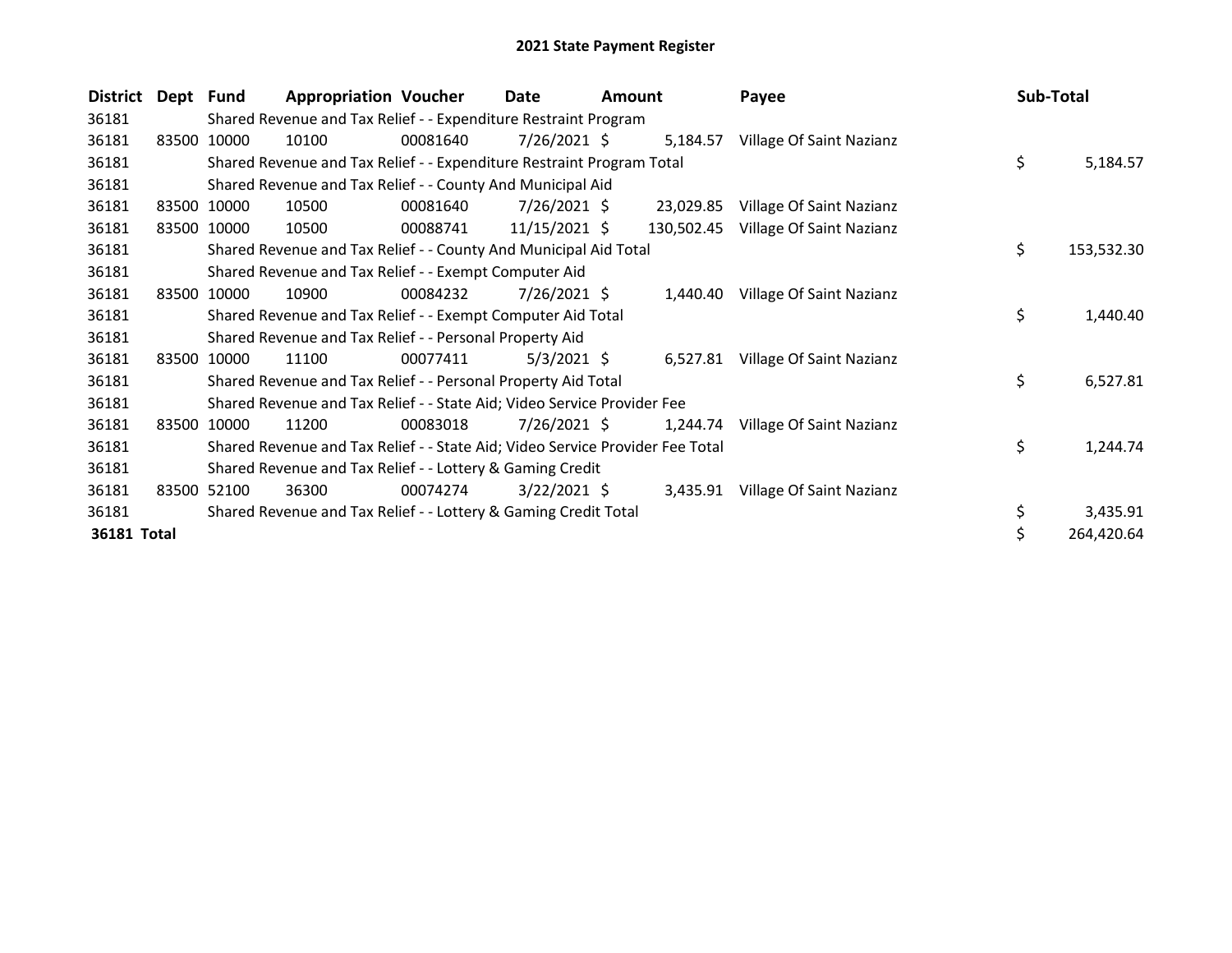# 2021 State Payment Register

| District | Dept | Fund | Appropriation | Voucher | Date | Amount | Payee | Sub-Total |
|---|---|---|---|---|---|---|---|---|
| 36181 | | Shared Revenue and Tax Relief - - Expenditure Restraint Program | | | | | | |
| 36181 | 83500 | 10000 | 10100 | 00081640 | 7/26/2021 | $ 5,184.57 | Village Of Saint Nazianz | |
| 36181 | | Shared Revenue and Tax Relief - - Expenditure Restraint Program Total | | | | | | $ 5,184.57 |
| 36181 | | Shared Revenue and Tax Relief - - County And Municipal Aid | | | | | | |
| 36181 | 83500 | 10000 | 10500 | 00081640 | 7/26/2021 | $ 23,029.85 | Village Of Saint Nazianz | |
| 36181 | 83500 | 10000 | 10500 | 00088741 | 11/15/2021 | $ 130,502.45 | Village Of Saint Nazianz | |
| 36181 | | Shared Revenue and Tax Relief - - County And Municipal Aid Total | | | | | | $ 153,532.30 |
| 36181 | | Shared Revenue and Tax Relief - - Exempt Computer Aid | | | | | | |
| 36181 | 83500 | 10000 | 10900 | 00084232 | 7/26/2021 | $ 1,440.40 | Village Of Saint Nazianz | |
| 36181 | | Shared Revenue and Tax Relief - - Exempt Computer Aid Total | | | | | | $ 1,440.40 |
| 36181 | | Shared Revenue and Tax Relief - - Personal Property Aid | | | | | | |
| 36181 | 83500 | 10000 | 11100 | 00077411 | 5/3/2021 | $ 6,527.81 | Village Of Saint Nazianz | |
| 36181 | | Shared Revenue and Tax Relief - - Personal Property Aid Total | | | | | | $ 6,527.81 |
| 36181 | | Shared Revenue and Tax Relief - - State Aid; Video Service Provider Fee | | | | | | |
| 36181 | 83500 | 10000 | 11200 | 00083018 | 7/26/2021 | $ 1,244.74 | Village Of Saint Nazianz | |
| 36181 | | Shared Revenue and Tax Relief - - State Aid; Video Service Provider Fee Total | | | | | | $ 1,244.74 |
| 36181 | | Shared Revenue and Tax Relief - - Lottery & Gaming Credit | | | | | | |
| 36181 | 83500 | 52100 | 36300 | 00074274 | 3/22/2021 | $ 3,435.91 | Village Of Saint Nazianz | |
| 36181 | | Shared Revenue and Tax Relief - - Lottery & Gaming Credit Total | | | | | | $ 3,435.91 |
| **36181 Total** | | | | | | | | $ 264,420.64 |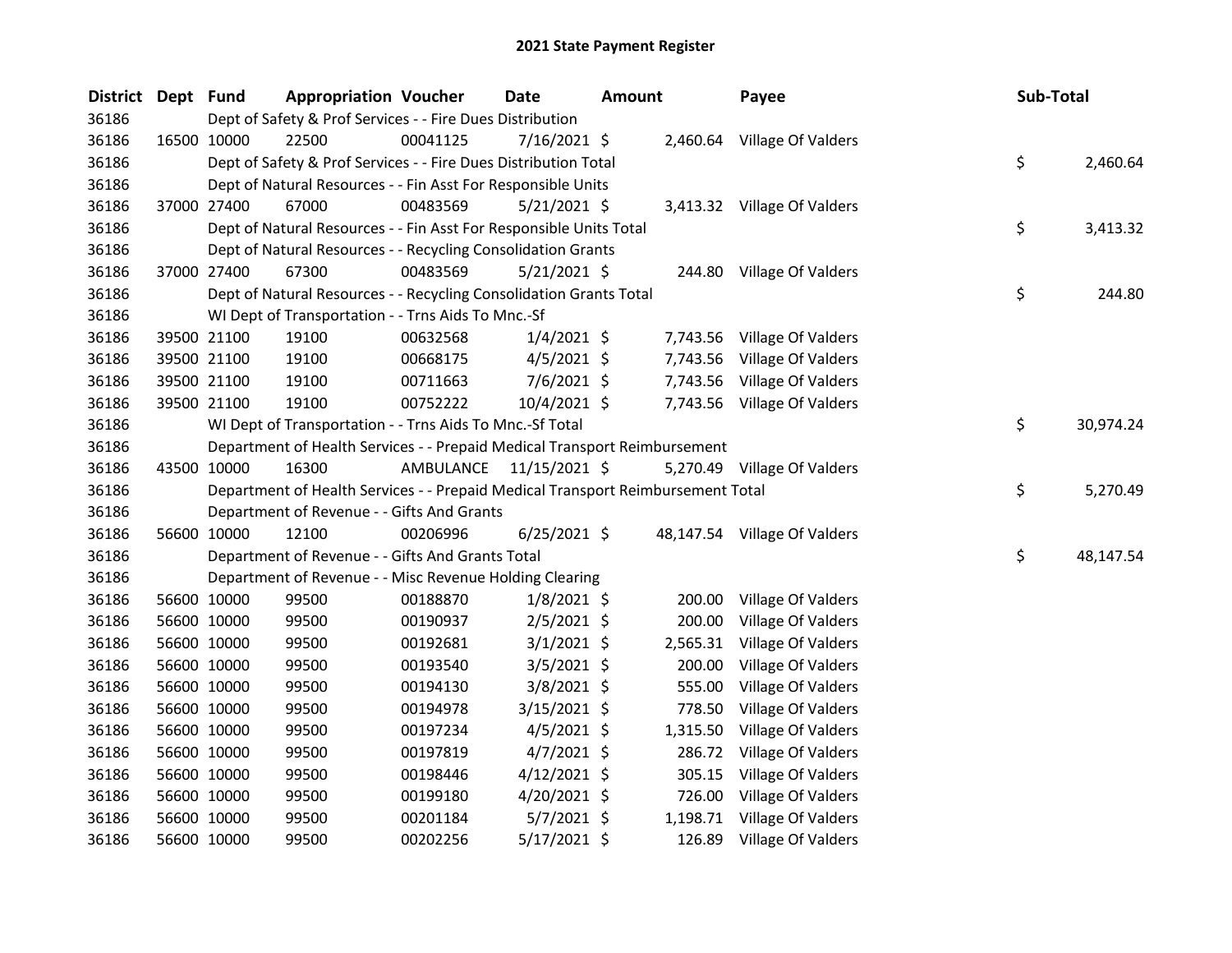# 2021 State Payment Register

| District | Dept | Fund | Appropriation | Voucher | Date | Amount | Payee | Sub-Total |
|---|---|---|---|---|---|---|---|---|
| 36186 | | Dept of Safety & Prof Services - - Fire Dues Distribution | | | | | | |
| 36186 | 16500 | 10000 | 22500 | 00041125 | 7/16/2021 | $ 2,460.64 | Village Of Valders | |
| 36186 | | Dept of Safety & Prof Services - - Fire Dues Distribution Total | | | | | | $ 2,460.64 |
| 36186 | | Dept of Natural Resources - - Fin Asst For Responsible Units | | | | | | |
| 36186 | 37000 | 27400 | 67000 | 00483569 | 5/21/2021 | $ 3,413.32 | Village Of Valders | |
| 36186 | | Dept of Natural Resources - - Fin Asst For Responsible Units Total | | | | | | $ 3,413.32 |
| 36186 | | Dept of Natural Resources - - Recycling Consolidation Grants | | | | | | |
| 36186 | 37000 | 27400 | 67300 | 00483569 | 5/21/2021 | $ 244.80 | Village Of Valders | |
| 36186 | | Dept of Natural Resources - - Recycling Consolidation Grants Total | | | | | | $ 244.80 |
| 36186 | | WI Dept of Transportation - - Trns Aids To Mnc.-Sf | | | | | | |
| 36186 | 39500 | 21100 | 19100 | 00632568 | 1/4/2021 | $ 7,743.56 | Village Of Valders | |
| 36186 | 39500 | 21100 | 19100 | 00668175 | 4/5/2021 | $ 7,743.56 | Village Of Valders | |
| 36186 | 39500 | 21100 | 19100 | 00711663 | 7/6/2021 | $ 7,743.56 | Village Of Valders | |
| 36186 | 39500 | 21100 | 19100 | 00752222 | 10/4/2021 | $ 7,743.56 | Village Of Valders | |
| 36186 | | WI Dept of Transportation - - Trns Aids To Mnc.-Sf Total | | | | | | $ 30,974.24 |
| 36186 | | Department of Health Services - - Prepaid Medical Transport Reimbursement | | | | | | |
| 36186 | 43500 | 10000 | 16300 | AMBULANCE | 11/15/2021 | $ 5,270.49 | Village Of Valders | |
| 36186 | | Department of Health Services - - Prepaid Medical Transport Reimbursement Total | | | | | | $ 5,270.49 |
| 36186 | | Department of Revenue - - Gifts And Grants | | | | | | |
| 36186 | 56600 | 10000 | 12100 | 00206996 | 6/25/2021 | $ 48,147.54 | Village Of Valders | |
| 36186 | | Department of Revenue - - Gifts And Grants Total | | | | | | $ 48,147.54 |
| 36186 | | Department of Revenue - - Misc Revenue Holding Clearing | | | | | | |
| 36186 | 56600 | 10000 | 99500 | 00188870 | 1/8/2021 | $ 200.00 | Village Of Valders | |
| 36186 | 56600 | 10000 | 99500 | 00190937 | 2/5/2021 | $ 200.00 | Village Of Valders | |
| 36186 | 56600 | 10000 | 99500 | 00192681 | 3/1/2021 | $ 2,565.31 | Village Of Valders | |
| 36186 | 56600 | 10000 | 99500 | 00193540 | 3/5/2021 | $ 200.00 | Village Of Valders | |
| 36186 | 56600 | 10000 | 99500 | 00194130 | 3/8/2021 | $ 555.00 | Village Of Valders | |
| 36186 | 56600 | 10000 | 99500 | 00194978 | 3/15/2021 | $ 778.50 | Village Of Valders | |
| 36186 | 56600 | 10000 | 99500 | 00197234 | 4/5/2021 | $ 1,315.50 | Village Of Valders | |
| 36186 | 56600 | 10000 | 99500 | 00197819 | 4/7/2021 | $ 286.72 | Village Of Valders | |
| 36186 | 56600 | 10000 | 99500 | 00198446 | 4/12/2021 | $ 305.15 | Village Of Valders | |
| 36186 | 56600 | 10000 | 99500 | 00199180 | 4/20/2021 | $ 726.00 | Village Of Valders | |
| 36186 | 56600 | 10000 | 99500 | 00201184 | 5/7/2021 | $ 1,198.71 | Village Of Valders | |
| 36186 | 56600 | 10000 | 99500 | 00202256 | 5/17/2021 | $ 126.89 | Village Of Valders | |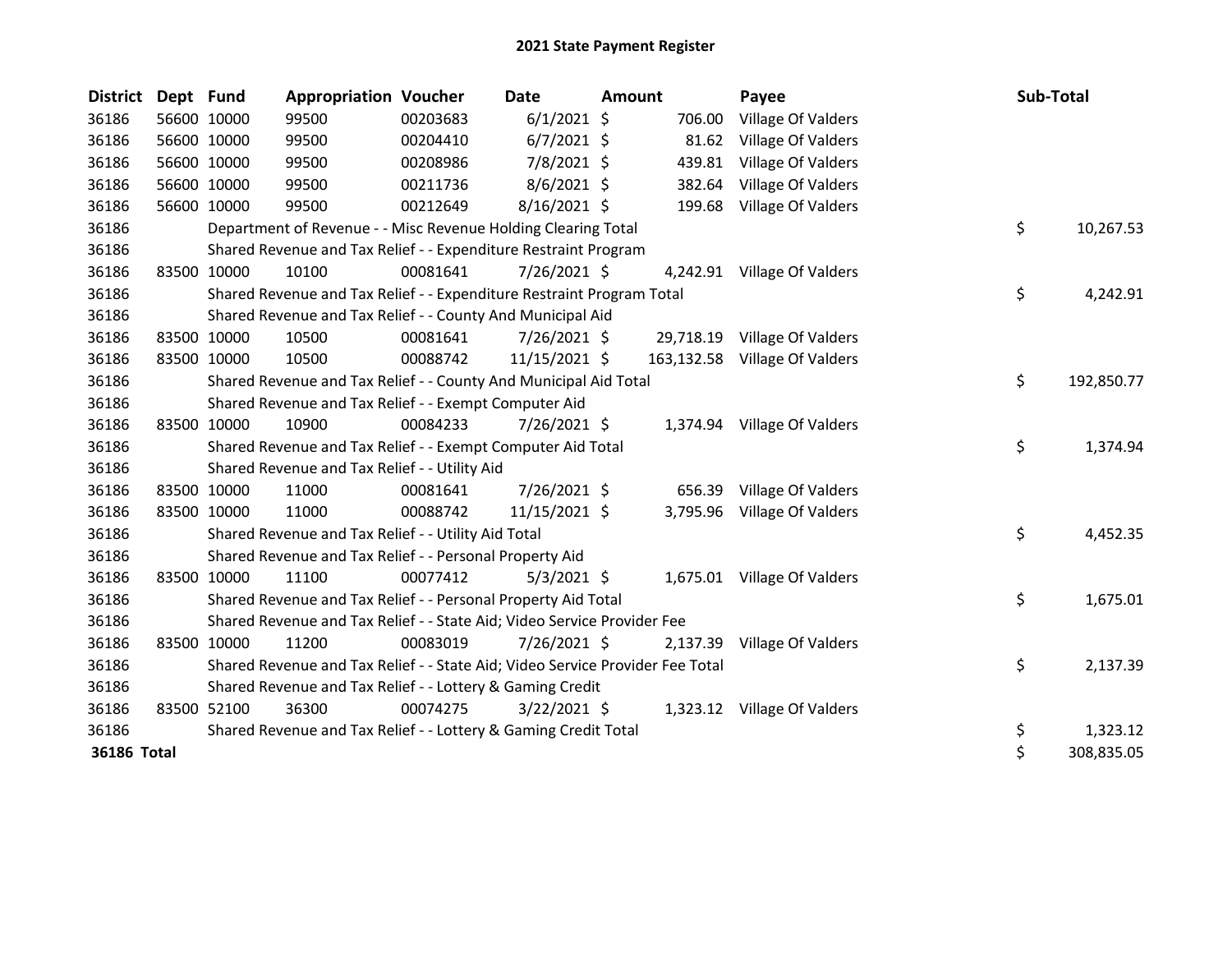# 2021 State Payment Register

| District | Dept | Fund | Appropriation | Voucher | Date | Amount | Payee | Sub-Total |
|---|---|---|---|---|---|---|---|---|
| 36186 | 56600 | 10000 | 99500 | 00203683 | 6/1/2021 | $ 706.00 | Village Of Valders | |
| 36186 | 56600 | 10000 | 99500 | 00204410 | 6/7/2021 | $ 81.62 | Village Of Valders | |
| 36186 | 56600 | 10000 | 99500 | 00208986 | 7/8/2021 | $ 439.81 | Village Of Valders | |
| 36186 | 56600 | 10000 | 99500 | 00211736 | 8/6/2021 | $ 382.64 | Village Of Valders | |
| 36186 | 56600 | 10000 | 99500 | 00212649 | 8/16/2021 | $ 199.68 | Village Of Valders | |
| 36186 | | Department of Revenue - - Misc Revenue Holding Clearing Total | | | | | | $ 10,267.53 |
| 36186 | | Shared Revenue and Tax Relief - - Expenditure Restraint Program | | | | | | |
| 36186 | 83500 | 10000 | 10100 | 00081641 | 7/26/2021 | $ 4,242.91 | Village Of Valders | |
| 36186 | | Shared Revenue and Tax Relief - - Expenditure Restraint Program Total | | | | | | $ 4,242.91 |
| 36186 | | Shared Revenue and Tax Relief - - County And Municipal Aid | | | | | | |
| 36186 | 83500 | 10000 | 10500 | 00081641 | 7/26/2021 | $ 29,718.19 | Village Of Valders | |
| 36186 | 83500 | 10000 | 10500 | 00088742 | 11/15/2021 | $ 163,132.58 | Village Of Valders | |
| 36186 | | Shared Revenue and Tax Relief - - County And Municipal Aid Total | | | | | | $ 192,850.77 |
| 36186 | | Shared Revenue and Tax Relief - - Exempt Computer Aid | | | | | | |
| 36186 | 83500 | 10000 | 10900 | 00084233 | 7/26/2021 | $ 1,374.94 | Village Of Valders | |
| 36186 | | Shared Revenue and Tax Relief - - Exempt Computer Aid Total | | | | | | $ 1,374.94 |
| 36186 | | Shared Revenue and Tax Relief - - Utility Aid | | | | | | |
| 36186 | 83500 | 10000 | 11000 | 00081641 | 7/26/2021 | $ 656.39 | Village Of Valders | |
| 36186 | 83500 | 10000 | 11000 | 00088742 | 11/15/2021 | $ 3,795.96 | Village Of Valders | |
| 36186 | | Shared Revenue and Tax Relief - - Utility Aid Total | | | | | | $ 4,452.35 |
| 36186 | | Shared Revenue and Tax Relief - - Personal Property Aid | | | | | | |
| 36186 | 83500 | 10000 | 11100 | 00077412 | 5/3/2021 | $ 1,675.01 | Village Of Valders | |
| 36186 | | Shared Revenue and Tax Relief - - Personal Property Aid Total | | | | | | $ 1,675.01 |
| 36186 | | Shared Revenue and Tax Relief - - State Aid; Video Service Provider Fee | | | | | | |
| 36186 | 83500 | 10000 | 11200 | 00083019 | 7/26/2021 | $ 2,137.39 | Village Of Valders | |
| 36186 | | Shared Revenue and Tax Relief - - State Aid; Video Service Provider Fee Total | | | | | | $ 2,137.39 |
| 36186 | | Shared Revenue and Tax Relief - - Lottery & Gaming Credit | | | | | | |
| 36186 | 83500 | 52100 | 36300 | 00074275 | 3/22/2021 | $ 1,323.12 | Village Of Valders | |
| 36186 | | Shared Revenue and Tax Relief - - Lottery & Gaming Credit Total | | | | | | $ 1,323.12 |
| **36186 Total** | | | | | | | | $ 308,835.05 |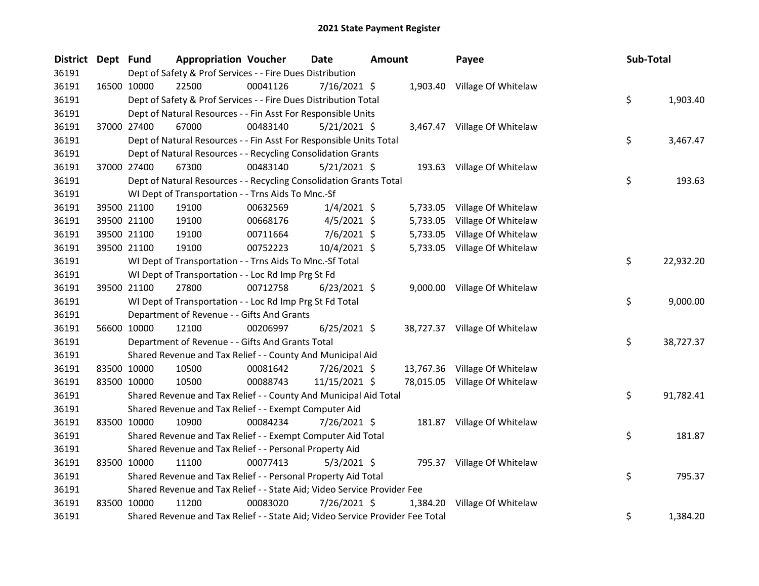# 2021 State Payment Register

| District | Dept | Fund | Appropriation | Voucher | Date | Amount | Payee | Sub-Total |
|---|---|---|---|---|---|---|---|---|
| 36191 | | Dept of Safety & Prof Services - - Fire Dues Distribution | | | | | | |
| 36191 | 16500 | 10000 | 22500 | 00041126 | 7/16/2021 | $ 1,903.40 | Village Of Whitelaw | |
| 36191 | | Dept of Safety & Prof Services - - Fire Dues Distribution Total | | | | | | $ 1,903.40 |
| 36191 | | Dept of Natural Resources - - Fin Asst For Responsible Units | | | | | | |
| 36191 | 37000 | 27400 | 67000 | 00483140 | 5/21/2021 | $ 3,467.47 | Village Of Whitelaw | |
| 36191 | | Dept of Natural Resources - - Fin Asst For Responsible Units Total | | | | | | $ 3,467.47 |
| 36191 | | Dept of Natural Resources - - Recycling Consolidation Grants | | | | | | |
| 36191 | 37000 | 27400 | 67300 | 00483140 | 5/21/2021 | $ 193.63 | Village Of Whitelaw | |
| 36191 | | Dept of Natural Resources - - Recycling Consolidation Grants Total | | | | | | $ 193.63 |
| 36191 | | WI Dept of Transportation - - Trns Aids To Mnc.-Sf | | | | | | |
| 36191 | 39500 | 21100 | 19100 | 00632569 | 1/4/2021 | $ 5,733.05 | Village Of Whitelaw | |
| 36191 | 39500 | 21100 | 19100 | 00668176 | 4/5/2021 | $ 5,733.05 | Village Of Whitelaw | |
| 36191 | 39500 | 21100 | 19100 | 00711664 | 7/6/2021 | $ 5,733.05 | Village Of Whitelaw | |
| 36191 | 39500 | 21100 | 19100 | 00752223 | 10/4/2021 | $ 5,733.05 | Village Of Whitelaw | |
| 36191 | | WI Dept of Transportation - - Trns Aids To Mnc.-Sf Total | | | | | | $ 22,932.20 |
| 36191 | | WI Dept of Transportation - - Loc Rd Imp Prg St Fd | | | | | | |
| 36191 | 39500 | 21100 | 27800 | 00712758 | 6/23/2021 | $ 9,000.00 | Village Of Whitelaw | |
| 36191 | | WI Dept of Transportation - - Loc Rd Imp Prg St Fd Total | | | | | | $ 9,000.00 |
| 36191 | | Department of Revenue - - Gifts And Grants | | | | | | |
| 36191 | 56600 | 10000 | 12100 | 00206997 | 6/25/2021 | $ 38,727.37 | Village Of Whitelaw | |
| 36191 | | Department of Revenue - - Gifts And Grants Total | | | | | | $ 38,727.37 |
| 36191 | | Shared Revenue and Tax Relief - - County And Municipal Aid | | | | | | |
| 36191 | 83500 | 10000 | 10500 | 00081642 | 7/26/2021 | $ 13,767.36 | Village Of Whitelaw | |
| 36191 | 83500 | 10000 | 10500 | 00088743 | 11/15/2021 | $ 78,015.05 | Village Of Whitelaw | |
| 36191 | | Shared Revenue and Tax Relief - - County And Municipal Aid Total | | | | | | $ 91,782.41 |
| 36191 | | Shared Revenue and Tax Relief - - Exempt Computer Aid | | | | | | |
| 36191 | 83500 | 10000 | 10900 | 00084234 | 7/26/2021 | $ 181.87 | Village Of Whitelaw | |
| 36191 | | Shared Revenue and Tax Relief - - Exempt Computer Aid Total | | | | | | $ 181.87 |
| 36191 | | Shared Revenue and Tax Relief - - Personal Property Aid | | | | | | |
| 36191 | 83500 | 10000 | 11100 | 00077413 | 5/3/2021 | $ 795.37 | Village Of Whitelaw | |
| 36191 | | Shared Revenue and Tax Relief - - Personal Property Aid Total | | | | | | $ 795.37 |
| 36191 | | Shared Revenue and Tax Relief - - State Aid; Video Service Provider Fee | | | | | | |
| 36191 | 83500 | 10000 | 11200 | 00083020 | 7/26/2021 | $ 1,384.20 | Village Of Whitelaw | |
| 36191 | | Shared Revenue and Tax Relief - - State Aid; Video Service Provider Fee Total | | | | | | $ 1,384.20 |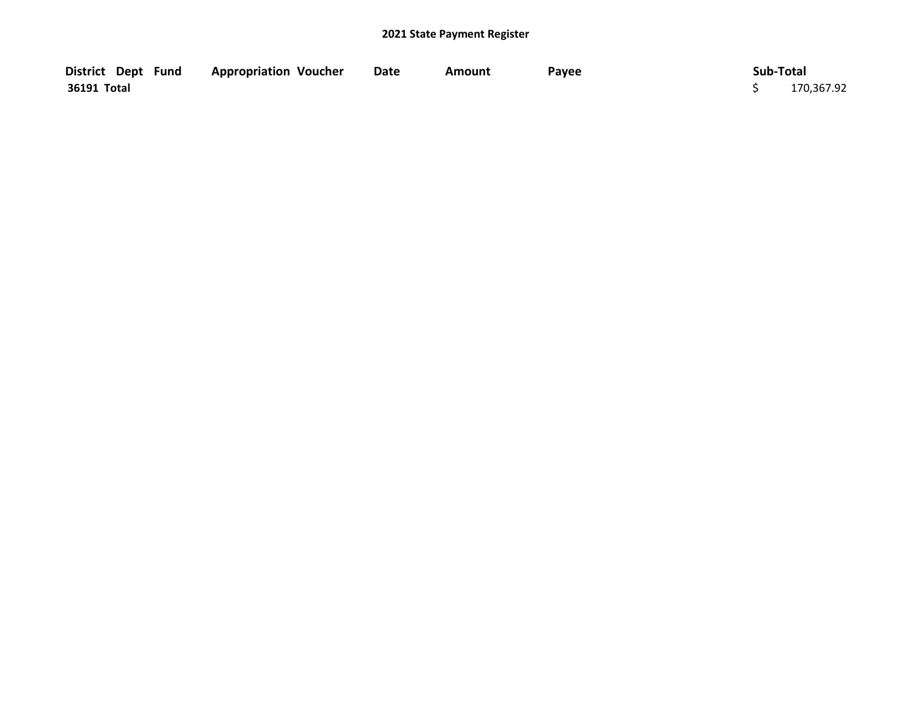# 2021 State Payment Register

| District | Dept | Fund | Appropriation | Voucher | Date | Amount | Payee | Sub-Total |
|---|---|---|---|---|---|---|---|---|
| 36191 Total | | | | | | | | $ 170,367.92 |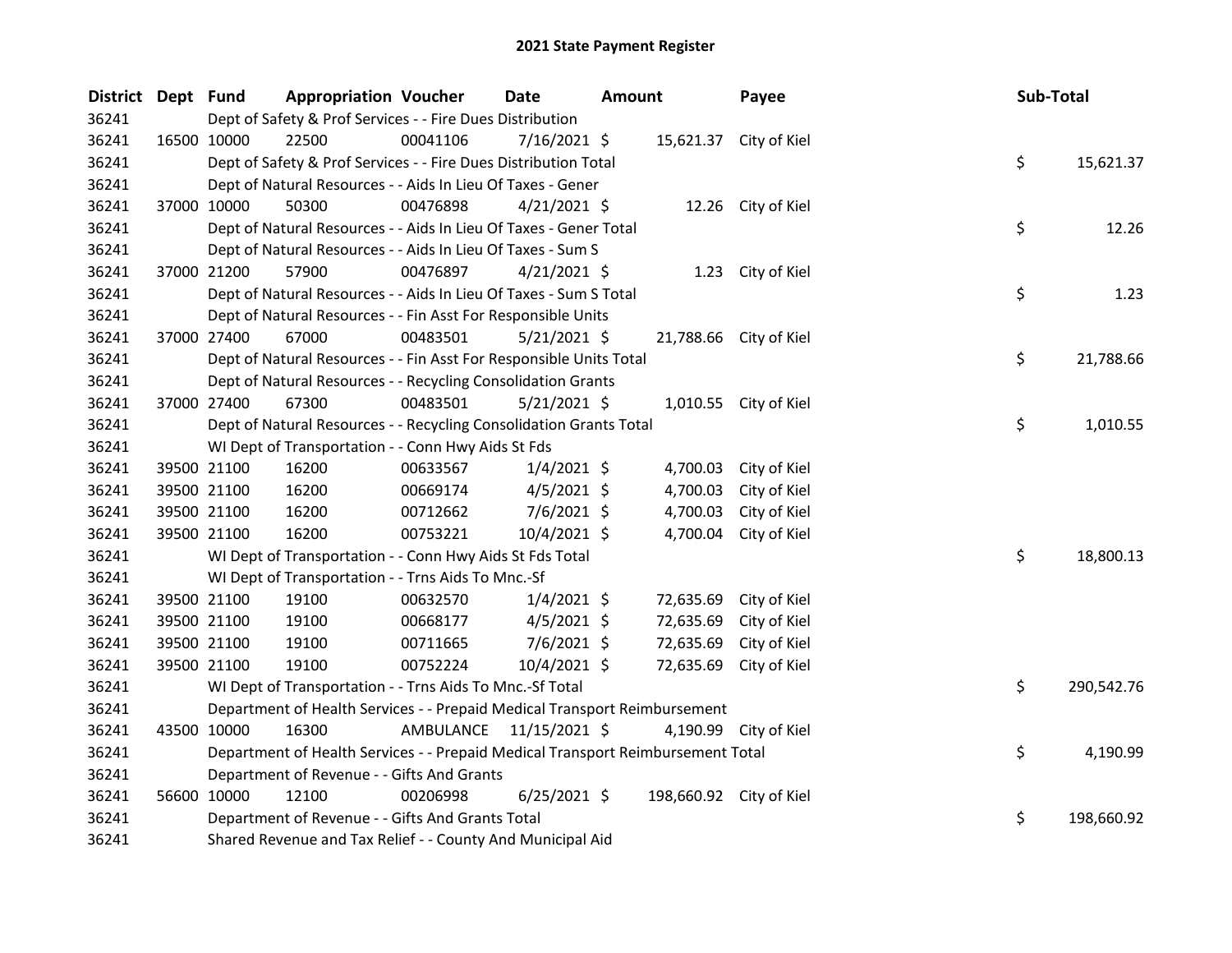# 2021 State Payment Register

| District | Dept | Fund | Appropriation | Voucher | Date | Amount | Payee | Sub-Total |
|---|---|---|---|---|---|---|---|---|
| 36241 | | Dept of Safety & Prof Services - - Fire Dues Distribution | | | | | | |
| 36241 | 16500 | 10000 | 22500 | 00041106 | 7/16/2021 | $ 15,621.37 | City of Kiel | |
| 36241 | | Dept of Safety & Prof Services - - Fire Dues Distribution Total | | | | | | $ 15,621.37 |
| 36241 | | Dept of Natural Resources - - Aids In Lieu Of Taxes - Gener | | | | | | |
| 36241 | 37000 | 10000 | 50300 | 00476898 | 4/21/2021 | $ 12.26 | City of Kiel | |
| 36241 | | Dept of Natural Resources - - Aids In Lieu Of Taxes - Gener Total | | | | | | $ 12.26 |
| 36241 | | Dept of Natural Resources - - Aids In Lieu Of Taxes - Sum S | | | | | | |
| 36241 | 37000 | 21200 | 57900 | 00476897 | 4/21/2021 | $ 1.23 | City of Kiel | |
| 36241 | | Dept of Natural Resources - - Aids In Lieu Of Taxes - Sum S Total | | | | | | $ 1.23 |
| 36241 | | Dept of Natural Resources - - Fin Asst For Responsible Units | | | | | | |
| 36241 | 37000 | 27400 | 67000 | 00483501 | 5/21/2021 | $ 21,788.66 | City of Kiel | |
| 36241 | | Dept of Natural Resources - - Fin Asst For Responsible Units Total | | | | | | $ 21,788.66 |
| 36241 | | Dept of Natural Resources - - Recycling Consolidation Grants | | | | | | |
| 36241 | 37000 | 27400 | 67300 | 00483501 | 5/21/2021 | $ 1,010.55 | City of Kiel | |
| 36241 | | Dept of Natural Resources - - Recycling Consolidation Grants Total | | | | | | $ 1,010.55 |
| 36241 | | WI Dept of Transportation - - Conn Hwy Aids St Fds | | | | | | |
| 36241 | 39500 | 21100 | 16200 | 00633567 | 1/4/2021 | $ 4,700.03 | City of Kiel | |
| 36241 | 39500 | 21100 | 16200 | 00669174 | 4/5/2021 | $ 4,700.03 | City of Kiel | |
| 36241 | 39500 | 21100 | 16200 | 00712662 | 7/6/2021 | $ 4,700.03 | City of Kiel | |
| 36241 | 39500 | 21100 | 16200 | 00753221 | 10/4/2021 | $ 4,700.04 | City of Kiel | |
| 36241 | | WI Dept of Transportation - - Conn Hwy Aids St Fds Total | | | | | | $ 18,800.13 |
| 36241 | | WI Dept of Transportation - - Trns Aids To Mnc.-Sf | | | | | | |
| 36241 | 39500 | 21100 | 19100 | 00632570 | 1/4/2021 | $ 72,635.69 | City of Kiel | |
| 36241 | 39500 | 21100 | 19100 | 00668177 | 4/5/2021 | $ 72,635.69 | City of Kiel | |
| 36241 | 39500 | 21100 | 19100 | 00711665 | 7/6/2021 | $ 72,635.69 | City of Kiel | |
| 36241 | 39500 | 21100 | 19100 | 00752224 | 10/4/2021 | $ 72,635.69 | City of Kiel | |
| 36241 | | WI Dept of Transportation - - Trns Aids To Mnc.-Sf Total | | | | | | $ 290,542.76 |
| 36241 | | Department of Health Services - - Prepaid Medical Transport Reimbursement | | | | | | |
| 36241 | 43500 | 10000 | 16300 | AMBULANCE | 11/15/2021 | $ 4,190.99 | City of Kiel | |
| 36241 | | Department of Health Services - - Prepaid Medical Transport Reimbursement Total | | | | | | $ 4,190.99 |
| 36241 | | Department of Revenue - - Gifts And Grants | | | | | | |
| 36241 | 56600 | 10000 | 12100 | 00206998 | 6/25/2021 | $ 198,660.92 | City of Kiel | |
| 36241 | | Department of Revenue - - Gifts And Grants Total | | | | | | $ 198,660.92 |
| 36241 | | Shared Revenue and Tax Relief - - County And Municipal Aid | | | | | | |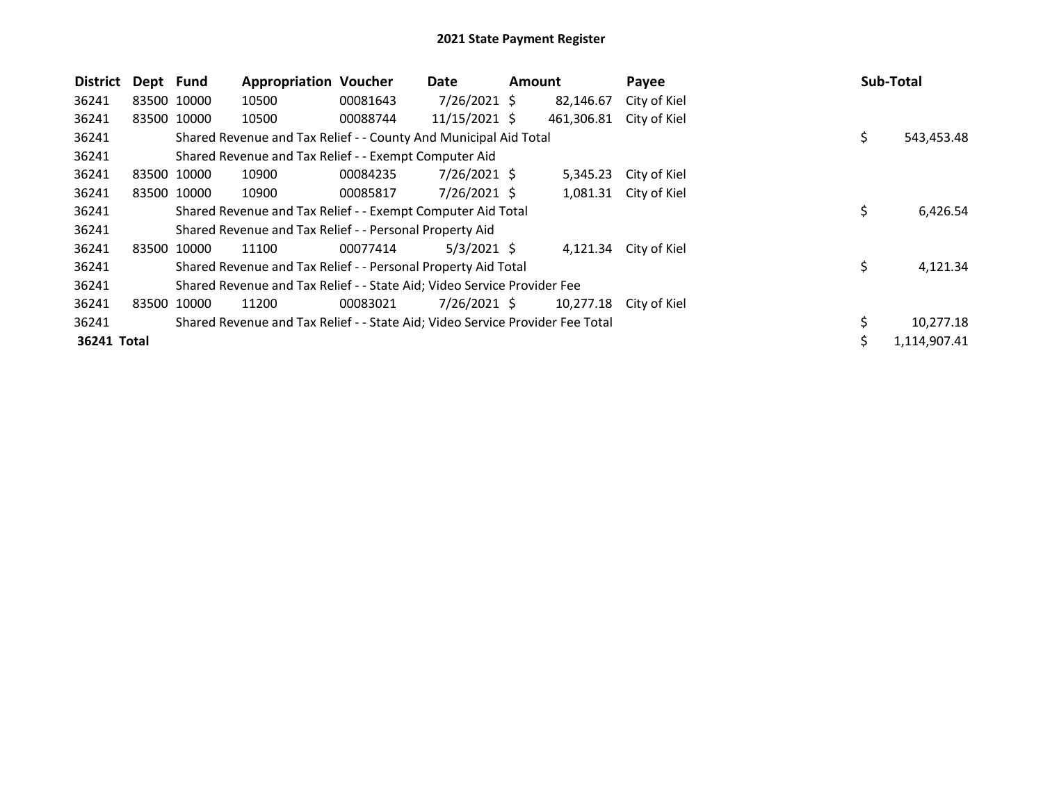# 2021 State Payment Register

| District | Dept | Fund | Appropriation | Voucher | Date | Amount | Payee | Sub-Total |
|---|---|---|---|---|---|---|---|---|
| 36241 | 83500 | 10000 | 10500 | 00081643 | 7/26/2021 | $ 82,146.67 | City of Kiel | |
| 36241 | 83500 | 10000 | 10500 | 00088744 | 11/15/2021 | $ 461,306.81 | City of Kiel | |
| 36241 | | Shared Revenue and Tax Relief - - County And Municipal Aid Total | | | | | | $ 543,453.48 |
| 36241 | | Shared Revenue and Tax Relief - - Exempt Computer Aid | | | | | | |
| 36241 | 83500 | 10000 | 10900 | 00084235 | 7/26/2021 | $ 5,345.23 | City of Kiel | |
| 36241 | 83500 | 10000 | 10900 | 00085817 | 7/26/2021 | $ 1,081.31 | City of Kiel | |
| 36241 | | Shared Revenue and Tax Relief - - Exempt Computer Aid Total | | | | | | $ 6,426.54 |
| 36241 | | Shared Revenue and Tax Relief - - Personal Property Aid | | | | | | |
| 36241 | 83500 | 10000 | 11100 | 00077414 | 5/3/2021 | $ 4,121.34 | City of Kiel | |
| 36241 | | Shared Revenue and Tax Relief - - Personal Property Aid Total | | | | | | $ 4,121.34 |
| 36241 | | Shared Revenue and Tax Relief - - State Aid; Video Service Provider Fee | | | | | | |
| 36241 | 83500 | 10000 | 11200 | 00083021 | 7/26/2021 | $ 10,277.18 | City of Kiel | |
| 36241 | | Shared Revenue and Tax Relief - - State Aid; Video Service Provider Fee Total | | | | | | $ 10,277.18 |
| **36241 Total** | | | | | | | | $ 1,114,907.41 |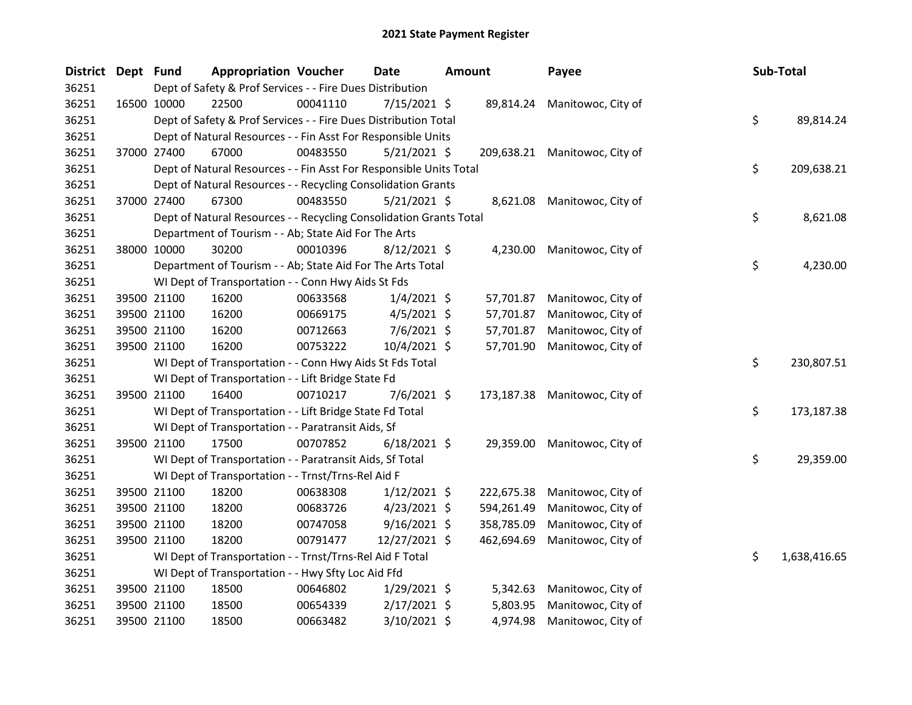# 2021 State Payment Register

| District | Dept | Fund | Appropriation | Voucher | Date | Amount | Payee | Sub-Total |
|---|---|---|---|---|---|---|---|---|
| 36251 | | Dept of Safety & Prof Services - - Fire Dues Distribution | | | | | | |
| 36251 | 16500 | 10000 | 22500 | 00041110 | 7/15/2021 | $ 89,814.24 | Manitowoc, City of | |
| 36251 | | Dept of Safety & Prof Services - - Fire Dues Distribution Total | | | | | | $ 89,814.24 |
| 36251 | | Dept of Natural Resources - - Fin Asst For Responsible Units | | | | | | |
| 36251 | 37000 | 27400 | 67000 | 00483550 | 5/21/2021 | $ 209,638.21 | Manitowoc, City of | |
| 36251 | | Dept of Natural Resources - - Fin Asst For Responsible Units Total | | | | | | $ 209,638.21 |
| 36251 | | Dept of Natural Resources - - Recycling Consolidation Grants | | | | | | |
| 36251 | 37000 | 27400 | 67300 | 00483550 | 5/21/2021 | $ 8,621.08 | Manitowoc, City of | |
| 36251 | | Dept of Natural Resources - - Recycling Consolidation Grants Total | | | | | | $ 8,621.08 |
| 36251 | | Department of Tourism - - Ab; State Aid For The Arts | | | | | | |
| 36251 | 38000 | 10000 | 30200 | 00010396 | 8/12/2021 | $ 4,230.00 | Manitowoc, City of | |
| 36251 | | Department of Tourism - - Ab; State Aid For The Arts Total | | | | | | $ 4,230.00 |
| 36251 | | WI Dept of Transportation - - Conn Hwy Aids St Fds | | | | | | |
| 36251 | 39500 | 21100 | 16200 | 00633568 | 1/4/2021 | $ 57,701.87 | Manitowoc, City of | |
| 36251 | 39500 | 21100 | 16200 | 00669175 | 4/5/2021 | $ 57,701.87 | Manitowoc, City of | |
| 36251 | 39500 | 21100 | 16200 | 00712663 | 7/6/2021 | $ 57,701.87 | Manitowoc, City of | |
| 36251 | 39500 | 21100 | 16200 | 00753222 | 10/4/2021 | $ 57,701.90 | Manitowoc, City of | |
| 36251 | | WI Dept of Transportation - - Conn Hwy Aids St Fds Total | | | | | | $ 230,807.51 |
| 36251 | | WI Dept of Transportation - - Lift Bridge State Fd | | | | | | |
| 36251 | 39500 | 21100 | 16400 | 00710217 | 7/6/2021 | $ 173,187.38 | Manitowoc, City of | |
| 36251 | | WI Dept of Transportation - - Lift Bridge State Fd Total | | | | | | $ 173,187.38 |
| 36251 | | WI Dept of Transportation - - Paratransit Aids, Sf | | | | | | |
| 36251 | 39500 | 21100 | 17500 | 00707852 | 6/18/2021 | $ 29,359.00 | Manitowoc, City of | |
| 36251 | | WI Dept of Transportation - - Paratransit Aids, Sf Total | | | | | | $ 29,359.00 |
| 36251 | | WI Dept of Transportation - - Trnst/Trns-Rel Aid F | | | | | | |
| 36251 | 39500 | 21100 | 18200 | 00638308 | 1/12/2021 | $ 222,675.38 | Manitowoc, City of | |
| 36251 | 39500 | 21100 | 18200 | 00683726 | 4/23/2021 | $ 594,261.49 | Manitowoc, City of | |
| 36251 | 39500 | 21100 | 18200 | 00747058 | 9/16/2021 | $ 358,785.09 | Manitowoc, City of | |
| 36251 | 39500 | 21100 | 18200 | 00791477 | 12/27/2021 | $ 462,694.69 | Manitowoc, City of | |
| 36251 | | WI Dept of Transportation - - Trnst/Trns-Rel Aid F Total | | | | | | $ 1,638,416.65 |
| 36251 | | WI Dept of Transportation - - Hwy Sfty Loc Aid Ffd | | | | | | |
| 36251 | 39500 | 21100 | 18500 | 00646802 | 1/29/2021 | $ 5,342.63 | Manitowoc, City of | |
| 36251 | 39500 | 21100 | 18500 | 00654339 | 2/17/2021 | $ 5,803.95 | Manitowoc, City of | |
| 36251 | 39500 | 21100 | 18500 | 00663482 | 3/10/2021 | $ 4,974.98 | Manitowoc, City of | |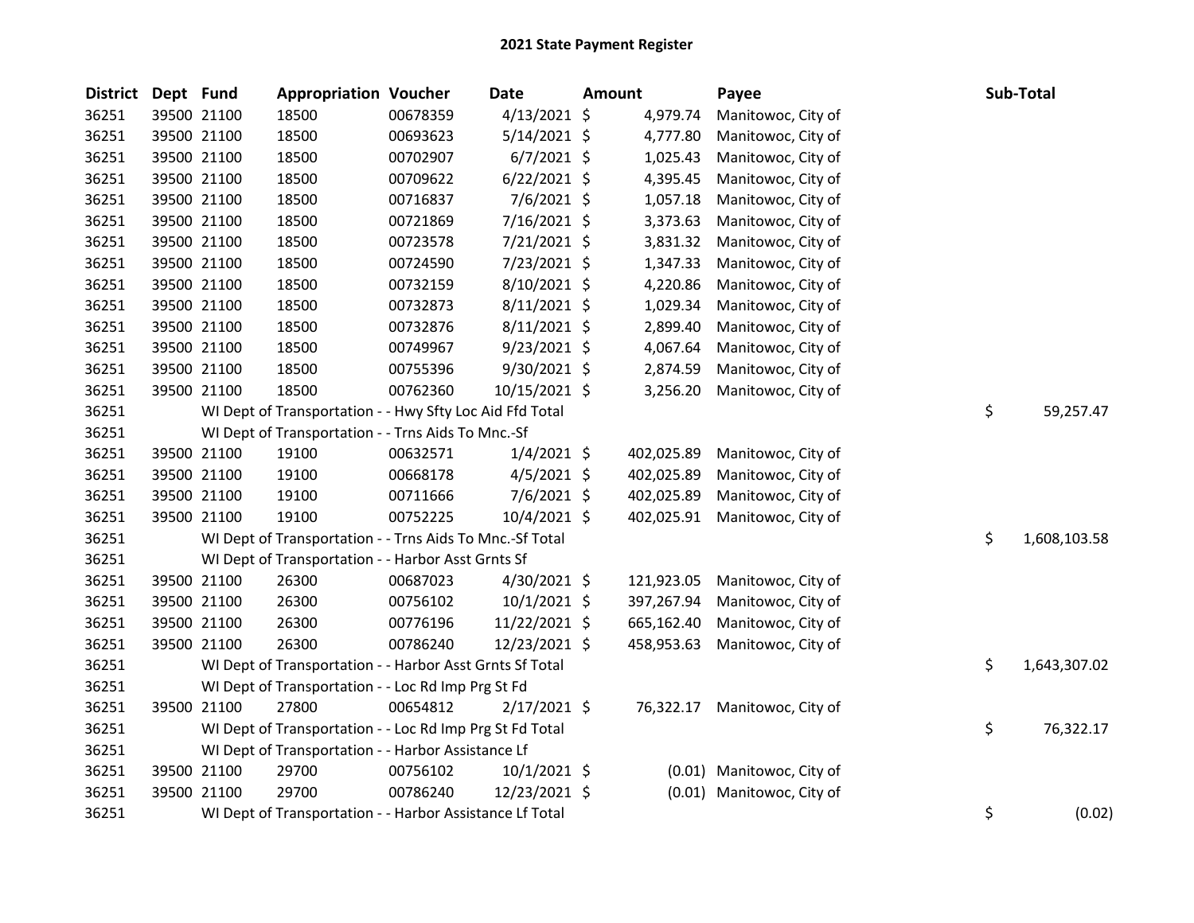# 2021 State Payment Register

| District | Dept | Fund | Appropriation | Voucher | Date | Amount | Payee | Sub-Total |
|---|---|---|---|---|---|---|---|---|
| 36251 | 39500 | 21100 | 18500 | 00678359 | 4/13/2021 | $ 4,979.74 | Manitowoc, City of | |
| 36251 | 39500 | 21100 | 18500 | 00693623 | 5/14/2021 | $ 4,777.80 | Manitowoc, City of | |
| 36251 | 39500 | 21100 | 18500 | 00702907 | 6/7/2021 | $ 1,025.43 | Manitowoc, City of | |
| 36251 | 39500 | 21100 | 18500 | 00709622 | 6/22/2021 | $ 4,395.45 | Manitowoc, City of | |
| 36251 | 39500 | 21100 | 18500 | 00716837 | 7/6/2021 | $ 1,057.18 | Manitowoc, City of | |
| 36251 | 39500 | 21100 | 18500 | 00721869 | 7/16/2021 | $ 3,373.63 | Manitowoc, City of | |
| 36251 | 39500 | 21100 | 18500 | 00723578 | 7/21/2021 | $ 3,831.32 | Manitowoc, City of | |
| 36251 | 39500 | 21100 | 18500 | 00724590 | 7/23/2021 | $ 1,347.33 | Manitowoc, City of | |
| 36251 | 39500 | 21100 | 18500 | 00732159 | 8/10/2021 | $ 4,220.86 | Manitowoc, City of | |
| 36251 | 39500 | 21100 | 18500 | 00732873 | 8/11/2021 | $ 1,029.34 | Manitowoc, City of | |
| 36251 | 39500 | 21100 | 18500 | 00732876 | 8/11/2021 | $ 2,899.40 | Manitowoc, City of | |
| 36251 | 39500 | 21100 | 18500 | 00749967 | 9/23/2021 | $ 4,067.64 | Manitowoc, City of | |
| 36251 | 39500 | 21100 | 18500 | 00755396 | 9/30/2021 | $ 2,874.59 | Manitowoc, City of | |
| 36251 | 39500 | 21100 | 18500 | 00762360 | 10/15/2021 | $ 3,256.20 | Manitowoc, City of | |
| 36251 | | WI Dept of Transportation - - Hwy Sfty Loc Aid Ffd Total | | | | | | $ 59,257.47 |
| 36251 | | WI Dept of Transportation - - Trns Aids To Mnc.-Sf | | | | | | |
| 36251 | 39500 | 21100 | 19100 | 00632571 | 1/4/2021 | $ 402,025.89 | Manitowoc, City of | |
| 36251 | 39500 | 21100 | 19100 | 00668178 | 4/5/2021 | $ 402,025.89 | Manitowoc, City of | |
| 36251 | 39500 | 21100 | 19100 | 00711666 | 7/6/2021 | $ 402,025.89 | Manitowoc, City of | |
| 36251 | 39500 | 21100 | 19100 | 00752225 | 10/4/2021 | $ 402,025.91 | Manitowoc, City of | |
| 36251 | | WI Dept of Transportation - - Trns Aids To Mnc.-Sf Total | | | | | | $ 1,608,103.58 |
| 36251 | | WI Dept of Transportation - - Harbor Asst Grnts Sf | | | | | | |
| 36251 | 39500 | 21100 | 26300 | 00687023 | 4/30/2021 | $ 121,923.05 | Manitowoc, City of | |
| 36251 | 39500 | 21100 | 26300 | 00756102 | 10/1/2021 | $ 397,267.94 | Manitowoc, City of | |
| 36251 | 39500 | 21100 | 26300 | 00776196 | 11/22/2021 | $ 665,162.40 | Manitowoc, City of | |
| 36251 | 39500 | 21100 | 26300 | 00786240 | 12/23/2021 | $ 458,953.63 | Manitowoc, City of | |
| 36251 | | WI Dept of Transportation - - Harbor Asst Grnts Sf Total | | | | | | $ 1,643,307.02 |
| 36251 | | WI Dept of Transportation - - Loc Rd Imp Prg St Fd | | | | | | |
| 36251 | 39500 | 21100 | 27800 | 00654812 | 2/17/2021 | $ 76,322.17 | Manitowoc, City of | |
| 36251 | | WI Dept of Transportation - - Loc Rd Imp Prg St Fd Total | | | | | | $ 76,322.17 |
| 36251 | | WI Dept of Transportation - - Harbor Assistance Lf | | | | | | |
| 36251 | 39500 | 21100 | 29700 | 00756102 | 10/1/2021 | $ (0.01) | Manitowoc, City of | |
| 36251 | 39500 | 21100 | 29700 | 00786240 | 12/23/2021 | $ (0.01) | Manitowoc, City of | |
| 36251 | | WI Dept of Transportation - - Harbor Assistance Lf Total | | | | | | $ (0.02) |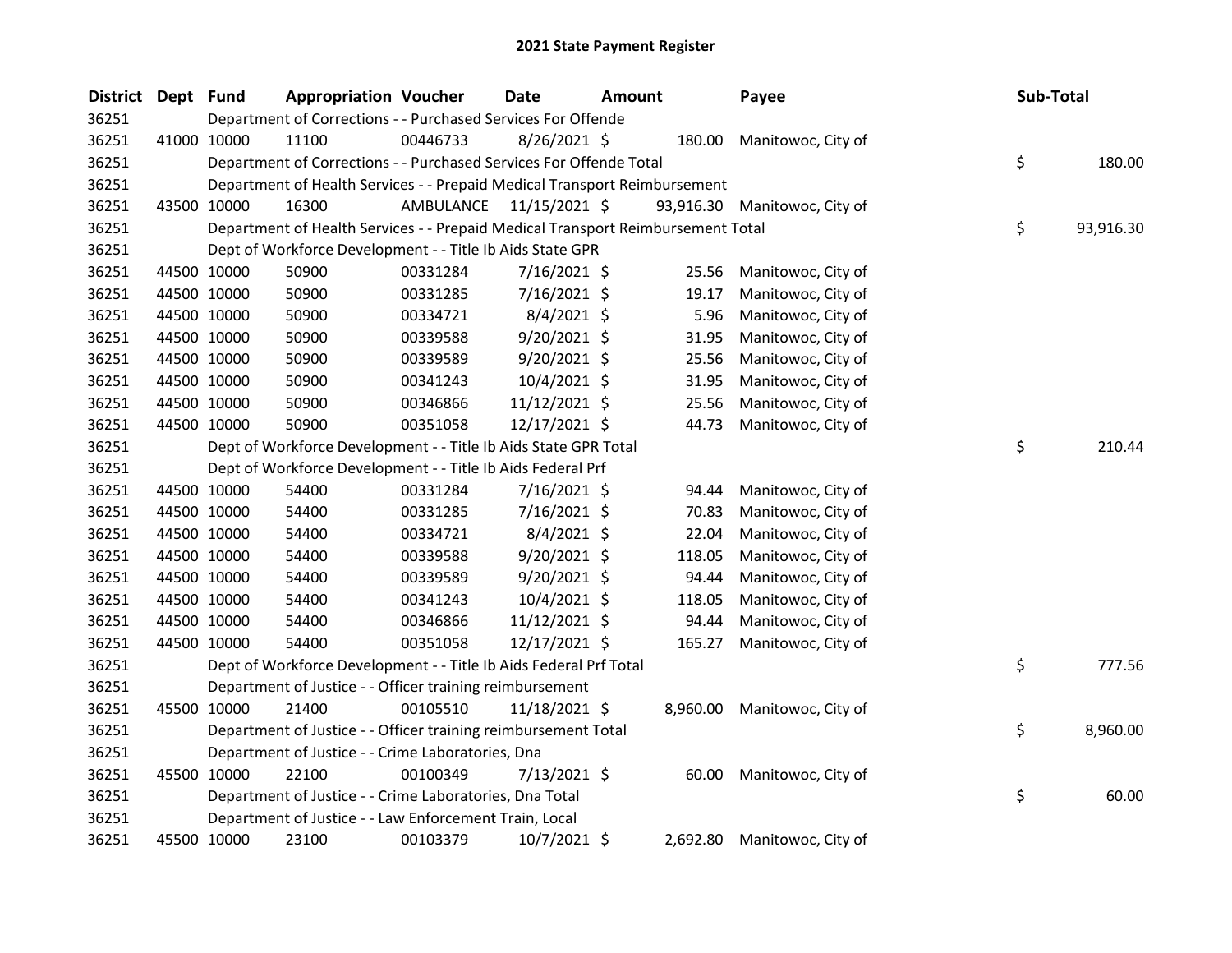# 2021 State Payment Register

| District | Dept | Fund | Appropriation | Voucher | Date | Amount | Payee | Sub-Total |
|---|---|---|---|---|---|---|---|---|
| 36251 | | | Department of Corrections - - Purchased Services For Offende | | | | | |
| 36251 | 41000 | 10000 | 11100 | 00446733 | 8/26/2021 | $ 180.00 | Manitowoc, City of | |
| 36251 | | | Department of Corrections - - Purchased Services For Offende Total | | | | | $ 180.00 |
| 36251 | | | Department of Health Services - - Prepaid Medical Transport Reimbursement | | | | | |
| 36251 | 43500 | 10000 | 16300 | AMBULANCE | 11/15/2021 | $ 93,916.30 | Manitowoc, City of | |
| 36251 | | | Department of Health Services - - Prepaid Medical Transport Reimbursement Total | | | | | $ 93,916.30 |
| 36251 | | | Dept of Workforce Development - - Title Ib Aids State GPR | | | | | |
| 36251 | 44500 | 10000 | 50900 | 00331284 | 7/16/2021 | $ 25.56 | Manitowoc, City of | |
| 36251 | 44500 | 10000 | 50900 | 00331285 | 7/16/2021 | $ 19.17 | Manitowoc, City of | |
| 36251 | 44500 | 10000 | 50900 | 00334721 | 8/4/2021 | $ 5.96 | Manitowoc, City of | |
| 36251 | 44500 | 10000 | 50900 | 00339588 | 9/20/2021 | $ 31.95 | Manitowoc, City of | |
| 36251 | 44500 | 10000 | 50900 | 00339589 | 9/20/2021 | $ 25.56 | Manitowoc, City of | |
| 36251 | 44500 | 10000 | 50900 | 00341243 | 10/4/2021 | $ 31.95 | Manitowoc, City of | |
| 36251 | 44500 | 10000 | 50900 | 00346866 | 11/12/2021 | $ 25.56 | Manitowoc, City of | |
| 36251 | 44500 | 10000 | 50900 | 00351058 | 12/17/2021 | $ 44.73 | Manitowoc, City of | |
| 36251 | | | Dept of Workforce Development - - Title Ib Aids State GPR Total | | | | | $ 210.44 |
| 36251 | | | Dept of Workforce Development - - Title Ib Aids Federal Prf | | | | | |
| 36251 | 44500 | 10000 | 54400 | 00331284 | 7/16/2021 | $ 94.44 | Manitowoc, City of | |
| 36251 | 44500 | 10000 | 54400 | 00331285 | 7/16/2021 | $ 70.83 | Manitowoc, City of | |
| 36251 | 44500 | 10000 | 54400 | 00334721 | 8/4/2021 | $ 22.04 | Manitowoc, City of | |
| 36251 | 44500 | 10000 | 54400 | 00339588 | 9/20/2021 | $ 118.05 | Manitowoc, City of | |
| 36251 | 44500 | 10000 | 54400 | 00339589 | 9/20/2021 | $ 94.44 | Manitowoc, City of | |
| 36251 | 44500 | 10000 | 54400 | 00341243 | 10/4/2021 | $ 118.05 | Manitowoc, City of | |
| 36251 | 44500 | 10000 | 54400 | 00346866 | 11/12/2021 | $ 94.44 | Manitowoc, City of | |
| 36251 | 44500 | 10000 | 54400 | 00351058 | 12/17/2021 | $ 165.27 | Manitowoc, City of | |
| 36251 | | | Dept of Workforce Development - - Title Ib Aids Federal Prf Total | | | | | $ 777.56 |
| 36251 | | | Department of Justice - - Officer training reimbursement | | | | | |
| 36251 | 45500 | 10000 | 21400 | 00105510 | 11/18/2021 | $ 8,960.00 | Manitowoc, City of | |
| 36251 | | | Department of Justice - - Officer training reimbursement Total | | | | | $ 8,960.00 |
| 36251 | | | Department of Justice - - Crime Laboratories, Dna | | | | | |
| 36251 | 45500 | 10000 | 22100 | 00100349 | 7/13/2021 | $ 60.00 | Manitowoc, City of | |
| 36251 | | | Department of Justice - - Crime Laboratories, Dna Total | | | | | $ 60.00 |
| 36251 | | | Department of Justice - - Law Enforcement Train, Local | | | | | |
| 36251 | 45500 | 10000 | 23100 | 00103379 | 10/7/2021 | $ 2,692.80 | Manitowoc, City of | |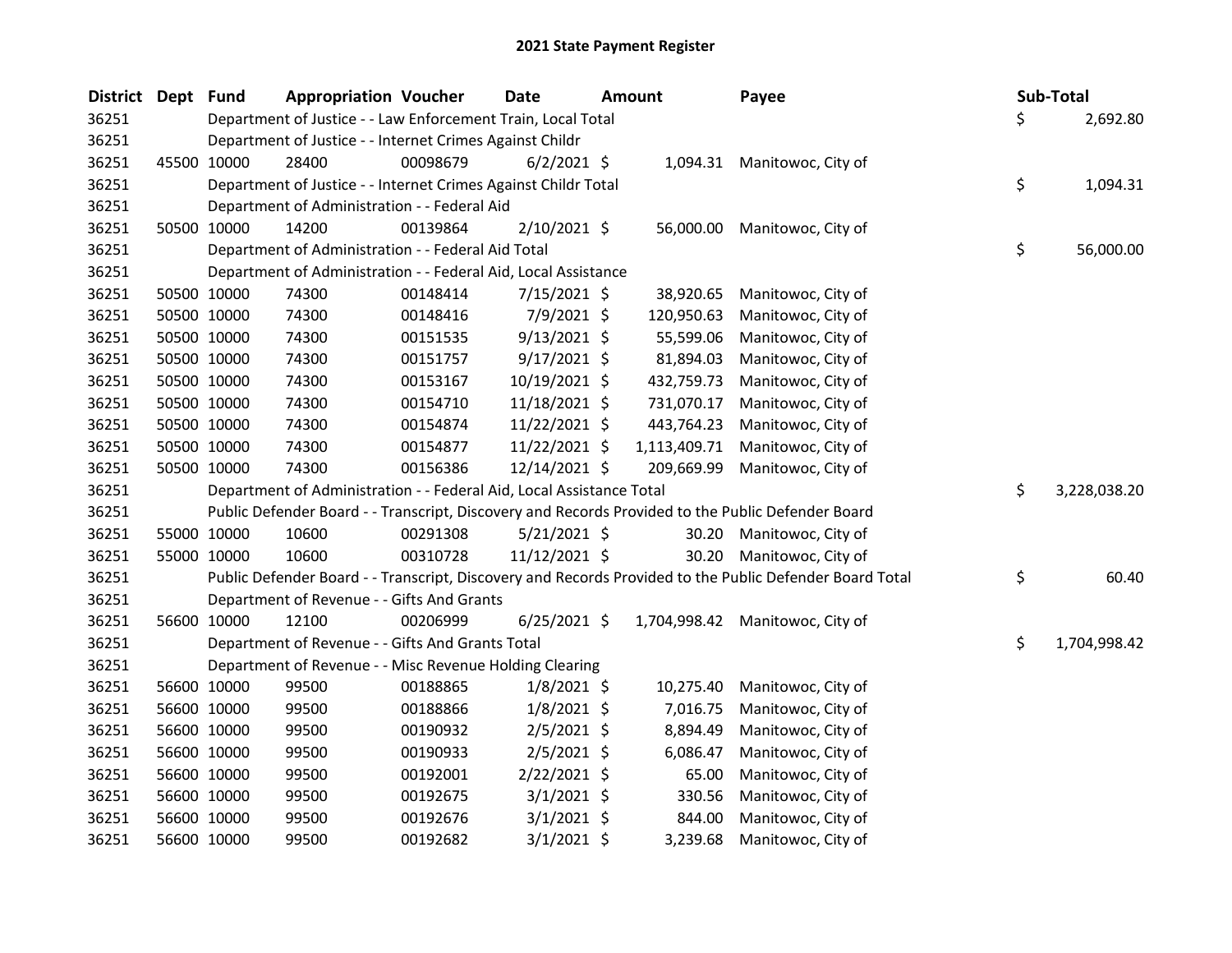# 2021 State Payment Register

| District | Dept | Fund | Appropriation | Voucher | Date | Amount | Payee | Sub-Total |
|---|---|---|---|---|---|---|---|---|
| 36251 | | | Department of Justice - - Law Enforcement Train, Local Total | | | | | $ 2,692.80 |
| 36251 | | | Department of Justice - - Internet Crimes Against Childr | | | | | |
| 36251 | 45500 | 10000 | 28400 | 00098679 | 6/2/2021 | $ 1,094.31 | Manitowoc, City of | |
| 36251 | | | Department of Justice - - Internet Crimes Against Childr Total | | | | | $ 1,094.31 |
| 36251 | | | Department of Administration - - Federal Aid | | | | | |
| 36251 | 50500 | 10000 | 14200 | 00139864 | 2/10/2021 | $ 56,000.00 | Manitowoc, City of | |
| 36251 | | | Department of Administration - - Federal Aid Total | | | | | $ 56,000.00 |
| 36251 | | | Department of Administration - - Federal Aid, Local Assistance | | | | | |
| 36251 | 50500 | 10000 | 74300 | 00148414 | 7/15/2021 | $ 38,920.65 | Manitowoc, City of | |
| 36251 | 50500 | 10000 | 74300 | 00148416 | 7/9/2021 | $ 120,950.63 | Manitowoc, City of | |
| 36251 | 50500 | 10000 | 74300 | 00151535 | 9/13/2021 | $ 55,599.06 | Manitowoc, City of | |
| 36251 | 50500 | 10000 | 74300 | 00151757 | 9/17/2021 | $ 81,894.03 | Manitowoc, City of | |
| 36251 | 50500 | 10000 | 74300 | 00153167 | 10/19/2021 | $ 432,759.73 | Manitowoc, City of | |
| 36251 | 50500 | 10000 | 74300 | 00154710 | 11/18/2021 | $ 731,070.17 | Manitowoc, City of | |
| 36251 | 50500 | 10000 | 74300 | 00154874 | 11/22/2021 | $ 443,764.23 | Manitowoc, City of | |
| 36251 | 50500 | 10000 | 74300 | 00154877 | 11/22/2021 | $ 1,113,409.71 | Manitowoc, City of | |
| 36251 | 50500 | 10000 | 74300 | 00156386 | 12/14/2021 | $ 209,669.99 | Manitowoc, City of | |
| 36251 | | | Department of Administration - - Federal Aid, Local Assistance Total | | | | | $ 3,228,038.20 |
| 36251 | | | Public Defender Board - - Transcript, Discovery and Records Provided to the Public Defender Board | | | | | |
| 36251 | 55000 | 10000 | 10600 | 00291308 | 5/21/2021 | $ 30.20 | Manitowoc, City of | |
| 36251 | 55000 | 10000 | 10600 | 00310728 | 11/12/2021 | $ 30.20 | Manitowoc, City of | |
| 36251 | | | Public Defender Board - - Transcript, Discovery and Records Provided to the Public Defender Board Total | | | | | $ 60.40 |
| 36251 | | | Department of Revenue - - Gifts And Grants | | | | | |
| 36251 | 56600 | 10000 | 12100 | 00206999 | 6/25/2021 | $ 1,704,998.42 | Manitowoc, City of | |
| 36251 | | | Department of Revenue - - Gifts And Grants Total | | | | | $ 1,704,998.42 |
| 36251 | | | Department of Revenue - - Misc Revenue Holding Clearing | | | | | |
| 36251 | 56600 | 10000 | 99500 | 00188865 | 1/8/2021 | $ 10,275.40 | Manitowoc, City of | |
| 36251 | 56600 | 10000 | 99500 | 00188866 | 1/8/2021 | $ 7,016.75 | Manitowoc, City of | |
| 36251 | 56600 | 10000 | 99500 | 00190932 | 2/5/2021 | $ 8,894.49 | Manitowoc, City of | |
| 36251 | 56600 | 10000 | 99500 | 00190933 | 2/5/2021 | $ 6,086.47 | Manitowoc, City of | |
| 36251 | 56600 | 10000 | 99500 | 00192001 | 2/22/2021 | $ 65.00 | Manitowoc, City of | |
| 36251 | 56600 | 10000 | 99500 | 00192675 | 3/1/2021 | $ 330.56 | Manitowoc, City of | |
| 36251 | 56600 | 10000 | 99500 | 00192676 | 3/1/2021 | $ 844.00 | Manitowoc, City of | |
| 36251 | 56600 | 10000 | 99500 | 00192682 | 3/1/2021 | $ 3,239.68 | Manitowoc, City of | |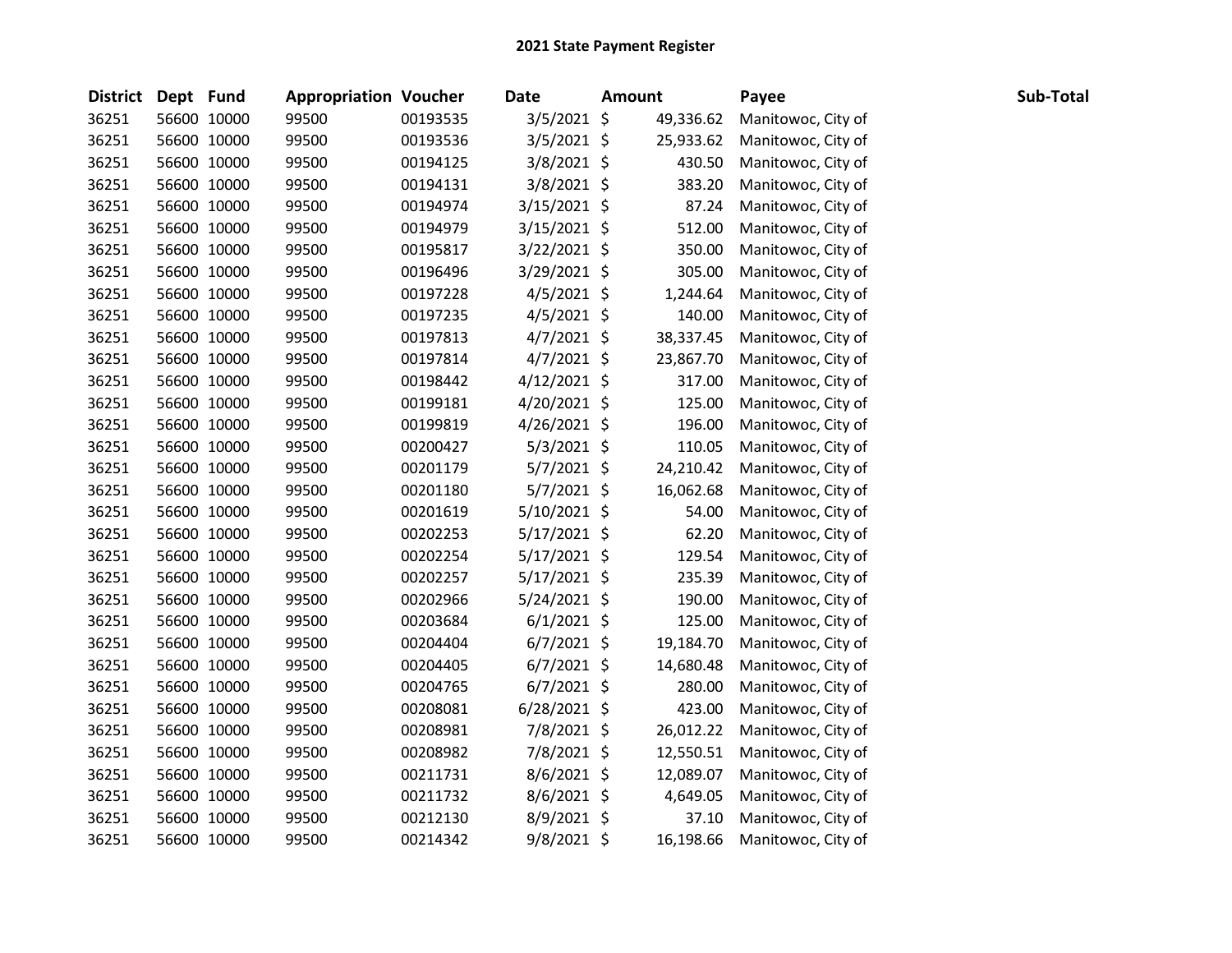## 2021 State Payment Register

| District | Dept | Fund | Appropriation | Voucher | Date | Amount | Payee | Sub-Total |
|---|---|---|---|---|---|---|---|---|
| 36251 | 56600 | 10000 | 99500 | 00193535 | 3/5/2021 | $ 49,336.62 | Manitowoc, City of | |
| 36251 | 56600 | 10000 | 99500 | 00193536 | 3/5/2021 | $ 25,933.62 | Manitowoc, City of | |
| 36251 | 56600 | 10000 | 99500 | 00194125 | 3/8/2021 | $ 430.50 | Manitowoc, City of | |
| 36251 | 56600 | 10000 | 99500 | 00194131 | 3/8/2021 | $ 383.20 | Manitowoc, City of | |
| 36251 | 56600 | 10000 | 99500 | 00194974 | 3/15/2021 | $ 87.24 | Manitowoc, City of | |
| 36251 | 56600 | 10000 | 99500 | 00194979 | 3/15/2021 | $ 512.00 | Manitowoc, City of | |
| 36251 | 56600 | 10000 | 99500 | 00195817 | 3/22/2021 | $ 350.00 | Manitowoc, City of | |
| 36251 | 56600 | 10000 | 99500 | 00196496 | 3/29/2021 | $ 305.00 | Manitowoc, City of | |
| 36251 | 56600 | 10000 | 99500 | 00197228 | 4/5/2021 | $ 1,244.64 | Manitowoc, City of | |
| 36251 | 56600 | 10000 | 99500 | 00197235 | 4/5/2021 | $ 140.00 | Manitowoc, City of | |
| 36251 | 56600 | 10000 | 99500 | 00197813 | 4/7/2021 | $ 38,337.45 | Manitowoc, City of | |
| 36251 | 56600 | 10000 | 99500 | 00197814 | 4/7/2021 | $ 23,867.70 | Manitowoc, City of | |
| 36251 | 56600 | 10000 | 99500 | 00198442 | 4/12/2021 | $ 317.00 | Manitowoc, City of | |
| 36251 | 56600 | 10000 | 99500 | 00199181 | 4/20/2021 | $ 125.00 | Manitowoc, City of | |
| 36251 | 56600 | 10000 | 99500 | 00199819 | 4/26/2021 | $ 196.00 | Manitowoc, City of | |
| 36251 | 56600 | 10000 | 99500 | 00200427 | 5/3/2021 | $ 110.05 | Manitowoc, City of | |
| 36251 | 56600 | 10000 | 99500 | 00201179 | 5/7/2021 | $ 24,210.42 | Manitowoc, City of | |
| 36251 | 56600 | 10000 | 99500 | 00201180 | 5/7/2021 | $ 16,062.68 | Manitowoc, City of | |
| 36251 | 56600 | 10000 | 99500 | 00201619 | 5/10/2021 | $ 54.00 | Manitowoc, City of | |
| 36251 | 56600 | 10000 | 99500 | 00202253 | 5/17/2021 | $ 62.20 | Manitowoc, City of | |
| 36251 | 56600 | 10000 | 99500 | 00202254 | 5/17/2021 | $ 129.54 | Manitowoc, City of | |
| 36251 | 56600 | 10000 | 99500 | 00202257 | 5/17/2021 | $ 235.39 | Manitowoc, City of | |
| 36251 | 56600 | 10000 | 99500 | 00202966 | 5/24/2021 | $ 190.00 | Manitowoc, City of | |
| 36251 | 56600 | 10000 | 99500 | 00203684 | 6/1/2021 | $ 125.00 | Manitowoc, City of | |
| 36251 | 56600 | 10000 | 99500 | 00204404 | 6/7/2021 | $ 19,184.70 | Manitowoc, City of | |
| 36251 | 56600 | 10000 | 99500 | 00204405 | 6/7/2021 | $ 14,680.48 | Manitowoc, City of | |
| 36251 | 56600 | 10000 | 99500 | 00204765 | 6/7/2021 | $ 280.00 | Manitowoc, City of | |
| 36251 | 56600 | 10000 | 99500 | 00208081 | 6/28/2021 | $ 423.00 | Manitowoc, City of | |
| 36251 | 56600 | 10000 | 99500 | 00208981 | 7/8/2021 | $ 26,012.22 | Manitowoc, City of | |
| 36251 | 56600 | 10000 | 99500 | 00208982 | 7/8/2021 | $ 12,550.51 | Manitowoc, City of | |
| 36251 | 56600 | 10000 | 99500 | 00211731 | 8/6/2021 | $ 12,089.07 | Manitowoc, City of | |
| 36251 | 56600 | 10000 | 99500 | 00211732 | 8/6/2021 | $ 4,649.05 | Manitowoc, City of | |
| 36251 | 56600 | 10000 | 99500 | 00212130 | 8/9/2021 | $ 37.10 | Manitowoc, City of | |
| 36251 | 56600 | 10000 | 99500 | 00214342 | 9/8/2021 | $ 16,198.66 | Manitowoc, City of | |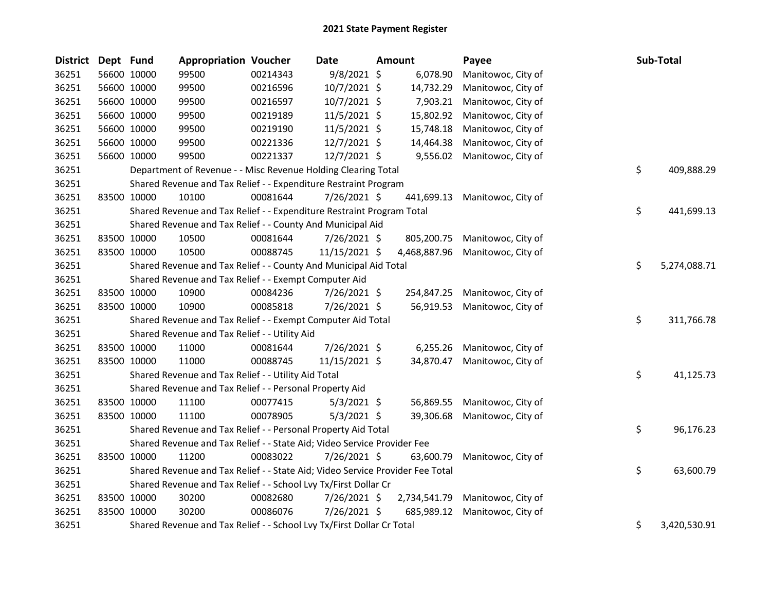# 2021 State Payment Register

| District | Dept | Fund | Appropriation | Voucher | Date | Amount | Payee | Sub-Total |
|---|---|---|---|---|---|---|---|---|
| 36251 | 56600 | 10000 | 99500 | 00214343 | 9/8/2021 | $ 6,078.90 | Manitowoc, City of | |
| 36251 | 56600 | 10000 | 99500 | 00216596 | 10/7/2021 | $ 14,732.29 | Manitowoc, City of | |
| 36251 | 56600 | 10000 | 99500 | 00216597 | 10/7/2021 | $ 7,903.21 | Manitowoc, City of | |
| 36251 | 56600 | 10000 | 99500 | 00219189 | 11/5/2021 | $ 15,802.92 | Manitowoc, City of | |
| 36251 | 56600 | 10000 | 99500 | 00219190 | 11/5/2021 | $ 15,748.18 | Manitowoc, City of | |
| 36251 | 56600 | 10000 | 99500 | 00221336 | 12/7/2021 | $ 14,464.38 | Manitowoc, City of | |
| 36251 | 56600 | 10000 | 99500 | 00221337 | 12/7/2021 | $ 9,556.02 | Manitowoc, City of | |
| 36251 | | Department of Revenue - - Misc Revenue Holding Clearing Total | | | | | | $ 409,888.29 |
| 36251 | | Shared Revenue and Tax Relief - - Expenditure Restraint Program | | | | | | |
| 36251 | 83500 | 10000 | 10100 | 00081644 | 7/26/2021 | $ 441,699.13 | Manitowoc, City of | |
| 36251 | | Shared Revenue and Tax Relief - - Expenditure Restraint Program Total | | | | | | $ 441,699.13 |
| 36251 | | Shared Revenue and Tax Relief - - County And Municipal Aid | | | | | | |
| 36251 | 83500 | 10000 | 10500 | 00081644 | 7/26/2021 | $ 805,200.75 | Manitowoc, City of | |
| 36251 | 83500 | 10000 | 10500 | 00088745 | 11/15/2021 | $ 4,468,887.96 | Manitowoc, City of | |
| 36251 | | Shared Revenue and Tax Relief - - County And Municipal Aid Total | | | | | | $ 5,274,088.71 |
| 36251 | | Shared Revenue and Tax Relief - - Exempt Computer Aid | | | | | | |
| 36251 | 83500 | 10000 | 10900 | 00084236 | 7/26/2021 | $ 254,847.25 | Manitowoc, City of | |
| 36251 | 83500 | 10000 | 10900 | 00085818 | 7/26/2021 | $ 56,919.53 | Manitowoc, City of | |
| 36251 | | Shared Revenue and Tax Relief - - Exempt Computer Aid Total | | | | | | $ 311,766.78 |
| 36251 | | Shared Revenue and Tax Relief - - Utility Aid | | | | | | |
| 36251 | 83500 | 10000 | 11000 | 00081644 | 7/26/2021 | $ 6,255.26 | Manitowoc, City of | |
| 36251 | 83500 | 10000 | 11000 | 00088745 | 11/15/2021 | $ 34,870.47 | Manitowoc, City of | |
| 36251 | | Shared Revenue and Tax Relief - - Utility Aid Total | | | | | | $ 41,125.73 |
| 36251 | | Shared Revenue and Tax Relief - - Personal Property Aid | | | | | | |
| 36251 | 83500 | 10000 | 11100 | 00077415 | 5/3/2021 | $ 56,869.55 | Manitowoc, City of | |
| 36251 | 83500 | 10000 | 11100 | 00078905 | 5/3/2021 | $ 39,306.68 | Manitowoc, City of | |
| 36251 | | Shared Revenue and Tax Relief - - Personal Property Aid Total | | | | | | $ 96,176.23 |
| 36251 | | Shared Revenue and Tax Relief - - State Aid; Video Service Provider Fee | | | | | | |
| 36251 | 83500 | 10000 | 11200 | 00083022 | 7/26/2021 | $ 63,600.79 | Manitowoc, City of | |
| 36251 | | Shared Revenue and Tax Relief - - State Aid; Video Service Provider Fee Total | | | | | | $ 63,600.79 |
| 36251 | | Shared Revenue and Tax Relief - - School Lvy Tx/First Dollar Cr | | | | | | |
| 36251 | 83500 | 10000 | 30200 | 00082680 | 7/26/2021 | $ 2,734,541.79 | Manitowoc, City of | |
| 36251 | 83500 | 10000 | 30200 | 00086076 | 7/26/2021 | $ 685,989.12 | Manitowoc, City of | |
| 36251 | | Shared Revenue and Tax Relief - - School Lvy Tx/First Dollar Cr Total | | | | | | $ 3,420,530.91 |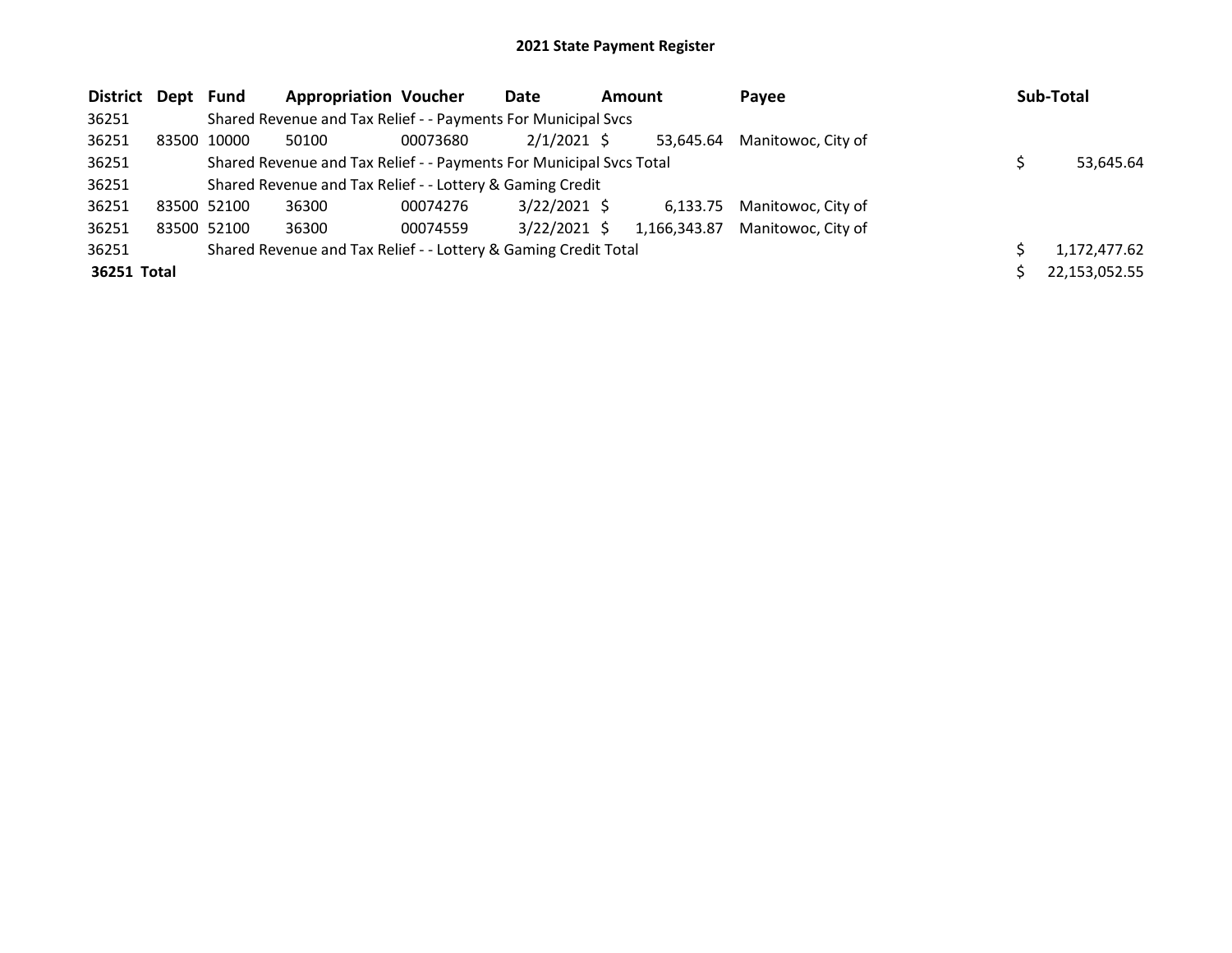# 2021 State Payment Register

| District | Dept | Fund | Appropriation | Voucher | Date | Amount | Payee | Sub-Total |
|---|---|---|---|---|---|---|---|---|
| 36251 | | Shared Revenue and Tax Relief - - Payments For Municipal Svcs | | | | | | |
| 36251 | 83500 | 10000 | 50100 | 00073680 | 2/1/2021 | $ 53,645.64 | Manitowoc, City of | |
| 36251 | | Shared Revenue and Tax Relief - - Payments For Municipal Svcs Total | | | | | | $ 53,645.64 |
| 36251 | | Shared Revenue and Tax Relief - - Lottery & Gaming Credit | | | | | | |
| 36251 | 83500 | 52100 | 36300 | 00074276 | 3/22/2021 | $ 6,133.75 | Manitowoc, City of | |
| 36251 | 83500 | 52100 | 36300 | 00074559 | 3/22/2021 | $ 1,166,343.87 | Manitowoc, City of | |
| 36251 | | Shared Revenue and Tax Relief - - Lottery & Gaming Credit Total | | | | | | $ 1,172,477.62 |
| **36251 Total** | | | | | | | | $ 22,153,052.55 |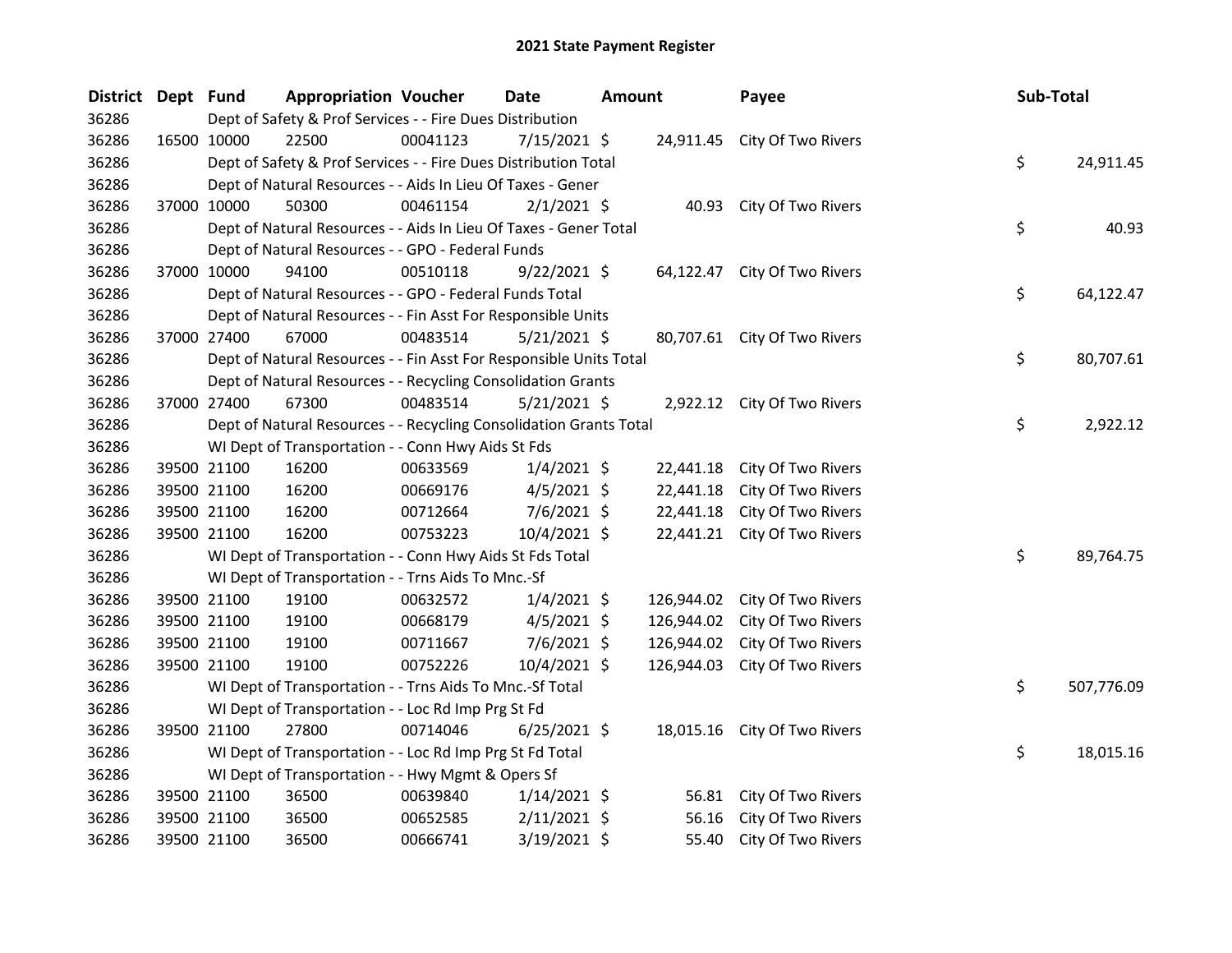# 2021 State Payment Register

| District | Dept | Fund | Appropriation | Voucher | Date | Amount | Payee | Sub-Total |
|---|---|---|---|---|---|---|---|---|
| 36286 | | Dept of Safety & Prof Services - - Fire Dues Distribution | | | | | | |
| 36286 | 16500 | 10000 | 22500 | 00041123 | 7/15/2021 | $ 24,911.45 | City Of Two Rivers | |
| 36286 | | Dept of Safety & Prof Services - - Fire Dues Distribution Total | | | | | | $ 24,911.45 |
| 36286 | | Dept of Natural Resources - - Aids In Lieu Of Taxes - Gener | | | | | | |
| 36286 | 37000 | 10000 | 50300 | 00461154 | 2/1/2021 | $ 40.93 | City Of Two Rivers | |
| 36286 | | Dept of Natural Resources - - Aids In Lieu Of Taxes - Gener Total | | | | | | $ 40.93 |
| 36286 | | Dept of Natural Resources - - GPO - Federal Funds | | | | | | |
| 36286 | 37000 | 10000 | 94100 | 00510118 | 9/22/2021 | $ 64,122.47 | City Of Two Rivers | |
| 36286 | | Dept of Natural Resources - - GPO - Federal Funds Total | | | | | | $ 64,122.47 |
| 36286 | | Dept of Natural Resources - - Fin Asst For Responsible Units | | | | | | |
| 36286 | 37000 | 27400 | 67000 | 00483514 | 5/21/2021 | $ 80,707.61 | City Of Two Rivers | |
| 36286 | | Dept of Natural Resources - - Fin Asst For Responsible Units Total | | | | | | $ 80,707.61 |
| 36286 | | Dept of Natural Resources - - Recycling Consolidation Grants | | | | | | |
| 36286 | 37000 | 27400 | 67300 | 00483514 | 5/21/2021 | $ 2,922.12 | City Of Two Rivers | |
| 36286 | | Dept of Natural Resources - - Recycling Consolidation Grants Total | | | | | | $ 2,922.12 |
| 36286 | | WI Dept of Transportation - - Conn Hwy Aids St Fds | | | | | | |
| 36286 | 39500 | 21100 | 16200 | 00633569 | 1/4/2021 | $ 22,441.18 | City Of Two Rivers | |
| 36286 | 39500 | 21100 | 16200 | 00669176 | 4/5/2021 | $ 22,441.18 | City Of Two Rivers | |
| 36286 | 39500 | 21100 | 16200 | 00712664 | 7/6/2021 | $ 22,441.18 | City Of Two Rivers | |
| 36286 | 39500 | 21100 | 16200 | 00753223 | 10/4/2021 | $ 22,441.21 | City Of Two Rivers | |
| 36286 | | WI Dept of Transportation - - Conn Hwy Aids St Fds Total | | | | | | $ 89,764.75 |
| 36286 | | WI Dept of Transportation - - Trns Aids To Mnc.-Sf | | | | | | |
| 36286 | 39500 | 21100 | 19100 | 00632572 | 1/4/2021 | $ 126,944.02 | City Of Two Rivers | |
| 36286 | 39500 | 21100 | 19100 | 00668179 | 4/5/2021 | $ 126,944.02 | City Of Two Rivers | |
| 36286 | 39500 | 21100 | 19100 | 00711667 | 7/6/2021 | $ 126,944.02 | City Of Two Rivers | |
| 36286 | 39500 | 21100 | 19100 | 00752226 | 10/4/2021 | $ 126,944.03 | City Of Two Rivers | |
| 36286 | | WI Dept of Transportation - - Trns Aids To Mnc.-Sf Total | | | | | | $ 507,776.09 |
| 36286 | | WI Dept of Transportation - - Loc Rd Imp Prg St Fd | | | | | | |
| 36286 | 39500 | 21100 | 27800 | 00714046 | 6/25/2021 | $ 18,015.16 | City Of Two Rivers | |
| 36286 | | WI Dept of Transportation - - Loc Rd Imp Prg St Fd Total | | | | | | $ 18,015.16 |
| 36286 | | WI Dept of Transportation - - Hwy Mgmt & Opers Sf | | | | | | |
| 36286 | 39500 | 21100 | 36500 | 00639840 | 1/14/2021 | $ 56.81 | City Of Two Rivers | |
| 36286 | 39500 | 21100 | 36500 | 00652585 | 2/11/2021 | $ 56.16 | City Of Two Rivers | |
| 36286 | 39500 | 21100 | 36500 | 00666741 | 3/19/2021 | $ 55.40 | City Of Two Rivers | |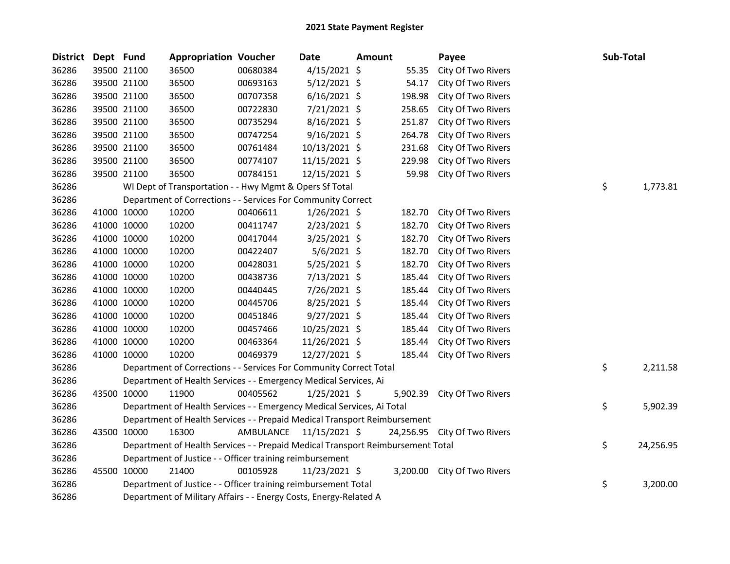## 2021 State Payment Register

| District | Dept | Fund | Appropriation | Voucher | Date | Amount | Payee | Sub-Total |
|---|---|---|---|---|---|---|---|---|
| 36286 | 39500 | 21100 | 36500 | 00680384 | 4/15/2021 | $ 55.35 | City Of Two Rivers | |
| 36286 | 39500 | 21100 | 36500 | 00693163 | 5/12/2021 | $ 54.17 | City Of Two Rivers | |
| 36286 | 39500 | 21100 | 36500 | 00707358 | 6/16/2021 | $ 198.98 | City Of Two Rivers | |
| 36286 | 39500 | 21100 | 36500 | 00722830 | 7/21/2021 | $ 258.65 | City Of Two Rivers | |
| 36286 | 39500 | 21100 | 36500 | 00735294 | 8/16/2021 | $ 251.87 | City Of Two Rivers | |
| 36286 | 39500 | 21100 | 36500 | 00747254 | 9/16/2021 | $ 264.78 | City Of Two Rivers | |
| 36286 | 39500 | 21100 | 36500 | 00761484 | 10/13/2021 | $ 231.68 | City Of Two Rivers | |
| 36286 | 39500 | 21100 | 36500 | 00774107 | 11/15/2021 | $ 229.98 | City Of Two Rivers | |
| 36286 | 39500 | 21100 | 36500 | 00784151 | 12/15/2021 | $ 59.98 | City Of Two Rivers | |
| 36286 | | | WI Dept of Transportation - - Hwy Mgmt & Opers Sf Total | | | | | $ 1,773.81 |
| 36286 | | | Department of Corrections - - Services For Community Correct | | | | | |
| 36286 | 41000 | 10000 | 10200 | 00406611 | 1/26/2021 | $ 182.70 | City Of Two Rivers | |
| 36286 | 41000 | 10000 | 10200 | 00411747 | 2/23/2021 | $ 182.70 | City Of Two Rivers | |
| 36286 | 41000 | 10000 | 10200 | 00417044 | 3/25/2021 | $ 182.70 | City Of Two Rivers | |
| 36286 | 41000 | 10000 | 10200 | 00422407 | 5/6/2021 | $ 182.70 | City Of Two Rivers | |
| 36286 | 41000 | 10000 | 10200 | 00428031 | 5/25/2021 | $ 182.70 | City Of Two Rivers | |
| 36286 | 41000 | 10000 | 10200 | 00438736 | 7/13/2021 | $ 185.44 | City Of Two Rivers | |
| 36286 | 41000 | 10000 | 10200 | 00440445 | 7/26/2021 | $ 185.44 | City Of Two Rivers | |
| 36286 | 41000 | 10000 | 10200 | 00445706 | 8/25/2021 | $ 185.44 | City Of Two Rivers | |
| 36286 | 41000 | 10000 | 10200 | 00451846 | 9/27/2021 | $ 185.44 | City Of Two Rivers | |
| 36286 | 41000 | 10000 | 10200 | 00457466 | 10/25/2021 | $ 185.44 | City Of Two Rivers | |
| 36286 | 41000 | 10000 | 10200 | 00463364 | 11/26/2021 | $ 185.44 | City Of Two Rivers | |
| 36286 | 41000 | 10000 | 10200 | 00469379 | 12/27/2021 | $ 185.44 | City Of Two Rivers | |
| 36286 | | | Department of Corrections - - Services For Community Correct Total | | | | | $ 2,211.58 |
| 36286 | | | Department of Health Services - - Emergency Medical Services, Ai | | | | | |
| 36286 | 43500 | 10000 | 11900 | 00405562 | 1/25/2021 | $ 5,902.39 | City Of Two Rivers | |
| 36286 | | | Department of Health Services - - Emergency Medical Services, Ai Total | | | | | $ 5,902.39 |
| 36286 | | | Department of Health Services - - Prepaid Medical Transport Reimbursement | | | | | |
| 36286 | 43500 | 10000 | 16300 | AMBULANCE | 11/15/2021 | $ 24,256.95 | City Of Two Rivers | |
| 36286 | | | Department of Health Services - - Prepaid Medical Transport Reimbursement Total | | | | | $ 24,256.95 |
| 36286 | | | Department of Justice - - Officer training reimbursement | | | | | |
| 36286 | 45500 | 10000 | 21400 | 00105928 | 11/23/2021 | $ 3,200.00 | City Of Two Rivers | |
| 36286 | | | Department of Justice - - Officer training reimbursement Total | | | | | $ 3,200.00 |
| 36286 | | | Department of Military Affairs - - Energy Costs, Energy-Related A | | | | | |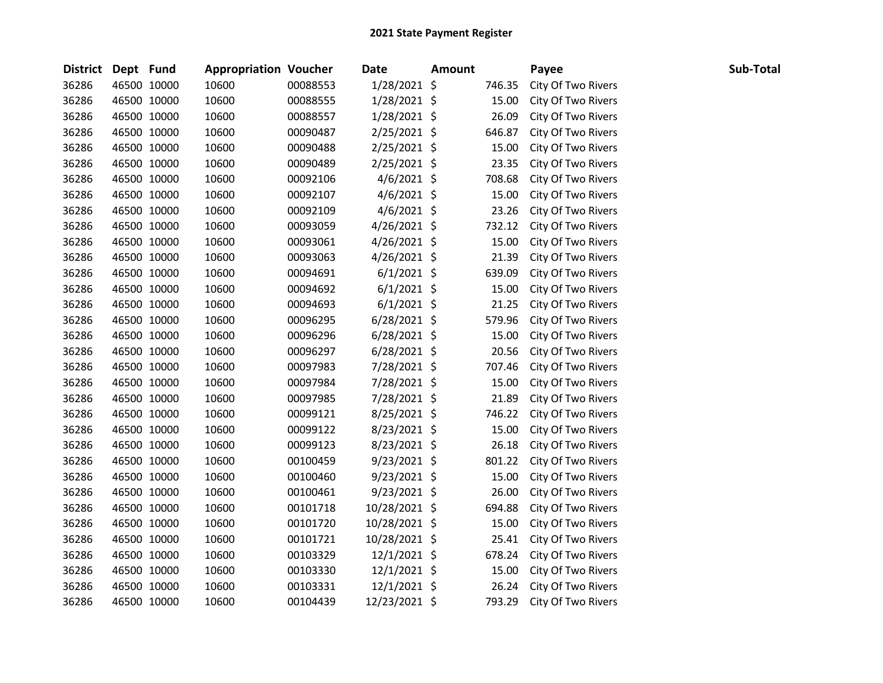**2021 State Payment Register**

| District | Dept | Fund | Appropriation | Voucher | Date | Amount | Payee | Sub-Total |
|---|---|---|---|---|---|---|---|---|
| 36286 | 46500 | 10000 | 10600 | 00088553 | 1/28/2021 | $ 746.35 | City Of Two Rivers | |
| 36286 | 46500 | 10000 | 10600 | 00088555 | 1/28/2021 | $ 15.00 | City Of Two Rivers | |
| 36286 | 46500 | 10000 | 10600 | 00088557 | 1/28/2021 | $ 26.09 | City Of Two Rivers | |
| 36286 | 46500 | 10000 | 10600 | 00090487 | 2/25/2021 | $ 646.87 | City Of Two Rivers | |
| 36286 | 46500 | 10000 | 10600 | 00090488 | 2/25/2021 | $ 15.00 | City Of Two Rivers | |
| 36286 | 46500 | 10000 | 10600 | 00090489 | 2/25/2021 | $ 23.35 | City Of Two Rivers | |
| 36286 | 46500 | 10000 | 10600 | 00092106 | 4/6/2021 | $ 708.68 | City Of Two Rivers | |
| 36286 | 46500 | 10000 | 10600 | 00092107 | 4/6/2021 | $ 15.00 | City Of Two Rivers | |
| 36286 | 46500 | 10000 | 10600 | 00092109 | 4/6/2021 | $ 23.26 | City Of Two Rivers | |
| 36286 | 46500 | 10000 | 10600 | 00093059 | 4/26/2021 | $ 732.12 | City Of Two Rivers | |
| 36286 | 46500 | 10000 | 10600 | 00093061 | 4/26/2021 | $ 15.00 | City Of Two Rivers | |
| 36286 | 46500 | 10000 | 10600 | 00093063 | 4/26/2021 | $ 21.39 | City Of Two Rivers | |
| 36286 | 46500 | 10000 | 10600 | 00094691 | 6/1/2021 | $ 639.09 | City Of Two Rivers | |
| 36286 | 46500 | 10000 | 10600 | 00094692 | 6/1/2021 | $ 15.00 | City Of Two Rivers | |
| 36286 | 46500 | 10000 | 10600 | 00094693 | 6/1/2021 | $ 21.25 | City Of Two Rivers | |
| 36286 | 46500 | 10000 | 10600 | 00096295 | 6/28/2021 | $ 579.96 | City Of Two Rivers | |
| 36286 | 46500 | 10000 | 10600 | 00096296 | 6/28/2021 | $ 15.00 | City Of Two Rivers | |
| 36286 | 46500 | 10000 | 10600 | 00096297 | 6/28/2021 | $ 20.56 | City Of Two Rivers | |
| 36286 | 46500 | 10000 | 10600 | 00097983 | 7/28/2021 | $ 707.46 | City Of Two Rivers | |
| 36286 | 46500 | 10000 | 10600 | 00097984 | 7/28/2021 | $ 15.00 | City Of Two Rivers | |
| 36286 | 46500 | 10000 | 10600 | 00097985 | 7/28/2021 | $ 21.89 | City Of Two Rivers | |
| 36286 | 46500 | 10000 | 10600 | 00099121 | 8/25/2021 | $ 746.22 | City Of Two Rivers | |
| 36286 | 46500 | 10000 | 10600 | 00099122 | 8/23/2021 | $ 15.00 | City Of Two Rivers | |
| 36286 | 46500 | 10000 | 10600 | 00099123 | 8/23/2021 | $ 26.18 | City Of Two Rivers | |
| 36286 | 46500 | 10000 | 10600 | 00100459 | 9/23/2021 | $ 801.22 | City Of Two Rivers | |
| 36286 | 46500 | 10000 | 10600 | 00100460 | 9/23/2021 | $ 15.00 | City Of Two Rivers | |
| 36286 | 46500 | 10000 | 10600 | 00100461 | 9/23/2021 | $ 26.00 | City Of Two Rivers | |
| 36286 | 46500 | 10000 | 10600 | 00101718 | 10/28/2021 | $ 694.88 | City Of Two Rivers | |
| 36286 | 46500 | 10000 | 10600 | 00101720 | 10/28/2021 | $ 15.00 | City Of Two Rivers | |
| 36286 | 46500 | 10000 | 10600 | 00101721 | 10/28/2021 | $ 25.41 | City Of Two Rivers | |
| 36286 | 46500 | 10000 | 10600 | 00103329 | 12/1/2021 | $ 678.24 | City Of Two Rivers | |
| 36286 | 46500 | 10000 | 10600 | 00103330 | 12/1/2021 | $ 15.00 | City Of Two Rivers | |
| 36286 | 46500 | 10000 | 10600 | 00103331 | 12/1/2021 | $ 26.24 | City Of Two Rivers | |
| 36286 | 46500 | 10000 | 10600 | 00104439 | 12/23/2021 | $ 793.29 | City Of Two Rivers | |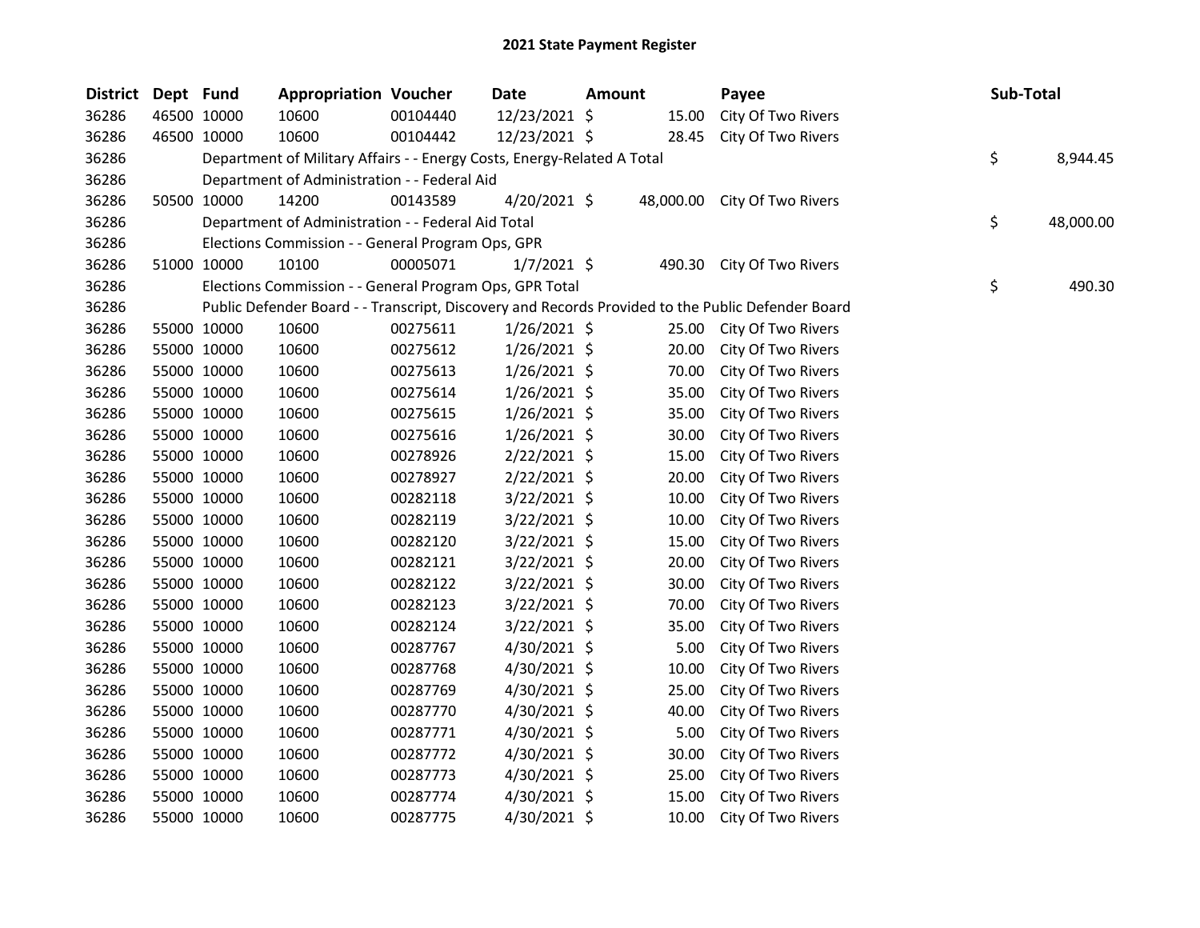## 2021 State Payment Register

| District | Dept | Fund | Appropriation | Voucher | Date | Amount | Payee | Sub-Total |
|---|---|---|---|---|---|---|---|---|
| 36286 | 46500 | 10000 | 10600 | 00104440 | 12/23/2021 | $ 15.00 | City Of Two Rivers | |
| 36286 | 46500 | 10000 | 10600 | 00104442 | 12/23/2021 | $ 28.45 | City Of Two Rivers | |
| 36286 | | Department of Military Affairs - - Energy Costs, Energy-Related A Total | | | | | | $ 8,944.45 |
| 36286 | | Department of Administration - - Federal Aid | | | | | | |
| 36286 | 50500 | 10000 | 14200 | 00143589 | 4/20/2021 | $ 48,000.00 | City Of Two Rivers | |
| 36286 | | Department of Administration - - Federal Aid Total | | | | | | $ 48,000.00 |
| 36286 | | Elections Commission - - General Program Ops, GPR | | | | | | |
| 36286 | 51000 | 10000 | 10100 | 00005071 | 1/7/2021 | $ 490.30 | City Of Two Rivers | |
| 36286 | | Elections Commission - - General Program Ops, GPR Total | | | | | | $ 490.30 |
| 36286 | | Public Defender Board - - Transcript, Discovery and Records Provided to the Public Defender Board | | | | | | |
| 36286 | 55000 | 10000 | 10600 | 00275611 | 1/26/2021 | $ 25.00 | City Of Two Rivers | |
| 36286 | 55000 | 10000 | 10600 | 00275612 | 1/26/2021 | $ 20.00 | City Of Two Rivers | |
| 36286 | 55000 | 10000 | 10600 | 00275613 | 1/26/2021 | $ 70.00 | City Of Two Rivers | |
| 36286 | 55000 | 10000 | 10600 | 00275614 | 1/26/2021 | $ 35.00 | City Of Two Rivers | |
| 36286 | 55000 | 10000 | 10600 | 00275615 | 1/26/2021 | $ 35.00 | City Of Two Rivers | |
| 36286 | 55000 | 10000 | 10600 | 00275616 | 1/26/2021 | $ 30.00 | City Of Two Rivers | |
| 36286 | 55000 | 10000 | 10600 | 00278926 | 2/22/2021 | $ 15.00 | City Of Two Rivers | |
| 36286 | 55000 | 10000 | 10600 | 00278927 | 2/22/2021 | $ 20.00 | City Of Two Rivers | |
| 36286 | 55000 | 10000 | 10600 | 00282118 | 3/22/2021 | $ 10.00 | City Of Two Rivers | |
| 36286 | 55000 | 10000 | 10600 | 00282119 | 3/22/2021 | $ 10.00 | City Of Two Rivers | |
| 36286 | 55000 | 10000 | 10600 | 00282120 | 3/22/2021 | $ 15.00 | City Of Two Rivers | |
| 36286 | 55000 | 10000 | 10600 | 00282121 | 3/22/2021 | $ 20.00 | City Of Two Rivers | |
| 36286 | 55000 | 10000 | 10600 | 00282122 | 3/22/2021 | $ 30.00 | City Of Two Rivers | |
| 36286 | 55000 | 10000 | 10600 | 00282123 | 3/22/2021 | $ 70.00 | City Of Two Rivers | |
| 36286 | 55000 | 10000 | 10600 | 00282124 | 3/22/2021 | $ 35.00 | City Of Two Rivers | |
| 36286 | 55000 | 10000 | 10600 | 00287767 | 4/30/2021 | $ 5.00 | City Of Two Rivers | |
| 36286 | 55000 | 10000 | 10600 | 00287768 | 4/30/2021 | $ 10.00 | City Of Two Rivers | |
| 36286 | 55000 | 10000 | 10600 | 00287769 | 4/30/2021 | $ 25.00 | City Of Two Rivers | |
| 36286 | 55000 | 10000 | 10600 | 00287770 | 4/30/2021 | $ 40.00 | City Of Two Rivers | |
| 36286 | 55000 | 10000 | 10600 | 00287771 | 4/30/2021 | $ 5.00 | City Of Two Rivers | |
| 36286 | 55000 | 10000 | 10600 | 00287772 | 4/30/2021 | $ 30.00 | City Of Two Rivers | |
| 36286 | 55000 | 10000 | 10600 | 00287773 | 4/30/2021 | $ 25.00 | City Of Two Rivers | |
| 36286 | 55000 | 10000 | 10600 | 00287774 | 4/30/2021 | $ 15.00 | City Of Two Rivers | |
| 36286 | 55000 | 10000 | 10600 | 00287775 | 4/30/2021 | $ 10.00 | City Of Two Rivers | |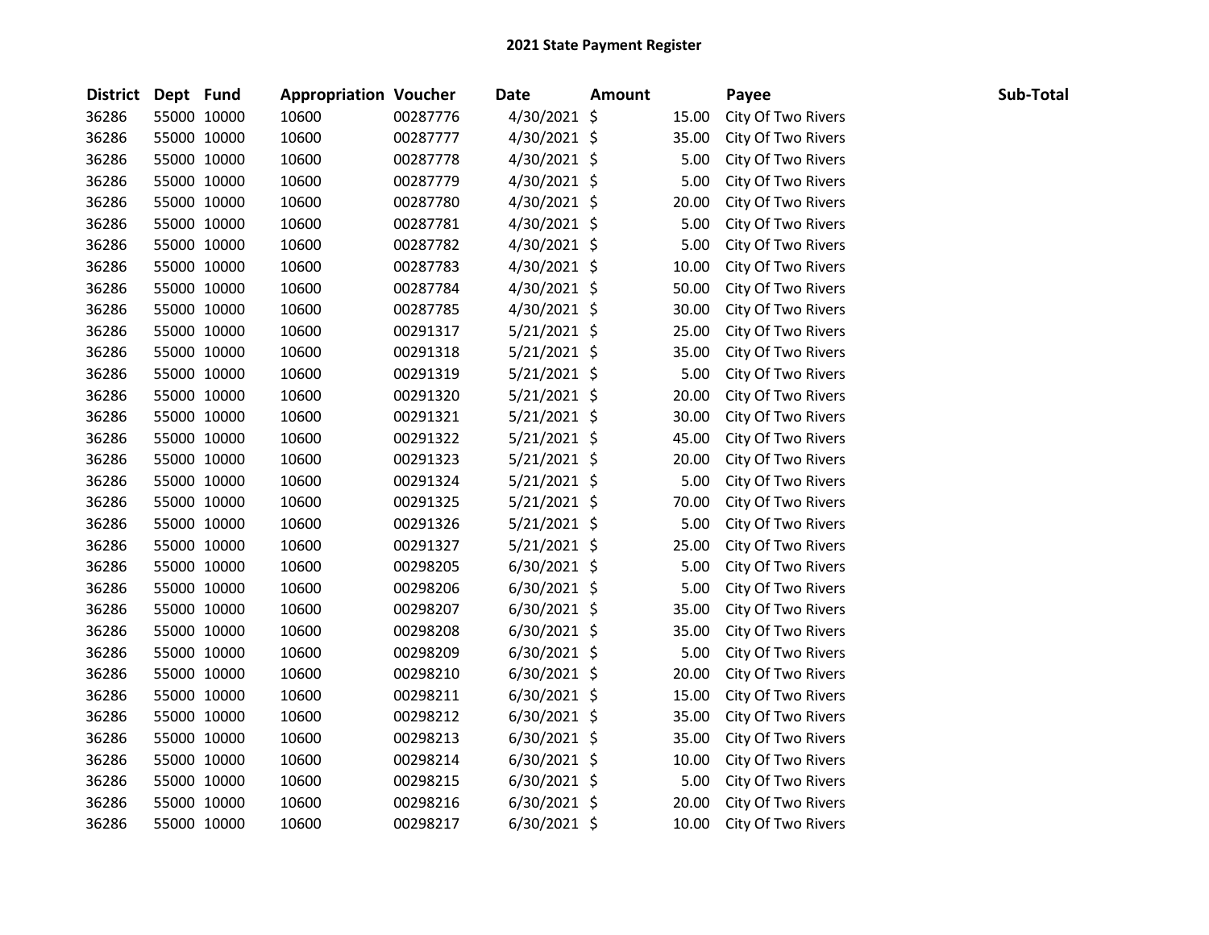# 2021 State Payment Register

| District | Dept | Fund | Appropriation | Voucher | Date | Amount | Payee | Sub-Total |
|---|---|---|---|---|---|---|---|---|
| 36286 | 55000 | 10000 | 10600 | 00287776 | 4/30/2021 | $ 15.00 | City Of Two Rivers | |
| 36286 | 55000 | 10000 | 10600 | 00287777 | 4/30/2021 | $ 35.00 | City Of Two Rivers | |
| 36286 | 55000 | 10000 | 10600 | 00287778 | 4/30/2021 | $ 5.00 | City Of Two Rivers | |
| 36286 | 55000 | 10000 | 10600 | 00287779 | 4/30/2021 | $ 5.00 | City Of Two Rivers | |
| 36286 | 55000 | 10000 | 10600 | 00287780 | 4/30/2021 | $ 20.00 | City Of Two Rivers | |
| 36286 | 55000 | 10000 | 10600 | 00287781 | 4/30/2021 | $ 5.00 | City Of Two Rivers | |
| 36286 | 55000 | 10000 | 10600 | 00287782 | 4/30/2021 | $ 5.00 | City Of Two Rivers | |
| 36286 | 55000 | 10000 | 10600 | 00287783 | 4/30/2021 | $ 10.00 | City Of Two Rivers | |
| 36286 | 55000 | 10000 | 10600 | 00287784 | 4/30/2021 | $ 50.00 | City Of Two Rivers | |
| 36286 | 55000 | 10000 | 10600 | 00287785 | 4/30/2021 | $ 30.00 | City Of Two Rivers | |
| 36286 | 55000 | 10000 | 10600 | 00291317 | 5/21/2021 | $ 25.00 | City Of Two Rivers | |
| 36286 | 55000 | 10000 | 10600 | 00291318 | 5/21/2021 | $ 35.00 | City Of Two Rivers | |
| 36286 | 55000 | 10000 | 10600 | 00291319 | 5/21/2021 | $ 5.00 | City Of Two Rivers | |
| 36286 | 55000 | 10000 | 10600 | 00291320 | 5/21/2021 | $ 20.00 | City Of Two Rivers | |
| 36286 | 55000 | 10000 | 10600 | 00291321 | 5/21/2021 | $ 30.00 | City Of Two Rivers | |
| 36286 | 55000 | 10000 | 10600 | 00291322 | 5/21/2021 | $ 45.00 | City Of Two Rivers | |
| 36286 | 55000 | 10000 | 10600 | 00291323 | 5/21/2021 | $ 20.00 | City Of Two Rivers | |
| 36286 | 55000 | 10000 | 10600 | 00291324 | 5/21/2021 | $ 5.00 | City Of Two Rivers | |
| 36286 | 55000 | 10000 | 10600 | 00291325 | 5/21/2021 | $ 70.00 | City Of Two Rivers | |
| 36286 | 55000 | 10000 | 10600 | 00291326 | 5/21/2021 | $ 5.00 | City Of Two Rivers | |
| 36286 | 55000 | 10000 | 10600 | 00291327 | 5/21/2021 | $ 25.00 | City Of Two Rivers | |
| 36286 | 55000 | 10000 | 10600 | 00298205 | 6/30/2021 | $ 5.00 | City Of Two Rivers | |
| 36286 | 55000 | 10000 | 10600 | 00298206 | 6/30/2021 | $ 5.00 | City Of Two Rivers | |
| 36286 | 55000 | 10000 | 10600 | 00298207 | 6/30/2021 | $ 35.00 | City Of Two Rivers | |
| 36286 | 55000 | 10000 | 10600 | 00298208 | 6/30/2021 | $ 35.00 | City Of Two Rivers | |
| 36286 | 55000 | 10000 | 10600 | 00298209 | 6/30/2021 | $ 5.00 | City Of Two Rivers | |
| 36286 | 55000 | 10000 | 10600 | 00298210 | 6/30/2021 | $ 20.00 | City Of Two Rivers | |
| 36286 | 55000 | 10000 | 10600 | 00298211 | 6/30/2021 | $ 15.00 | City Of Two Rivers | |
| 36286 | 55000 | 10000 | 10600 | 00298212 | 6/30/2021 | $ 35.00 | City Of Two Rivers | |
| 36286 | 55000 | 10000 | 10600 | 00298213 | 6/30/2021 | $ 35.00 | City Of Two Rivers | |
| 36286 | 55000 | 10000 | 10600 | 00298214 | 6/30/2021 | $ 10.00 | City Of Two Rivers | |
| 36286 | 55000 | 10000 | 10600 | 00298215 | 6/30/2021 | $ 5.00 | City Of Two Rivers | |
| 36286 | 55000 | 10000 | 10600 | 00298216 | 6/30/2021 | $ 20.00 | City Of Two Rivers | |
| 36286 | 55000 | 10000 | 10600 | 00298217 | 6/30/2021 | $ 10.00 | City Of Two Rivers | |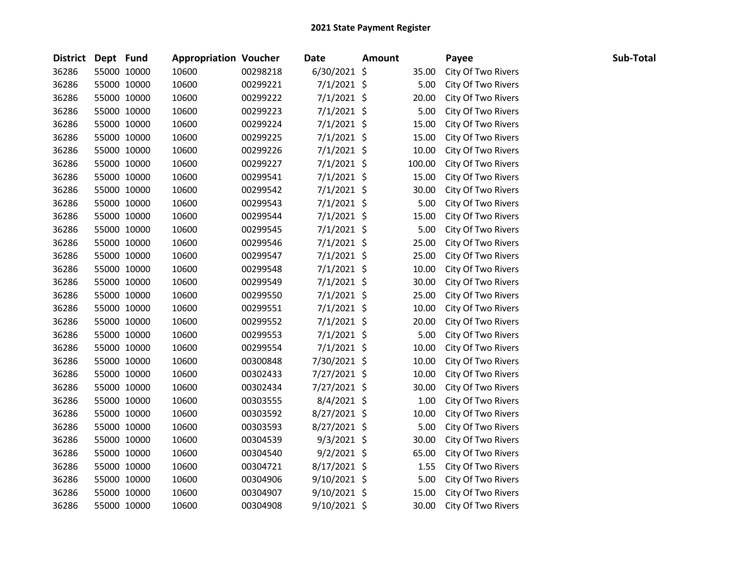# 2021 State Payment Register

| District | Dept | Fund | Appropriation | Voucher | Date | Amount | Payee | Sub-Total |
|---|---|---|---|---|---|---|---|---|
| 36286 | 55000 | 10000 | 10600 | 00298218 | 6/30/2021 | $ 35.00 | City Of Two Rivers | |
| 36286 | 55000 | 10000 | 10600 | 00299221 | 7/1/2021 | $ 5.00 | City Of Two Rivers | |
| 36286 | 55000 | 10000 | 10600 | 00299222 | 7/1/2021 | $ 20.00 | City Of Two Rivers | |
| 36286 | 55000 | 10000 | 10600 | 00299223 | 7/1/2021 | $ 5.00 | City Of Two Rivers | |
| 36286 | 55000 | 10000 | 10600 | 00299224 | 7/1/2021 | $ 15.00 | City Of Two Rivers | |
| 36286 | 55000 | 10000 | 10600 | 00299225 | 7/1/2021 | $ 15.00 | City Of Two Rivers | |
| 36286 | 55000 | 10000 | 10600 | 00299226 | 7/1/2021 | $ 10.00 | City Of Two Rivers | |
| 36286 | 55000 | 10000 | 10600 | 00299227 | 7/1/2021 | $ 100.00 | City Of Two Rivers | |
| 36286 | 55000 | 10000 | 10600 | 00299541 | 7/1/2021 | $ 15.00 | City Of Two Rivers | |
| 36286 | 55000 | 10000 | 10600 | 00299542 | 7/1/2021 | $ 30.00 | City Of Two Rivers | |
| 36286 | 55000 | 10000 | 10600 | 00299543 | 7/1/2021 | $ 5.00 | City Of Two Rivers | |
| 36286 | 55000 | 10000 | 10600 | 00299544 | 7/1/2021 | $ 15.00 | City Of Two Rivers | |
| 36286 | 55000 | 10000 | 10600 | 00299545 | 7/1/2021 | $ 5.00 | City Of Two Rivers | |
| 36286 | 55000 | 10000 | 10600 | 00299546 | 7/1/2021 | $ 25.00 | City Of Two Rivers | |
| 36286 | 55000 | 10000 | 10600 | 00299547 | 7/1/2021 | $ 25.00 | City Of Two Rivers | |
| 36286 | 55000 | 10000 | 10600 | 00299548 | 7/1/2021 | $ 10.00 | City Of Two Rivers | |
| 36286 | 55000 | 10000 | 10600 | 00299549 | 7/1/2021 | $ 30.00 | City Of Two Rivers | |
| 36286 | 55000 | 10000 | 10600 | 00299550 | 7/1/2021 | $ 25.00 | City Of Two Rivers | |
| 36286 | 55000 | 10000 | 10600 | 00299551 | 7/1/2021 | $ 10.00 | City Of Two Rivers | |
| 36286 | 55000 | 10000 | 10600 | 00299552 | 7/1/2021 | $ 20.00 | City Of Two Rivers | |
| 36286 | 55000 | 10000 | 10600 | 00299553 | 7/1/2021 | $ 5.00 | City Of Two Rivers | |
| 36286 | 55000 | 10000 | 10600 | 00299554 | 7/1/2021 | $ 10.00 | City Of Two Rivers | |
| 36286 | 55000 | 10000 | 10600 | 00300848 | 7/30/2021 | $ 10.00 | City Of Two Rivers | |
| 36286 | 55000 | 10000 | 10600 | 00302433 | 7/27/2021 | $ 10.00 | City Of Two Rivers | |
| 36286 | 55000 | 10000 | 10600 | 00302434 | 7/27/2021 | $ 30.00 | City Of Two Rivers | |
| 36286 | 55000 | 10000 | 10600 | 00303555 | 8/4/2021 | $ 1.00 | City Of Two Rivers | |
| 36286 | 55000 | 10000 | 10600 | 00303592 | 8/27/2021 | $ 10.00 | City Of Two Rivers | |
| 36286 | 55000 | 10000 | 10600 | 00303593 | 8/27/2021 | $ 5.00 | City Of Two Rivers | |
| 36286 | 55000 | 10000 | 10600 | 00304539 | 9/3/2021 | $ 30.00 | City Of Two Rivers | |
| 36286 | 55000 | 10000 | 10600 | 00304540 | 9/2/2021 | $ 65.00 | City Of Two Rivers | |
| 36286 | 55000 | 10000 | 10600 | 00304721 | 8/17/2021 | $ 1.55 | City Of Two Rivers | |
| 36286 | 55000 | 10000 | 10600 | 00304906 | 9/10/2021 | $ 5.00 | City Of Two Rivers | |
| 36286 | 55000 | 10000 | 10600 | 00304907 | 9/10/2021 | $ 15.00 | City Of Two Rivers | |
| 36286 | 55000 | 10000 | 10600 | 00304908 | 9/10/2021 | $ 30.00 | City Of Two Rivers | |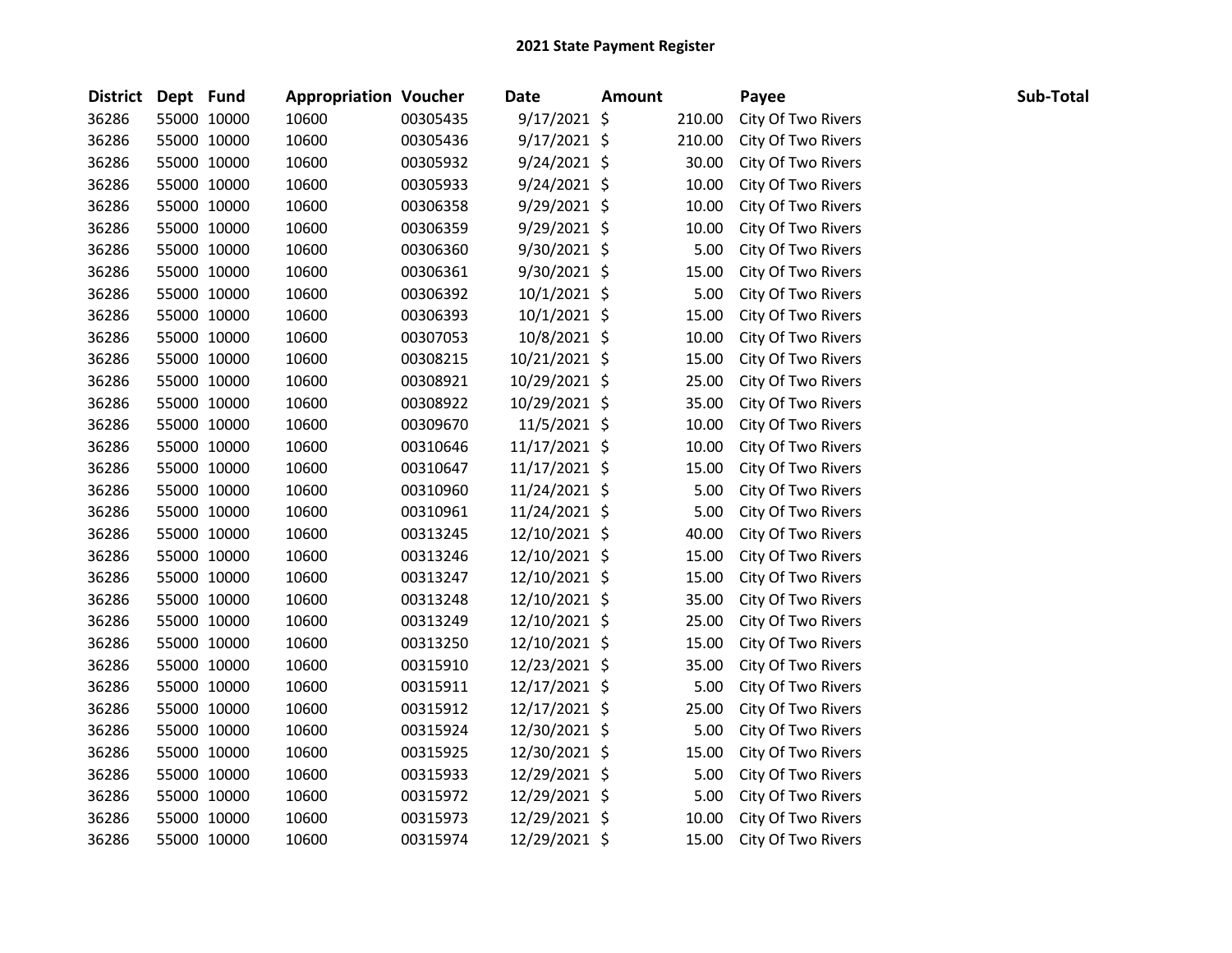**2021 State Payment Register**

| District | Dept | Fund | Appropriation | Voucher | Date | Amount | Payee | Sub-Total |
|---|---|---|---|---|---|---|---|---|
| 36286 | 55000 | 10000 | 10600 | 00305435 | 9/17/2021 | $ 210.00 | City Of Two Rivers | |
| 36286 | 55000 | 10000 | 10600 | 00305436 | 9/17/2021 | $ 210.00 | City Of Two Rivers | |
| 36286 | 55000 | 10000 | 10600 | 00305932 | 9/24/2021 | $ 30.00 | City Of Two Rivers | |
| 36286 | 55000 | 10000 | 10600 | 00305933 | 9/24/2021 | $ 10.00 | City Of Two Rivers | |
| 36286 | 55000 | 10000 | 10600 | 00306358 | 9/29/2021 | $ 10.00 | City Of Two Rivers | |
| 36286 | 55000 | 10000 | 10600 | 00306359 | 9/29/2021 | $ 10.00 | City Of Two Rivers | |
| 36286 | 55000 | 10000 | 10600 | 00306360 | 9/30/2021 | $ 5.00 | City Of Two Rivers | |
| 36286 | 55000 | 10000 | 10600 | 00306361 | 9/30/2021 | $ 15.00 | City Of Two Rivers | |
| 36286 | 55000 | 10000 | 10600 | 00306392 | 10/1/2021 | $ 5.00 | City Of Two Rivers | |
| 36286 | 55000 | 10000 | 10600 | 00306393 | 10/1/2021 | $ 15.00 | City Of Two Rivers | |
| 36286 | 55000 | 10000 | 10600 | 00307053 | 10/8/2021 | $ 10.00 | City Of Two Rivers | |
| 36286 | 55000 | 10000 | 10600 | 00308215 | 10/21/2021 | $ 15.00 | City Of Two Rivers | |
| 36286 | 55000 | 10000 | 10600 | 00308921 | 10/29/2021 | $ 25.00 | City Of Two Rivers | |
| 36286 | 55000 | 10000 | 10600 | 00308922 | 10/29/2021 | $ 35.00 | City Of Two Rivers | |
| 36286 | 55000 | 10000 | 10600 | 00309670 | 11/5/2021 | $ 10.00 | City Of Two Rivers | |
| 36286 | 55000 | 10000 | 10600 | 00310646 | 11/17/2021 | $ 10.00 | City Of Two Rivers | |
| 36286 | 55000 | 10000 | 10600 | 00310647 | 11/17/2021 | $ 15.00 | City Of Two Rivers | |
| 36286 | 55000 | 10000 | 10600 | 00310960 | 11/24/2021 | $ 5.00 | City Of Two Rivers | |
| 36286 | 55000 | 10000 | 10600 | 00310961 | 11/24/2021 | $ 5.00 | City Of Two Rivers | |
| 36286 | 55000 | 10000 | 10600 | 00313245 | 12/10/2021 | $ 40.00 | City Of Two Rivers | |
| 36286 | 55000 | 10000 | 10600 | 00313246 | 12/10/2021 | $ 15.00 | City Of Two Rivers | |
| 36286 | 55000 | 10000 | 10600 | 00313247 | 12/10/2021 | $ 15.00 | City Of Two Rivers | |
| 36286 | 55000 | 10000 | 10600 | 00313248 | 12/10/2021 | $ 35.00 | City Of Two Rivers | |
| 36286 | 55000 | 10000 | 10600 | 00313249 | 12/10/2021 | $ 25.00 | City Of Two Rivers | |
| 36286 | 55000 | 10000 | 10600 | 00313250 | 12/10/2021 | $ 15.00 | City Of Two Rivers | |
| 36286 | 55000 | 10000 | 10600 | 00315910 | 12/23/2021 | $ 35.00 | City Of Two Rivers | |
| 36286 | 55000 | 10000 | 10600 | 00315911 | 12/17/2021 | $ 5.00 | City Of Two Rivers | |
| 36286 | 55000 | 10000 | 10600 | 00315912 | 12/17/2021 | $ 25.00 | City Of Two Rivers | |
| 36286 | 55000 | 10000 | 10600 | 00315924 | 12/30/2021 | $ 5.00 | City Of Two Rivers | |
| 36286 | 55000 | 10000 | 10600 | 00315925 | 12/30/2021 | $ 15.00 | City Of Two Rivers | |
| 36286 | 55000 | 10000 | 10600 | 00315933 | 12/29/2021 | $ 5.00 | City Of Two Rivers | |
| 36286 | 55000 | 10000 | 10600 | 00315972 | 12/29/2021 | $ 5.00 | City Of Two Rivers | |
| 36286 | 55000 | 10000 | 10600 | 00315973 | 12/29/2021 | $ 10.00 | City Of Two Rivers | |
| 36286 | 55000 | 10000 | 10600 | 00315974 | 12/29/2021 | $ 15.00 | City Of Two Rivers | |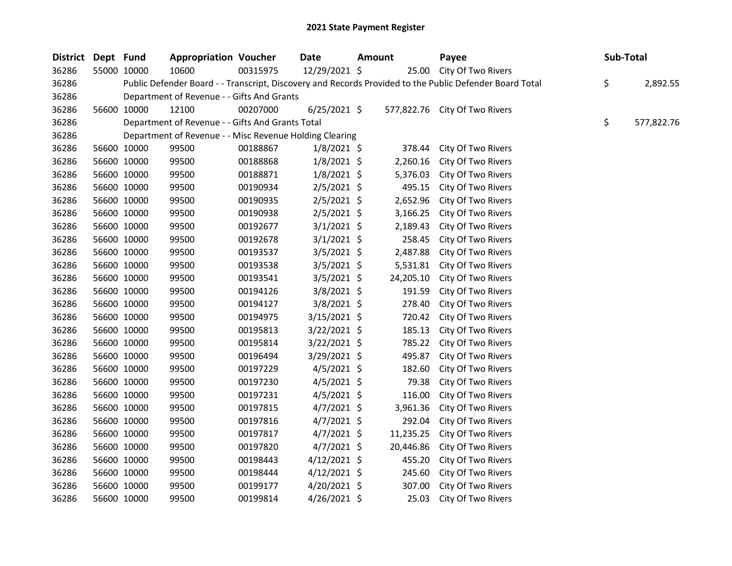# 2021 State Payment Register

| District | Dept | Fund | Appropriation | Voucher | Date | Amount | Payee | Sub-Total |
|---|---|---|---|---|---|---|---|---|
| 36286 | 55000 | 10000 | 10600 | 00315975 | 12/29/2021 | $ 25.00 | City Of Two Rivers | |
| 36286 | | Public Defender Board - - Transcript, Discovery and Records Provided to the Public Defender Board Total | | | | | | $ 2,892.55 |
| 36286 | | Department of Revenue - - Gifts And Grants | | | | | | |
| 36286 | 56600 | 10000 | 12100 | 00207000 | 6/25/2021 | $ 577,822.76 | City Of Two Rivers | |
| 36286 | | Department of Revenue - - Gifts And Grants Total | | | | | | $ 577,822.76 |
| 36286 | | Department of Revenue - - Misc Revenue Holding Clearing | | | | | | |
| 36286 | 56600 | 10000 | 99500 | 00188867 | 1/8/2021 | $ 378.44 | City Of Two Rivers | |
| 36286 | 56600 | 10000 | 99500 | 00188868 | 1/8/2021 | $ 2,260.16 | City Of Two Rivers | |
| 36286 | 56600 | 10000 | 99500 | 00188871 | 1/8/2021 | $ 5,376.03 | City Of Two Rivers | |
| 36286 | 56600 | 10000 | 99500 | 00190934 | 2/5/2021 | $ 495.15 | City Of Two Rivers | |
| 36286 | 56600 | 10000 | 99500 | 00190935 | 2/5/2021 | $ 2,652.96 | City Of Two Rivers | |
| 36286 | 56600 | 10000 | 99500 | 00190938 | 2/5/2021 | $ 3,166.25 | City Of Two Rivers | |
| 36286 | 56600 | 10000 | 99500 | 00192677 | 3/1/2021 | $ 2,189.43 | City Of Two Rivers | |
| 36286 | 56600 | 10000 | 99500 | 00192678 | 3/1/2021 | $ 258.45 | City Of Two Rivers | |
| 36286 | 56600 | 10000 | 99500 | 00193537 | 3/5/2021 | $ 2,487.88 | City Of Two Rivers | |
| 36286 | 56600 | 10000 | 99500 | 00193538 | 3/5/2021 | $ 5,531.81 | City Of Two Rivers | |
| 36286 | 56600 | 10000 | 99500 | 00193541 | 3/5/2021 | $ 24,205.10 | City Of Two Rivers | |
| 36286 | 56600 | 10000 | 99500 | 00194126 | 3/8/2021 | $ 191.59 | City Of Two Rivers | |
| 36286 | 56600 | 10000 | 99500 | 00194127 | 3/8/2021 | $ 278.40 | City Of Two Rivers | |
| 36286 | 56600 | 10000 | 99500 | 00194975 | 3/15/2021 | $ 720.42 | City Of Two Rivers | |
| 36286 | 56600 | 10000 | 99500 | 00195813 | 3/22/2021 | $ 185.13 | City Of Two Rivers | |
| 36286 | 56600 | 10000 | 99500 | 00195814 | 3/22/2021 | $ 785.22 | City Of Two Rivers | |
| 36286 | 56600 | 10000 | 99500 | 00196494 | 3/29/2021 | $ 495.87 | City Of Two Rivers | |
| 36286 | 56600 | 10000 | 99500 | 00197229 | 4/5/2021 | $ 182.60 | City Of Two Rivers | |
| 36286 | 56600 | 10000 | 99500 | 00197230 | 4/5/2021 | $ 79.38 | City Of Two Rivers | |
| 36286 | 56600 | 10000 | 99500 | 00197231 | 4/5/2021 | $ 116.00 | City Of Two Rivers | |
| 36286 | 56600 | 10000 | 99500 | 00197815 | 4/7/2021 | $ 3,961.36 | City Of Two Rivers | |
| 36286 | 56600 | 10000 | 99500 | 00197816 | 4/7/2021 | $ 292.04 | City Of Two Rivers | |
| 36286 | 56600 | 10000 | 99500 | 00197817 | 4/7/2021 | $ 11,235.25 | City Of Two Rivers | |
| 36286 | 56600 | 10000 | 99500 | 00197820 | 4/7/2021 | $ 20,446.86 | City Of Two Rivers | |
| 36286 | 56600 | 10000 | 99500 | 00198443 | 4/12/2021 | $ 455.20 | City Of Two Rivers | |
| 36286 | 56600 | 10000 | 99500 | 00198444 | 4/12/2021 | $ 245.60 | City Of Two Rivers | |
| 36286 | 56600 | 10000 | 99500 | 00199177 | 4/20/2021 | $ 307.00 | City Of Two Rivers | |
| 36286 | 56600 | 10000 | 99500 | 00199814 | 4/26/2021 | $ 25.03 | City Of Two Rivers | |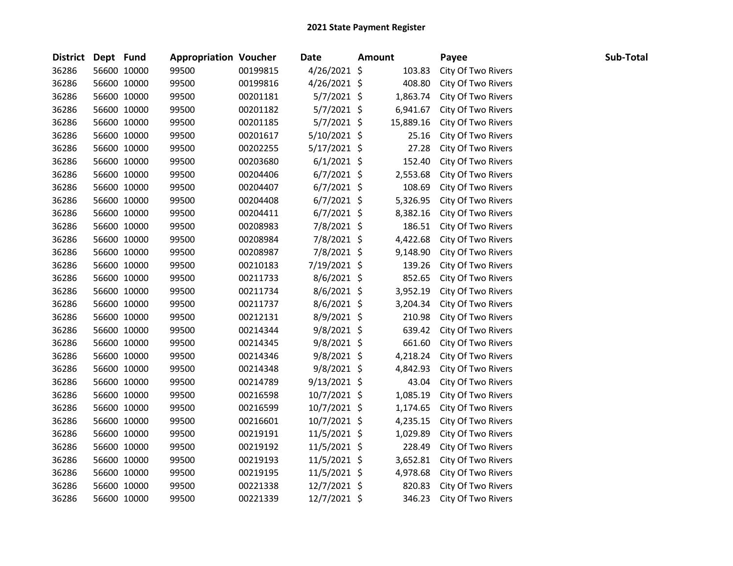# 2021 State Payment Register

| District | Dept | Fund | Appropriation | Voucher | Date | Amount | Payee | Sub-Total |
|---|---|---|---|---|---|---|---|---|
| 36286 | 56600 | 10000 | 99500 | 00199815 | 4/26/2021 | $ 103.83 | City Of Two Rivers | |
| 36286 | 56600 | 10000 | 99500 | 00199816 | 4/26/2021 | $ 408.80 | City Of Two Rivers | |
| 36286 | 56600 | 10000 | 99500 | 00201181 | 5/7/2021 | $ 1,863.74 | City Of Two Rivers | |
| 36286 | 56600 | 10000 | 99500 | 00201182 | 5/7/2021 | $ 6,941.67 | City Of Two Rivers | |
| 36286 | 56600 | 10000 | 99500 | 00201185 | 5/7/2021 | $ 15,889.16 | City Of Two Rivers | |
| 36286 | 56600 | 10000 | 99500 | 00201617 | 5/10/2021 | $ 25.16 | City Of Two Rivers | |
| 36286 | 56600 | 10000 | 99500 | 00202255 | 5/17/2021 | $ 27.28 | City Of Two Rivers | |
| 36286 | 56600 | 10000 | 99500 | 00203680 | 6/1/2021 | $ 152.40 | City Of Two Rivers | |
| 36286 | 56600 | 10000 | 99500 | 00204406 | 6/7/2021 | $ 2,553.68 | City Of Two Rivers | |
| 36286 | 56600 | 10000 | 99500 | 00204407 | 6/7/2021 | $ 108.69 | City Of Two Rivers | |
| 36286 | 56600 | 10000 | 99500 | 00204408 | 6/7/2021 | $ 5,326.95 | City Of Two Rivers | |
| 36286 | 56600 | 10000 | 99500 | 00204411 | 6/7/2021 | $ 8,382.16 | City Of Two Rivers | |
| 36286 | 56600 | 10000 | 99500 | 00208983 | 7/8/2021 | $ 186.51 | City Of Two Rivers | |
| 36286 | 56600 | 10000 | 99500 | 00208984 | 7/8/2021 | $ 4,422.68 | City Of Two Rivers | |
| 36286 | 56600 | 10000 | 99500 | 00208987 | 7/8/2021 | $ 9,148.90 | City Of Two Rivers | |
| 36286 | 56600 | 10000 | 99500 | 00210183 | 7/19/2021 | $ 139.26 | City Of Two Rivers | |
| 36286 | 56600 | 10000 | 99500 | 00211733 | 8/6/2021 | $ 852.65 | City Of Two Rivers | |
| 36286 | 56600 | 10000 | 99500 | 00211734 | 8/6/2021 | $ 3,952.19 | City Of Two Rivers | |
| 36286 | 56600 | 10000 | 99500 | 00211737 | 8/6/2021 | $ 3,204.34 | City Of Two Rivers | |
| 36286 | 56600 | 10000 | 99500 | 00212131 | 8/9/2021 | $ 210.98 | City Of Two Rivers | |
| 36286 | 56600 | 10000 | 99500 | 00214344 | 9/8/2021 | $ 639.42 | City Of Two Rivers | |
| 36286 | 56600 | 10000 | 99500 | 00214345 | 9/8/2021 | $ 661.60 | City Of Two Rivers | |
| 36286 | 56600 | 10000 | 99500 | 00214346 | 9/8/2021 | $ 4,218.24 | City Of Two Rivers | |
| 36286 | 56600 | 10000 | 99500 | 00214348 | 9/8/2021 | $ 4,842.93 | City Of Two Rivers | |
| 36286 | 56600 | 10000 | 99500 | 00214789 | 9/13/2021 | $ 43.04 | City Of Two Rivers | |
| 36286 | 56600 | 10000 | 99500 | 00216598 | 10/7/2021 | $ 1,085.19 | City Of Two Rivers | |
| 36286 | 56600 | 10000 | 99500 | 00216599 | 10/7/2021 | $ 1,174.65 | City Of Two Rivers | |
| 36286 | 56600 | 10000 | 99500 | 00216601 | 10/7/2021 | $ 4,235.15 | City Of Two Rivers | |
| 36286 | 56600 | 10000 | 99500 | 00219191 | 11/5/2021 | $ 1,029.89 | City Of Two Rivers | |
| 36286 | 56600 | 10000 | 99500 | 00219192 | 11/5/2021 | $ 228.49 | City Of Two Rivers | |
| 36286 | 56600 | 10000 | 99500 | 00219193 | 11/5/2021 | $ 3,652.81 | City Of Two Rivers | |
| 36286 | 56600 | 10000 | 99500 | 00219195 | 11/5/2021 | $ 4,978.68 | City Of Two Rivers | |
| 36286 | 56600 | 10000 | 99500 | 00221338 | 12/7/2021 | $ 820.83 | City Of Two Rivers | |
| 36286 | 56600 | 10000 | 99500 | 00221339 | 12/7/2021 | $ 346.23 | City Of Two Rivers | |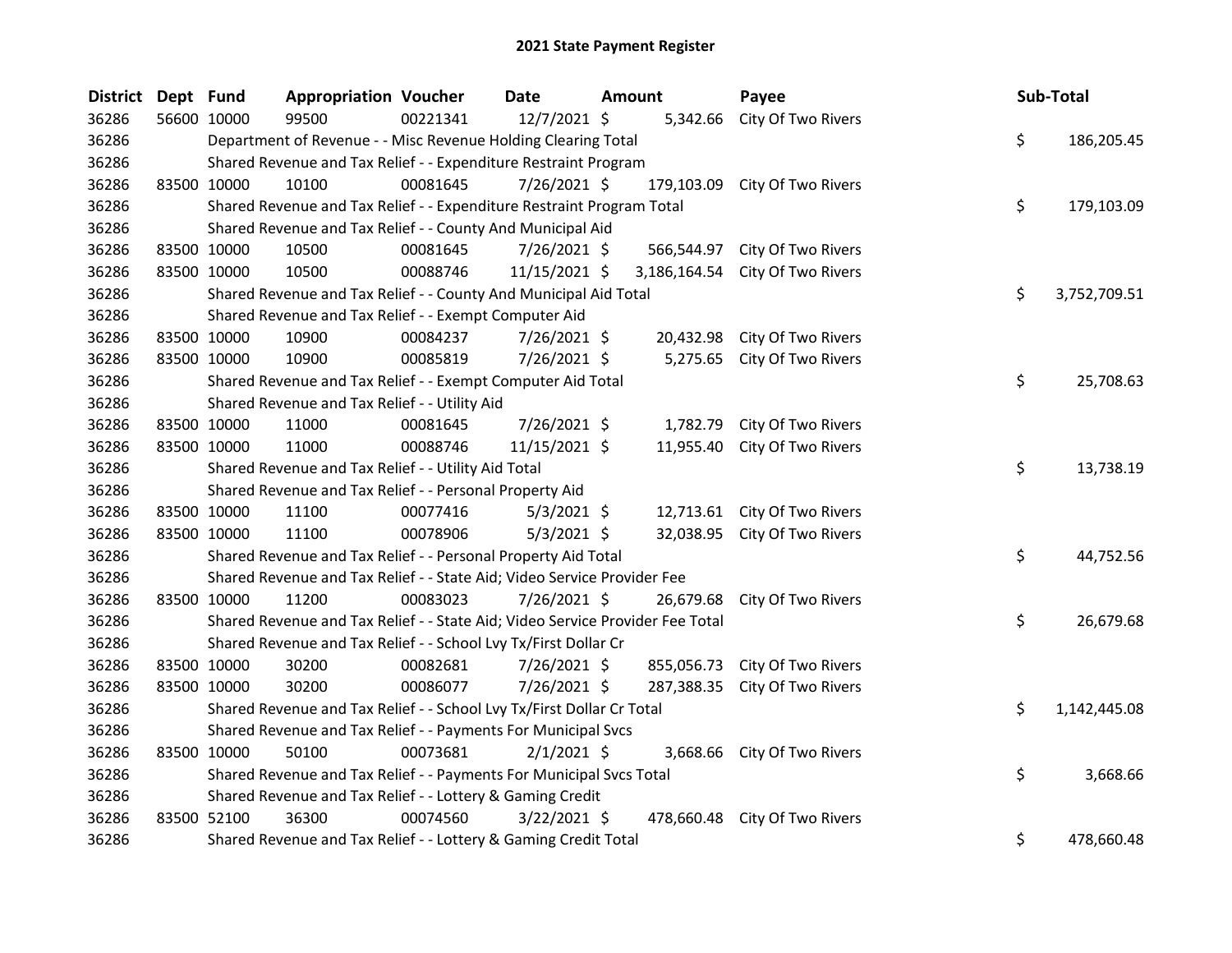# 2021 State Payment Register

| District | Dept | Fund | Appropriation | Voucher | Date | Amount | Payee | Sub-Total |
|---|---|---|---|---|---|---|---|---|
| 36286 | 56600 | 10000 | 99500 | 00221341 | 12/7/2021 | $ 5,342.66 | City Of Two Rivers | |
| 36286 | | Department of Revenue - - Misc Revenue Holding Clearing Total | | | | | | $ 186,205.45 |
| 36286 | | Shared Revenue and Tax Relief - - Expenditure Restraint Program | | | | | | |
| 36286 | 83500 | 10000 | 10100 | 00081645 | 7/26/2021 | $ 179,103.09 | City Of Two Rivers | |
| 36286 | | Shared Revenue and Tax Relief - - Expenditure Restraint Program Total | | | | | | $ 179,103.09 |
| 36286 | | Shared Revenue and Tax Relief - - County And Municipal Aid | | | | | | |
| 36286 | 83500 | 10000 | 10500 | 00081645 | 7/26/2021 | $ 566,544.97 | City Of Two Rivers | |
| 36286 | 83500 | 10000 | 10500 | 00088746 | 11/15/2021 | $ 3,186,164.54 | City Of Two Rivers | |
| 36286 | | Shared Revenue and Tax Relief - - County And Municipal Aid Total | | | | | | $ 3,752,709.51 |
| 36286 | | Shared Revenue and Tax Relief - - Exempt Computer Aid | | | | | | |
| 36286 | 83500 | 10000 | 10900 | 00084237 | 7/26/2021 | $ 20,432.98 | City Of Two Rivers | |
| 36286 | 83500 | 10000 | 10900 | 00085819 | 7/26/2021 | $ 5,275.65 | City Of Two Rivers | |
| 36286 | | Shared Revenue and Tax Relief - - Exempt Computer Aid Total | | | | | | $ 25,708.63 |
| 36286 | | Shared Revenue and Tax Relief - - Utility Aid | | | | | | |
| 36286 | 83500 | 10000 | 11000 | 00081645 | 7/26/2021 | $ 1,782.79 | City Of Two Rivers | |
| 36286 | 83500 | 10000 | 11000 | 00088746 | 11/15/2021 | $ 11,955.40 | City Of Two Rivers | |
| 36286 | | Shared Revenue and Tax Relief - - Utility Aid Total | | | | | | $ 13,738.19 |
| 36286 | | Shared Revenue and Tax Relief - - Personal Property Aid | | | | | | |
| 36286 | 83500 | 10000 | 11100 | 00077416 | 5/3/2021 | $ 12,713.61 | City Of Two Rivers | |
| 36286 | 83500 | 10000 | 11100 | 00078906 | 5/3/2021 | $ 32,038.95 | City Of Two Rivers | |
| 36286 | | Shared Revenue and Tax Relief - - Personal Property Aid Total | | | | | | $ 44,752.56 |
| 36286 | | Shared Revenue and Tax Relief - - State Aid; Video Service Provider Fee | | | | | | |
| 36286 | 83500 | 10000 | 11200 | 00083023 | 7/26/2021 | $ 26,679.68 | City Of Two Rivers | |
| 36286 | | Shared Revenue and Tax Relief - - State Aid; Video Service Provider Fee Total | | | | | | $ 26,679.68 |
| 36286 | | Shared Revenue and Tax Relief - - School Lvy Tx/First Dollar Cr | | | | | | |
| 36286 | 83500 | 10000 | 30200 | 00082681 | 7/26/2021 | $ 855,056.73 | City Of Two Rivers | |
| 36286 | 83500 | 10000 | 30200 | 00086077 | 7/26/2021 | $ 287,388.35 | City Of Two Rivers | |
| 36286 | | Shared Revenue and Tax Relief - - School Lvy Tx/First Dollar Cr Total | | | | | | $ 1,142,445.08 |
| 36286 | | Shared Revenue and Tax Relief - - Payments For Municipal Svcs | | | | | | |
| 36286 | 83500 | 10000 | 50100 | 00073681 | 2/1/2021 | $ 3,668.66 | City Of Two Rivers | |
| 36286 | | Shared Revenue and Tax Relief - - Payments For Municipal Svcs Total | | | | | | $ 3,668.66 |
| 36286 | | Shared Revenue and Tax Relief - - Lottery & Gaming Credit | | | | | | |
| 36286 | 83500 | 52100 | 36300 | 00074560 | 3/22/2021 | $ 478,660.48 | City Of Two Rivers | |
| 36286 | | Shared Revenue and Tax Relief - - Lottery & Gaming Credit Total | | | | | | $ 478,660.48 |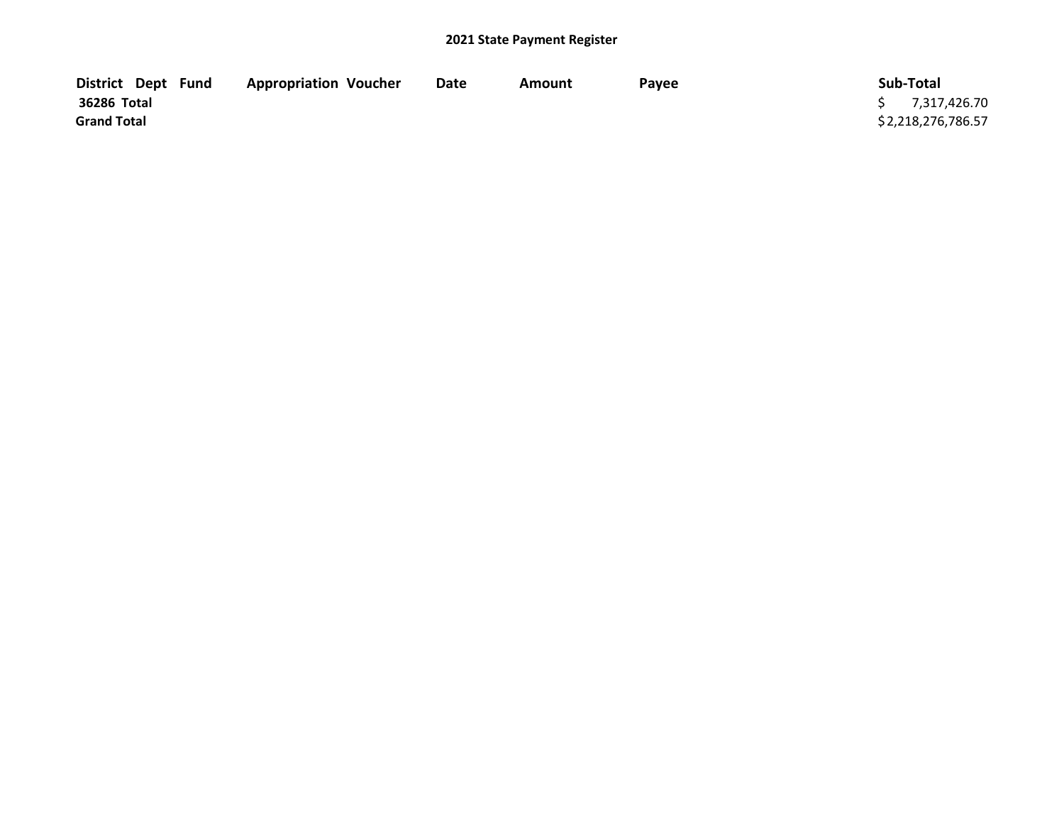# 2021 State Payment Register

| District | Dept | Fund | Appropriation | Voucher | Date | Amount | Payee | Sub-Total |
|---|---|---|---|---|---|---|---|---|
| 36286 Total | | | | | | | | $ 7,317,426.70 |
| Grand Total | | | | | | | | $ 2,218,276,786.57 |